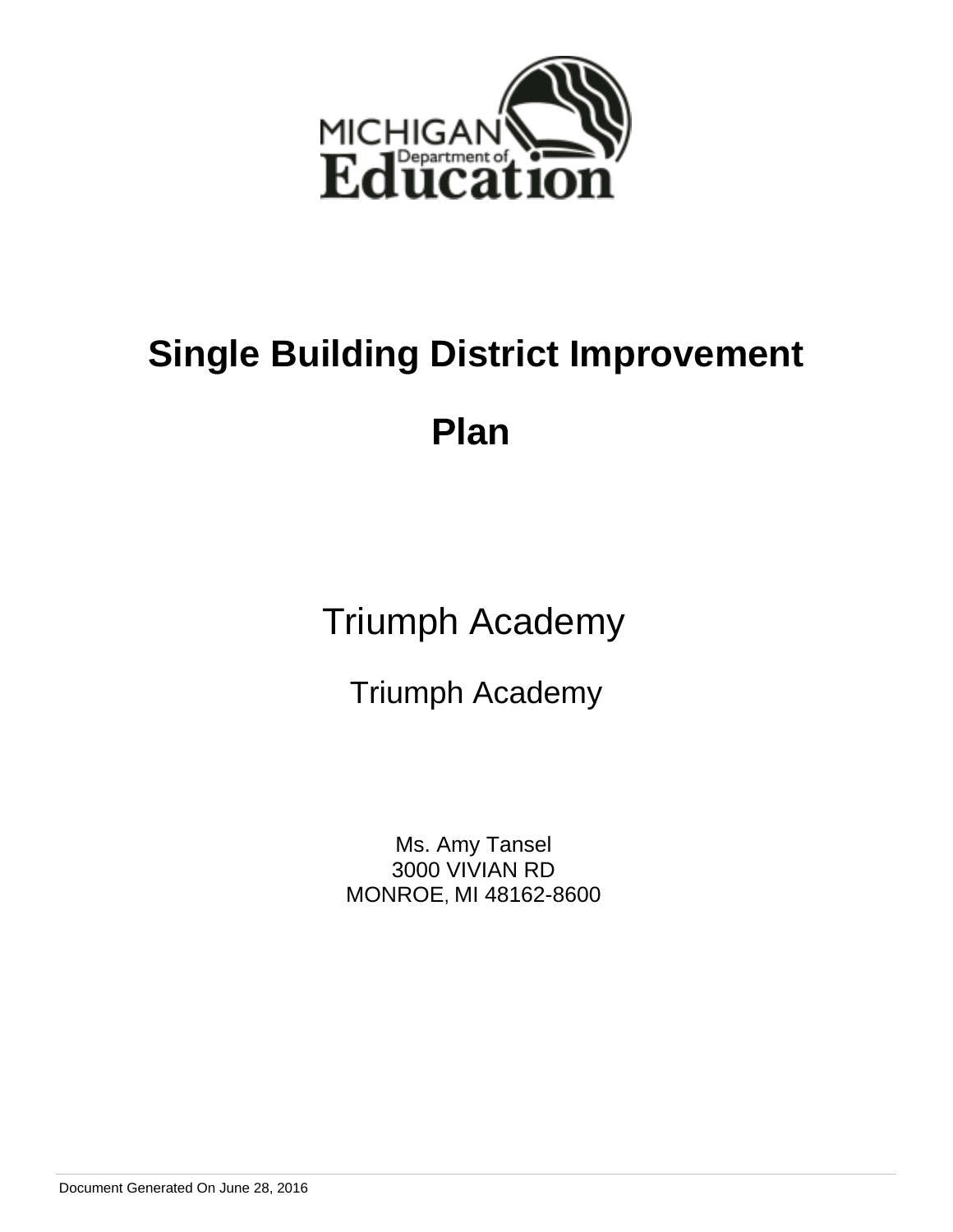# Single Building District Improvement Plan

## Triumph Academy

Triumph Academy

Ms. Amy Tansel
3000 VIVIAN RD
MONROE, MI 48162-8600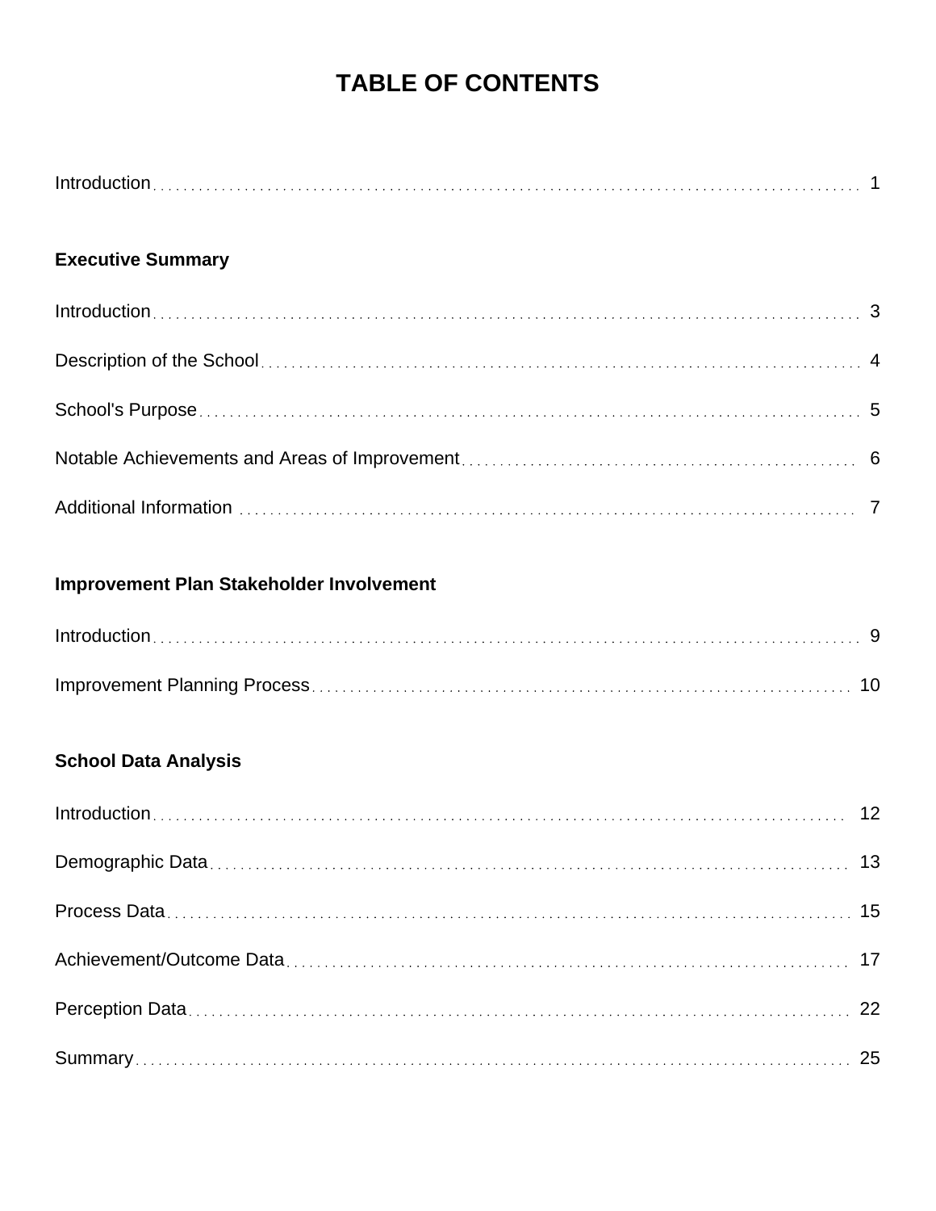# TABLE OF CONTENTS

Introduction . . . . . . . . . . . . . . . . . . . . . . . . . . . . . . . . . . . . . . . . 1

**Executive Summary**

Introduction . . . . . . . . . . . . . . . . . . . . . . . . . . . . . . . . . . . . . . . . 3

Description of the School . . . . . . . . . . . . . . . . . . . . . . . . . . . . . . . . 4

School's Purpose . . . . . . . . . . . . . . . . . . . . . . . . . . . . . . . . . . . . . 5

Notable Achievements and Areas of Improvement . . . . . . . . . . . . . . . . 6

Additional Information . . . . . . . . . . . . . . . . . . . . . . . . . . . . . . . . . . 7

**Improvement Plan Stakeholder Involvement**

Introduction . . . . . . . . . . . . . . . . . . . . . . . . . . . . . . . . . . . . . . . . 9

Improvement Planning Process . . . . . . . . . . . . . . . . . . . . . . . . . . . . 10

**School Data Analysis**

Introduction . . . . . . . . . . . . . . . . . . . . . . . . . . . . . . . . . . . . . . . . 12

Demographic Data . . . . . . . . . . . . . . . . . . . . . . . . . . . . . . . . . . . . 13

Process Data . . . . . . . . . . . . . . . . . . . . . . . . . . . . . . . . . . . . . . . 15

Achievement/Outcome Data . . . . . . . . . . . . . . . . . . . . . . . . . . . . . 17

Perception Data . . . . . . . . . . . . . . . . . . . . . . . . . . . . . . . . . . . . . 22

Summary . . . . . . . . . . . . . . . . . . . . . . . . . . . . . . . . . . . . . . . . . 25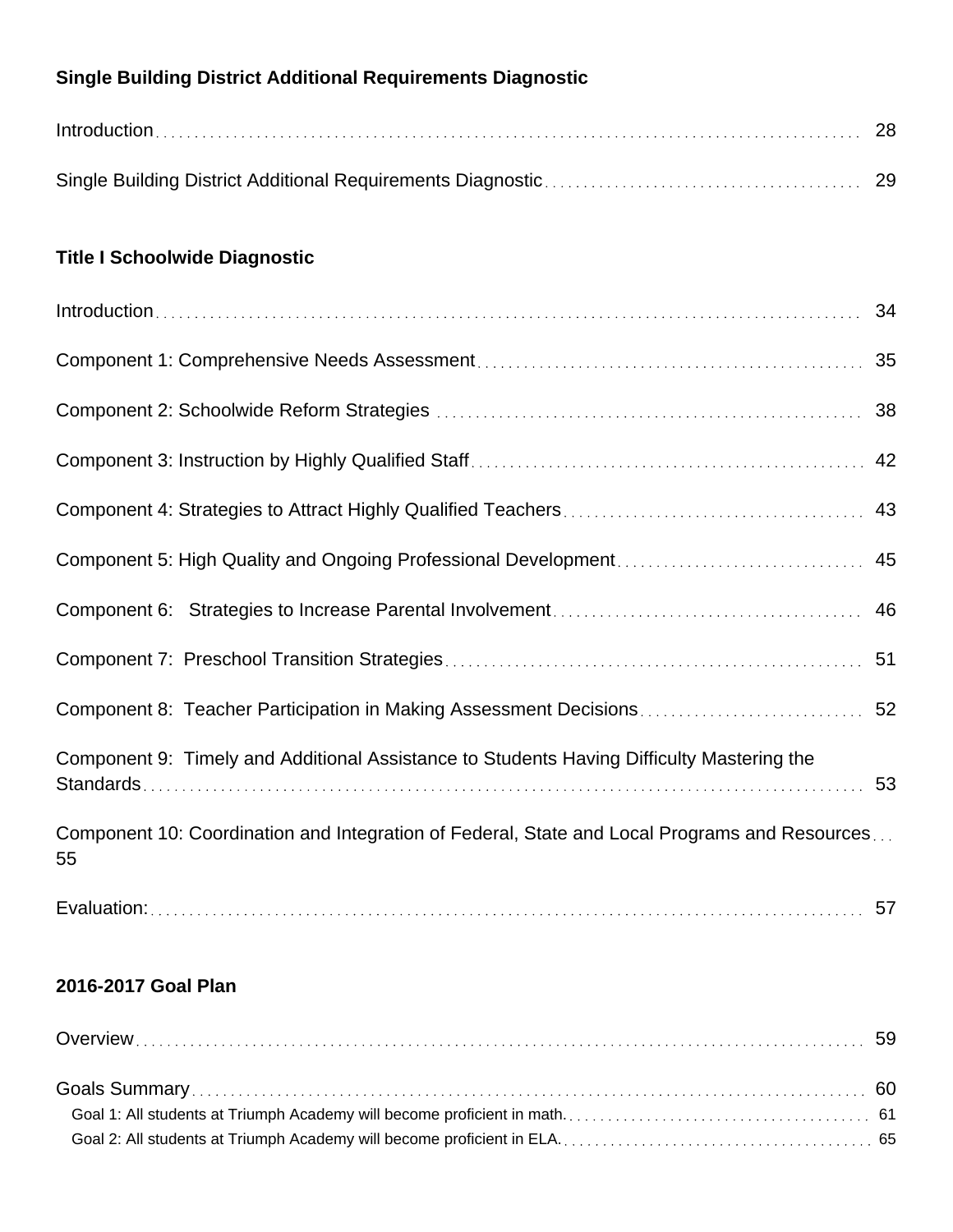**Single Building District Additional Requirements Diagnostic**

Introduction 28

Single Building District Additional Requirements Diagnostic 29

**Title I Schoolwide Diagnostic**

Introduction 34

Component 1: Comprehensive Needs Assessment 35

Component 2: Schoolwide Reform Strategies 38

Component 3: Instruction by Highly Qualified Staff 42

Component 4: Strategies to Attract Highly Qualified Teachers 43

Component 5: High Quality and Ongoing Professional Development 45

Component 6: Strategies to Increase Parental Involvement 46

Component 7: Preschool Transition Strategies 51

Component 8: Teacher Participation in Making Assessment Decisions 52

Component 9: Timely and Additional Assistance to Students Having Difficulty Mastering the Standards 53

Component 10: Coordination and Integration of Federal, State and Local Programs and Resources 55

Evaluation: 57

**2016-2017 Goal Plan**

Overview 59

Goals Summary 60

- Goal 1: All students at Triumph Academy will become proficient in math. 61
- Goal 2: All students at Triumph Academy will become proficient in ELA. 65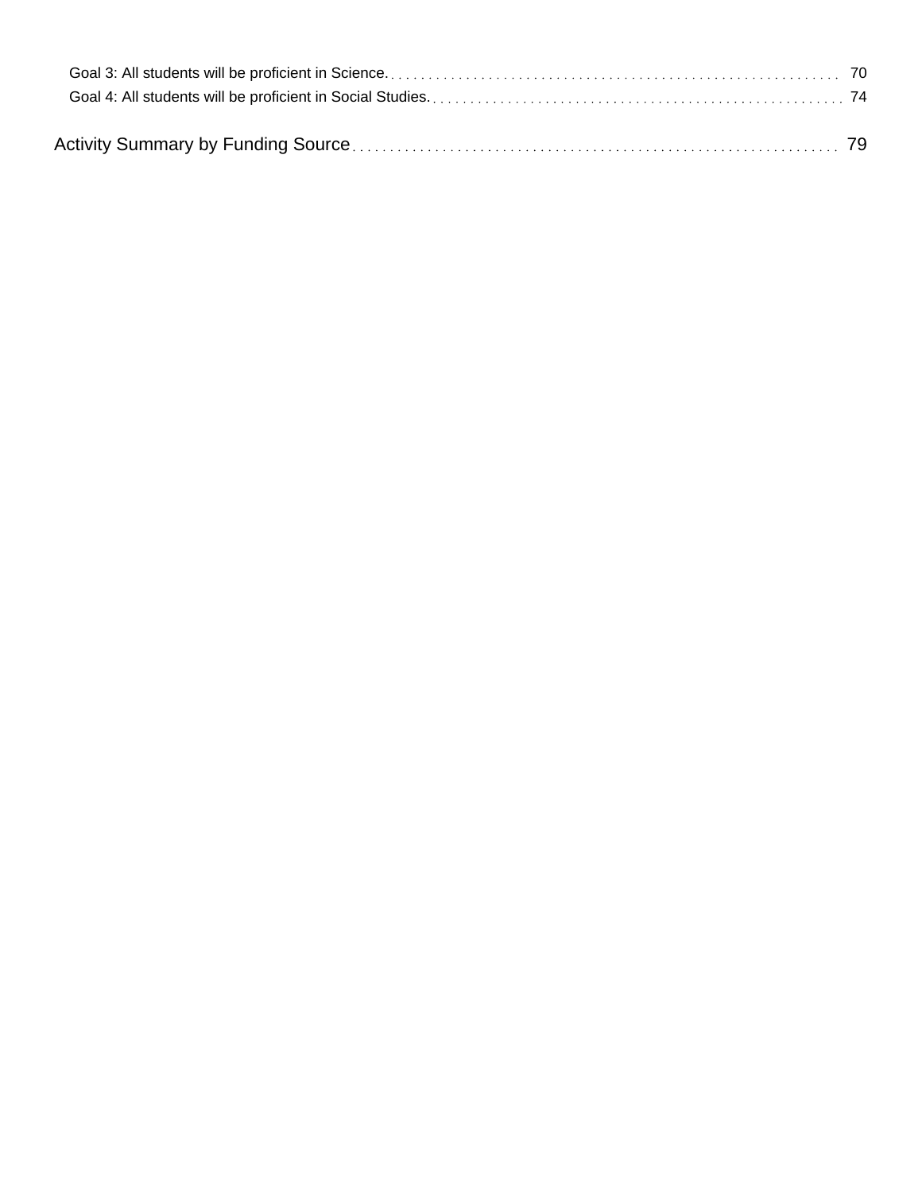Goal 3: All students will be proficient in Science. . . . . . . . . . . . . . . . . . . . . . . . . . . . . . . . . . . . . . . . . . . . . . . . . . . . . . . . . . . . . 70
Goal 4: All students will be proficient in Social Studies. . . . . . . . . . . . . . . . . . . . . . . . . . . . . . . . . . . . . . . . . . . . . . . . . . . . . . . . . 74

Activity Summary by Funding Source . . . . . . . . . . . . . . . . . . . . . . . . . . . . . . . . . . . . . . . . . . . . . . . . . . . . . . . . . . . . . . . . 79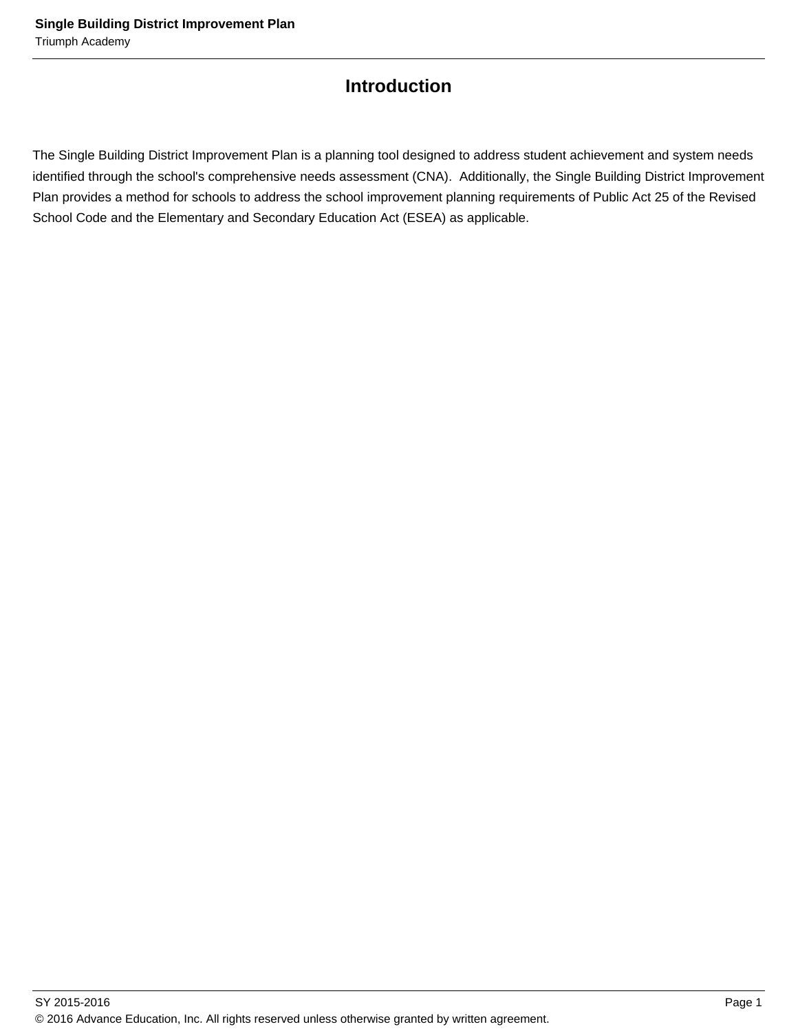# Introduction

The Single Building District Improvement Plan is a planning tool designed to address student achievement and system needs identified through the school's comprehensive needs assessment (CNA).  Additionally, the Single Building District Improvement Plan provides a method for schools to address the school improvement planning requirements of Public Act 25 of the Revised School Code and the Elementary and Secondary Education Act (ESEA) as applicable.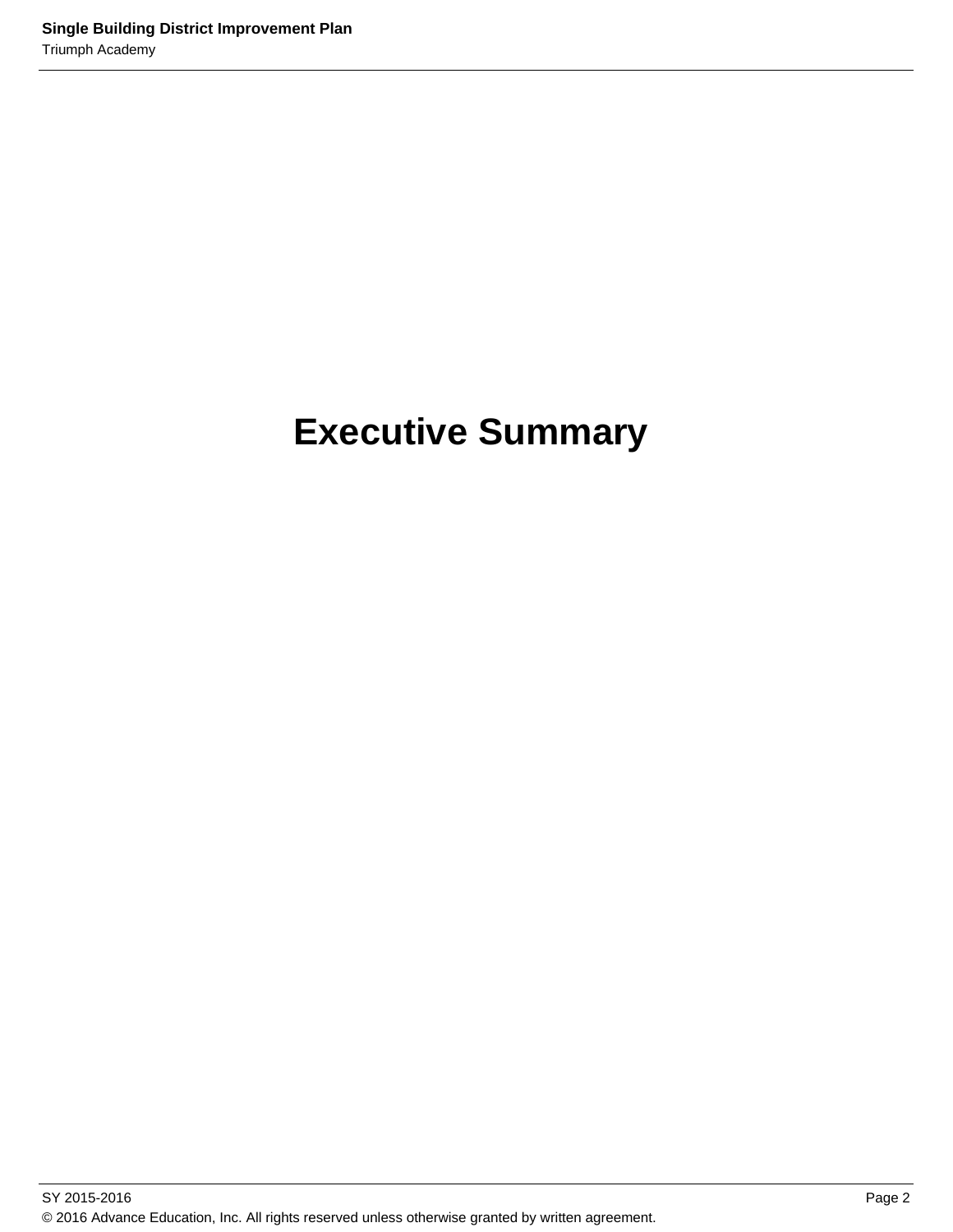# Executive Summary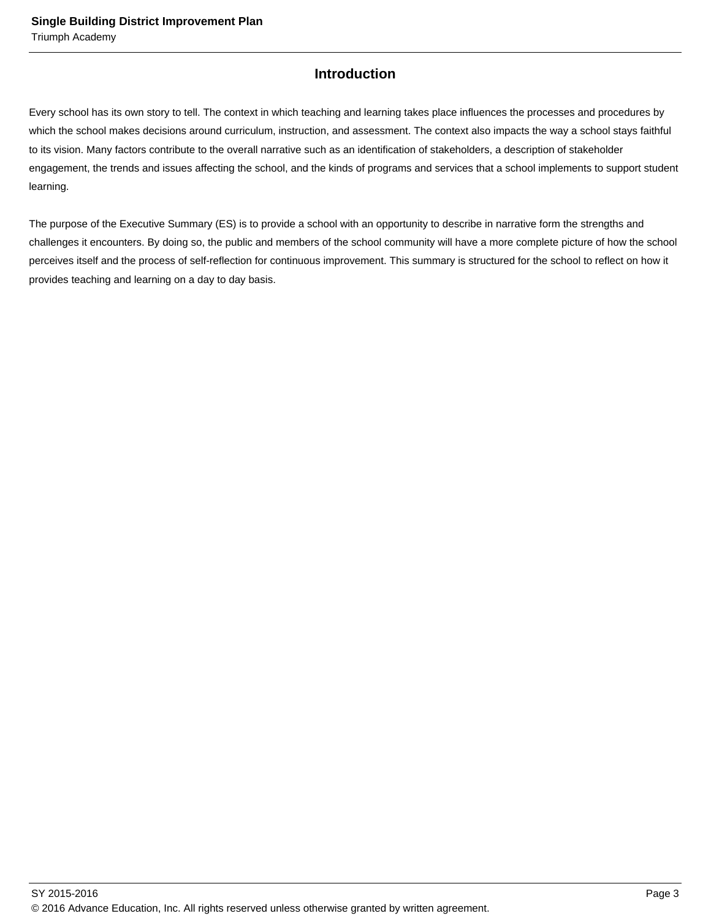## Introduction

Every school has its own story to tell. The context in which teaching and learning takes place influences the processes and procedures by which the school makes decisions around curriculum, instruction, and assessment. The context also impacts the way a school stays faithful to its vision. Many factors contribute to the overall narrative such as an identification of stakeholders, a description of stakeholder engagement, the trends and issues affecting the school, and the kinds of programs and services that a school implements to support student learning.

The purpose of the Executive Summary (ES) is to provide a school with an opportunity to describe in narrative form the strengths and challenges it encounters. By doing so, the public and members of the school community will have a more complete picture of how the school perceives itself and the process of self-reflection for continuous improvement. This summary is structured for the school to reflect on how it provides teaching and learning on a day to day basis.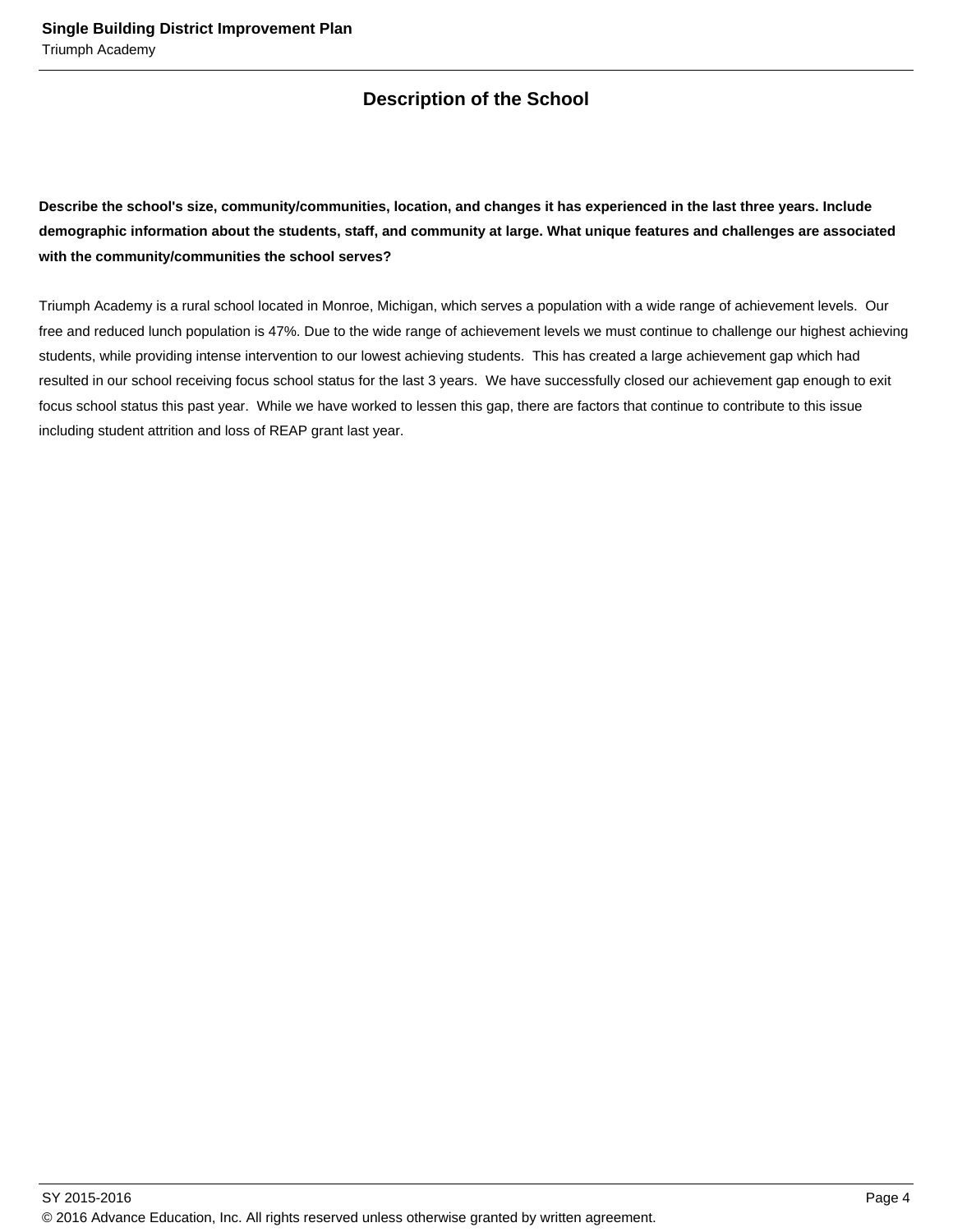## Description of the School

**Describe the school's size, community/communities, location, and changes it has experienced in the last three years. Include demographic information about the students, staff, and community at large. What unique features and challenges are associated with the community/communities the school serves?**

Triumph Academy is a rural school located in Monroe, Michigan, which serves a population with a wide range of achievement levels. Our free and reduced lunch population is 47%. Due to the wide range of achievement levels we must continue to challenge our highest achieving students, while providing intense intervention to our lowest achieving students. This has created a large achievement gap which had resulted in our school receiving focus school status for the last 3 years. We have successfully closed our achievement gap enough to exit focus school status this past year. While we have worked to lessen this gap, there are factors that continue to contribute to this issue including student attrition and loss of REAP grant last year.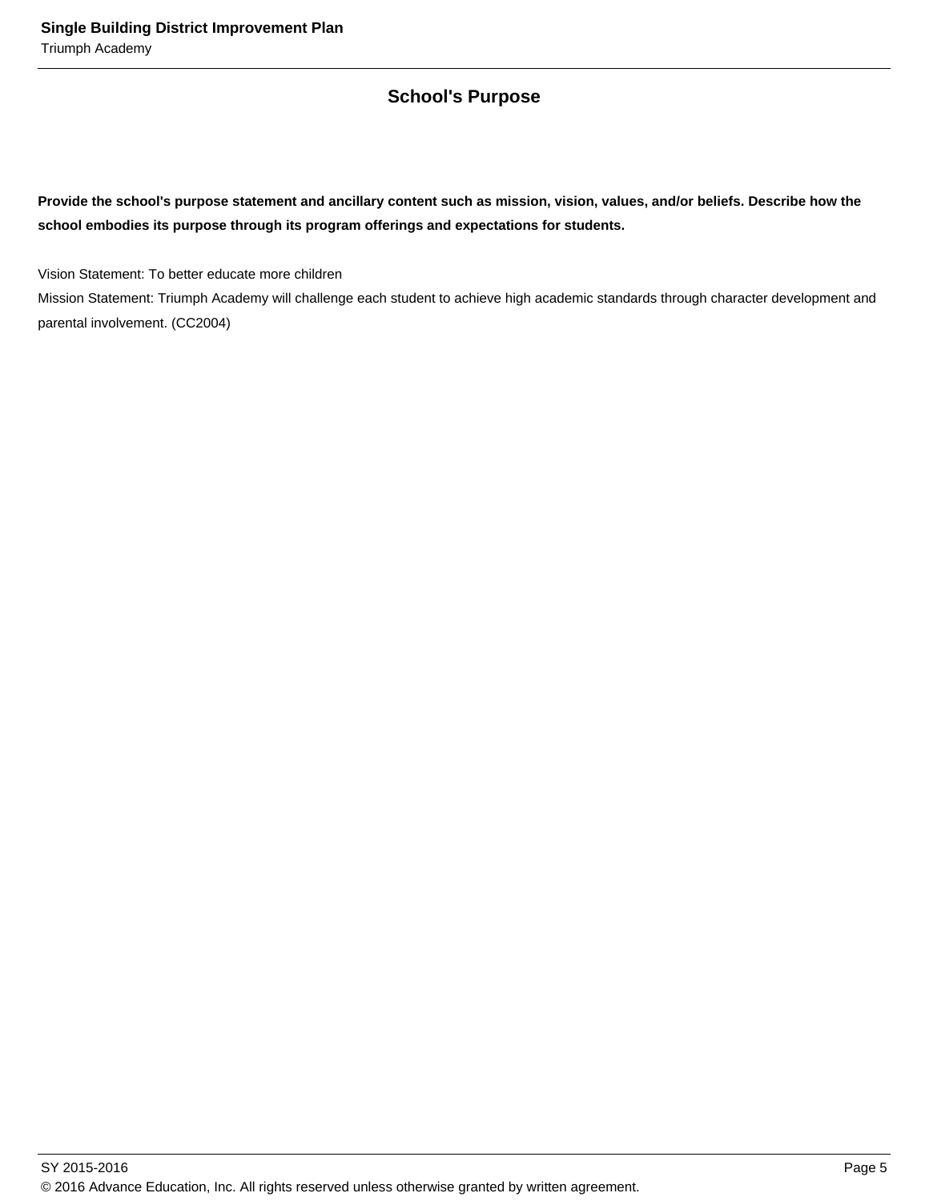## School's Purpose

**Provide the school's purpose statement and ancillary content such as mission, vision, values, and/or beliefs. Describe how the school embodies its purpose through its program offerings and expectations for students.**

Vision Statement: To better educate more children
Mission Statement: Triumph Academy will challenge each student to achieve high academic standards through character development and parental involvement. (CC2004)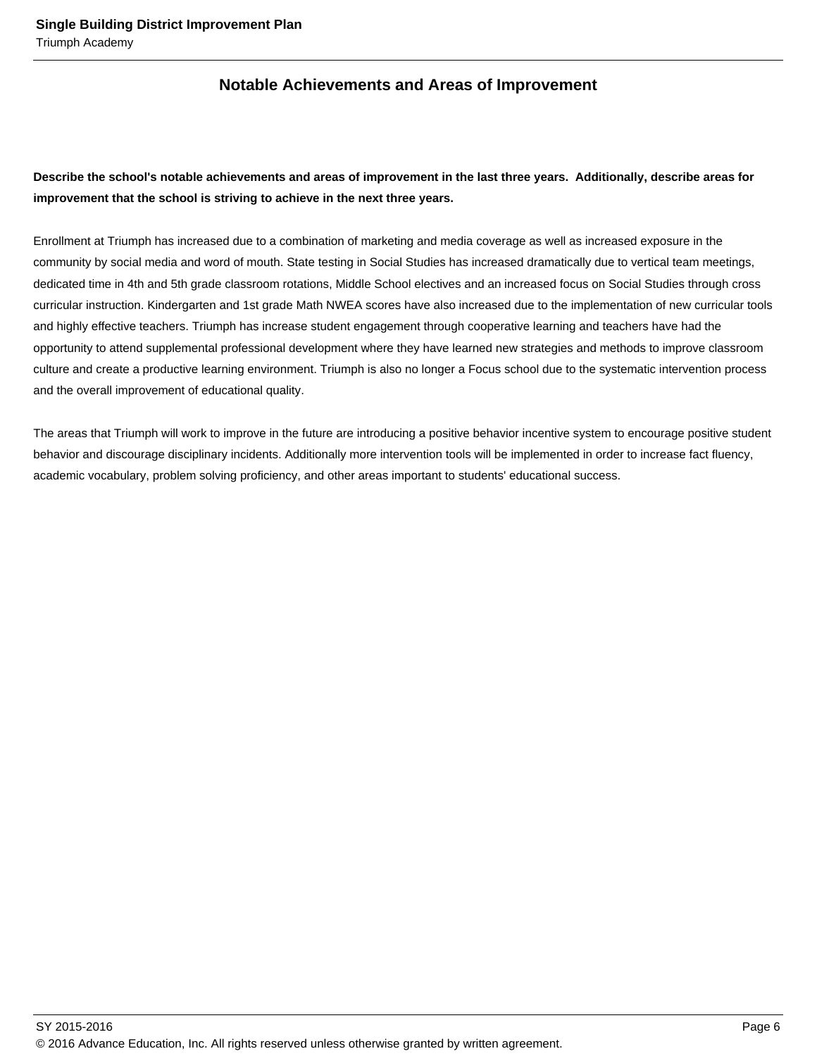## Notable Achievements and Areas of Improvement

**Describe the school's notable achievements and areas of improvement in the last three years. Additionally, describe areas for improvement that the school is striving to achieve in the next three years.**

Enrollment at Triumph has increased due to a combination of marketing and media coverage as well as increased exposure in the community by social media and word of mouth. State testing in Social Studies has increased dramatically due to vertical team meetings, dedicated time in 4th and 5th grade classroom rotations, Middle School electives and an increased focus on Social Studies through cross curricular instruction. Kindergarten and 1st grade Math NWEA scores have also increased due to the implementation of new curricular tools and highly effective teachers. Triumph has increase student engagement through cooperative learning and teachers have had the opportunity to attend supplemental professional development where they have learned new strategies and methods to improve classroom culture and create a productive learning environment. Triumph is also no longer a Focus school due to the systematic intervention process and the overall improvement of educational quality.

The areas that Triumph will work to improve in the future are introducing a positive behavior incentive system to encourage positive student behavior and discourage disciplinary incidents. Additionally more intervention tools will be implemented in order to increase fact fluency, academic vocabulary, problem solving proficiency, and other areas important to students' educational success.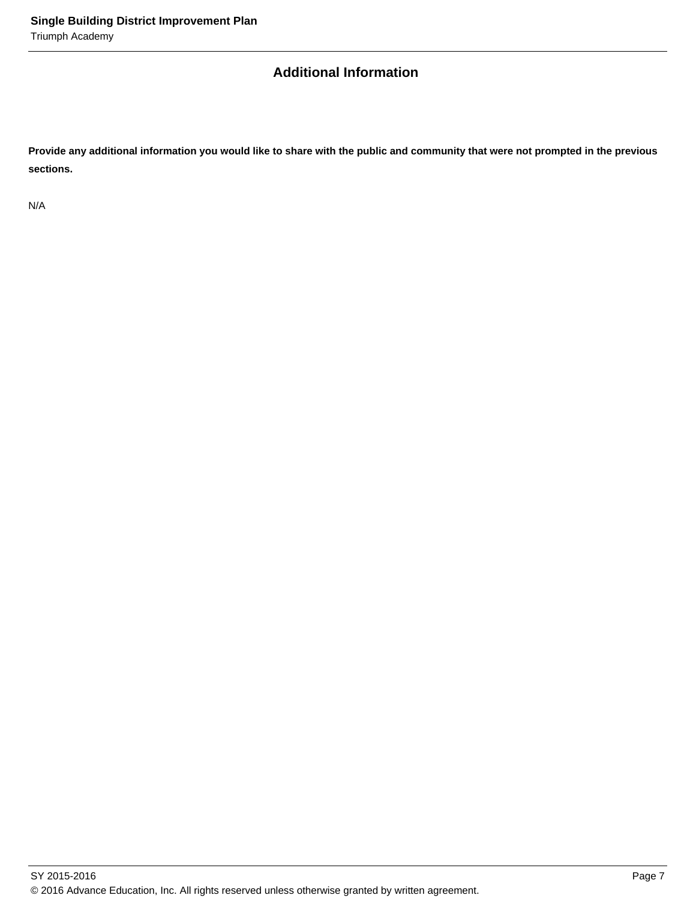## Additional Information

**Provide any additional information you would like to share with the public and community that were not prompted in the previous sections.**

N/A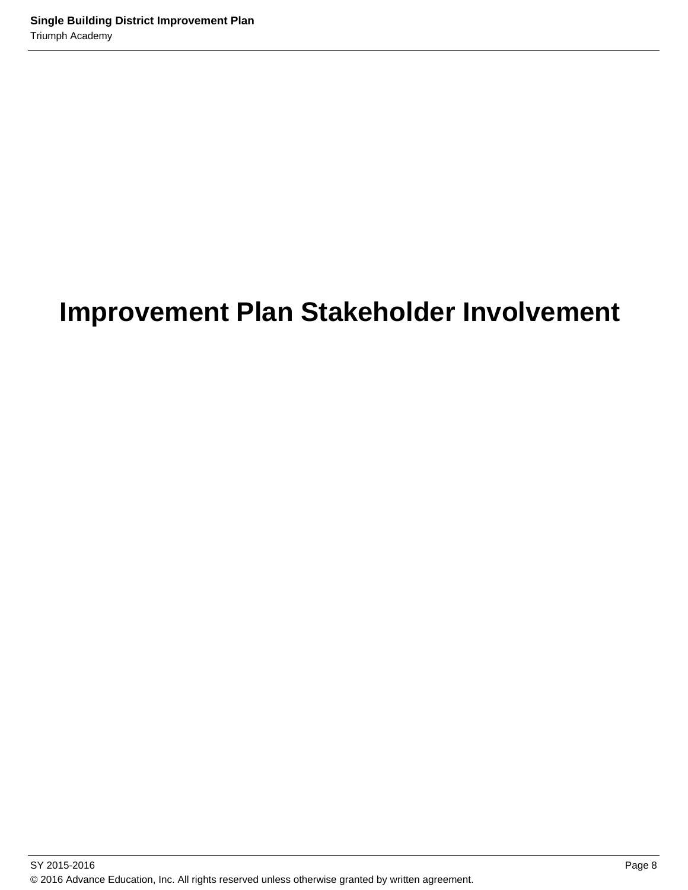# Improvement Plan Stakeholder Involvement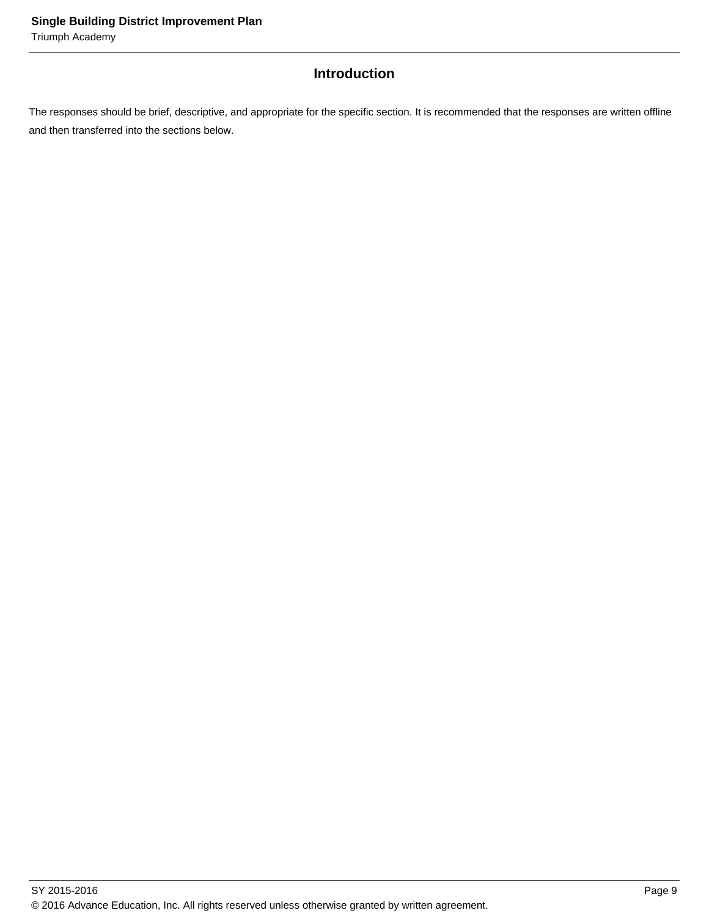## Introduction

The responses should be brief, descriptive, and appropriate for the specific section. It is recommended that the responses are written offline and then transferred into the sections below.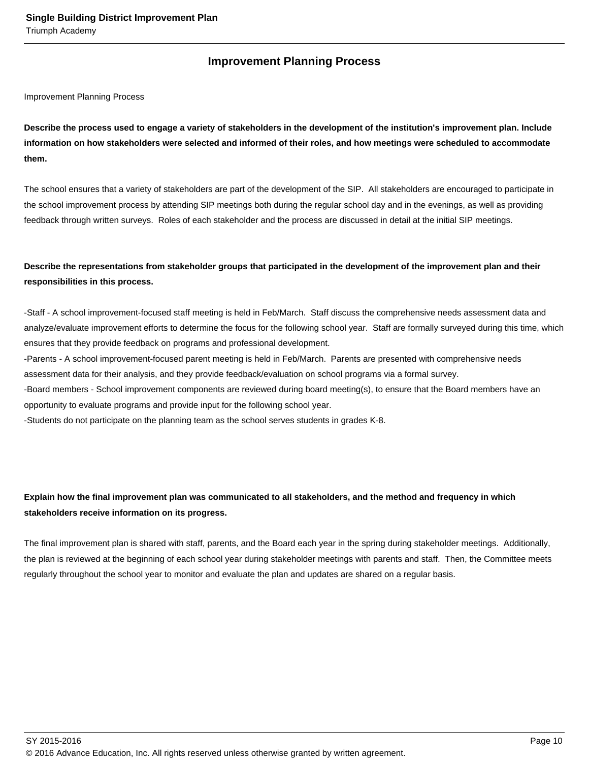## Improvement Planning Process

Improvement Planning Process

**Describe the process used to engage a variety of stakeholders in the development of the institution's improvement plan. Include information on how stakeholders were selected and informed of their roles, and how meetings were scheduled to accommodate them.**

The school ensures that a variety of stakeholders are part of the development of the SIP. All stakeholders are encouraged to participate in the school improvement process by attending SIP meetings both during the regular school day and in the evenings, as well as providing feedback through written surveys. Roles of each stakeholder and the process are discussed in detail at the initial SIP meetings.

**Describe the representations from stakeholder groups that participated in the development of the improvement plan and their responsibilities in this process.**

-Staff - A school improvement-focused staff meeting is held in Feb/March. Staff discuss the comprehensive needs assessment data and analyze/evaluate improvement efforts to determine the focus for the following school year. Staff are formally surveyed during this time, which ensures that they provide feedback on programs and professional development.
-Parents - A school improvement-focused parent meeting is held in Feb/March. Parents are presented with comprehensive needs assessment data for their analysis, and they provide feedback/evaluation on school programs via a formal survey.
-Board members - School improvement components are reviewed during board meeting(s), to ensure that the Board members have an opportunity to evaluate programs and provide input for the following school year.
-Students do not participate on the planning team as the school serves students in grades K-8.

**Explain how the final improvement plan was communicated to all stakeholders, and the method and frequency in which stakeholders receive information on its progress.**

The final improvement plan is shared with staff, parents, and the Board each year in the spring during stakeholder meetings. Additionally, the plan is reviewed at the beginning of each school year during stakeholder meetings with parents and staff. Then, the Committee meets regularly throughout the school year to monitor and evaluate the plan and updates are shared on a regular basis.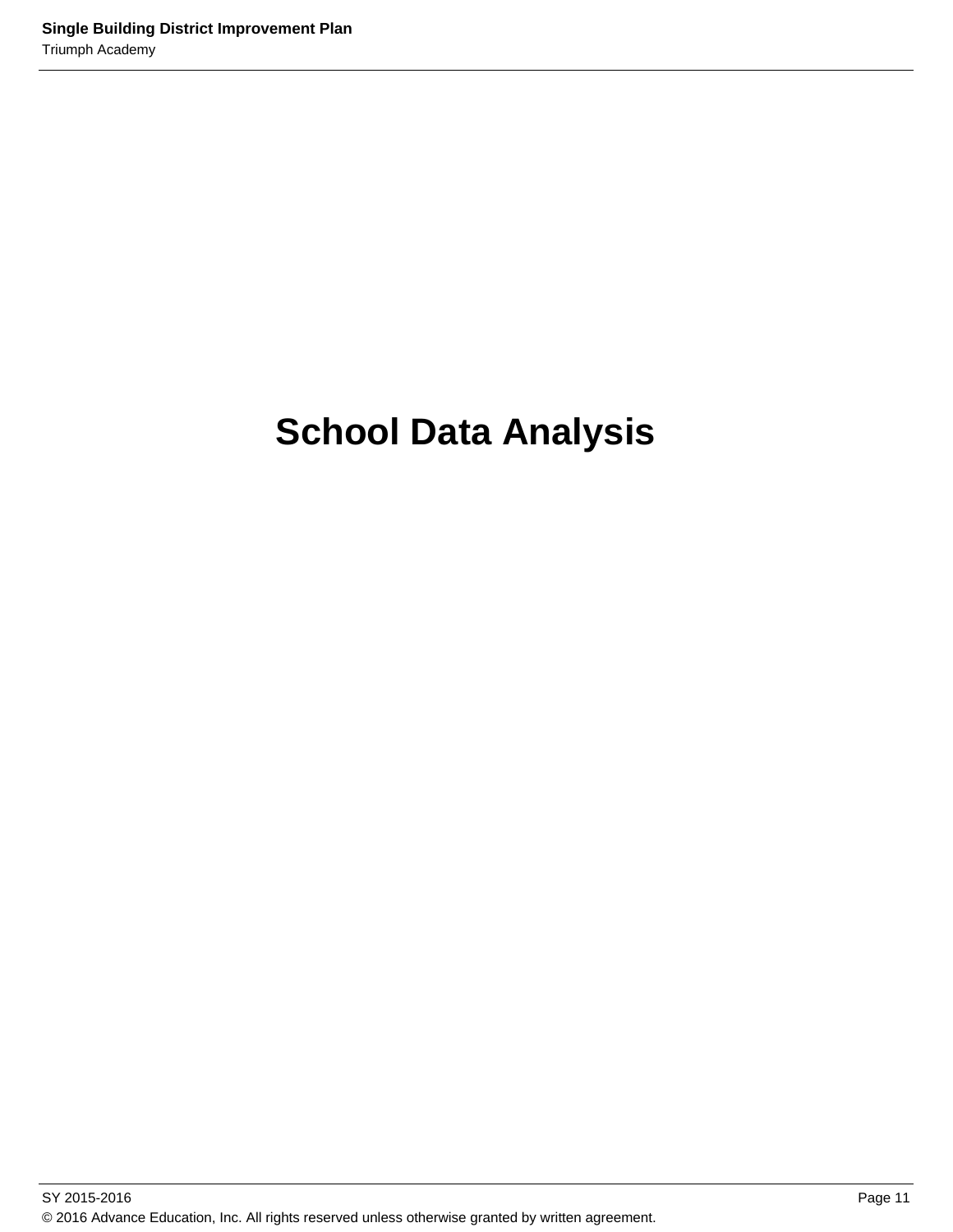# School Data Analysis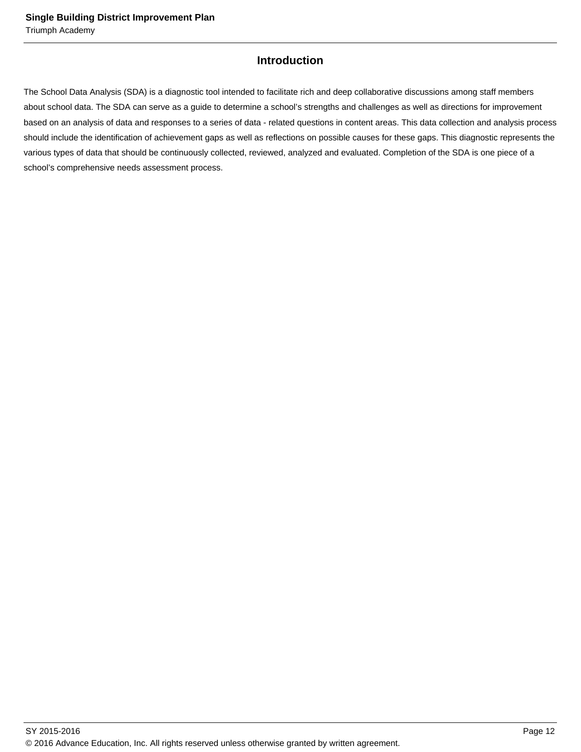## Introduction

The School Data Analysis (SDA) is a diagnostic tool intended to facilitate rich and deep collaborative discussions among staff members about school data. The SDA can serve as a guide to determine a school's strengths and challenges as well as directions for improvement based on an analysis of data and responses to a series of data - related questions in content areas. This data collection and analysis process should include the identification of achievement gaps as well as reflections on possible causes for these gaps. This diagnostic represents the various types of data that should be continuously collected, reviewed, analyzed and evaluated. Completion of the SDA is one piece of a school's comprehensive needs assessment process.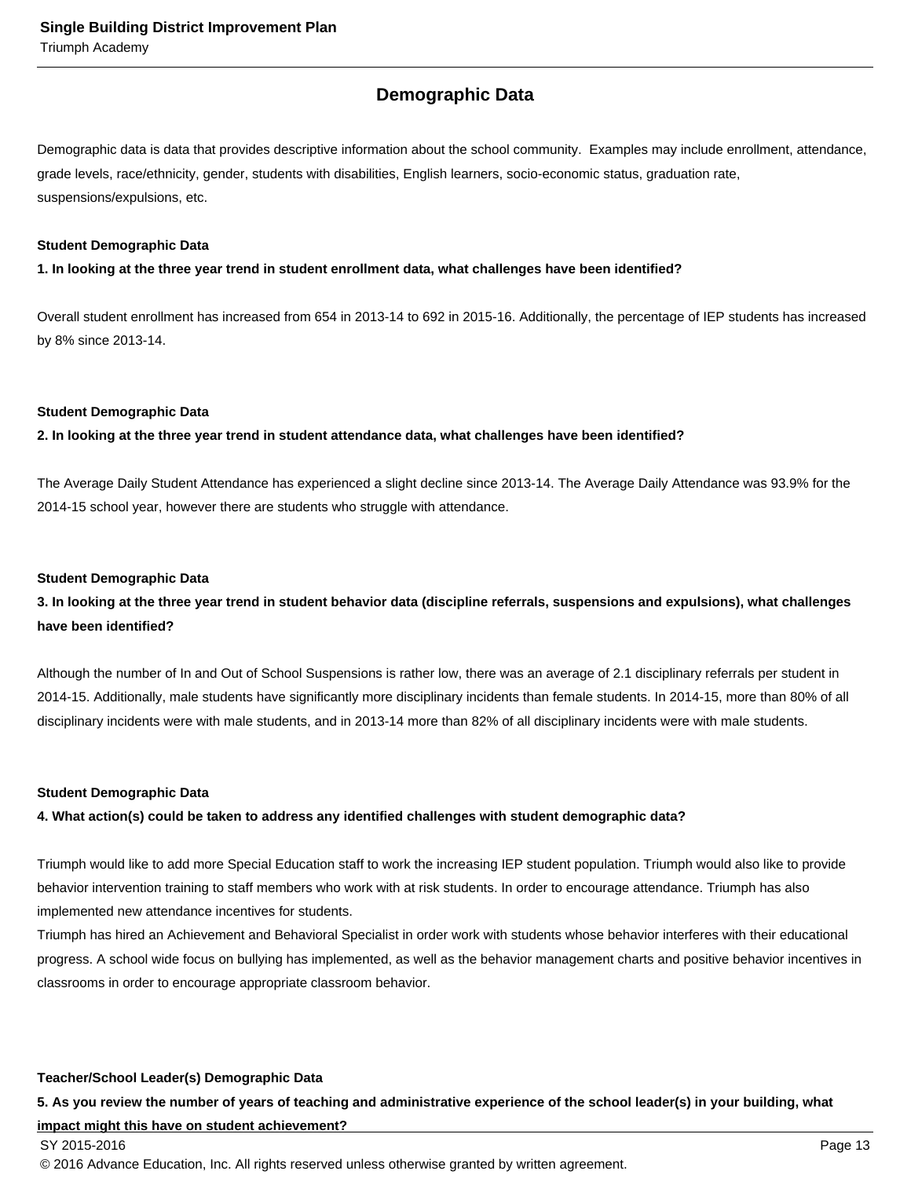## Demographic Data

Demographic data is data that provides descriptive information about the school community. Examples may include enrollment, attendance, grade levels, race/ethnicity, gender, students with disabilities, English learners, socio-economic status, graduation rate, suspensions/expulsions, etc.

**Student Demographic Data**

**1. In looking at the three year trend in student enrollment data, what challenges have been identified?**

Overall student enrollment has increased from 654 in 2013-14 to 692 in 2015-16. Additionally, the percentage of IEP students has increased by 8% since 2013-14.

**Student Demographic Data**

**2. In looking at the three year trend in student attendance data, what challenges have been identified?**

The Average Daily Student Attendance has experienced a slight decline since 2013-14. The Average Daily Attendance was 93.9% for the 2014-15 school year, however there are students who struggle with attendance.

**Student Demographic Data**

**3. In looking at the three year trend in student behavior data (discipline referrals, suspensions and expulsions), what challenges have been identified?**

Although the number of In and Out of School Suspensions is rather low, there was an average of 2.1 disciplinary referrals per student in 2014-15. Additionally, male students have significantly more disciplinary incidents than female students. In 2014-15, more than 80% of all disciplinary incidents were with male students, and in 2013-14 more than 82% of all disciplinary incidents were with male students.

**Student Demographic Data**

**4. What action(s) could be taken to address any identified challenges with student demographic data?**

Triumph would like to add more Special Education staff to work the increasing IEP student population. Triumph would also like to provide behavior intervention training to staff members who work with at risk students. In order to encourage attendance. Triumph has also implemented new attendance incentives for students.

Triumph has hired an Achievement and Behavioral Specialist in order work with students whose behavior interferes with their educational progress. A school wide focus on bullying has implemented, as well as the behavior management charts and positive behavior incentives in classrooms in order to encourage appropriate classroom behavior.

**Teacher/School Leader(s) Demographic Data**

**5. As you review the number of years of teaching and administrative experience of the school leader(s) in your building, what impact might this have on student achievement?**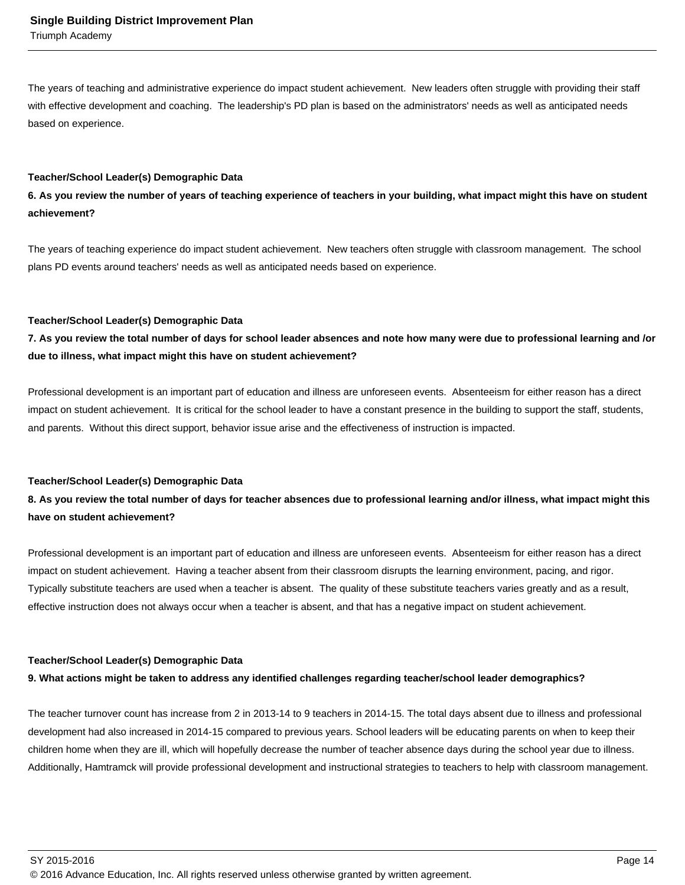The years of teaching and administrative experience do impact student achievement. New leaders often struggle with providing their staff with effective development and coaching. The leadership's PD plan is based on the administrators' needs as well as anticipated needs based on experience.

**Teacher/School Leader(s) Demographic Data**

**6. As you review the number of years of teaching experience of teachers in your building, what impact might this have on student achievement?**

The years of teaching experience do impact student achievement. New teachers often struggle with classroom management. The school plans PD events around teachers' needs as well as anticipated needs based on experience.

**Teacher/School Leader(s) Demographic Data**

**7. As you review the total number of days for school leader absences and note how many were due to professional learning and /or due to illness, what impact might this have on student achievement?**

Professional development is an important part of education and illness are unforeseen events. Absenteeism for either reason has a direct impact on student achievement. It is critical for the school leader to have a constant presence in the building to support the staff, students, and parents. Without this direct support, behavior issue arise and the effectiveness of instruction is impacted.

**Teacher/School Leader(s) Demographic Data**

**8. As you review the total number of days for teacher absences due to professional learning and/or illness, what impact might this have on student achievement?**

Professional development is an important part of education and illness are unforeseen events. Absenteeism for either reason has a direct impact on student achievement. Having a teacher absent from their classroom disrupts the learning environment, pacing, and rigor. Typically substitute teachers are used when a teacher is absent. The quality of these substitute teachers varies greatly and as a result, effective instruction does not always occur when a teacher is absent, and that has a negative impact on student achievement.

**Teacher/School Leader(s) Demographic Data**

**9. What actions might be taken to address any identified challenges regarding teacher/school leader demographics?**

The teacher turnover count has increase from 2 in 2013-14 to 9 teachers in 2014-15. The total days absent due to illness and professional development had also increased in 2014-15 compared to previous years. School leaders will be educating parents on when to keep their children home when they are ill, which will hopefully decrease the number of teacher absence days during the school year due to illness. Additionally, Hamtramck will provide professional development and instructional strategies to teachers to help with classroom management.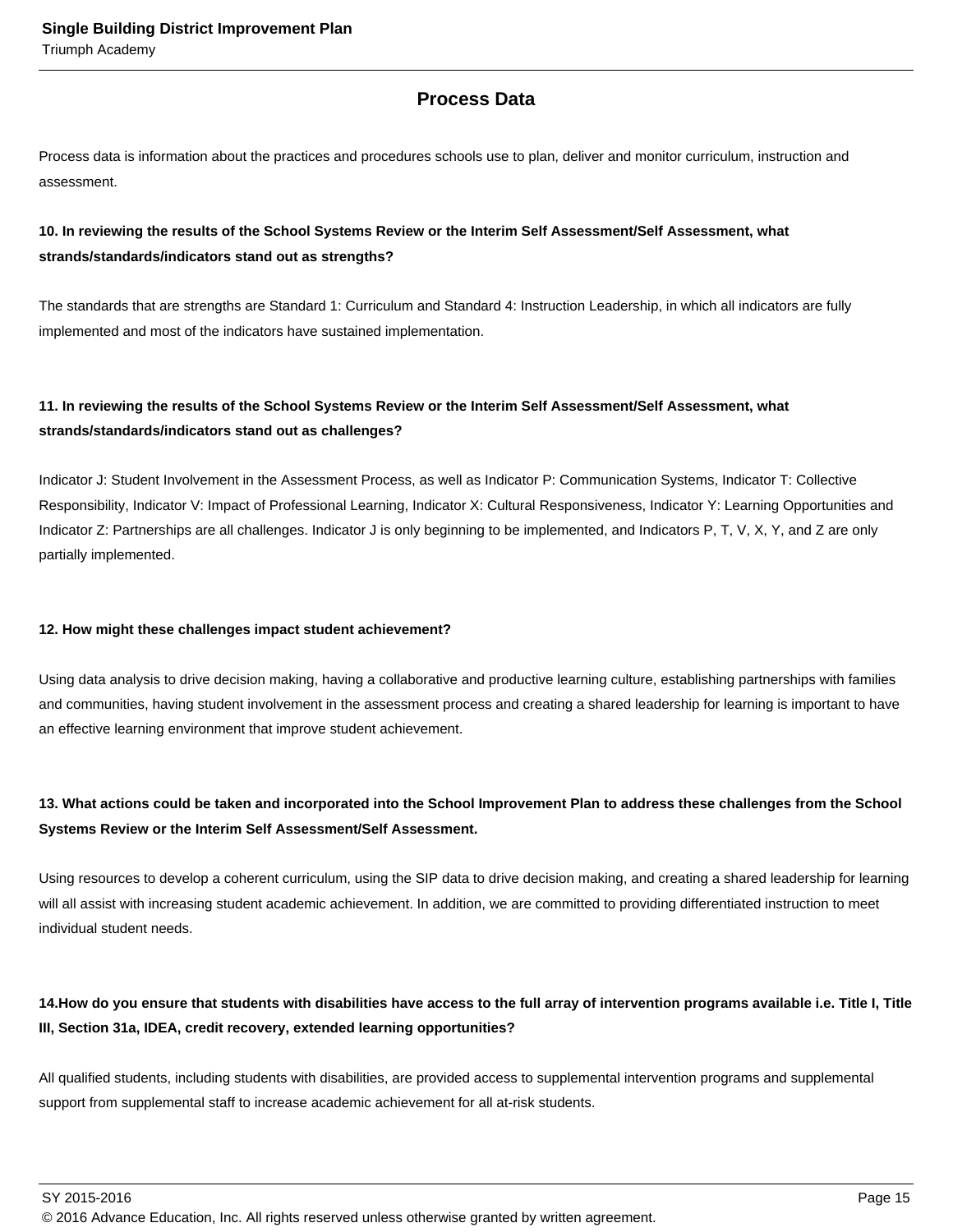## Process Data

Process data is information about the practices and procedures schools use to plan, deliver and monitor curriculum, instruction and assessment.

**10. In reviewing the results of the School Systems Review or the Interim Self Assessment/Self Assessment, what strands/standards/indicators stand out as strengths?**

The standards that are strengths are Standard 1: Curriculum and Standard 4: Instruction Leadership, in which all indicators are fully implemented and most of the indicators have sustained implementation.

**11. In reviewing the results of the School Systems Review or the Interim Self Assessment/Self Assessment, what strands/standards/indicators stand out as challenges?**

Indicator J: Student Involvement in the Assessment Process, as well as Indicator P: Communication Systems, Indicator T: Collective Responsibility, Indicator V: Impact of Professional Learning, Indicator X: Cultural Responsiveness, Indicator Y: Learning Opportunities and Indicator Z: Partnerships are all challenges. Indicator J is only beginning to be implemented, and Indicators P, T, V, X, Y, and Z are only partially implemented.

**12. How might these challenges impact student achievement?**

Using data analysis to drive decision making, having a collaborative and productive learning culture, establishing partnerships with families and communities, having student involvement in the assessment process and creating a shared leadership for learning is important to have an effective learning environment that improve student achievement.

**13. What actions could be taken and incorporated into the School Improvement Plan to address these challenges from the School Systems Review or the Interim Self Assessment/Self Assessment.**

Using resources to develop a coherent curriculum, using the SIP data to drive decision making, and creating a shared leadership for learning will all assist with increasing student academic achievement. In addition, we are committed to providing differentiated instruction to meet individual student needs.

**14.How do you ensure that students with disabilities have access to the full array of intervention programs available i.e. Title I, Title III, Section 31a, IDEA, credit recovery, extended learning opportunities?**

All qualified students, including students with disabilities, are provided access to supplemental intervention programs and supplemental support from supplemental staff to increase academic achievement for all at-risk students.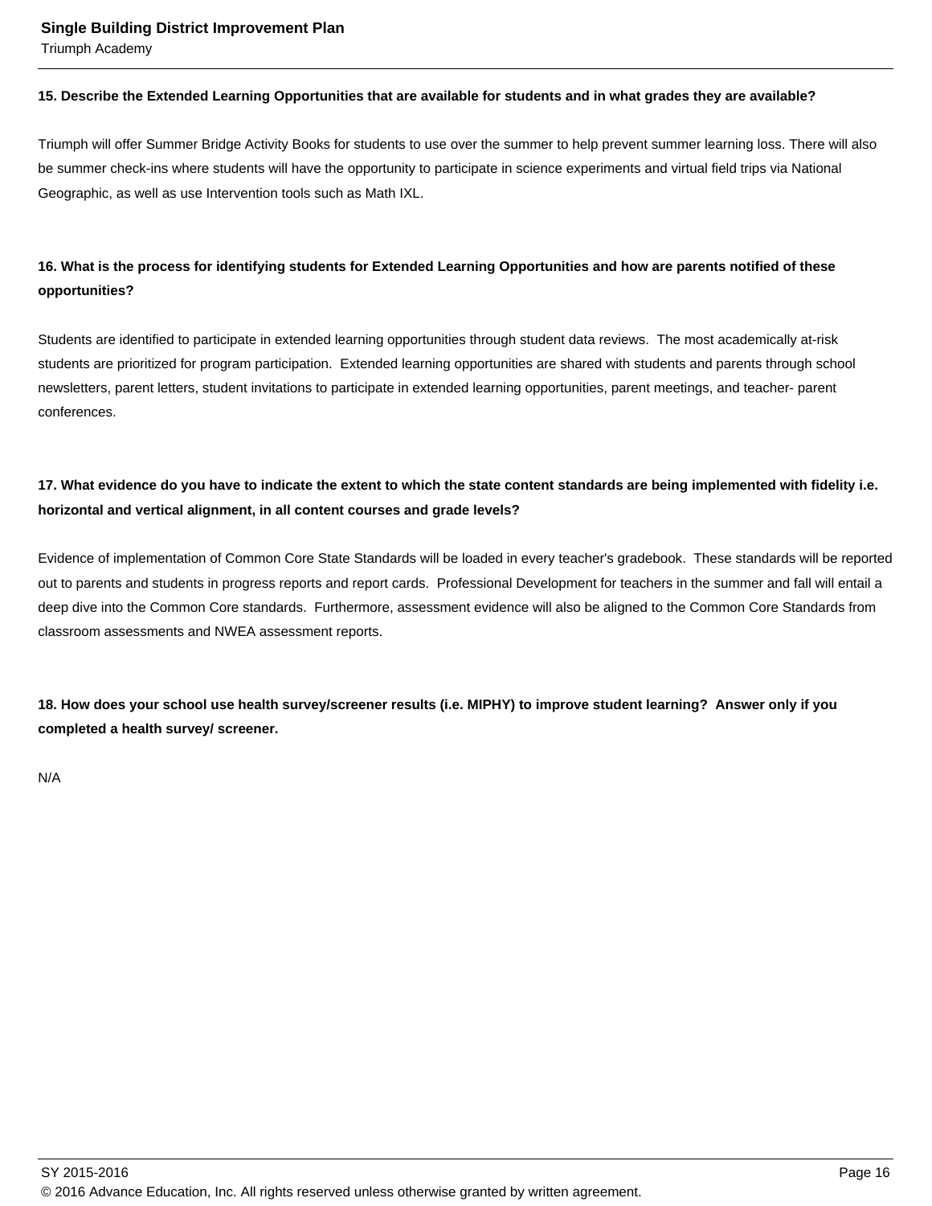**15. Describe the Extended Learning Opportunities that are available for students and in what grades they are available?**

Triumph will offer Summer Bridge Activity Books for students to use over the summer to help prevent summer learning loss. There will also be summer check-ins where students will have the opportunity to participate in science experiments and virtual field trips via National Geographic, as well as use Intervention tools such as Math IXL.

**16. What is the process for identifying students for Extended Learning Opportunities and how are parents notified of these opportunities?**

Students are identified to participate in extended learning opportunities through student data reviews. The most academically at-risk students are prioritized for program participation. Extended learning opportunities are shared with students and parents through school newsletters, parent letters, student invitations to participate in extended learning opportunities, parent meetings, and teacher- parent conferences.

**17. What evidence do you have to indicate the extent to which the state content standards are being implemented with fidelity i.e. horizontal and vertical alignment, in all content courses and grade levels?**

Evidence of implementation of Common Core State Standards will be loaded in every teacher's gradebook. These standards will be reported out to parents and students in progress reports and report cards. Professional Development for teachers in the summer and fall will entail a deep dive into the Common Core standards. Furthermore, assessment evidence will also be aligned to the Common Core Standards from classroom assessments and NWEA assessment reports.

**18. How does your school use health survey/screener results (i.e. MIPHY) to improve student learning? Answer only if you completed a health survey/ screener.**

N/A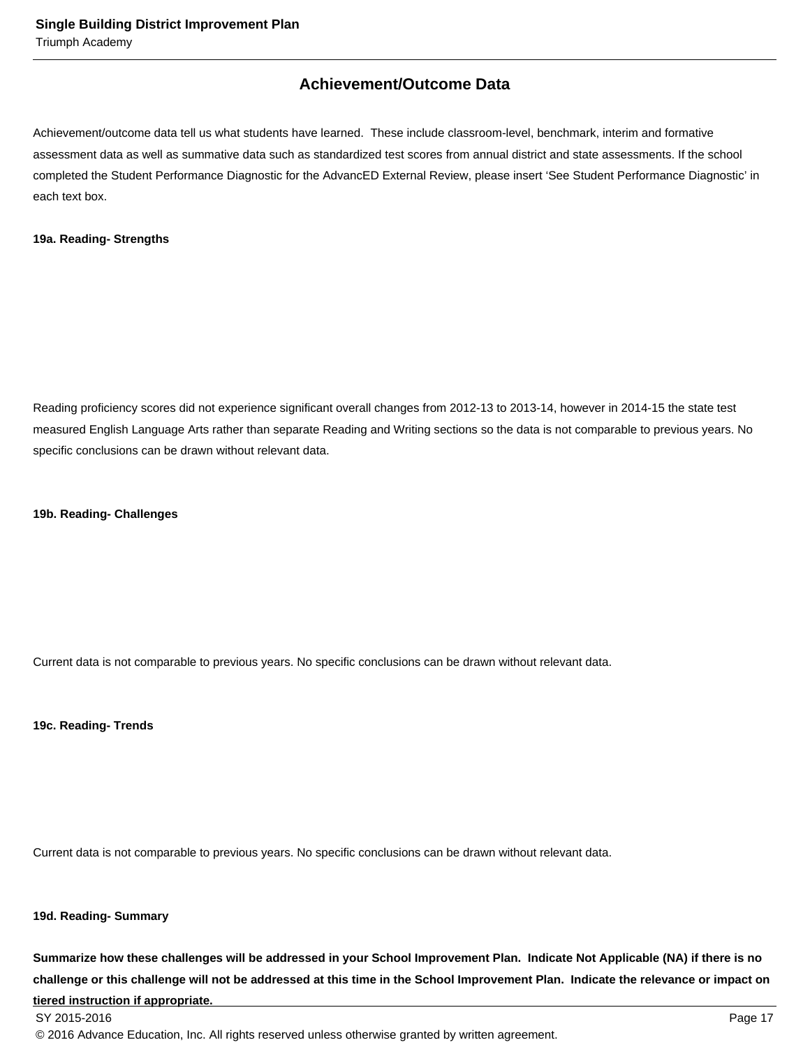## Achievement/Outcome Data

Achievement/outcome data tell us what students have learned. These include classroom-level, benchmark, interim and formative assessment data as well as summative data such as standardized test scores from annual district and state assessments. If the school completed the Student Performance Diagnostic for the AdvancED External Review, please insert 'See Student Performance Diagnostic' in each text box.

**19a. Reading- Strengths**

Reading proficiency scores did not experience significant overall changes from 2012-13 to 2013-14, however in 2014-15 the state test measured English Language Arts rather than separate Reading and Writing sections so the data is not comparable to previous years. No specific conclusions can be drawn without relevant data.

**19b. Reading- Challenges**

Current data is not comparable to previous years. No specific conclusions can be drawn without relevant data.

**19c. Reading- Trends**

Current data is not comparable to previous years. No specific conclusions can be drawn without relevant data.

**19d. Reading- Summary**

**Summarize how these challenges will be addressed in your School Improvement Plan. Indicate Not Applicable (NA) if there is no challenge or this challenge will not be addressed at this time in the School Improvement Plan. Indicate the relevance or impact on tiered instruction if appropriate.**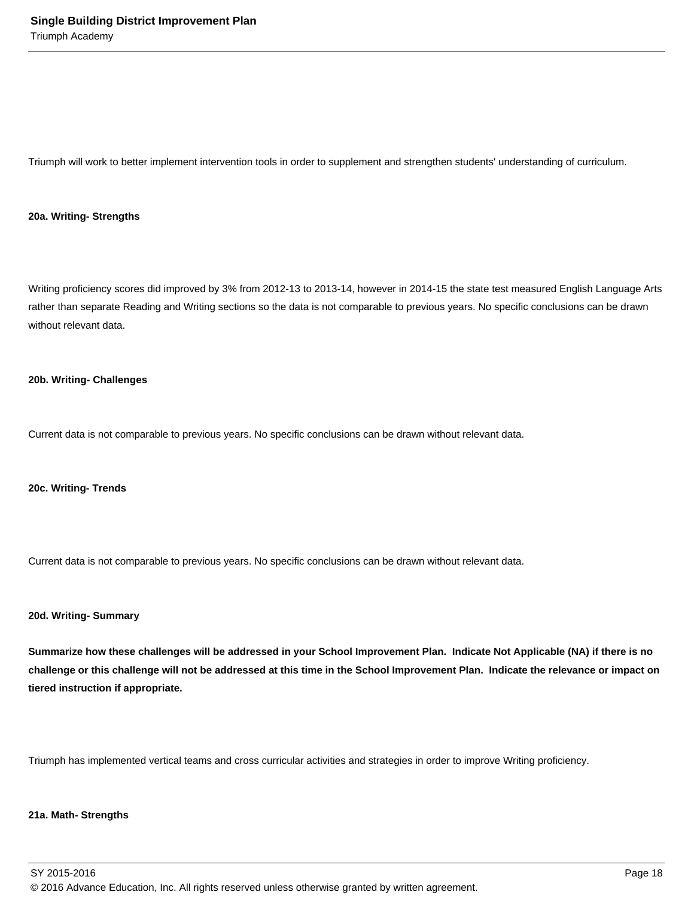Triumph will work to better implement intervention tools in order to supplement and strengthen students' understanding of curriculum.

**20a. Writing- Strengths**

Writing proficiency scores did improved by 3% from 2012-13 to 2013-14, however in 2014-15 the state test measured English Language Arts rather than separate Reading and Writing sections so the data is not comparable to previous years. No specific conclusions can be drawn without relevant data.

**20b. Writing- Challenges**

Current data is not comparable to previous years. No specific conclusions can be drawn without relevant data.

**20c. Writing- Trends**

Current data is not comparable to previous years. No specific conclusions can be drawn without relevant data.

**20d. Writing- Summary**

**Summarize how these challenges will be addressed in your School Improvement Plan. Indicate Not Applicable (NA) if there is no challenge or this challenge will not be addressed at this time in the School Improvement Plan. Indicate the relevance or impact on tiered instruction if appropriate.**

Triumph has implemented vertical teams and cross curricular activities and strategies in order to improve Writing proficiency.

**21a. Math- Strengths**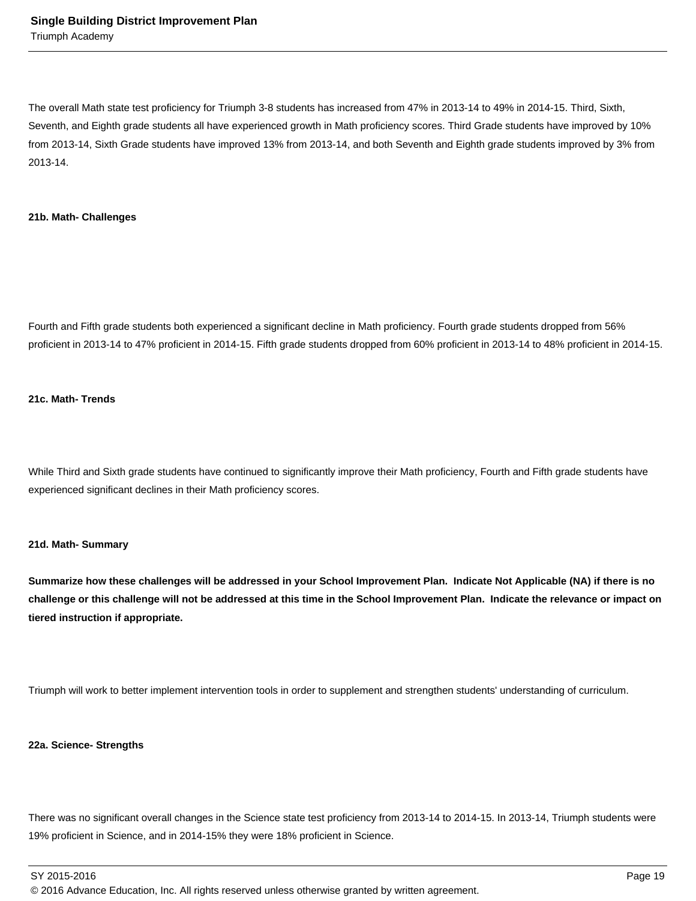The overall Math state test proficiency for Triumph 3-8 students has increased from 47% in 2013-14 to 49% in 2014-15. Third, Sixth, Seventh, and Eighth grade students all have experienced growth in Math proficiency scores. Third Grade students have improved by 10% from 2013-14, Sixth Grade students have improved 13% from 2013-14, and both Seventh and Eighth grade students improved by 3% from 2013-14.

**21b. Math- Challenges**

Fourth and Fifth grade students both experienced a significant decline in Math proficiency. Fourth grade students dropped from 56% proficient in 2013-14 to 47% proficient in 2014-15. Fifth grade students dropped from 60% proficient in 2013-14 to 48% proficient in 2014-15.

**21c. Math- Trends**

While Third and Sixth grade students have continued to significantly improve their Math proficiency, Fourth and Fifth grade students have experienced significant declines in their Math proficiency scores.

**21d. Math- Summary**

**Summarize how these challenges will be addressed in your School Improvement Plan. Indicate Not Applicable (NA) if there is no challenge or this challenge will not be addressed at this time in the School Improvement Plan. Indicate the relevance or impact on tiered instruction if appropriate.**

Triumph will work to better implement intervention tools in order to supplement and strengthen students' understanding of curriculum.

**22a. Science- Strengths**

There was no significant overall changes in the Science state test proficiency from 2013-14 to 2014-15. In 2013-14, Triumph students were 19% proficient in Science, and in 2014-15% they were 18% proficient in Science.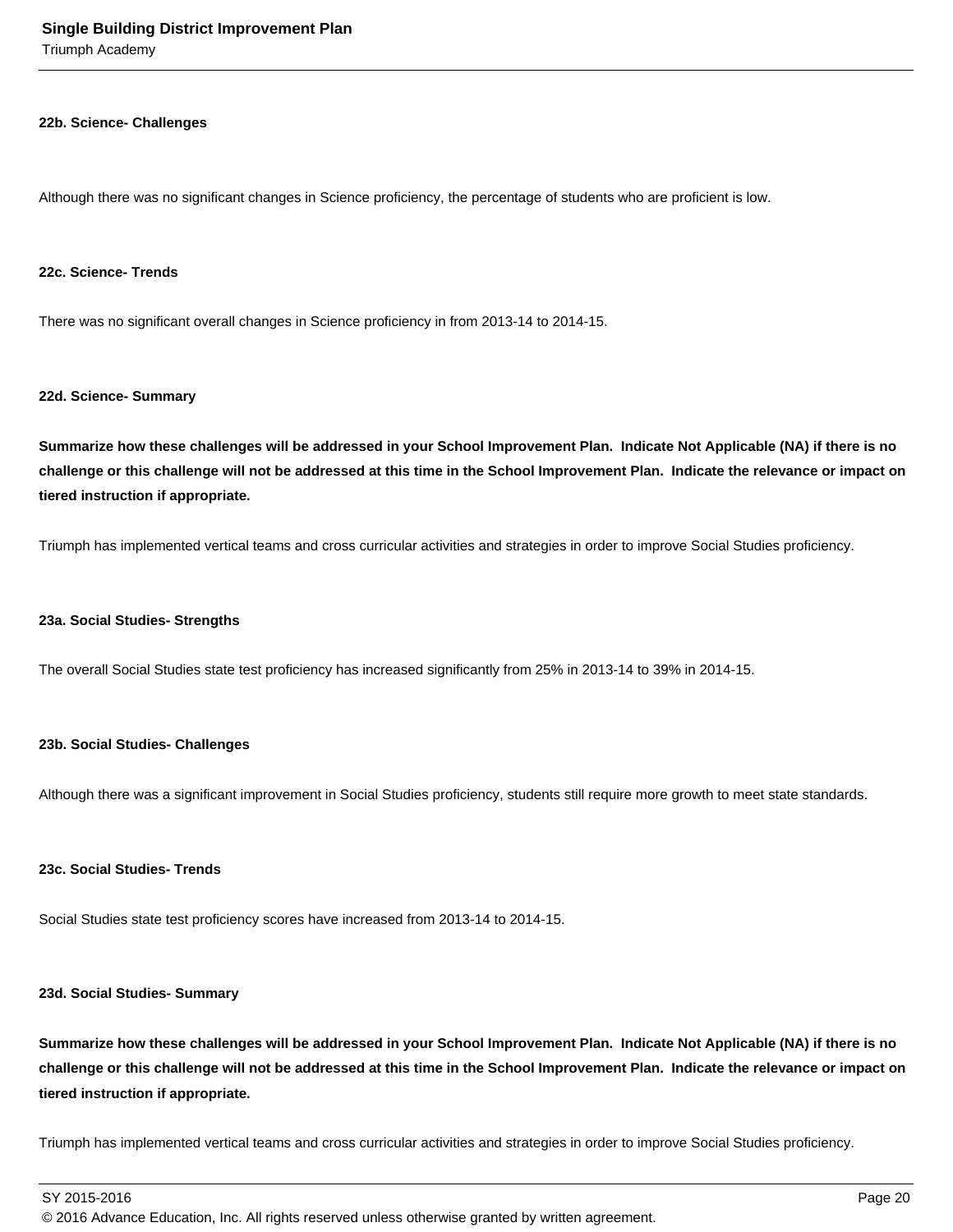**22b. Science- Challenges**

Although there was no significant changes in Science proficiency, the percentage of students who are proficient is low.

**22c. Science- Trends**

There was no significant overall changes in Science proficiency in from 2013-14 to 2014-15.

**22d. Science- Summary**

**Summarize how these challenges will be addressed in your School Improvement Plan. Indicate Not Applicable (NA) if there is no challenge or this challenge will not be addressed at this time in the School Improvement Plan. Indicate the relevance or impact on tiered instruction if appropriate.**

Triumph has implemented vertical teams and cross curricular activities and strategies in order to improve Social Studies proficiency.

**23a. Social Studies- Strengths**

The overall Social Studies state test proficiency has increased significantly from 25% in 2013-14 to 39% in 2014-15.

**23b. Social Studies- Challenges**

Although there was a significant improvement in Social Studies proficiency, students still require more growth to meet state standards.

**23c. Social Studies- Trends**

Social Studies state test proficiency scores have increased from 2013-14 to 2014-15.

**23d. Social Studies- Summary**

**Summarize how these challenges will be addressed in your School Improvement Plan. Indicate Not Applicable (NA) if there is no challenge or this challenge will not be addressed at this time in the School Improvement Plan. Indicate the relevance or impact on tiered instruction if appropriate.**

Triumph has implemented vertical teams and cross curricular activities and strategies in order to improve Social Studies proficiency.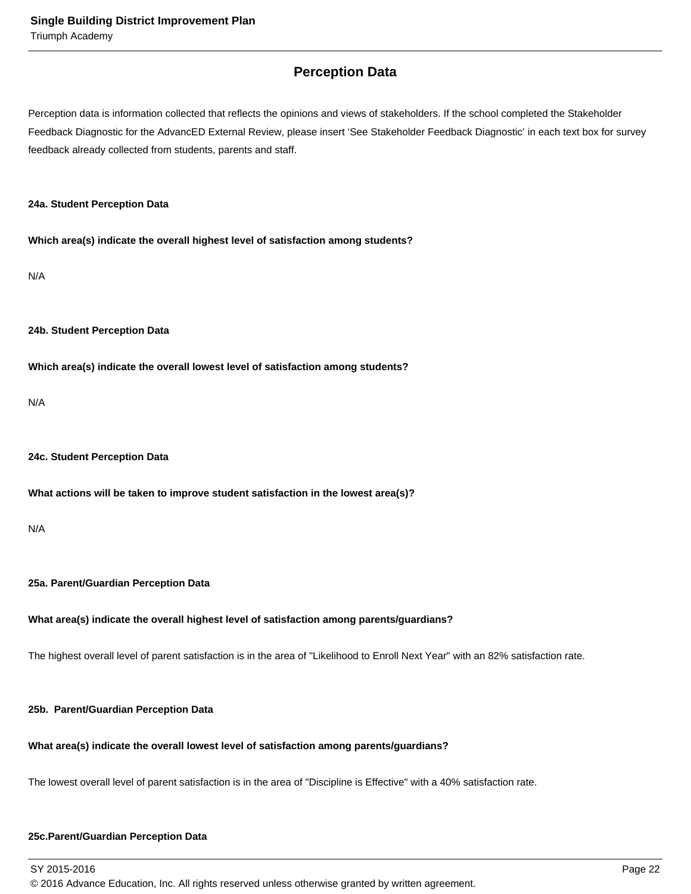## Perception Data

Perception data is information collected that reflects the opinions and views of stakeholders. If the school completed the Stakeholder Feedback Diagnostic for the AdvancED External Review, please insert 'See Stakeholder Feedback Diagnostic' in each text box for survey feedback already collected from students, parents and staff.

**24a. Student Perception Data**

**Which area(s) indicate the overall highest level of satisfaction among students?**

N/A

**24b. Student Perception Data**

**Which area(s) indicate the overall lowest level of satisfaction among students?**

N/A

**24c. Student Perception Data**

**What actions will be taken to improve student satisfaction in the lowest area(s)?**

N/A

**25a. Parent/Guardian Perception Data**

**What area(s) indicate the overall highest level of satisfaction among parents/guardians?**

The highest overall level of parent satisfaction is in the area of "Likelihood to Enroll Next Year" with an 82% satisfaction rate.

**25b. Parent/Guardian Perception Data**

**What area(s) indicate the overall lowest level of satisfaction among parents/guardians?**

The lowest overall level of parent satisfaction is in the area of "Discipline is Effective" with a 40% satisfaction rate.

**25c.Parent/Guardian Perception Data**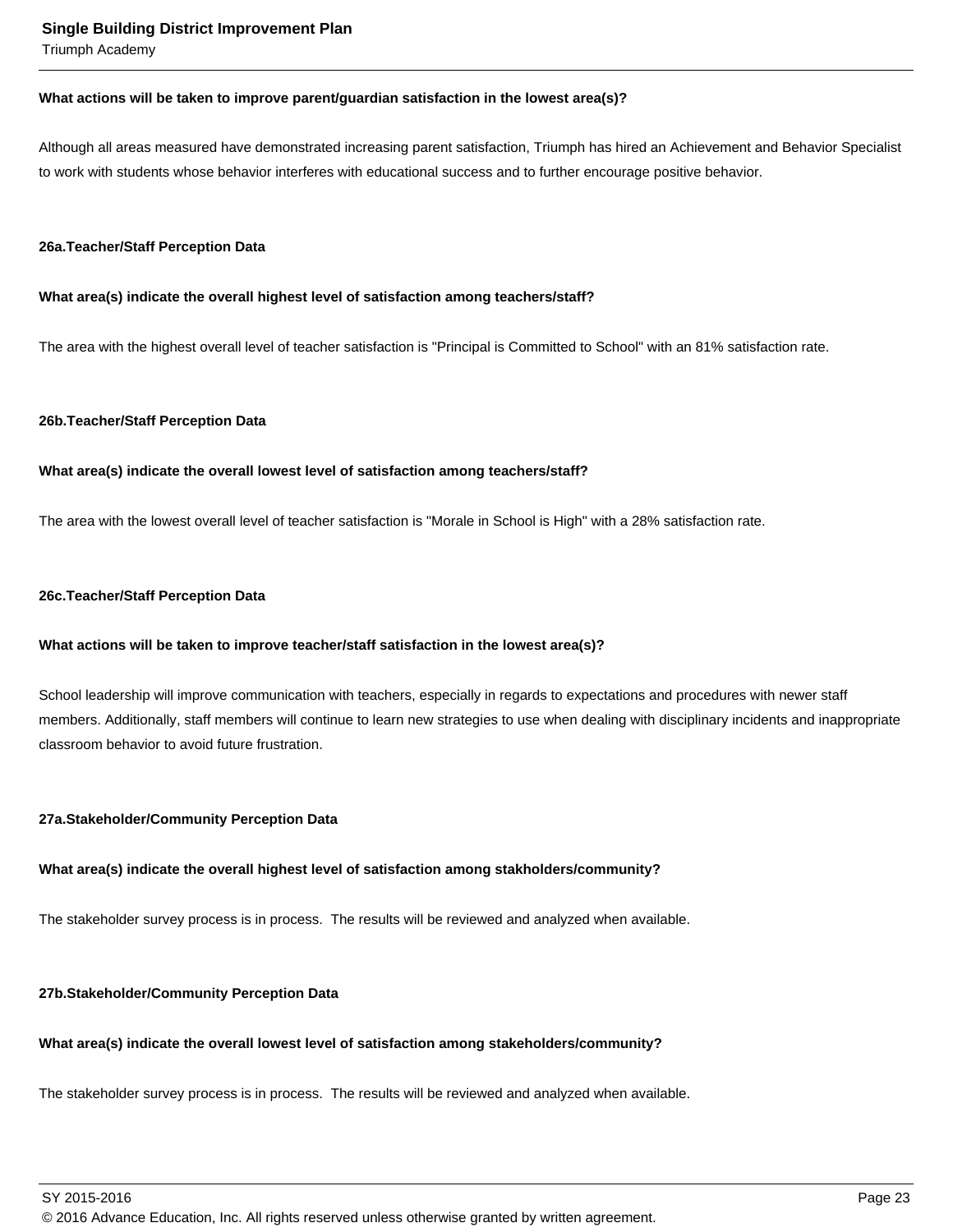**What actions will be taken to improve parent/guardian satisfaction in the lowest area(s)?**

Although all areas measured have demonstrated increasing parent satisfaction, Triumph has hired an Achievement and Behavior Specialist to work with students whose behavior interferes with educational success and to further encourage positive behavior.

**26a.Teacher/Staff Perception Data**

**What area(s) indicate the overall highest level of satisfaction among teachers/staff?**

The area with the highest overall level of teacher satisfaction is "Principal is Committed to School" with an 81% satisfaction rate.

**26b.Teacher/Staff Perception Data**

**What area(s) indicate the overall lowest level of satisfaction among teachers/staff?**

The area with the lowest overall level of teacher satisfaction is "Morale in School is High" with a 28% satisfaction rate.

**26c.Teacher/Staff Perception Data**

**What actions will be taken to improve teacher/staff satisfaction in the lowest area(s)?**

School leadership will improve communication with teachers, especially in regards to expectations and procedures with newer staff members. Additionally, staff members will continue to learn new strategies to use when dealing with disciplinary incidents and inappropriate classroom behavior to avoid future frustration.

**27a.Stakeholder/Community Perception Data**

**What area(s) indicate the overall highest level of satisfaction among stakholders/community?**

The stakeholder survey process is in process. The results will be reviewed and analyzed when available.

**27b.Stakeholder/Community Perception Data**

**What area(s) indicate the overall lowest level of satisfaction among stakeholders/community?**

The stakeholder survey process is in process. The results will be reviewed and analyzed when available.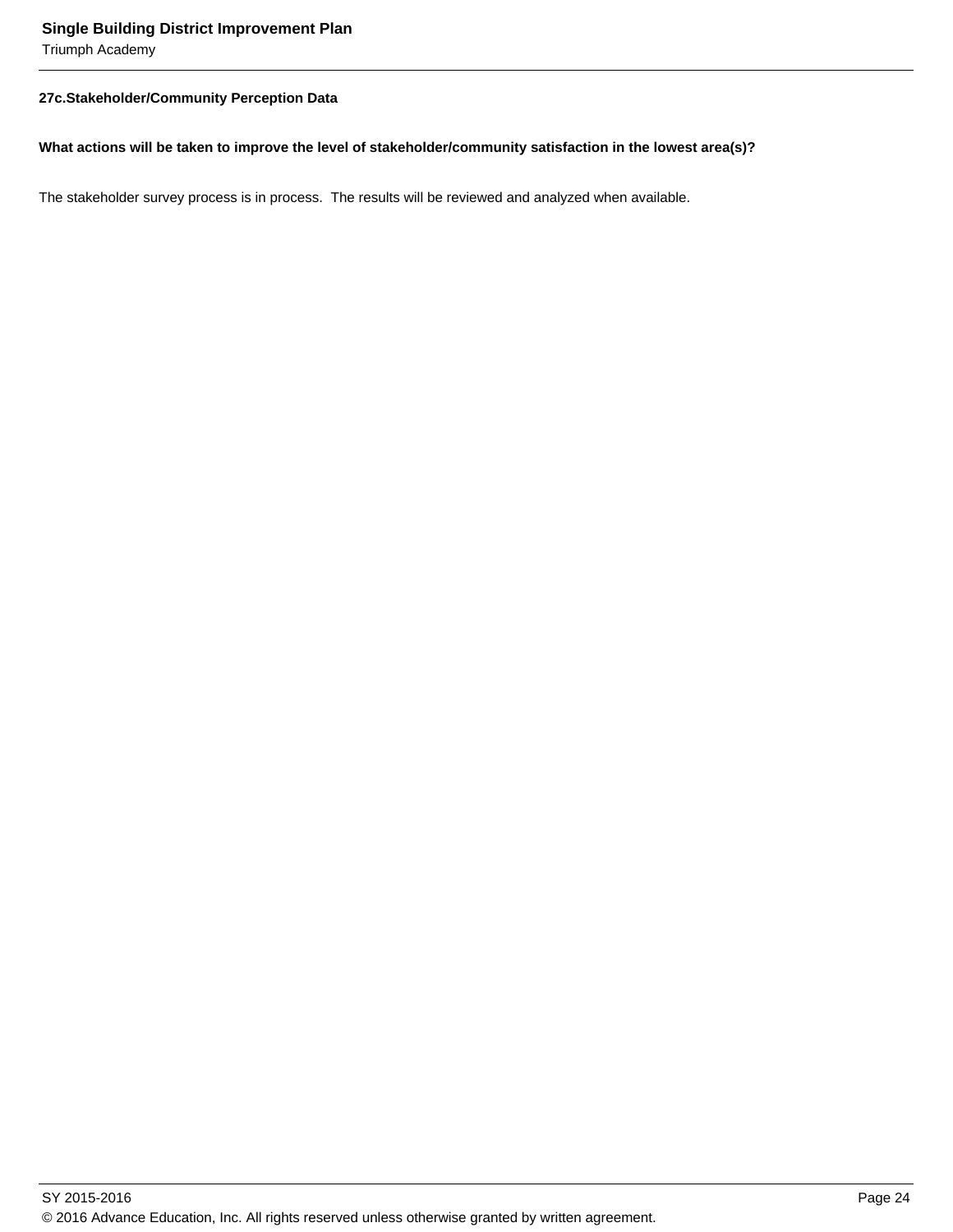### 27c.Stakeholder/Community Perception Data

**What actions will be taken to improve the level of stakeholder/community satisfaction in the lowest area(s)?**

The stakeholder survey process is in process. The results will be reviewed and analyzed when available.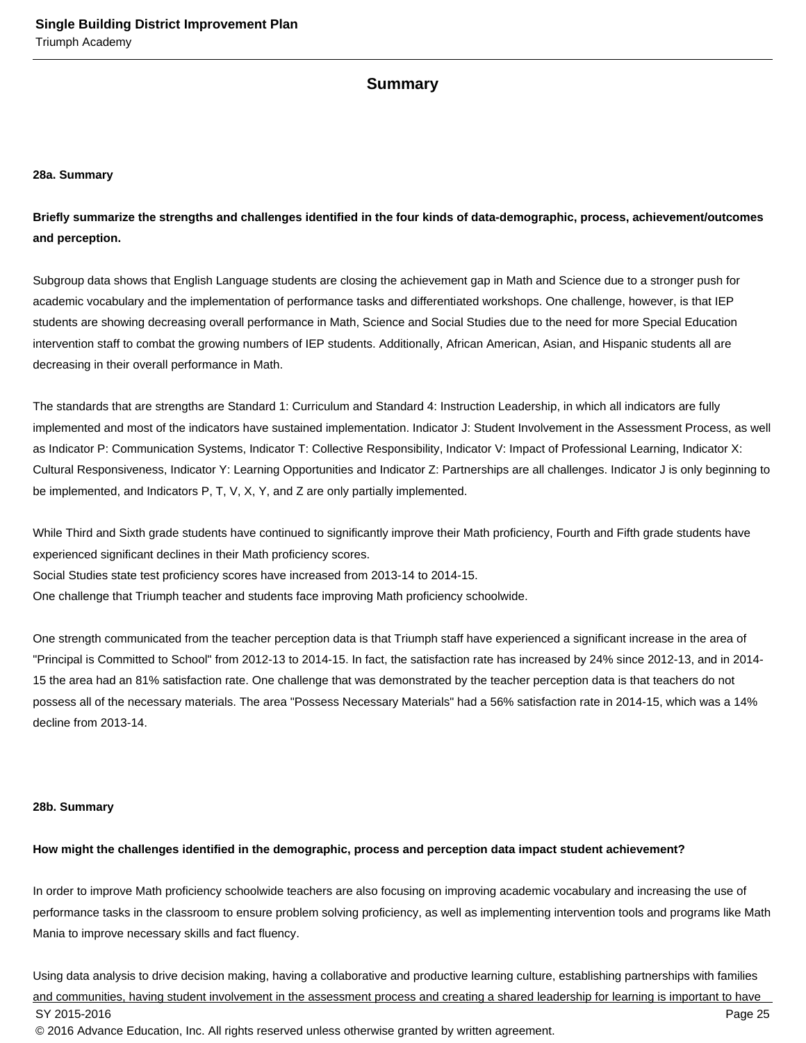## Summary

### 28a. Summary

**Briefly summarize the strengths and challenges identified in the four kinds of data-demographic, process, achievement/outcomes and perception.**

Subgroup data shows that English Language students are closing the achievement gap in Math and Science due to a stronger push for academic vocabulary and the implementation of performance tasks and differentiated workshops. One challenge, however, is that IEP students are showing decreasing overall performance in Math, Science and Social Studies due to the need for more Special Education intervention staff to combat the growing numbers of IEP students. Additionally, African American, Asian, and Hispanic students all are decreasing in their overall performance in Math.

The standards that are strengths are Standard 1: Curriculum and Standard 4: Instruction Leadership, in which all indicators are fully implemented and most of the indicators have sustained implementation. Indicator J: Student Involvement in the Assessment Process, as well as Indicator P: Communication Systems, Indicator T: Collective Responsibility, Indicator V: Impact of Professional Learning, Indicator X: Cultural Responsiveness, Indicator Y: Learning Opportunities and Indicator Z: Partnerships are all challenges. Indicator J is only beginning to be implemented, and Indicators P, T, V, X, Y, and Z are only partially implemented.

While Third and Sixth grade students have continued to significantly improve their Math proficiency, Fourth and Fifth grade students have experienced significant declines in their Math proficiency scores.
Social Studies state test proficiency scores have increased from 2013-14 to 2014-15.
One challenge that Triumph teacher and students face improving Math proficiency schoolwide.

One strength communicated from the teacher perception data is that Triumph staff have experienced a significant increase in the area of "Principal is Committed to School" from 2012-13 to 2014-15. In fact, the satisfaction rate has increased by 24% since 2012-13, and in 2014-15 the area had an 81% satisfaction rate. One challenge that was demonstrated by the teacher perception data is that teachers do not possess all of the necessary materials. The area "Possess Necessary Materials" had a 56% satisfaction rate in 2014-15, which was a 14% decline from 2013-14.

### 28b. Summary

**How might the challenges identified in the demographic, process and perception data impact student achievement?**

In order to improve Math proficiency schoolwide teachers are also focusing on improving academic vocabulary and increasing the use of performance tasks in the classroom to ensure problem solving proficiency, as well as implementing intervention tools and programs like Math Mania to improve necessary skills and fact fluency.

Using data analysis to drive decision making, having a collaborative and productive learning culture, establishing partnerships with families and communities, having student involvement in the assessment process and creating a shared leadership for learning is important to have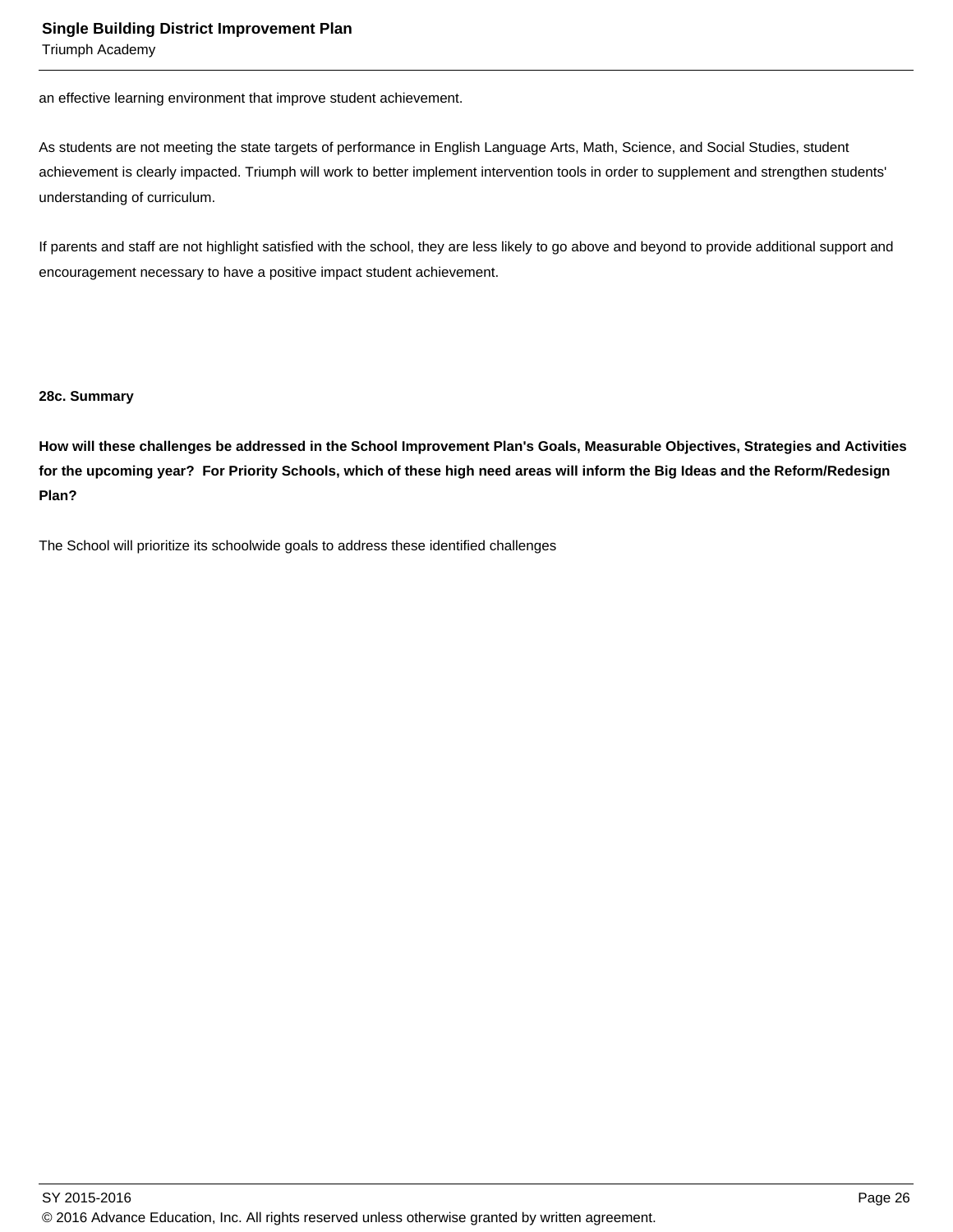an effective learning environment that improve student achievement.

As students are not meeting the state targets of performance in English Language Arts, Math, Science, and Social Studies, student achievement is clearly impacted. Triumph will work to better implement intervention tools in order to supplement and strengthen students' understanding of curriculum.

If parents and staff are not highlight satisfied with the school, they are less likely to go above and beyond to provide additional support and encouragement necessary to have a positive impact student achievement.

**28c. Summary**

**How will these challenges be addressed in the School Improvement Plan's Goals, Measurable Objectives, Strategies and Activities for the upcoming year? For Priority Schools, which of these high need areas will inform the Big Ideas and the Reform/Redesign Plan?**

The School will prioritize its schoolwide goals to address these identified challenges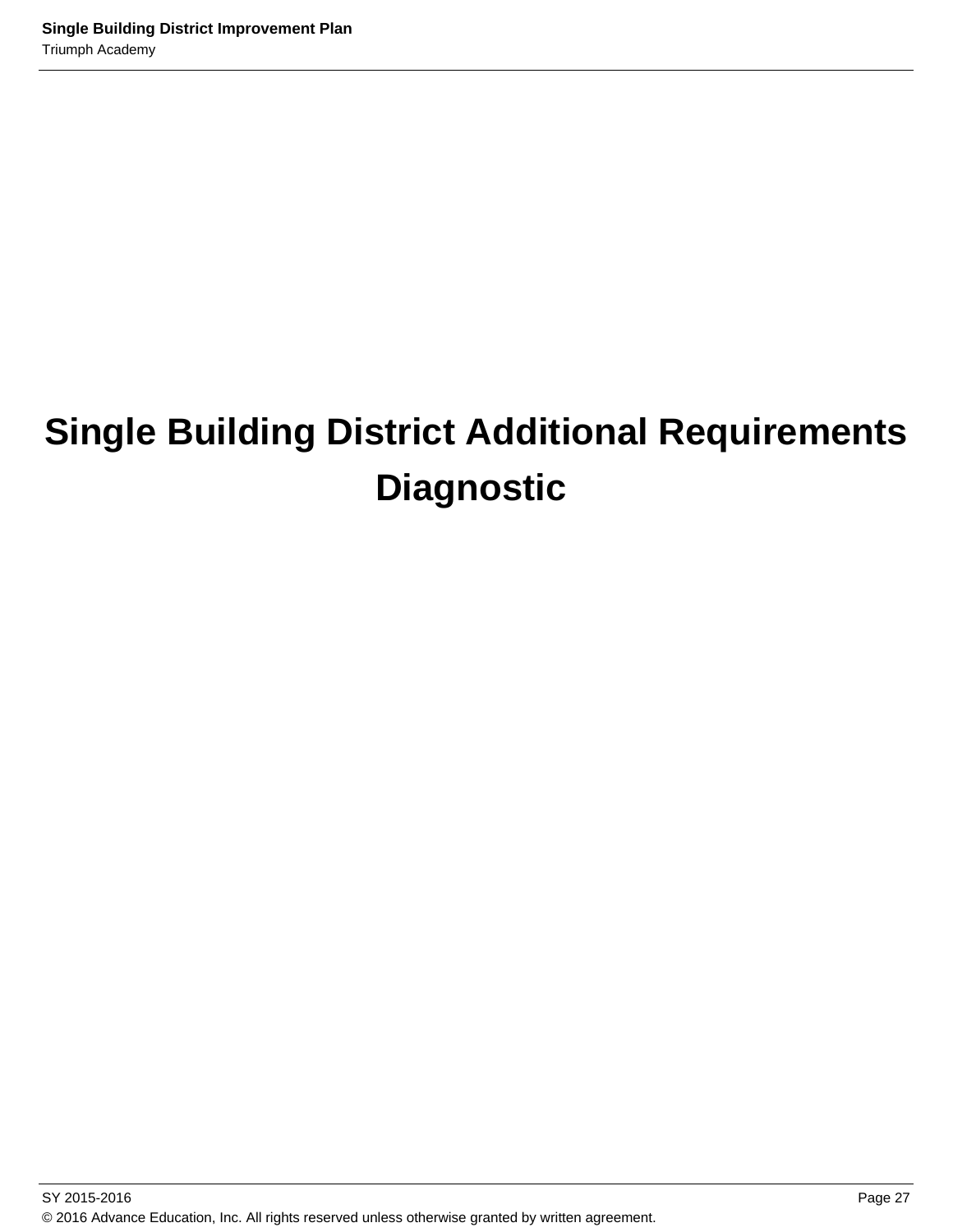# Single Building District Additional Requirements Diagnostic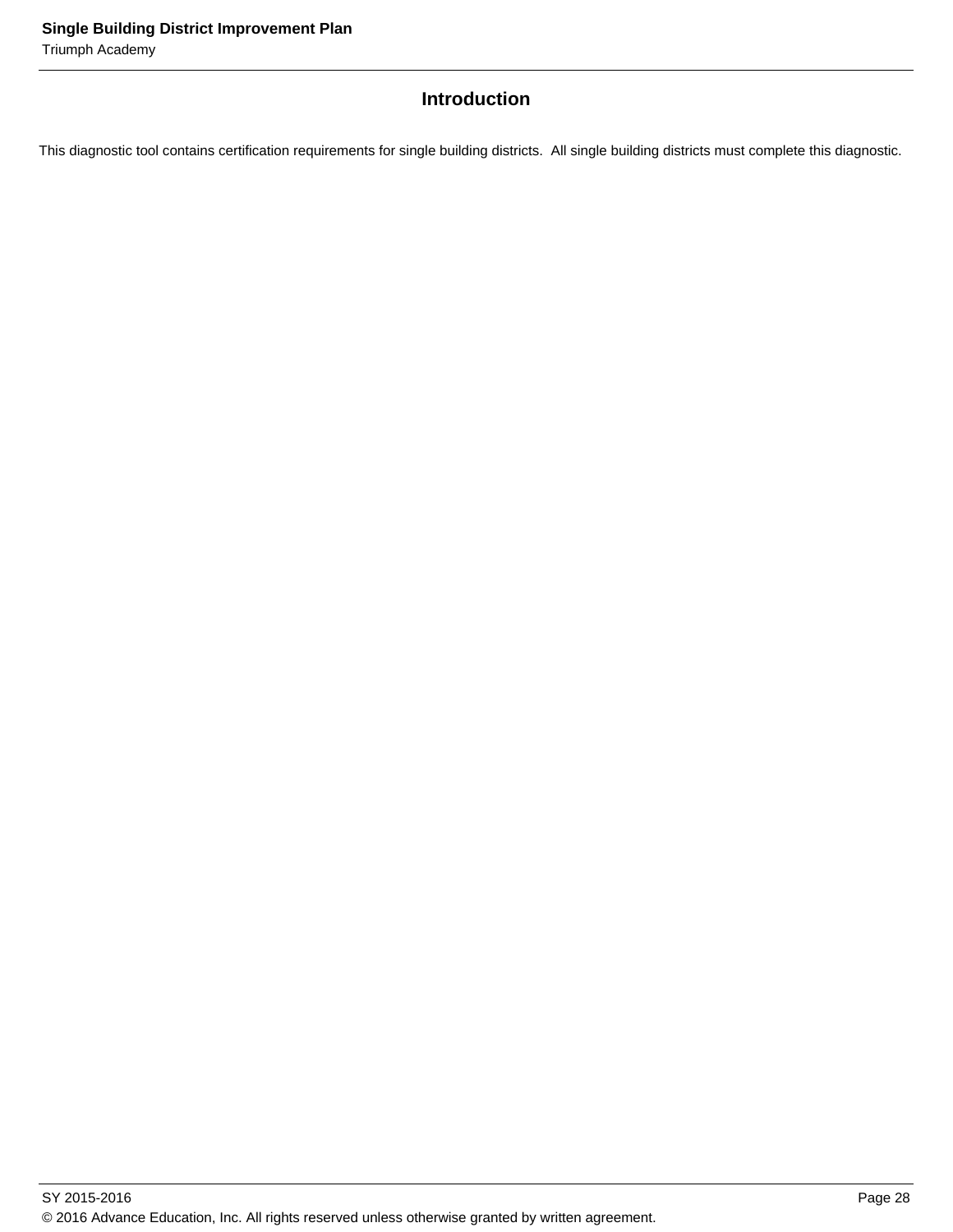## Introduction

This diagnostic tool contains certification requirements for single building districts. All single building districts must complete this diagnostic.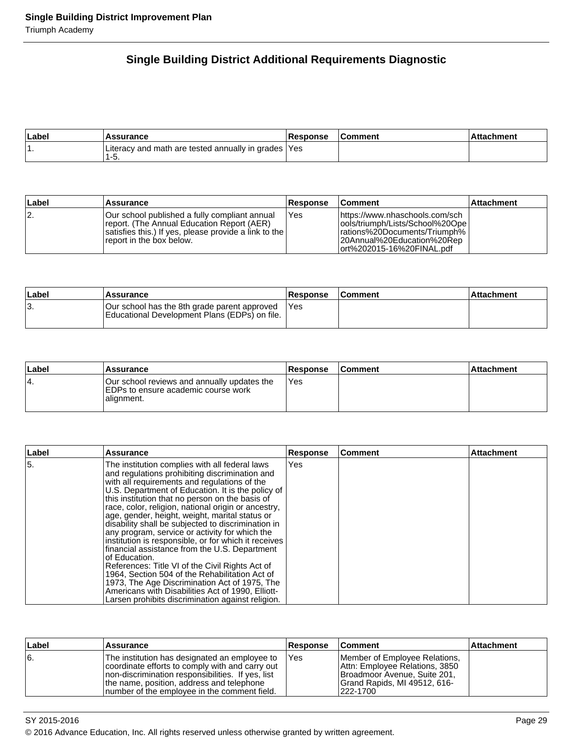## Single Building District Additional Requirements Diagnostic

| Label | Assurance | Response | Comment | Attachment |
|---|---|---|---|---|
| 1. | Literacy and math are tested annually in grades 1-5. | Yes | | |

| Label | Assurance | Response | Comment | Attachment |
|---|---|---|---|---|
| 2. | Our school published a fully compliant annual report. (The Annual Education Report (AER) satisfies this.) If yes, please provide a link to the report in the box below. | Yes | https://www.nhaschools.com/schools/triumph/Lists/School%20Operations%20Documents/Triumph%20Annual%20Education%20Report%202015-16%20FINAL.pdf | |

| Label | Assurance | Response | Comment | Attachment |
|---|---|---|---|---|
| 3. | Our school has the 8th grade parent approved Educational Development Plans (EDPs) on file. | Yes | | |

| Label | Assurance | Response | Comment | Attachment |
|---|---|---|---|---|
| 4. | Our school reviews and annually updates the EDPs to ensure academic course work alignment. | Yes | | |

| Label | Assurance | Response | Comment | Attachment |
|---|---|---|---|---|
| 5. | The institution complies with all federal laws and regulations prohibiting discrimination and with all requirements and regulations of the U.S. Department of Education. It is the policy of this institution that no person on the basis of race, color, religion, national origin or ancestry, age, gender, height, weight, marital status or disability shall be subjected to discrimination in any program, service or activity for which the institution is responsible, or for which it receives financial assistance from the U.S. Department of Education. References: Title VI of the Civil Rights Act of 1964, Section 504 of the Rehabilitation Act of 1973, The Age Discrimination Act of 1975, The Americans with Disabilities Act of 1990, Elliott-Larsen prohibits discrimination against religion. | Yes | | |

| Label | Assurance | Response | Comment | Attachment |
|---|---|---|---|---|
| 6. | The institution has designated an employee to coordinate efforts to comply with and carry out non-discrimination responsibilities. If yes, list the name, position, address and telephone number of the employee in the comment field. | Yes | Member of Employee Relations, Attn: Employee Relations, 3850 Broadmoor Avenue, Suite 201, Grand Rapids, MI 49512, 616-222-1700 | |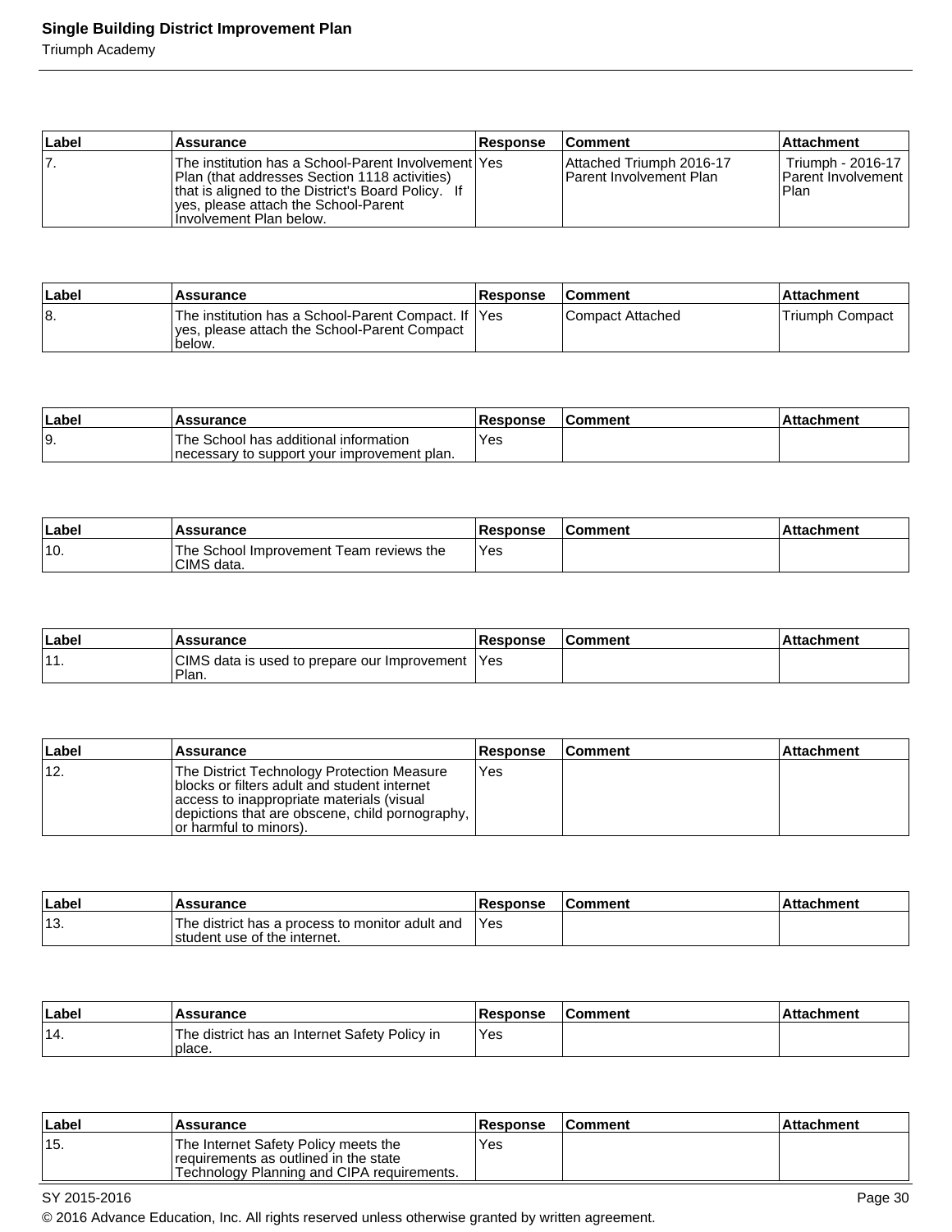| Label | Assurance | Response | Comment | Attachment |
|---|---|---|---|---|
| 7. | The institution has a School-Parent Involvement Plan (that addresses Section 1118 activities) that is aligned to the District's Board Policy. If yes, please attach the School-Parent Involvement Plan below. | Yes | Attached Triumph 2016-17 Parent Involvement Plan | Triumph - 2016-17 Parent Involvement Plan |

| Label | Assurance | Response | Comment | Attachment |
|---|---|---|---|---|
| 8. | The institution has a School-Parent Compact. If yes, please attach the School-Parent Compact below. | Yes | Compact Attached | Triumph Compact |

| Label | Assurance | Response | Comment | Attachment |
|---|---|---|---|---|
| 9. | The School has additional information necessary to support your improvement plan. | Yes | | |

| Label | Assurance | Response | Comment | Attachment |
|---|---|---|---|---|
| 10. | The School Improvement Team reviews the CIMS data. | Yes | | |

| Label | Assurance | Response | Comment | Attachment |
|---|---|---|---|---|
| 11. | CIMS data is used to prepare our Improvement Plan. | Yes | | |

| Label | Assurance | Response | Comment | Attachment |
|---|---|---|---|---|
| 12. | The District Technology Protection Measure blocks or filters adult and student internet access to inappropriate materials (visual depictions that are obscene, child pornography, or harmful to minors). | Yes | | |

| Label | Assurance | Response | Comment | Attachment |
|---|---|---|---|---|
| 13. | The district has a process to monitor adult and student use of the internet. | Yes | | |

| Label | Assurance | Response | Comment | Attachment |
|---|---|---|---|---|
| 14. | The district has an Internet Safety Policy in place. | Yes | | |

| Label | Assurance | Response | Comment | Attachment |
|---|---|---|---|---|
| 15. | The Internet Safety Policy meets the requirements as outlined in the state Technology Planning and CIPA requirements. | Yes | | |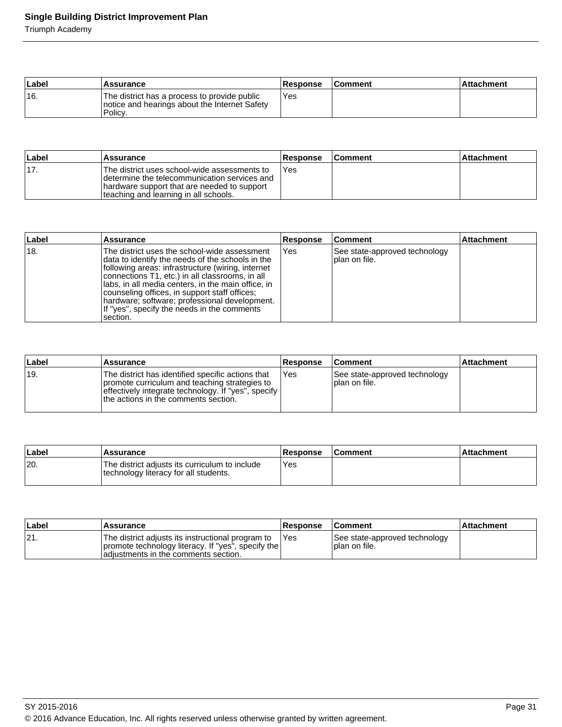| Label | Assurance | Response | Comment | Attachment |
|---|---|---|---|---|
| 16. | The district has a process to provide public notice and hearings about the Internet Safety Policy. | Yes | | |

| Label | Assurance | Response | Comment | Attachment |
|---|---|---|---|---|
| 17. | The district uses school-wide assessments to determine the telecommunication services and hardware support that are needed to support teaching and learning in all schools. | Yes | | |

| Label | Assurance | Response | Comment | Attachment |
|---|---|---|---|---|
| 18. | The district uses the school-wide assessment data to identify the needs of the schools in the following areas: infrastructure (wiring, internet connections T1, etc.) in all classrooms, in all labs, in all media centers, in the main office, in counseling offices, in support staff offices; hardware; software; professional development. If "yes", specify the needs in the comments section. | Yes | See state-approved technology plan on file. | |

| Label | Assurance | Response | Comment | Attachment |
|---|---|---|---|---|
| 19. | The district has identified specific actions that promote curriculum and teaching strategies to effectively integrate technology. If "yes", specify the actions in the comments section. | Yes | See state-approved technology plan on file. | |

| Label | Assurance | Response | Comment | Attachment |
|---|---|---|---|---|
| 20. | The district adjusts its curriculum to include technology literacy for all students. | Yes | | |

| Label | Assurance | Response | Comment | Attachment |
|---|---|---|---|---|
| 21. | The district adjusts its instructional program to promote technology literacy. If "yes", specify the adjustments in the comments section. | Yes | See state-approved technology plan on file. | |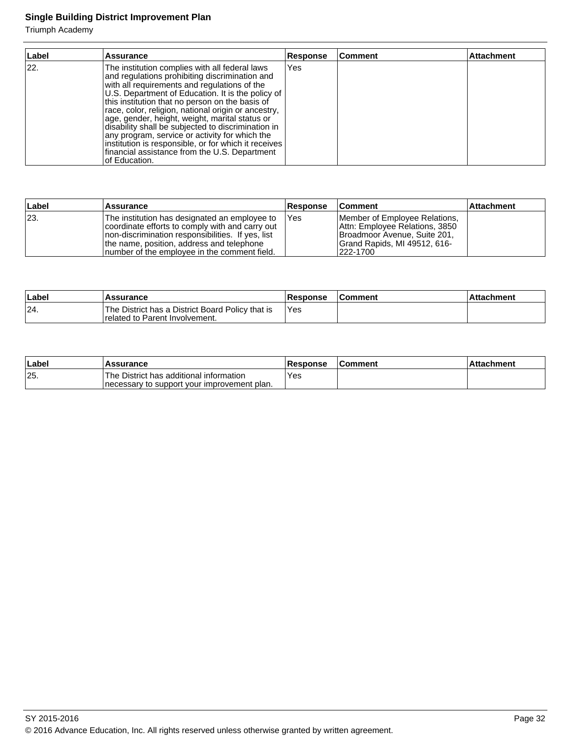| Label | Assurance | Response | Comment | Attachment |
| --- | --- | --- | --- | --- |
| 22. | The institution complies with all federal laws and regulations prohibiting discrimination and with all requirements and regulations of the U.S. Department of Education. It is the policy of this institution that no person on the basis of race, color, religion, national origin or ancestry, age, gender, height, weight, marital status or disability shall be subjected to discrimination in any program, service or activity for which the institution is responsible, or for which it receives financial assistance from the U.S. Department of Education. | Yes | | |

| Label | Assurance | Response | Comment | Attachment |
| --- | --- | --- | --- | --- |
| 23. | The institution has designated an employee to coordinate efforts to comply with and carry out non-discrimination responsibilities. If yes, list the name, position, address and telephone number of the employee in the comment field. | Yes | Member of Employee Relations, Attn: Employee Relations, 3850 Broadmoor Avenue, Suite 201, Grand Rapids, MI 49512, 616-222-1700 | |

| Label | Assurance | Response | Comment | Attachment |
| --- | --- | --- | --- | --- |
| 24. | The District has a District Board Policy that is related to Parent Involvement. | Yes | | |

| Label | Assurance | Response | Comment | Attachment |
| --- | --- | --- | --- | --- |
| 25. | The District has additional information necessary to support your improvement plan. | Yes | | |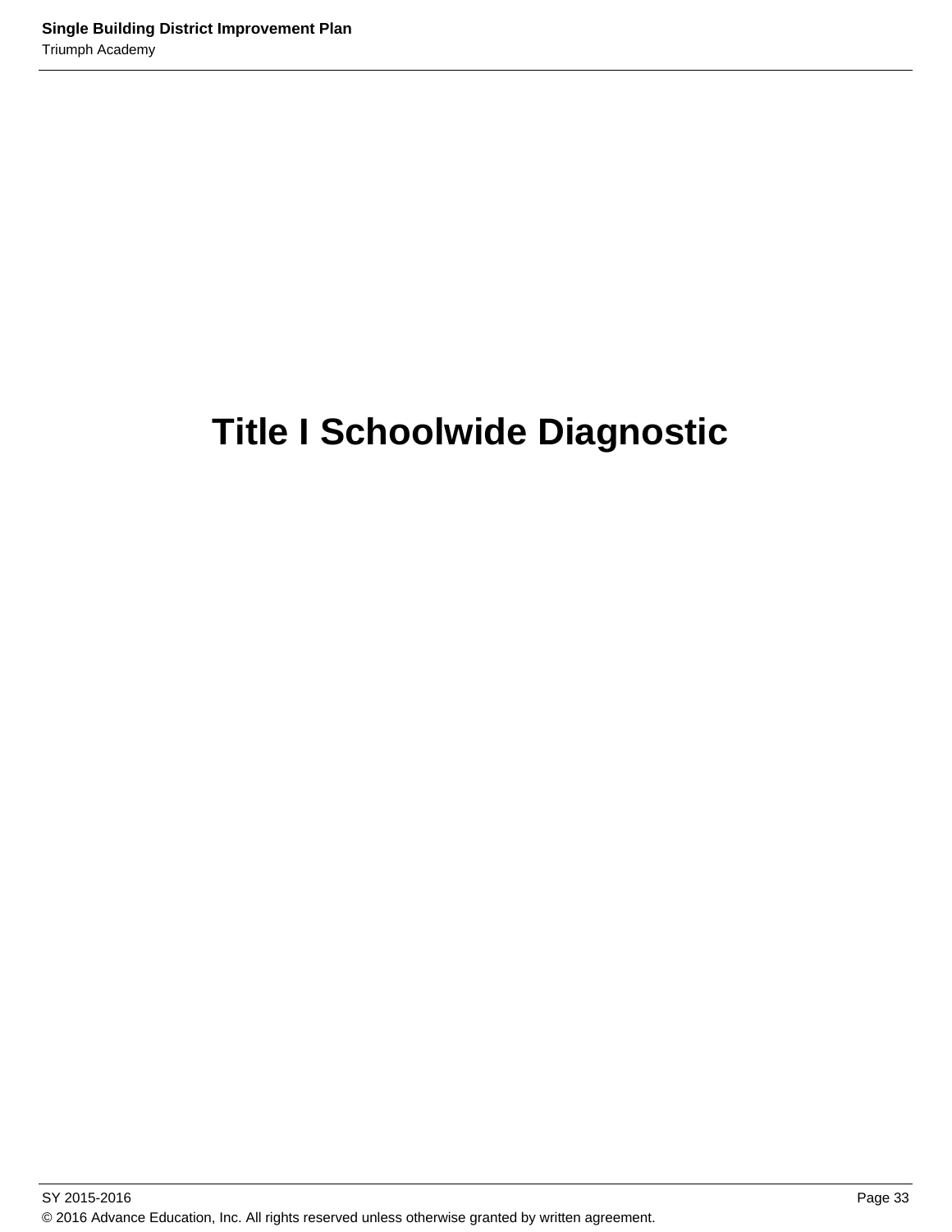# Title I Schoolwide Diagnostic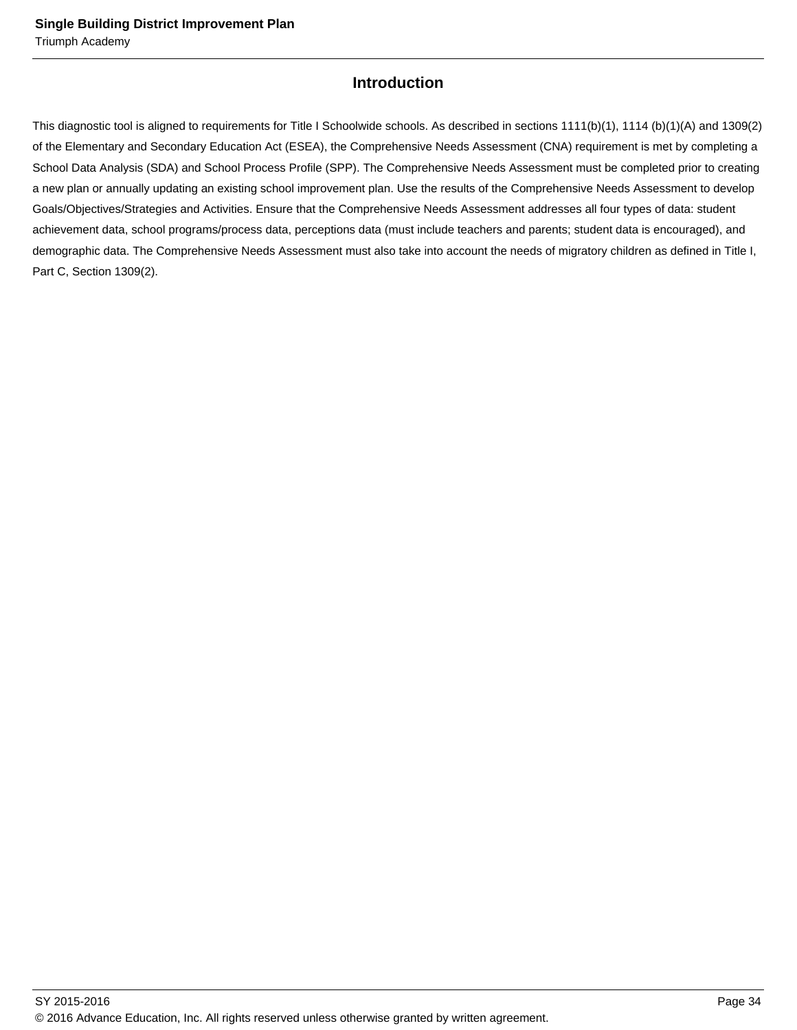## Introduction

This diagnostic tool is aligned to requirements for Title I Schoolwide schools. As described in sections 1111(b)(1), 1114 (b)(1)(A) and 1309(2) of the Elementary and Secondary Education Act (ESEA), the Comprehensive Needs Assessment (CNA) requirement is met by completing a School Data Analysis (SDA) and School Process Profile (SPP). The Comprehensive Needs Assessment must be completed prior to creating a new plan or annually updating an existing school improvement plan. Use the results of the Comprehensive Needs Assessment to develop Goals/Objectives/Strategies and Activities. Ensure that the Comprehensive Needs Assessment addresses all four types of data: student achievement data, school programs/process data, perceptions data (must include teachers and parents; student data is encouraged), and demographic data. The Comprehensive Needs Assessment must also take into account the needs of migratory children as defined in Title I, Part C, Section 1309(2).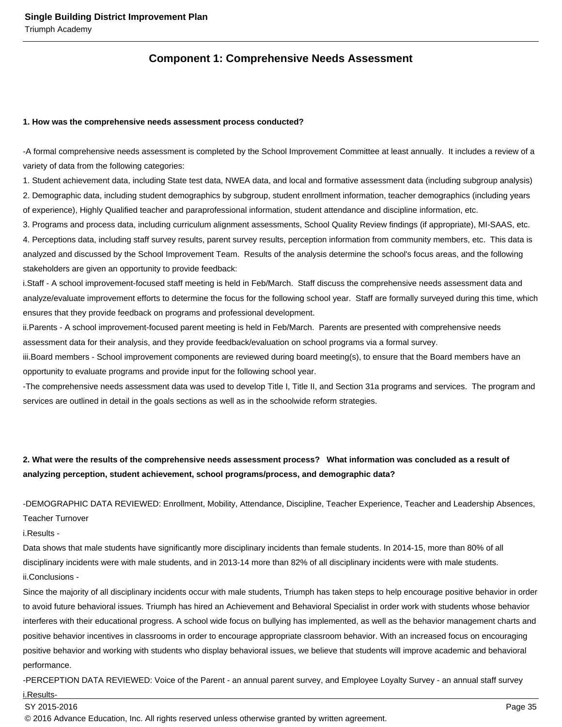## Component 1: Comprehensive Needs Assessment

**1. How was the comprehensive needs assessment process conducted?**

-A formal comprehensive needs assessment is completed by the School Improvement Committee at least annually. It includes a review of a variety of data from the following categories:
1. Student achievement data, including State test data, NWEA data, and local and formative assessment data (including subgroup analysis)
2. Demographic data, including student demographics by subgroup, student enrollment information, teacher demographics (including years of experience), Highly Qualified teacher and paraprofessional information, student attendance and discipline information, etc.
3. Programs and process data, including curriculum alignment assessments, School Quality Review findings (if appropriate), MI-SAAS, etc.
4. Perceptions data, including staff survey results, parent survey results, perception information from community members, etc. This data is analyzed and discussed by the School Improvement Team. Results of the analysis determine the school's focus areas, and the following stakeholders are given an opportunity to provide feedback:
i.Staff - A school improvement-focused staff meeting is held in Feb/March. Staff discuss the comprehensive needs assessment data and analyze/evaluate improvement efforts to determine the focus for the following school year. Staff are formally surveyed during this time, which ensures that they provide feedback on programs and professional development.
ii.Parents - A school improvement-focused parent meeting is held in Feb/March. Parents are presented with comprehensive needs assessment data for their analysis, and they provide feedback/evaluation on school programs via a formal survey.
iii.Board members - School improvement components are reviewed during board meeting(s), to ensure that the Board members have an opportunity to evaluate programs and provide input for the following school year.
-The comprehensive needs assessment data was used to develop Title I, Title II, and Section 31a programs and services. The program and services are outlined in detail in the goals sections as well as in the schoolwide reform strategies.

**2. What were the results of the comprehensive needs assessment process? What information was concluded as a result of analyzing perception, student achievement, school programs/process, and demographic data?**

-DEMOGRAPHIC DATA REVIEWED: Enrollment, Mobility, Attendance, Discipline, Teacher Experience, Teacher and Leadership Absences, Teacher Turnover
i.Results -
Data shows that male students have significantly more disciplinary incidents than female students. In 2014-15, more than 80% of all disciplinary incidents were with male students, and in 2013-14 more than 82% of all disciplinary incidents were with male students.
ii.Conclusions -
Since the majority of all disciplinary incidents occur with male students, Triumph has taken steps to help encourage positive behavior in order to avoid future behavioral issues. Triumph has hired an Achievement and Behavioral Specialist in order work with students whose behavior interferes with their educational progress. A school wide focus on bullying has implemented, as well as the behavior management charts and positive behavior incentives in classrooms in order to encourage appropriate classroom behavior. With an increased focus on encouraging positive behavior and working with students who display behavioral issues, we believe that students will improve academic and behavioral performance.
-PERCEPTION DATA REVIEWED: Voice of the Parent - an annual parent survey, and Employee Loyalty Survey - an annual staff survey
i.Results-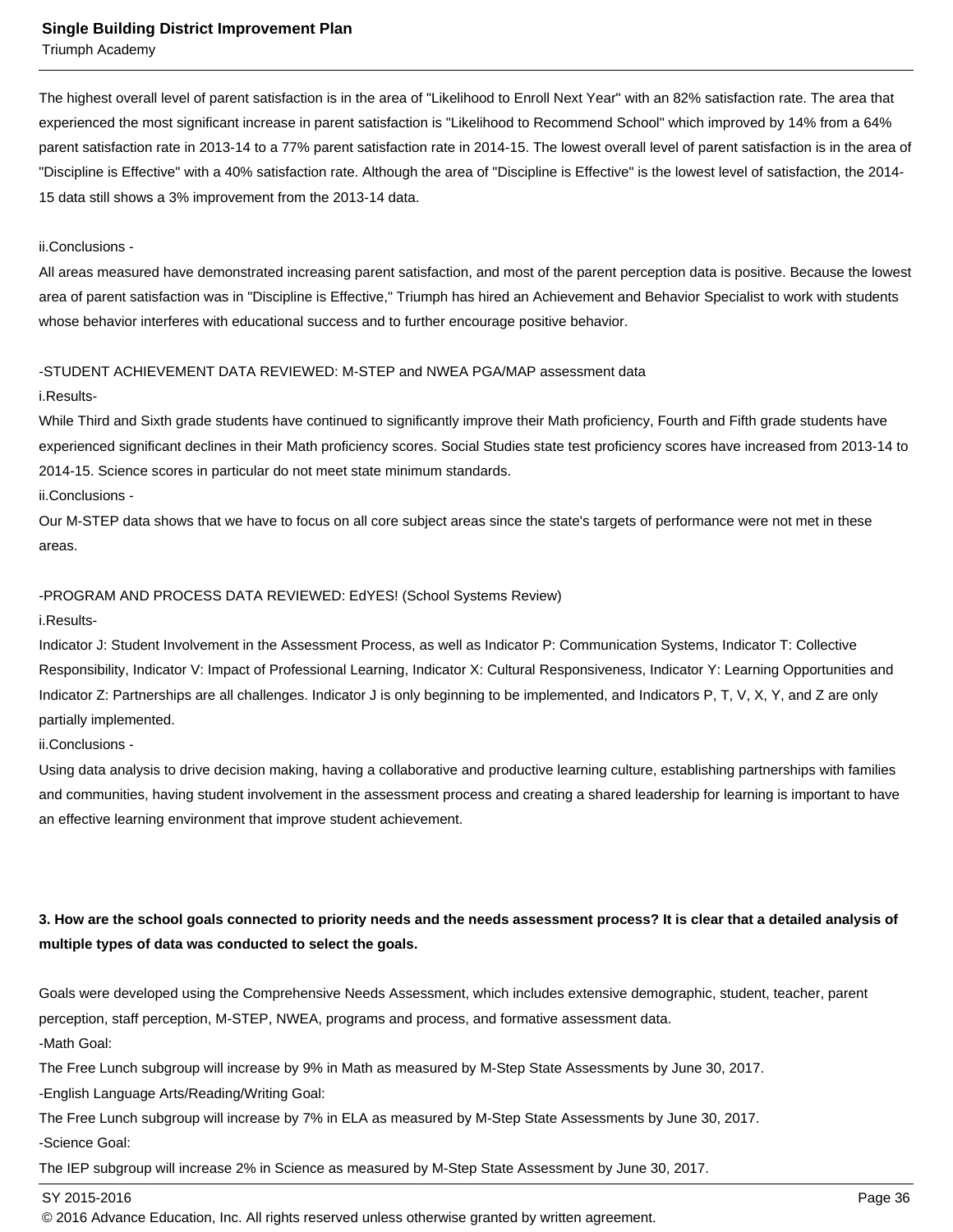The highest overall level of parent satisfaction is in the area of "Likelihood to Enroll Next Year" with an 82% satisfaction rate. The area that experienced the most significant increase in parent satisfaction is "Likelihood to Recommend School" which improved by 14% from a 64% parent satisfaction rate in 2013-14 to a 77% parent satisfaction rate in 2014-15. The lowest overall level of parent satisfaction is in the area of "Discipline is Effective" with a 40% satisfaction rate. Although the area of "Discipline is Effective" is the lowest level of satisfaction, the 2014-15 data still shows a 3% improvement from the 2013-14 data.

ii.Conclusions -

All areas measured have demonstrated increasing parent satisfaction, and most of the parent perception data is positive. Because the lowest area of parent satisfaction was in "Discipline is Effective," Triumph has hired an Achievement and Behavior Specialist to work with students whose behavior interferes with educational success and to further encourage positive behavior.

-STUDENT ACHIEVEMENT DATA REVIEWED: M-STEP and NWEA PGA/MAP assessment data

i.Results-

While Third and Sixth grade students have continued to significantly improve their Math proficiency, Fourth and Fifth grade students have experienced significant declines in their Math proficiency scores. Social Studies state test proficiency scores have increased from 2013-14 to 2014-15. Science scores in particular do not meet state minimum standards.

ii.Conclusions -

Our M-STEP data shows that we have to focus on all core subject areas since the state's targets of performance were not met in these areas.

-PROGRAM AND PROCESS DATA REVIEWED: EdYES! (School Systems Review)

i.Results-

Indicator J: Student Involvement in the Assessment Process, as well as Indicator P: Communication Systems, Indicator T: Collective Responsibility, Indicator V: Impact of Professional Learning, Indicator X: Cultural Responsiveness, Indicator Y: Learning Opportunities and Indicator Z: Partnerships are all challenges. Indicator J is only beginning to be implemented, and Indicators P, T, V, X, Y, and Z are only partially implemented.

ii.Conclusions -

Using data analysis to drive decision making, having a collaborative and productive learning culture, establishing partnerships with families and communities, having student involvement in the assessment process and creating a shared leadership for learning is important to have an effective learning environment that improve student achievement.

**3. How are the school goals connected to priority needs and the needs assessment process? It is clear that a detailed analysis of multiple types of data was conducted to select the goals.**

Goals were developed using the Comprehensive Needs Assessment, which includes extensive demographic, student, teacher, parent perception, staff perception, M-STEP, NWEA, programs and process, and formative assessment data.

-Math Goal:

The Free Lunch subgroup will increase by 9% in Math as measured by M-Step State Assessments by June 30, 2017.

-English Language Arts/Reading/Writing Goal:

The Free Lunch subgroup will increase by 7% in ELA as measured by M-Step State Assessments by June 30, 2017.

-Science Goal:

The IEP subgroup will increase 2% in Science as measured by M-Step State Assessment by June 30, 2017.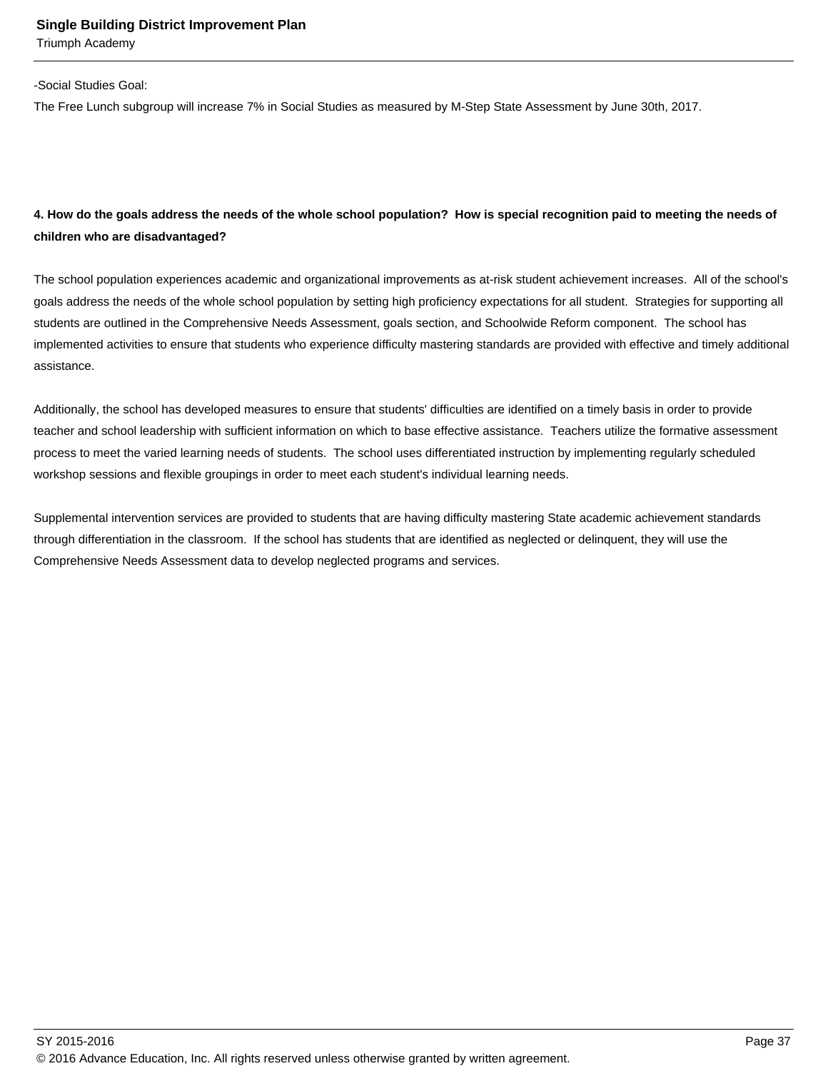-Social Studies Goal:

The Free Lunch subgroup will increase 7% in Social Studies as measured by M-Step State Assessment by June 30th, 2017.

**4. How do the goals address the needs of the whole school population? How is special recognition paid to meeting the needs of children who are disadvantaged?**

The school population experiences academic and organizational improvements as at-risk student achievement increases. All of the school's goals address the needs of the whole school population by setting high proficiency expectations for all student. Strategies for supporting all students are outlined in the Comprehensive Needs Assessment, goals section, and Schoolwide Reform component. The school has implemented activities to ensure that students who experience difficulty mastering standards are provided with effective and timely additional assistance.

Additionally, the school has developed measures to ensure that students' difficulties are identified on a timely basis in order to provide teacher and school leadership with sufficient information on which to base effective assistance. Teachers utilize the formative assessment process to meet the varied learning needs of students. The school uses differentiated instruction by implementing regularly scheduled workshop sessions and flexible groupings in order to meet each student's individual learning needs.

Supplemental intervention services are provided to students that are having difficulty mastering State academic achievement standards through differentiation in the classroom. If the school has students that are identified as neglected or delinquent, they will use the Comprehensive Needs Assessment data to develop neglected programs and services.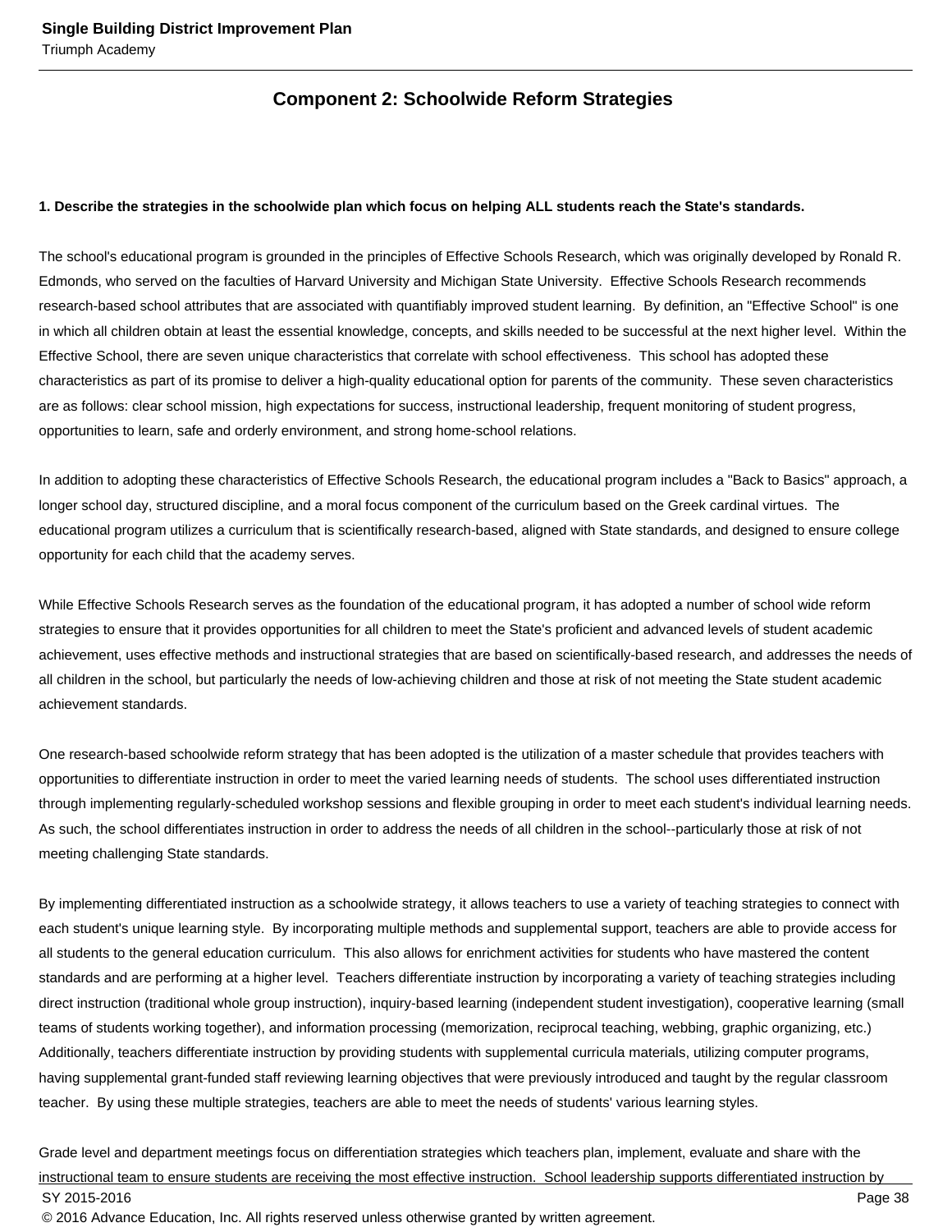## Component 2: Schoolwide Reform Strategies

**1. Describe the strategies in the schoolwide plan which focus on helping ALL students reach the State's standards.**

The school's educational program is grounded in the principles of Effective Schools Research, which was originally developed by Ronald R. Edmonds, who served on the faculties of Harvard University and Michigan State University. Effective Schools Research recommends research-based school attributes that are associated with quantifiably improved student learning. By definition, an "Effective School" is one in which all children obtain at least the essential knowledge, concepts, and skills needed to be successful at the next higher level. Within the Effective School, there are seven unique characteristics that correlate with school effectiveness. This school has adopted these characteristics as part of its promise to deliver a high-quality educational option for parents of the community. These seven characteristics are as follows: clear school mission, high expectations for success, instructional leadership, frequent monitoring of student progress, opportunities to learn, safe and orderly environment, and strong home-school relations.

In addition to adopting these characteristics of Effective Schools Research, the educational program includes a "Back to Basics" approach, a longer school day, structured discipline, and a moral focus component of the curriculum based on the Greek cardinal virtues. The educational program utilizes a curriculum that is scientifically research-based, aligned with State standards, and designed to ensure college opportunity for each child that the academy serves.

While Effective Schools Research serves as the foundation of the educational program, it has adopted a number of school wide reform strategies to ensure that it provides opportunities for all children to meet the State's proficient and advanced levels of student academic achievement, uses effective methods and instructional strategies that are based on scientifically-based research, and addresses the needs of all children in the school, but particularly the needs of low-achieving children and those at risk of not meeting the State student academic achievement standards.

One research-based schoolwide reform strategy that has been adopted is the utilization of a master schedule that provides teachers with opportunities to differentiate instruction in order to meet the varied learning needs of students. The school uses differentiated instruction through implementing regularly-scheduled workshop sessions and flexible grouping in order to meet each student's individual learning needs. As such, the school differentiates instruction in order to address the needs of all children in the school--particularly those at risk of not meeting challenging State standards.

By implementing differentiated instruction as a schoolwide strategy, it allows teachers to use a variety of teaching strategies to connect with each student's unique learning style. By incorporating multiple methods and supplemental support, teachers are able to provide access for all students to the general education curriculum. This also allows for enrichment activities for students who have mastered the content standards and are performing at a higher level. Teachers differentiate instruction by incorporating a variety of teaching strategies including direct instruction (traditional whole group instruction), inquiry-based learning (independent student investigation), cooperative learning (small teams of students working together), and information processing (memorization, reciprocal teaching, webbing, graphic organizing, etc.) Additionally, teachers differentiate instruction by providing students with supplemental curricula materials, utilizing computer programs, having supplemental grant-funded staff reviewing learning objectives that were previously introduced and taught by the regular classroom teacher. By using these multiple strategies, teachers are able to meet the needs of students' various learning styles.

Grade level and department meetings focus on differentiation strategies which teachers plan, implement, evaluate and share with the instructional team to ensure students are receiving the most effective instruction. School leadership supports differentiated instruction by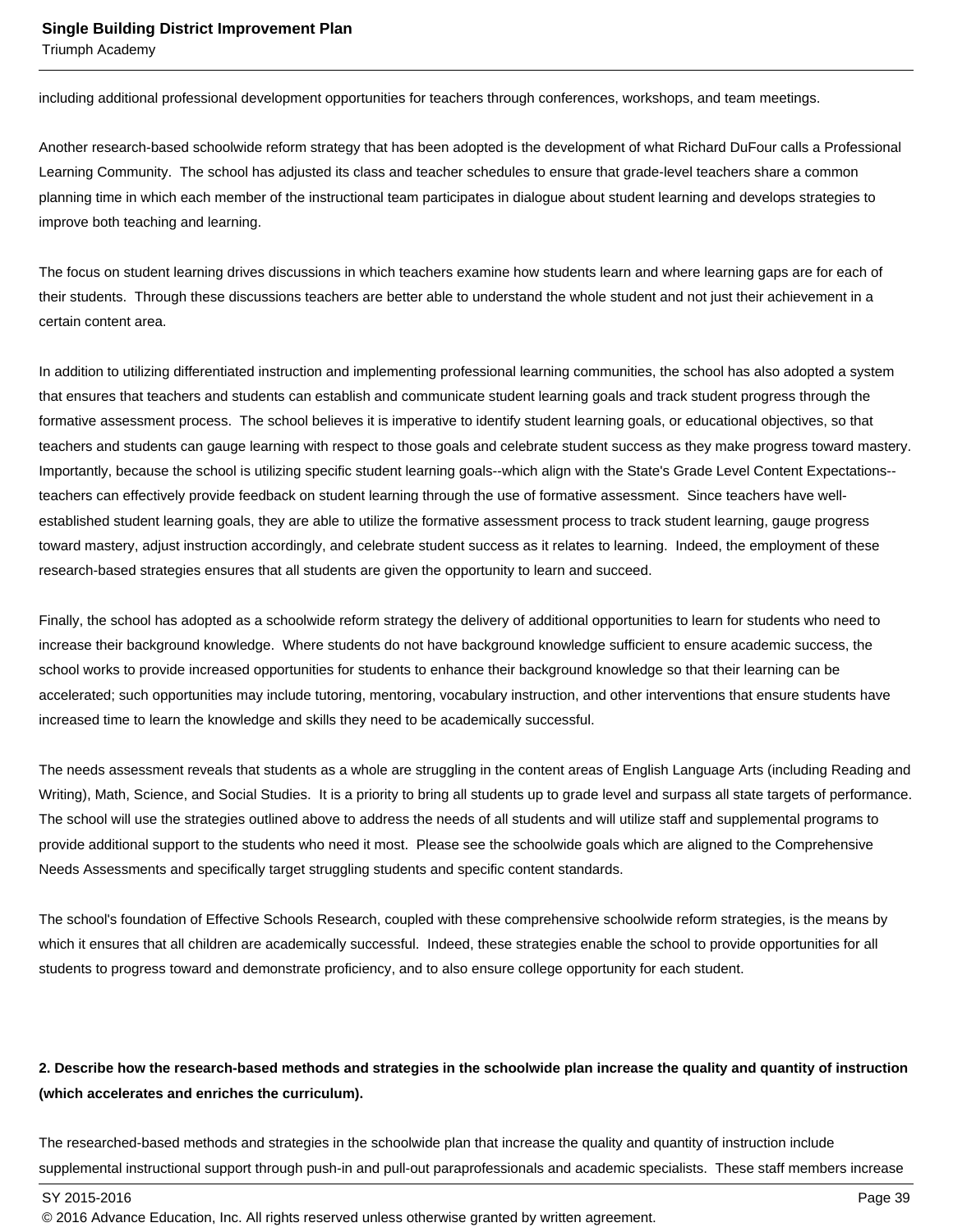including additional professional development opportunities for teachers through conferences, workshops, and team meetings.

Another research-based schoolwide reform strategy that has been adopted is the development of what Richard DuFour calls a Professional Learning Community.  The school has adjusted its class and teacher schedules to ensure that grade-level teachers share a common planning time in which each member of the instructional team participates in dialogue about student learning and develops strategies to improve both teaching and learning.

The focus on student learning drives discussions in which teachers examine how students learn and where learning gaps are for each of their students.  Through these discussions teachers are better able to understand the whole student and not just their achievement in a certain content area.

In addition to utilizing differentiated instruction and implementing professional learning communities, the school has also adopted a system that ensures that teachers and students can establish and communicate student learning goals and track student progress through the formative assessment process.  The school believes it is imperative to identify student learning goals, or educational objectives, so that teachers and students can gauge learning with respect to those goals and celebrate student success as they make progress toward mastery.  Importantly, because the school is utilizing specific student learning goals--which align with the State's Grade Level Content Expectations--teachers can effectively provide feedback on student learning through the use of formative assessment.  Since teachers have well-established student learning goals, they are able to utilize the formative assessment process to track student learning, gauge progress toward mastery, adjust instruction accordingly, and celebrate student success as it relates to learning.  Indeed, the employment of these research-based strategies ensures that all students are given the opportunity to learn and succeed.

Finally, the school has adopted as a schoolwide reform strategy the delivery of additional opportunities to learn for students who need to increase their background knowledge.  Where students do not have background knowledge sufficient to ensure academic success, the school works to provide increased opportunities for students to enhance their background knowledge so that their learning can be accelerated; such opportunities may include tutoring, mentoring, vocabulary instruction, and other interventions that ensure students have increased time to learn the knowledge and skills they need to be academically successful.

The needs assessment reveals that students as a whole are struggling in the content areas of English Language Arts (including Reading and Writing), Math, Science, and Social Studies.  It is a priority to bring all students up to grade level and surpass all state targets of performance.  The school will use the strategies outlined above to address the needs of all students and will utilize staff and supplemental programs to provide additional support to the students who need it most.  Please see the schoolwide goals which are aligned to the Comprehensive Needs Assessments and specifically target struggling students and specific content standards.

The school's foundation of Effective Schools Research, coupled with these comprehensive schoolwide reform strategies, is the means by which it ensures that all children are academically successful.  Indeed, these strategies enable the school to provide opportunities for all students to progress toward and demonstrate proficiency, and to also ensure college opportunity for each student.

**2. Describe how the research-based methods and strategies in the schoolwide plan increase the quality and quantity of instruction (which accelerates and enriches the curriculum).**

The researched-based methods and strategies in the schoolwide plan that increase the quality and quantity of instruction include supplemental instructional support through push-in and pull-out paraprofessionals and academic specialists.  These staff members increase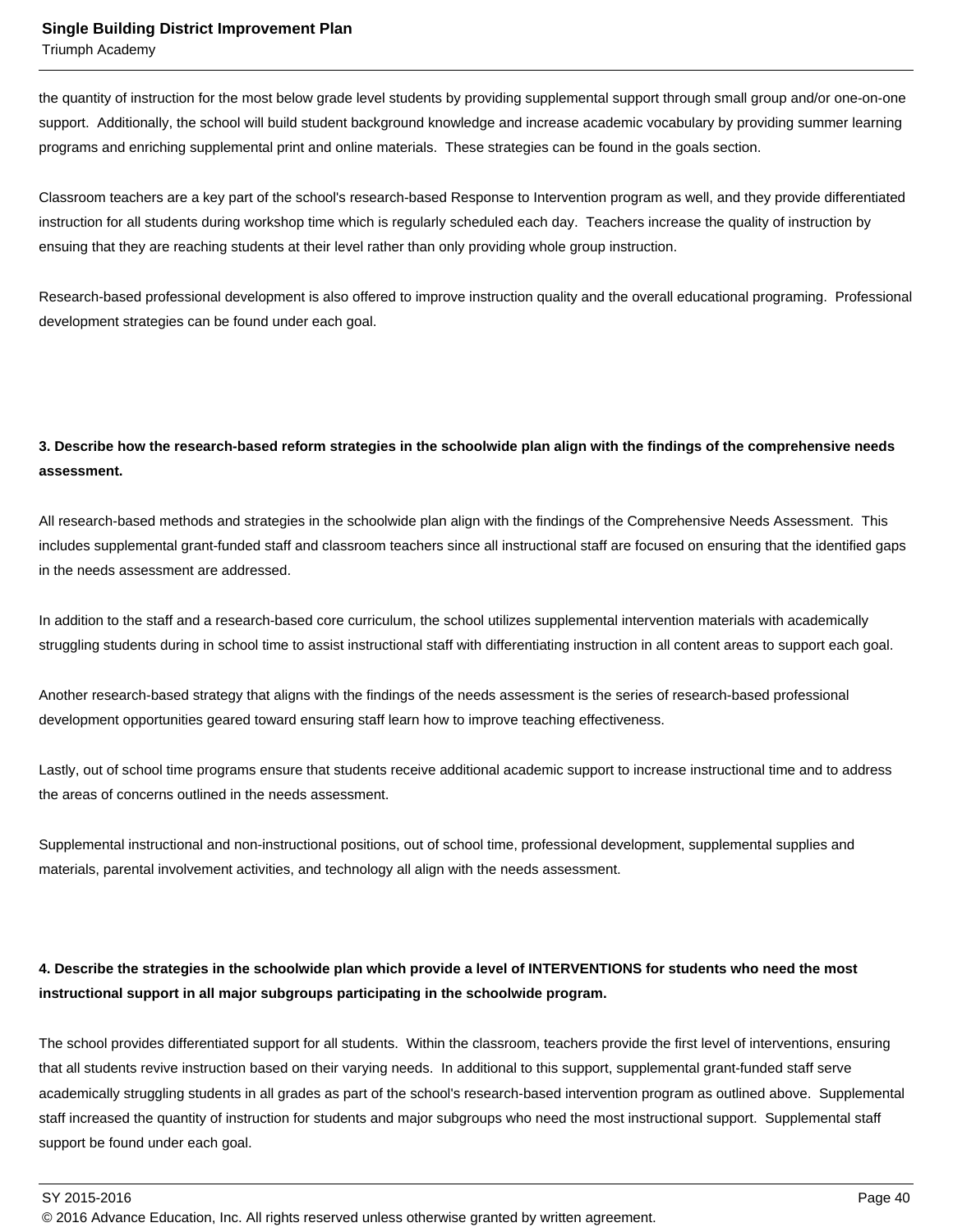the quantity of instruction for the most below grade level students by providing supplemental support through small group and/or one-on-one support. Additionally, the school will build student background knowledge and increase academic vocabulary by providing summer learning programs and enriching supplemental print and online materials. These strategies can be found in the goals section.

Classroom teachers are a key part of the school's research-based Response to Intervention program as well, and they provide differentiated instruction for all students during workshop time which is regularly scheduled each day. Teachers increase the quality of instruction by ensuing that they are reaching students at their level rather than only providing whole group instruction.

Research-based professional development is also offered to improve instruction quality and the overall educational programing. Professional development strategies can be found under each goal.

**3. Describe how the research-based reform strategies in the schoolwide plan align with the findings of the comprehensive needs assessment.**

All research-based methods and strategies in the schoolwide plan align with the findings of the Comprehensive Needs Assessment. This includes supplemental grant-funded staff and classroom teachers since all instructional staff are focused on ensuring that the identified gaps in the needs assessment are addressed.

In addition to the staff and a research-based core curriculum, the school utilizes supplemental intervention materials with academically struggling students during in school time to assist instructional staff with differentiating instruction in all content areas to support each goal.

Another research-based strategy that aligns with the findings of the needs assessment is the series of research-based professional development opportunities geared toward ensuring staff learn how to improve teaching effectiveness.

Lastly, out of school time programs ensure that students receive additional academic support to increase instructional time and to address the areas of concerns outlined in the needs assessment.

Supplemental instructional and non-instructional positions, out of school time, professional development, supplemental supplies and materials, parental involvement activities, and technology all align with the needs assessment.

**4. Describe the strategies in the schoolwide plan which provide a level of INTERVENTIONS for students who need the most instructional support in all major subgroups participating in the schoolwide program.**

The school provides differentiated support for all students. Within the classroom, teachers provide the first level of interventions, ensuring that all students revive instruction based on their varying needs. In additional to this support, supplemental grant-funded staff serve academically struggling students in all grades as part of the school's research-based intervention program as outlined above. Supplemental staff increased the quantity of instruction for students and major subgroups who need the most instructional support. Supplemental staff support be found under each goal.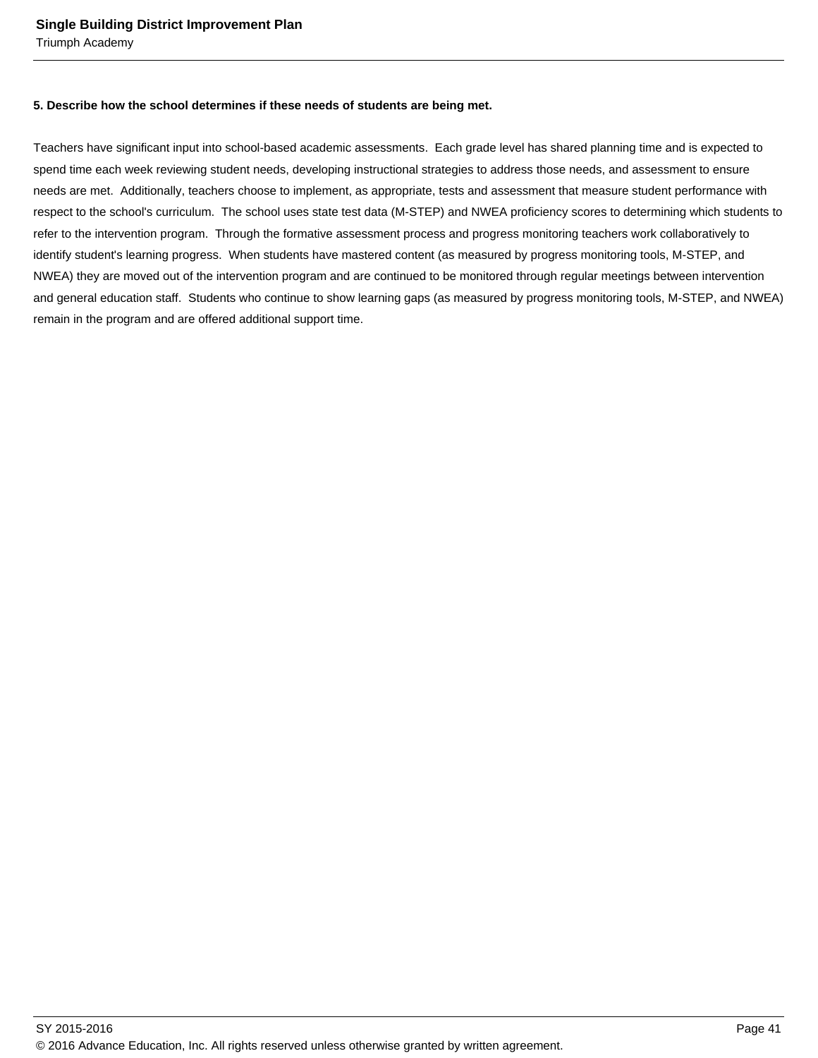**5. Describe how the school determines if these needs of students are being met.**

Teachers have significant input into school-based academic assessments.  Each grade level has shared planning time and is expected to spend time each week reviewing student needs, developing instructional strategies to address those needs, and assessment to ensure needs are met.  Additionally, teachers choose to implement, as appropriate, tests and assessment that measure student performance with respect to the school's curriculum.  The school uses state test data (M-STEP) and NWEA proficiency scores to determining which students to refer to the intervention program.  Through the formative assessment process and progress monitoring teachers work collaboratively to identify student's learning progress.  When students have mastered content (as measured by progress monitoring tools, M-STEP, and NWEA) they are moved out of the intervention program and are continued to be monitored through regular meetings between intervention and general education staff.  Students who continue to show learning gaps (as measured by progress monitoring tools, M-STEP, and NWEA) remain in the program and are offered additional support time.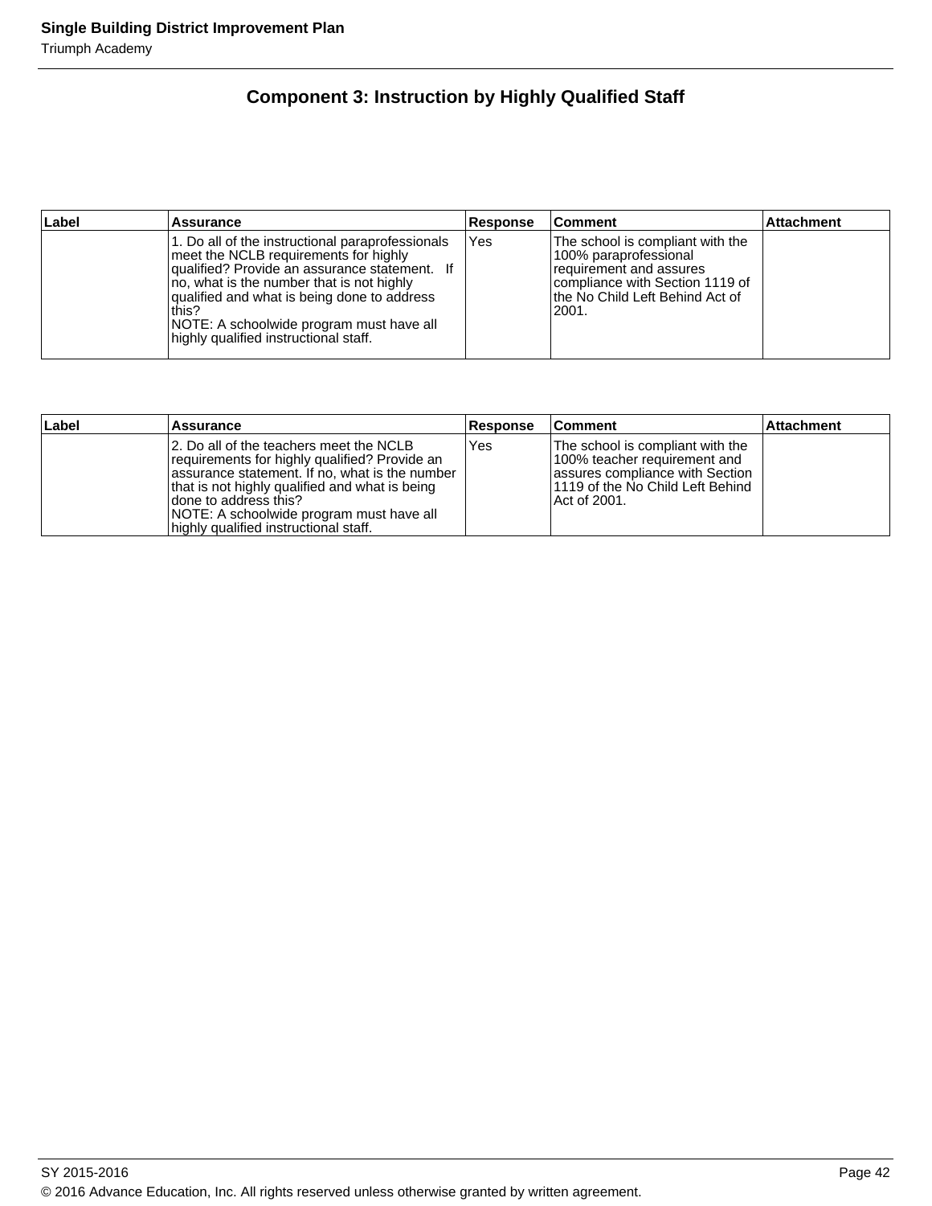## Component 3: Instruction by Highly Qualified Staff

| Label | Assurance | Response | Comment | Attachment |
|---|---|---|---|---|
| | 1. Do all of the instructional paraprofessionals meet the NCLB requirements for highly qualified? Provide an assurance statement. If no, what is the number that is not highly qualified and what is being done to address this?<br>NOTE: A schoolwide program must have all highly qualified instructional staff. | Yes | The school is compliant with the 100% paraprofessional requirement and assures compliance with Section 1119 of the No Child Left Behind Act of 2001. | |

| Label | Assurance | Response | Comment | Attachment |
|---|---|---|---|---|
| | 2. Do all of the teachers meet the NCLB requirements for highly qualified? Provide an assurance statement. If no, what is the number that is not highly qualified and what is being done to address this?<br>NOTE: A schoolwide program must have all highly qualified instructional staff. | Yes | The school is compliant with the 100% teacher requirement and assures compliance with Section 1119 of the No Child Left Behind Act of 2001. | |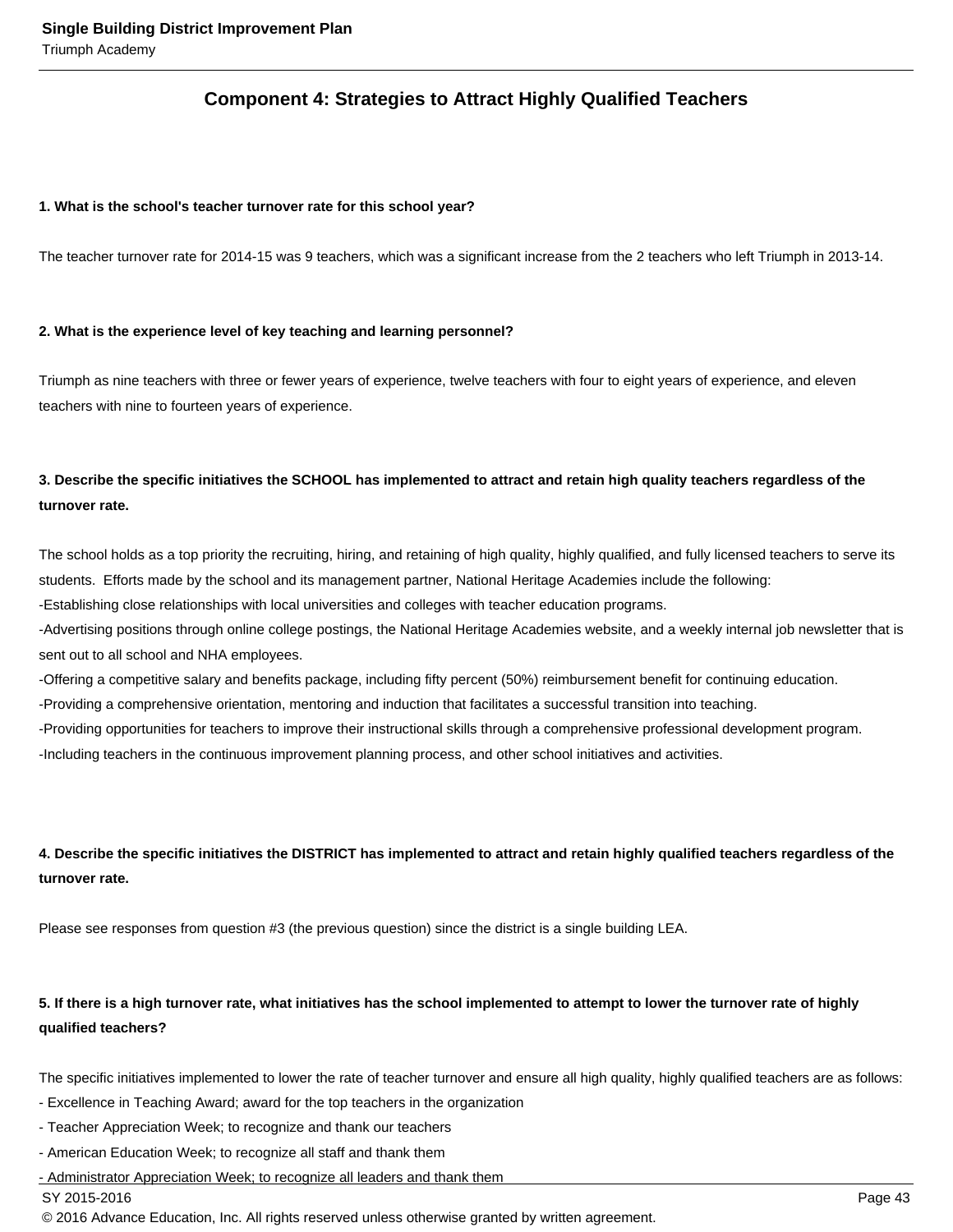## Component 4: Strategies to Attract Highly Qualified Teachers

**1. What is the school's teacher turnover rate for this school year?**

The teacher turnover rate for 2014-15 was 9 teachers, which was a significant increase from the 2 teachers who left Triumph in 2013-14.

**2. What is the experience level of key teaching and learning personnel?**

Triumph as nine teachers with three or fewer years of experience, twelve teachers with four to eight years of experience, and eleven teachers with nine to fourteen years of experience.

**3. Describe the specific initiatives the SCHOOL has implemented to attract and retain high quality teachers regardless of the turnover rate.**

The school holds as a top priority the recruiting, hiring, and retaining of high quality, highly qualified, and fully licensed teachers to serve its students. Efforts made by the school and its management partner, National Heritage Academies include the following:
-Establishing close relationships with local universities and colleges with teacher education programs.
-Advertising positions through online college postings, the National Heritage Academies website, and a weekly internal job newsletter that is sent out to all school and NHA employees.
-Offering a competitive salary and benefits package, including fifty percent (50%) reimbursement benefit for continuing education.
-Providing a comprehensive orientation, mentoring and induction that facilitates a successful transition into teaching.
-Providing opportunities for teachers to improve their instructional skills through a comprehensive professional development program.
-Including teachers in the continuous improvement planning process, and other school initiatives and activities.

**4. Describe the specific initiatives the DISTRICT has implemented to attract and retain highly qualified teachers regardless of the turnover rate.**

Please see responses from question #3 (the previous question) since the district is a single building LEA.

**5. If there is a high turnover rate, what initiatives has the school implemented to attempt to lower the turnover rate of highly qualified teachers?**

The specific initiatives implemented to lower the rate of teacher turnover and ensure all high quality, highly qualified teachers are as follows:
- Excellence in Teaching Award; award for the top teachers in the organization
- Teacher Appreciation Week; to recognize and thank our teachers
- American Education Week; to recognize all staff and thank them
- Administrator Appreciation Week; to recognize all leaders and thank them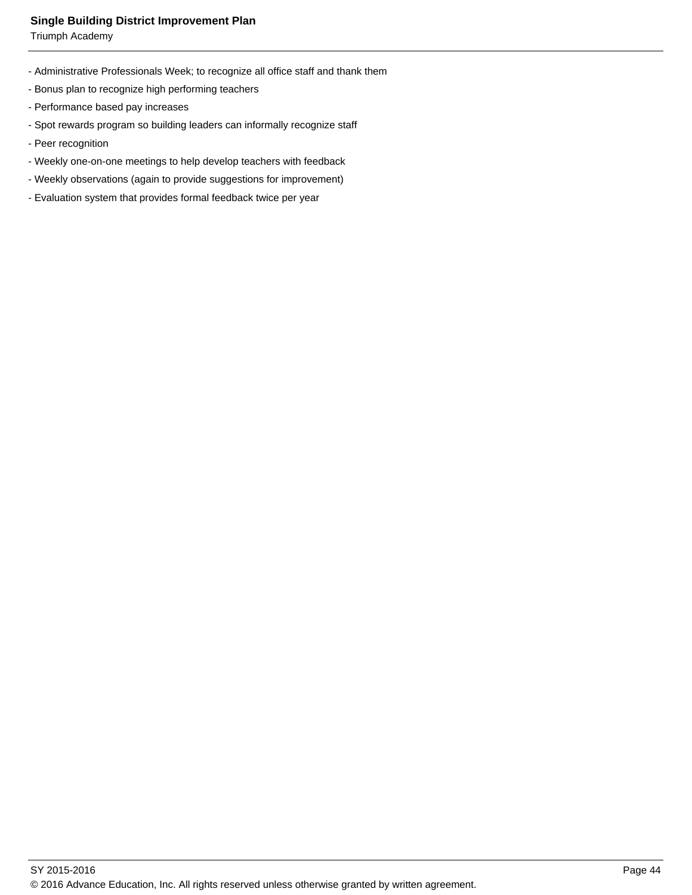- Administrative Professionals Week; to recognize all office staff and thank them
- Bonus plan to recognize high performing teachers
- Performance based pay increases
- Spot rewards program so building leaders can informally recognize staff
- Peer recognition
- Weekly one-on-one meetings to help develop teachers with feedback
- Weekly observations (again to provide suggestions for improvement)
- Evaluation system that provides formal feedback twice per year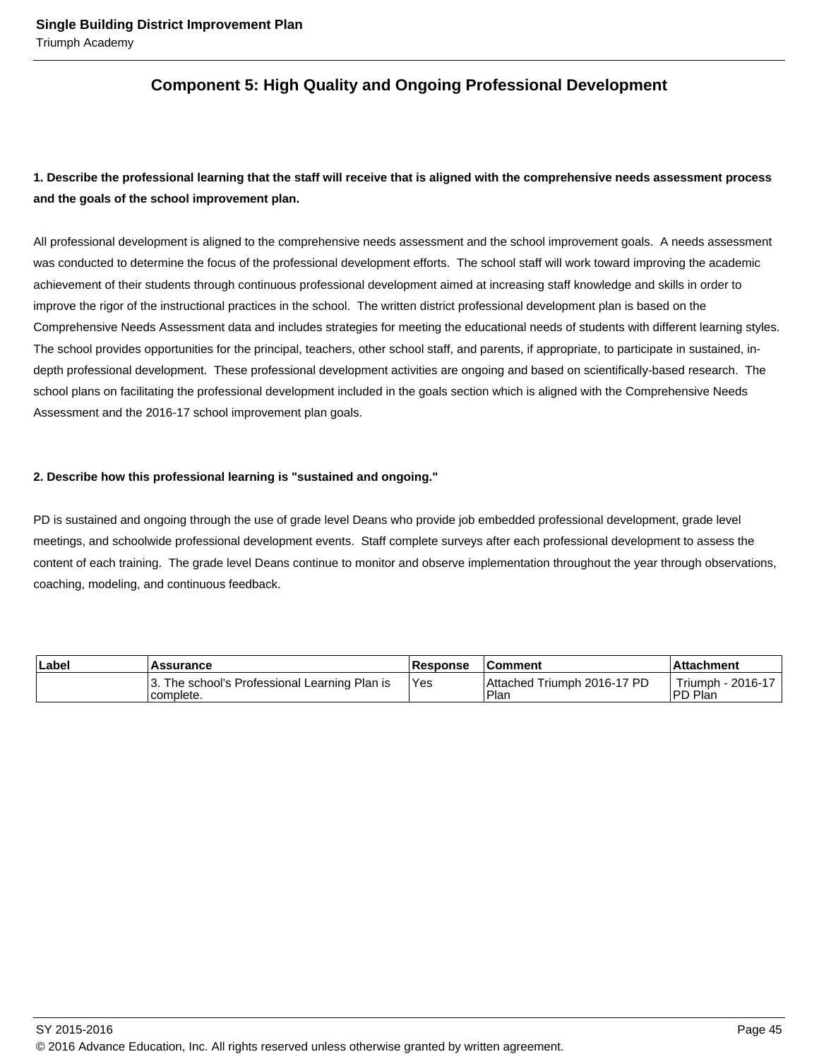## Component 5: High Quality and Ongoing Professional Development

**1. Describe the professional learning that the staff will receive that is aligned with the comprehensive needs assessment process and the goals of the school improvement plan.**

All professional development is aligned to the comprehensive needs assessment and the school improvement goals. A needs assessment was conducted to determine the focus of the professional development efforts. The school staff will work toward improving the academic achievement of their students through continuous professional development aimed at increasing staff knowledge and skills in order to improve the rigor of the instructional practices in the school. The written district professional development plan is based on the Comprehensive Needs Assessment data and includes strategies for meeting the educational needs of students with different learning styles. The school provides opportunities for the principal, teachers, other school staff, and parents, if appropriate, to participate in sustained, in-depth professional development. These professional development activities are ongoing and based on scientifically-based research. The school plans on facilitating the professional development included in the goals section which is aligned with the Comprehensive Needs Assessment and the 2016-17 school improvement plan goals.

**2. Describe how this professional learning is "sustained and ongoing."**

PD is sustained and ongoing through the use of grade level Deans who provide job embedded professional development, grade level meetings, and schoolwide professional development events. Staff complete surveys after each professional development to assess the content of each training. The grade level Deans continue to monitor and observe implementation throughout the year through observations, coaching, modeling, and continuous feedback.

| Label | Assurance | Response | Comment | Attachment |
|---|---|---|---|---|
| | 3. The school's Professional Learning Plan is complete. | Yes | Attached Triumph 2016-17 PD Plan | Triumph - 2016-17 PD Plan |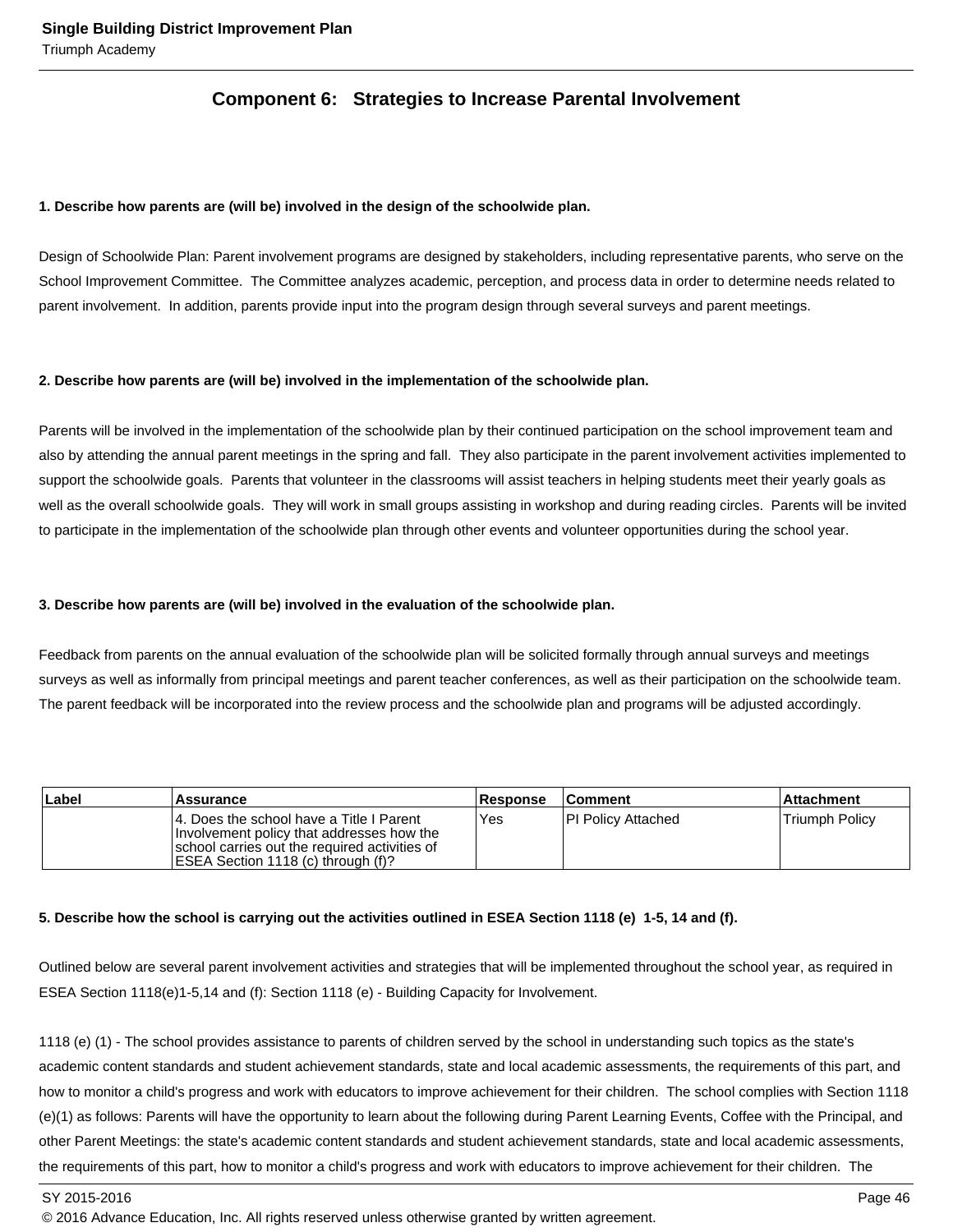## Component 6: Strategies to Increase Parental Involvement

**1. Describe how parents are (will be) involved in the design of the schoolwide plan.**

Design of Schoolwide Plan: Parent involvement programs are designed by stakeholders, including representative parents, who serve on the School Improvement Committee. The Committee analyzes academic, perception, and process data in order to determine needs related to parent involvement. In addition, parents provide input into the program design through several surveys and parent meetings.

**2. Describe how parents are (will be) involved in the implementation of the schoolwide plan.**

Parents will be involved in the implementation of the schoolwide plan by their continued participation on the school improvement team and also by attending the annual parent meetings in the spring and fall. They also participate in the parent involvement activities implemented to support the schoolwide goals. Parents that volunteer in the classrooms will assist teachers in helping students meet their yearly goals as well as the overall schoolwide goals. They will work in small groups assisting in workshop and during reading circles. Parents will be invited to participate in the implementation of the schoolwide plan through other events and volunteer opportunities during the school year.

**3. Describe how parents are (will be) involved in the evaluation of the schoolwide plan.**

Feedback from parents on the annual evaluation of the schoolwide plan will be solicited formally through annual surveys and meetings surveys as well as informally from principal meetings and parent teacher conferences, as well as their participation on the schoolwide team. The parent feedback will be incorporated into the review process and the schoolwide plan and programs will be adjusted accordingly.

| Label | Assurance | Response | Comment | Attachment |
|---|---|---|---|---|
| | 4. Does the school have a Title I Parent Involvement policy that addresses how the school carries out the required activities of ESEA Section 1118 (c) through (f)? | Yes | PI Policy Attached | Triumph Policy |

**5. Describe how the school is carrying out the activities outlined in ESEA Section 1118 (e) 1-5, 14 and (f).**

Outlined below are several parent involvement activities and strategies that will be implemented throughout the school year, as required in ESEA Section 1118(e)1-5,14 and (f): Section 1118 (e) - Building Capacity for Involvement.

1118 (e) (1) - The school provides assistance to parents of children served by the school in understanding such topics as the state's academic content standards and student achievement standards, state and local academic assessments, the requirements of this part, and how to monitor a child's progress and work with educators to improve achievement for their children. The school complies with Section 1118 (e)(1) as follows: Parents will have the opportunity to learn about the following during Parent Learning Events, Coffee with the Principal, and other Parent Meetings: the state's academic content standards and student achievement standards, state and local academic assessments, the requirements of this part, how to monitor a child's progress and work with educators to improve achievement for their children. The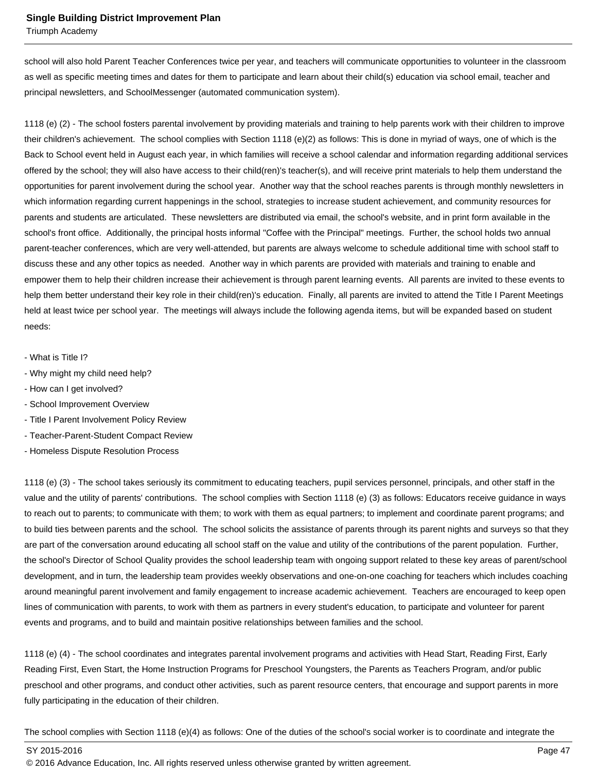school will also hold Parent Teacher Conferences twice per year, and teachers will communicate opportunities to volunteer in the classroom as well as specific meeting times and dates for them to participate and learn about their child(s) education via school email, teacher and principal newsletters, and SchoolMessenger (automated communication system).

1118 (e) (2) - The school fosters parental involvement by providing materials and training to help parents work with their children to improve their children's achievement.  The school complies with Section 1118 (e)(2) as follows: This is done in myriad of ways, one of which is the Back to School event held in August each year, in which families will receive a school calendar and information regarding additional services offered by the school; they will also have access to their child(ren)'s teacher(s), and will receive print materials to help them understand the opportunities for parent involvement during the school year.  Another way that the school reaches parents is through monthly newsletters in which information regarding current happenings in the school, strategies to increase student achievement, and community resources for parents and students are articulated.  These newsletters are distributed via email, the school's website, and in print form available in the school's front office.  Additionally, the principal hosts informal "Coffee with the Principal" meetings.  Further, the school holds two annual parent-teacher conferences, which are very well-attended, but parents are always welcome to schedule additional time with school staff to discuss these and any other topics as needed.  Another way in which parents are provided with materials and training to enable and empower them to help their children increase their achievement is through parent learning events.  All parents are invited to these events to help them better understand their key role in their child(ren)'s education.  Finally, all parents are invited to attend the Title I Parent Meetings held at least twice per school year.  The meetings will always include the following agenda items, but will be expanded based on student needs:

- What is Title I?
- Why might my child need help?
- How can I get involved?
- School Improvement Overview
- Title I Parent Involvement Policy Review
- Teacher-Parent-Student Compact Review
- Homeless Dispute Resolution Process

1118 (e) (3) - The school takes seriously its commitment to educating teachers, pupil services personnel, principals, and other staff in the value and the utility of parents' contributions.  The school complies with Section 1118 (e) (3) as follows: Educators receive guidance in ways to reach out to parents; to communicate with them; to work with them as equal partners; to implement and coordinate parent programs; and to build ties between parents and the school.  The school solicits the assistance of parents through its parent nights and surveys so that they are part of the conversation around educating all school staff on the value and utility of the contributions of the parent population.  Further, the school's Director of School Quality provides the school leadership team with ongoing support related to these key areas of parent/school development, and in turn, the leadership team provides weekly observations and one-on-one coaching for teachers which includes coaching around meaningful parent involvement and family engagement to increase academic achievement.  Teachers are encouraged to keep open lines of communication with parents, to work with them as partners in every student's education, to participate and volunteer for parent events and programs, and to build and maintain positive relationships between families and the school.

1118 (e) (4) - The school coordinates and integrates parental involvement programs and activities with Head Start, Reading First, Early Reading First, Even Start, the Home Instruction Programs for Preschool Youngsters, the Parents as Teachers Program, and/or public preschool and other programs, and conduct other activities, such as parent resource centers, that encourage and support parents in more fully participating in the education of their children.

The school complies with Section 1118 (e)(4) as follows: One of the duties of the school's social worker is to coordinate and integrate the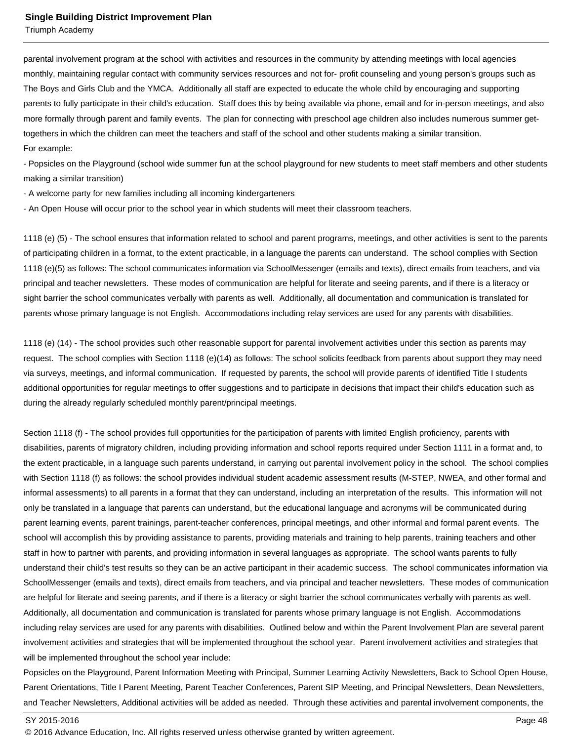parental involvement program at the school with activities and resources in the community by attending meetings with local agencies monthly, maintaining regular contact with community services resources and not for- profit counseling and young person's groups such as The Boys and Girls Club and the YMCA. Additionally all staff are expected to educate the whole child by encouraging and supporting parents to fully participate in their child's education. Staff does this by being available via phone, email and for in-person meetings, and also more formally through parent and family events. The plan for connecting with preschool age children also includes numerous summer get-togethers in which the children can meet the teachers and staff of the school and other students making a similar transition.
For example:
- Popsicles on the Playground (school wide summer fun at the school playground for new students to meet staff members and other students making a similar transition)
- A welcome party for new families including all incoming kindergarteners
- An Open House will occur prior to the school year in which students will meet their classroom teachers.

1118 (e) (5) - The school ensures that information related to school and parent programs, meetings, and other activities is sent to the parents of participating children in a format, to the extent practicable, in a language the parents can understand. The school complies with Section 1118 (e)(5) as follows: The school communicates information via SchoolMessenger (emails and texts), direct emails from teachers, and via principal and teacher newsletters. These modes of communication are helpful for literate and seeing parents, and if there is a literacy or sight barrier the school communicates verbally with parents as well. Additionally, all documentation and communication is translated for parents whose primary language is not English. Accommodations including relay services are used for any parents with disabilities.

1118 (e) (14) - The school provides such other reasonable support for parental involvement activities under this section as parents may request. The school complies with Section 1118 (e)(14) as follows: The school solicits feedback from parents about support they may need via surveys, meetings, and informal communication. If requested by parents, the school will provide parents of identified Title I students additional opportunities for regular meetings to offer suggestions and to participate in decisions that impact their child's education such as during the already regularly scheduled monthly parent/principal meetings.

Section 1118 (f) - The school provides full opportunities for the participation of parents with limited English proficiency, parents with disabilities, parents of migratory children, including providing information and school reports required under Section 1111 in a format and, to the extent practicable, in a language such parents understand, in carrying out parental involvement policy in the school. The school complies with Section 1118 (f) as follows: the school provides individual student academic assessment results (M-STEP, NWEA, and other formal and informal assessments) to all parents in a format that they can understand, including an interpretation of the results. This information will not only be translated in a language that parents can understand, but the educational language and acronyms will be communicated during parent learning events, parent trainings, parent-teacher conferences, principal meetings, and other informal and formal parent events. The school will accomplish this by providing assistance to parents, providing materials and training to help parents, training teachers and other staff in how to partner with parents, and providing information in several languages as appropriate. The school wants parents to fully understand their child's test results so they can be an active participant in their academic success. The school communicates information via SchoolMessenger (emails and texts), direct emails from teachers, and via principal and teacher newsletters. These modes of communication are helpful for literate and seeing parents, and if there is a literacy or sight barrier the school communicates verbally with parents as well. Additionally, all documentation and communication is translated for parents whose primary language is not English. Accommodations including relay services are used for any parents with disabilities. Outlined below and within the Parent Involvement Plan are several parent involvement activities and strategies that will be implemented throughout the school year. Parent involvement activities and strategies that will be implemented throughout the school year include:
Popsicles on the Playground, Parent Information Meeting with Principal, Summer Learning Activity Newsletters, Back to School Open House, Parent Orientations, Title I Parent Meeting, Parent Teacher Conferences, Parent SIP Meeting, and Principal Newsletters, Dean Newsletters, and Teacher Newsletters, Additional activities will be added as needed. Through these activities and parental involvement components, the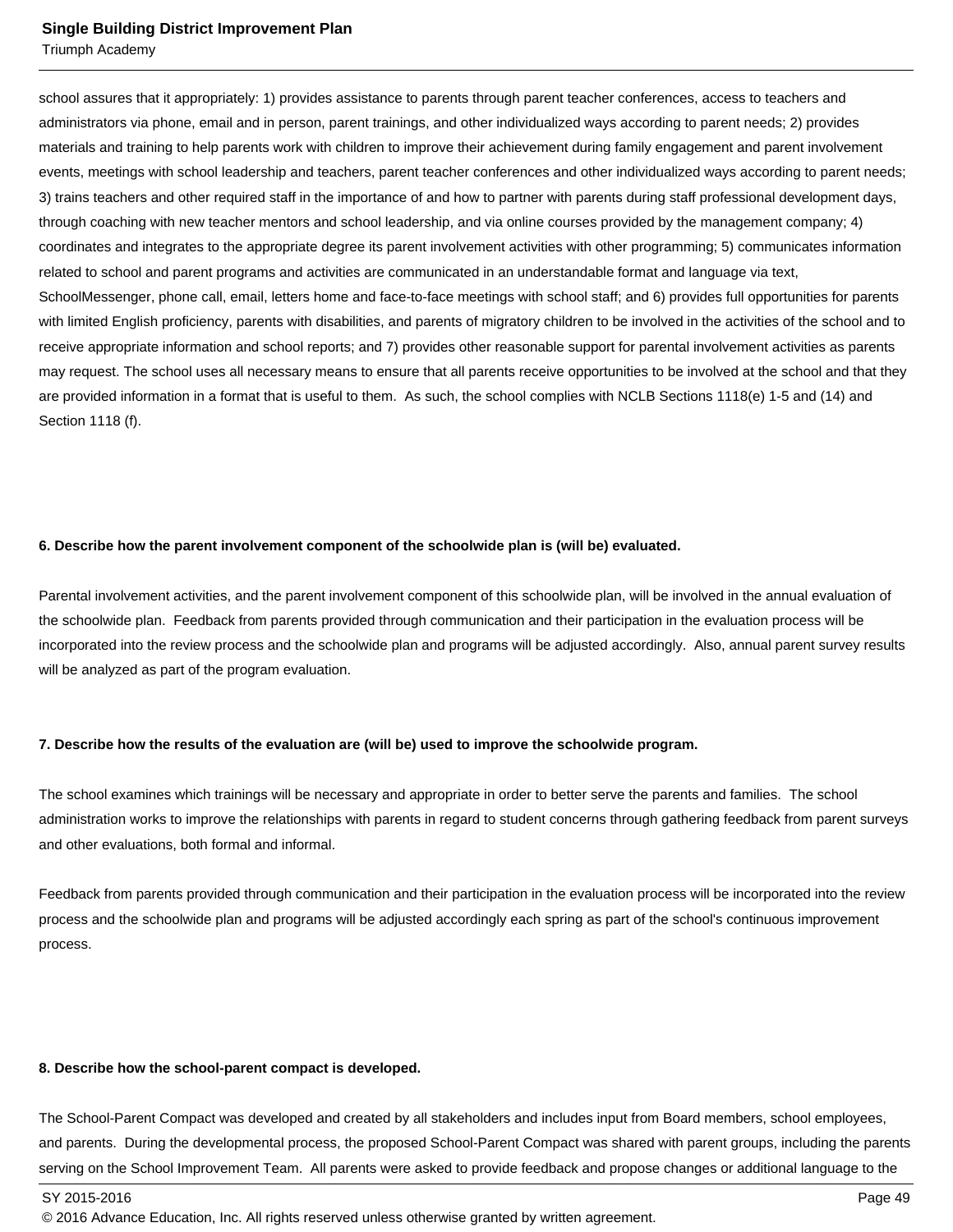school assures that it appropriately: 1) provides assistance to parents through parent teacher conferences, access to teachers and administrators via phone, email and in person, parent trainings, and other individualized ways according to parent needs; 2) provides materials and training to help parents work with children to improve their achievement during family engagement and parent involvement events, meetings with school leadership and teachers, parent teacher conferences and other individualized ways according to parent needs; 3) trains teachers and other required staff in the importance of and how to partner with parents during staff professional development days, through coaching with new teacher mentors and school leadership, and via online courses provided by the management company; 4) coordinates and integrates to the appropriate degree its parent involvement activities with other programming; 5) communicates information related to school and parent programs and activities are communicated in an understandable format and language via text, SchoolMessenger, phone call, email, letters home and face-to-face meetings with school staff; and 6) provides full opportunities for parents with limited English proficiency, parents with disabilities, and parents of migratory children to be involved in the activities of the school and to receive appropriate information and school reports; and 7) provides other reasonable support for parental involvement activities as parents may request. The school uses all necessary means to ensure that all parents receive opportunities to be involved at the school and that they are provided information in a format that is useful to them. As such, the school complies with NCLB Sections 1118(e) 1-5 and (14) and Section 1118 (f).

**6. Describe how the parent involvement component of the schoolwide plan is (will be) evaluated.**

Parental involvement activities, and the parent involvement component of this schoolwide plan, will be involved in the annual evaluation of the schoolwide plan. Feedback from parents provided through communication and their participation in the evaluation process will be incorporated into the review process and the schoolwide plan and programs will be adjusted accordingly. Also, annual parent survey results will be analyzed as part of the program evaluation.

**7. Describe how the results of the evaluation are (will be) used to improve the schoolwide program.**

The school examines which trainings will be necessary and appropriate in order to better serve the parents and families. The school administration works to improve the relationships with parents in regard to student concerns through gathering feedback from parent surveys and other evaluations, both formal and informal.

Feedback from parents provided through communication and their participation in the evaluation process will be incorporated into the review process and the schoolwide plan and programs will be adjusted accordingly each spring as part of the school's continuous improvement process.

**8. Describe how the school-parent compact is developed.**

The School-Parent Compact was developed and created by all stakeholders and includes input from Board members, school employees, and parents. During the developmental process, the proposed School-Parent Compact was shared with parent groups, including the parents serving on the School Improvement Team. All parents were asked to provide feedback and propose changes or additional language to the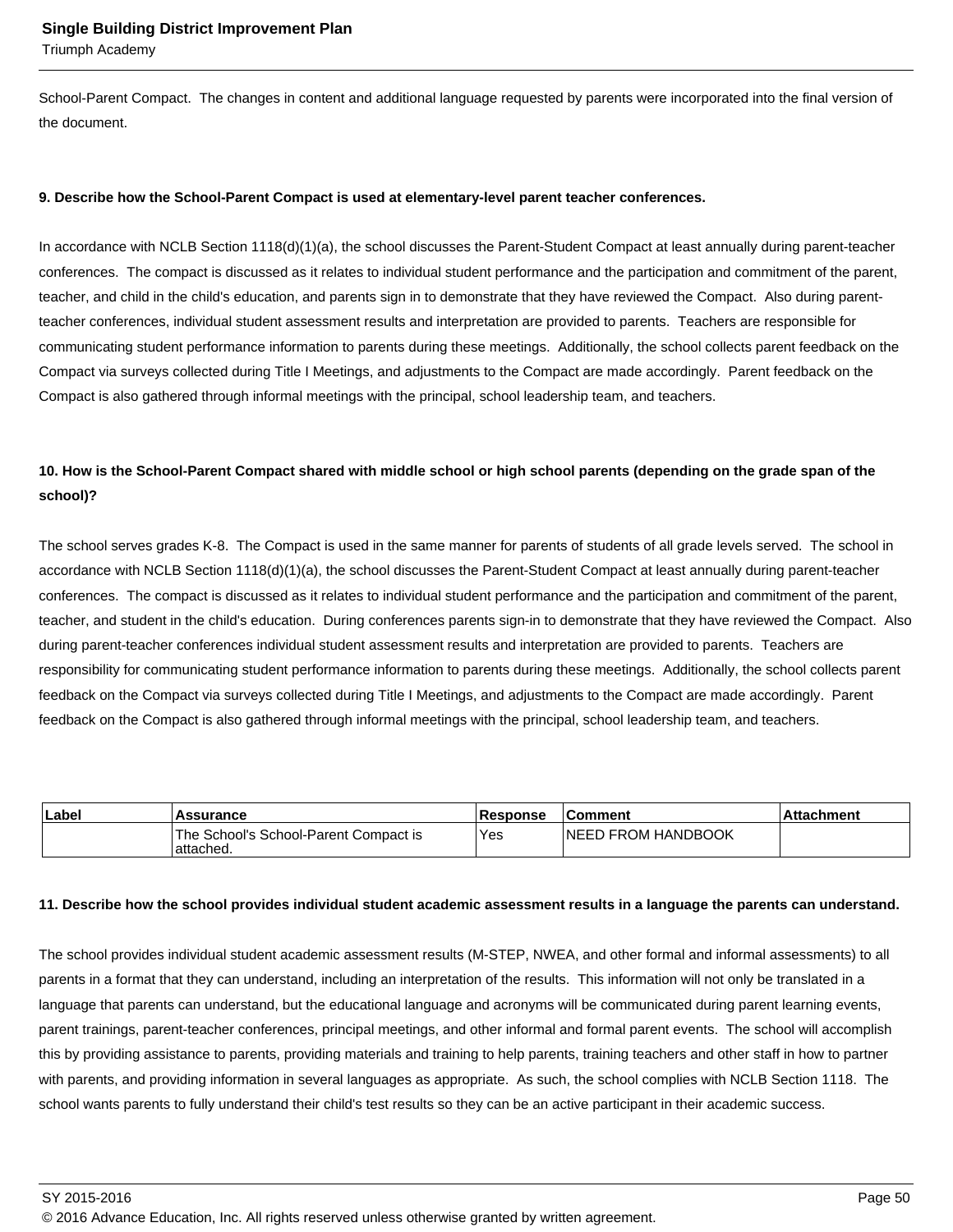School-Parent Compact. The changes in content and additional language requested by parents were incorporated into the final version of the document.

**9. Describe how the School-Parent Compact is used at elementary-level parent teacher conferences.**

In accordance with NCLB Section 1118(d)(1)(a), the school discusses the Parent-Student Compact at least annually during parent-teacher conferences. The compact is discussed as it relates to individual student performance and the participation and commitment of the parent, teacher, and child in the child's education, and parents sign in to demonstrate that they have reviewed the Compact. Also during parent-teacher conferences, individual student assessment results and interpretation are provided to parents. Teachers are responsible for communicating student performance information to parents during these meetings. Additionally, the school collects parent feedback on the Compact via surveys collected during Title I Meetings, and adjustments to the Compact are made accordingly. Parent feedback on the Compact is also gathered through informal meetings with the principal, school leadership team, and teachers.

**10. How is the School-Parent Compact shared with middle school or high school parents (depending on the grade span of the school)?**

The school serves grades K-8. The Compact is used in the same manner for parents of students of all grade levels served. The school in accordance with NCLB Section 1118(d)(1)(a), the school discusses the Parent-Student Compact at least annually during parent-teacher conferences. The compact is discussed as it relates to individual student performance and the participation and commitment of the parent, teacher, and student in the child's education. During conferences parents sign-in to demonstrate that they have reviewed the Compact. Also during parent-teacher conferences individual student assessment results and interpretation are provided to parents. Teachers are responsibility for communicating student performance information to parents during these meetings. Additionally, the school collects parent feedback on the Compact via surveys collected during Title I Meetings, and adjustments to the Compact are made accordingly. Parent feedback on the Compact is also gathered through informal meetings with the principal, school leadership team, and teachers.

| Label | Assurance | Response | Comment | Attachment |
|---|---|---|---|---|
| | The School's School-Parent Compact is attached. | Yes | NEED FROM HANDBOOK | |

**11. Describe how the school provides individual student academic assessment results in a language the parents can understand.**

The school provides individual student academic assessment results (M-STEP, NWEA, and other formal and informal assessments) to all parents in a format that they can understand, including an interpretation of the results. This information will not only be translated in a language that parents can understand, but the educational language and acronyms will be communicated during parent learning events, parent trainings, parent-teacher conferences, principal meetings, and other informal and formal parent events. The school will accomplish this by providing assistance to parents, providing materials and training to help parents, training teachers and other staff in how to partner with parents, and providing information in several languages as appropriate. As such, the school complies with NCLB Section 1118. The school wants parents to fully understand their child's test results so they can be an active participant in their academic success.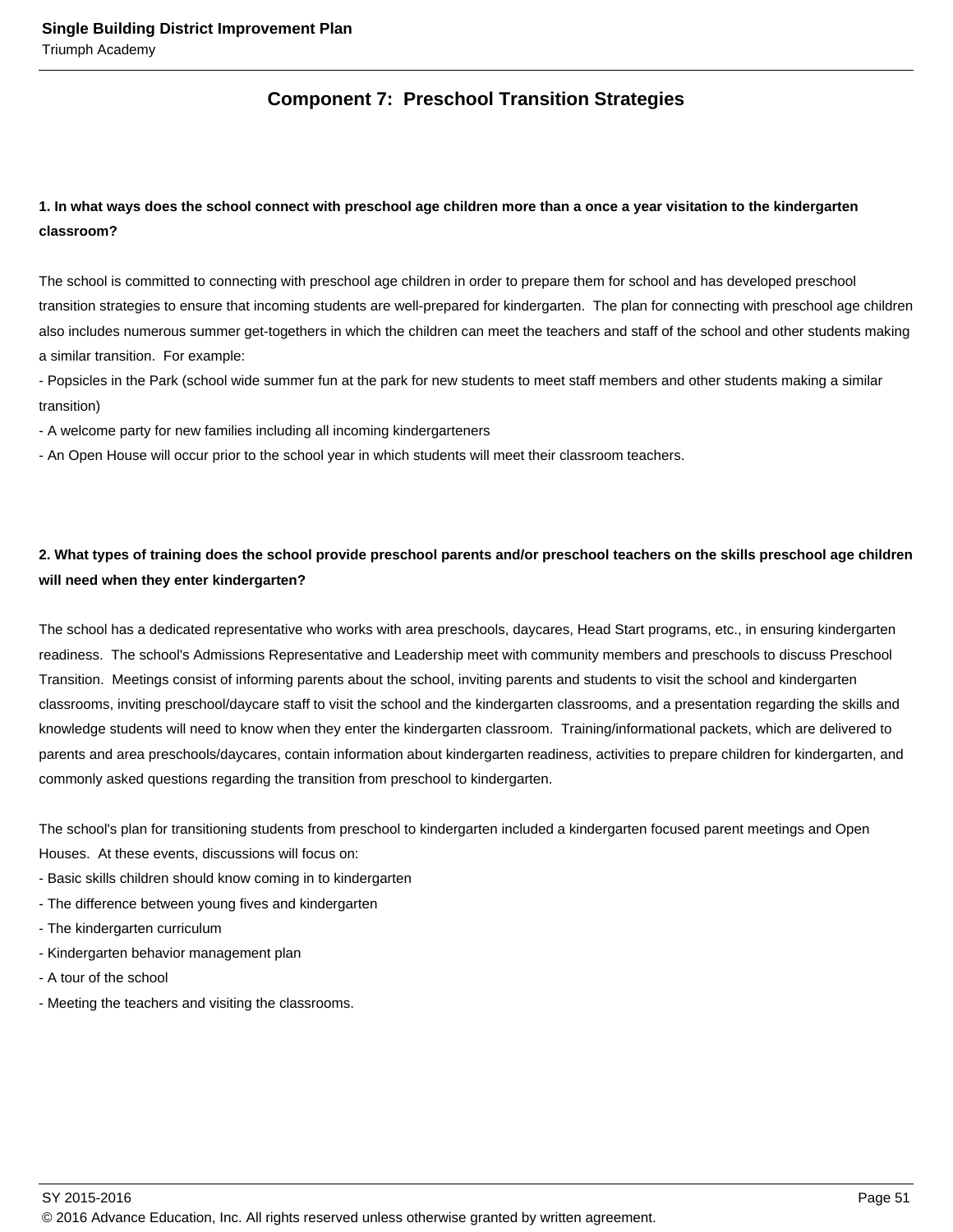## Component 7: Preschool Transition Strategies

**1. In what ways does the school connect with preschool age children more than a once a year visitation to the kindergarten classroom?**

The school is committed to connecting with preschool age children in order to prepare them for school and has developed preschool transition strategies to ensure that incoming students are well-prepared for kindergarten. The plan for connecting with preschool age children also includes numerous summer get-togethers in which the children can meet the teachers and staff of the school and other students making a similar transition. For example:

- Popsicles in the Park (school wide summer fun at the park for new students to meet staff members and other students making a similar transition)
- A welcome party for new families including all incoming kindergarteners
- An Open House will occur prior to the school year in which students will meet their classroom teachers.

**2. What types of training does the school provide preschool parents and/or preschool teachers on the skills preschool age children will need when they enter kindergarten?**

The school has a dedicated representative who works with area preschools, daycares, Head Start programs, etc., in ensuring kindergarten readiness. The school's Admissions Representative and Leadership meet with community members and preschools to discuss Preschool Transition. Meetings consist of informing parents about the school, inviting parents and students to visit the school and kindergarten classrooms, inviting preschool/daycare staff to visit the school and the kindergarten classrooms, and a presentation regarding the skills and knowledge students will need to know when they enter the kindergarten classroom. Training/informational packets, which are delivered to parents and area preschools/daycares, contain information about kindergarten readiness, activities to prepare children for kindergarten, and commonly asked questions regarding the transition from preschool to kindergarten.

The school's plan for transitioning students from preschool to kindergarten included a kindergarten focused parent meetings and Open Houses. At these events, discussions will focus on:

- Basic skills children should know coming in to kindergarten
- The difference between young fives and kindergarten
- The kindergarten curriculum
- Kindergarten behavior management plan
- A tour of the school
- Meeting the teachers and visiting the classrooms.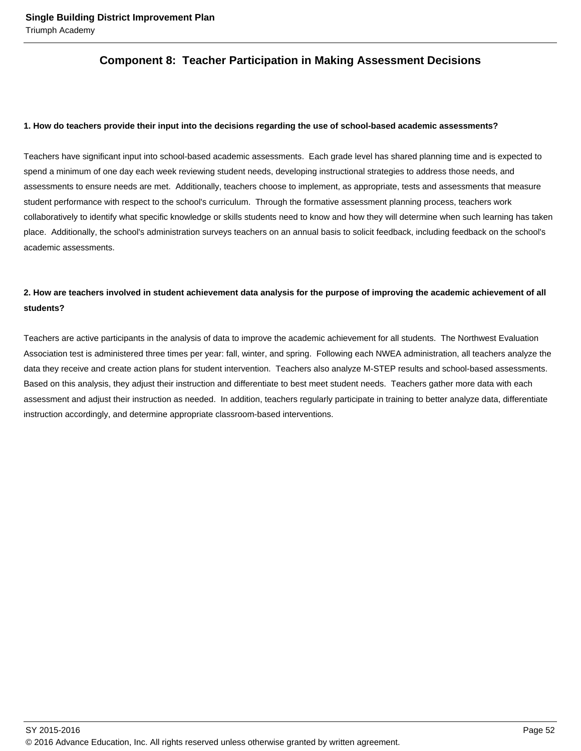## Component 8: Teacher Participation in Making Assessment Decisions

**1. How do teachers provide their input into the decisions regarding the use of school-based academic assessments?**

Teachers have significant input into school-based academic assessments. Each grade level has shared planning time and is expected to spend a minimum of one day each week reviewing student needs, developing instructional strategies to address those needs, and assessments to ensure needs are met. Additionally, teachers choose to implement, as appropriate, tests and assessments that measure student performance with respect to the school's curriculum. Through the formative assessment planning process, teachers work collaboratively to identify what specific knowledge or skills students need to know and how they will determine when such learning has taken place. Additionally, the school's administration surveys teachers on an annual basis to solicit feedback, including feedback on the school's academic assessments.

**2. How are teachers involved in student achievement data analysis for the purpose of improving the academic achievement of all students?**

Teachers are active participants in the analysis of data to improve the academic achievement for all students. The Northwest Evaluation Association test is administered three times per year: fall, winter, and spring. Following each NWEA administration, all teachers analyze the data they receive and create action plans for student intervention. Teachers also analyze M-STEP results and school-based assessments. Based on this analysis, they adjust their instruction and differentiate to best meet student needs. Teachers gather more data with each assessment and adjust their instruction as needed. In addition, teachers regularly participate in training to better analyze data, differentiate instruction accordingly, and determine appropriate classroom-based interventions.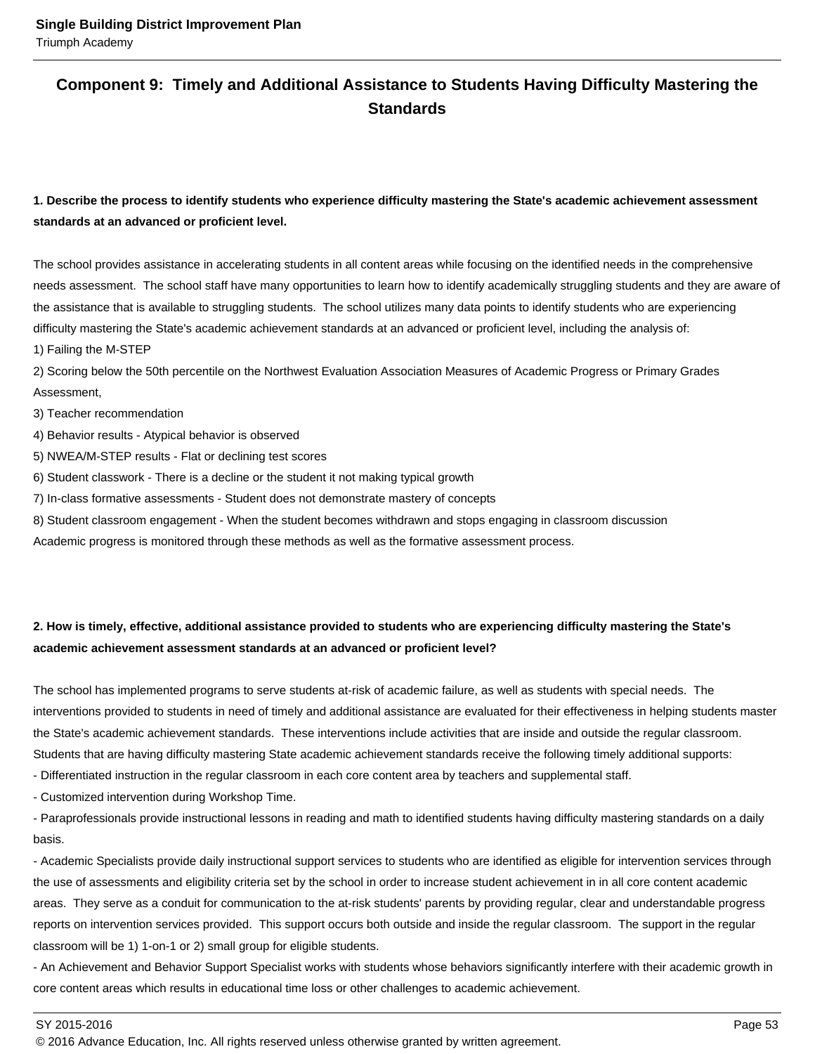## Component 9: Timely and Additional Assistance to Students Having Difficulty Mastering the Standards

**1. Describe the process to identify students who experience difficulty mastering the State's academic achievement assessment standards at an advanced or proficient level.**

The school provides assistance in accelerating students in all content areas while focusing on the identified needs in the comprehensive needs assessment. The school staff have many opportunities to learn how to identify academically struggling students and they are aware of the assistance that is available to struggling students. The school utilizes many data points to identify students who are experiencing difficulty mastering the State's academic achievement standards at an advanced or proficient level, including the analysis of:
1) Failing the M-STEP
2) Scoring below the 50th percentile on the Northwest Evaluation Association Measures of Academic Progress or Primary Grades Assessment,
3) Teacher recommendation
4) Behavior results - Atypical behavior is observed
5) NWEA/M-STEP results - Flat or declining test scores
6) Student classwork - There is a decline or the student it not making typical growth
7) In-class formative assessments - Student does not demonstrate mastery of concepts
8) Student classroom engagement - When the student becomes withdrawn and stops engaging in classroom discussion
Academic progress is monitored through these methods as well as the formative assessment process.

**2. How is timely, effective, additional assistance provided to students who are experiencing difficulty mastering the State's academic achievement assessment standards at an advanced or proficient level?**

The school has implemented programs to serve students at-risk of academic failure, as well as students with special needs. The interventions provided to students in need of timely and additional assistance are evaluated for their effectiveness in helping students master the State's academic achievement standards. These interventions include activities that are inside and outside the regular classroom. Students that are having difficulty mastering State academic achievement standards receive the following timely additional supports:
- Differentiated instruction in the regular classroom in each core content area by teachers and supplemental staff.
- Customized intervention during Workshop Time.
- Paraprofessionals provide instructional lessons in reading and math to identified students having difficulty mastering standards on a daily basis.
- Academic Specialists provide daily instructional support services to students who are identified as eligible for intervention services through the use of assessments and eligibility criteria set by the school in order to increase student achievement in in all core content academic areas. They serve as a conduit for communication to the at-risk students' parents by providing regular, clear and understandable progress reports on intervention services provided. This support occurs both outside and inside the regular classroom. The support in the regular classroom will be 1) 1-on-1 or 2) small group for eligible students.
- An Achievement and Behavior Support Specialist works with students whose behaviors significantly interfere with their academic growth in core content areas which results in educational time loss or other challenges to academic achievement.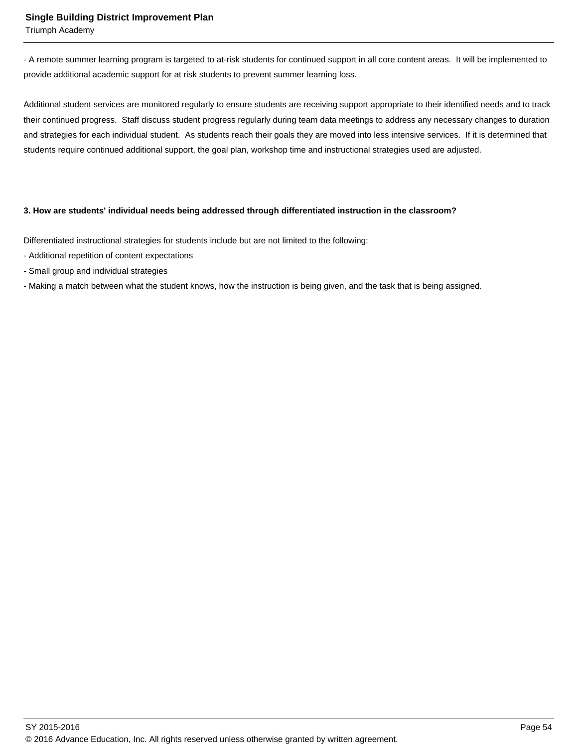- A remote summer learning program is targeted to at-risk students for continued support in all core content areas. It will be implemented to provide additional academic support for at risk students to prevent summer learning loss.

Additional student services are monitored regularly to ensure students are receiving support appropriate to their identified needs and to track their continued progress. Staff discuss student progress regularly during team data meetings to address any necessary changes to duration and strategies for each individual student. As students reach their goals they are moved into less intensive services. If it is determined that students require continued additional support, the goal plan, workshop time and instructional strategies used are adjusted.

**3. How are students' individual needs being addressed through differentiated instruction in the classroom?**

Differentiated instructional strategies for students include but are not limited to the following:

- Additional repetition of content expectations
- Small group and individual strategies
- Making a match between what the student knows, how the instruction is being given, and the task that is being assigned.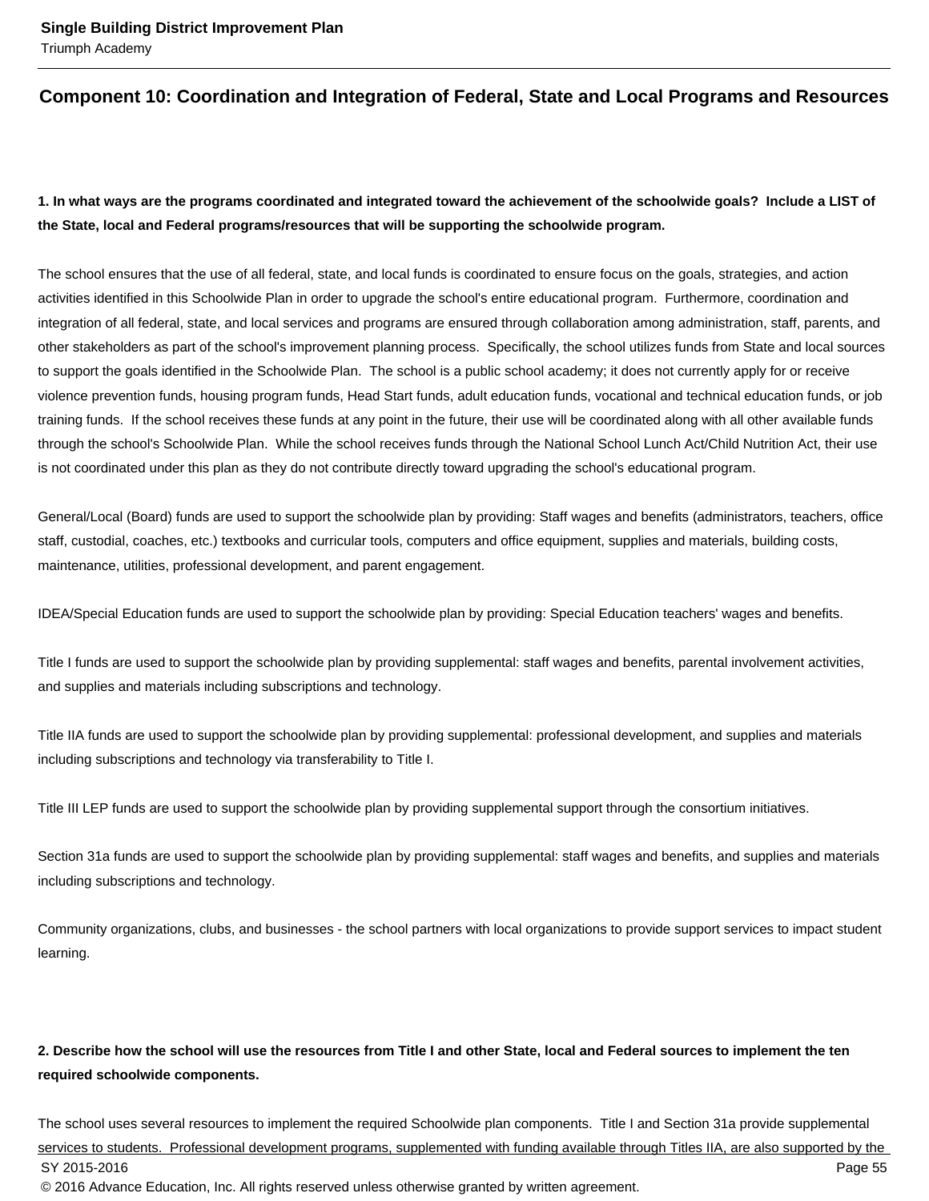## Component 10: Coordination and Integration of Federal, State and Local Programs and Resources

**1. In what ways are the programs coordinated and integrated toward the achievement of the schoolwide goals? Include a LIST of the State, local and Federal programs/resources that will be supporting the schoolwide program.**

The school ensures that the use of all federal, state, and local funds is coordinated to ensure focus on the goals, strategies, and action activities identified in this Schoolwide Plan in order to upgrade the school's entire educational program. Furthermore, coordination and integration of all federal, state, and local services and programs are ensured through collaboration among administration, staff, parents, and other stakeholders as part of the school's improvement planning process. Specifically, the school utilizes funds from State and local sources to support the goals identified in the Schoolwide Plan. The school is a public school academy; it does not currently apply for or receive violence prevention funds, housing program funds, Head Start funds, adult education funds, vocational and technical education funds, or job training funds. If the school receives these funds at any point in the future, their use will be coordinated along with all other available funds through the school's Schoolwide Plan. While the school receives funds through the National School Lunch Act/Child Nutrition Act, their use is not coordinated under this plan as they do not contribute directly toward upgrading the school's educational program.

General/Local (Board) funds are used to support the schoolwide plan by providing: Staff wages and benefits (administrators, teachers, office staff, custodial, coaches, etc.) textbooks and curricular tools, computers and office equipment, supplies and materials, building costs, maintenance, utilities, professional development, and parent engagement.

IDEA/Special Education funds are used to support the schoolwide plan by providing: Special Education teachers' wages and benefits.

Title I funds are used to support the schoolwide plan by providing supplemental: staff wages and benefits, parental involvement activities, and supplies and materials including subscriptions and technology.

Title IIA funds are used to support the schoolwide plan by providing supplemental: professional development, and supplies and materials including subscriptions and technology via transferability to Title I.

Title III LEP funds are used to support the schoolwide plan by providing supplemental support through the consortium initiatives.

Section 31a funds are used to support the schoolwide plan by providing supplemental: staff wages and benefits, and supplies and materials including subscriptions and technology.

Community organizations, clubs, and businesses - the school partners with local organizations to provide support services to impact student learning.

**2. Describe how the school will use the resources from Title I and other State, local and Federal sources to implement the ten required schoolwide components.**

The school uses several resources to implement the required Schoolwide plan components. Title I and Section 31a provide supplemental services to students. Professional development programs, supplemented with funding available through Titles IIA, are also supported by the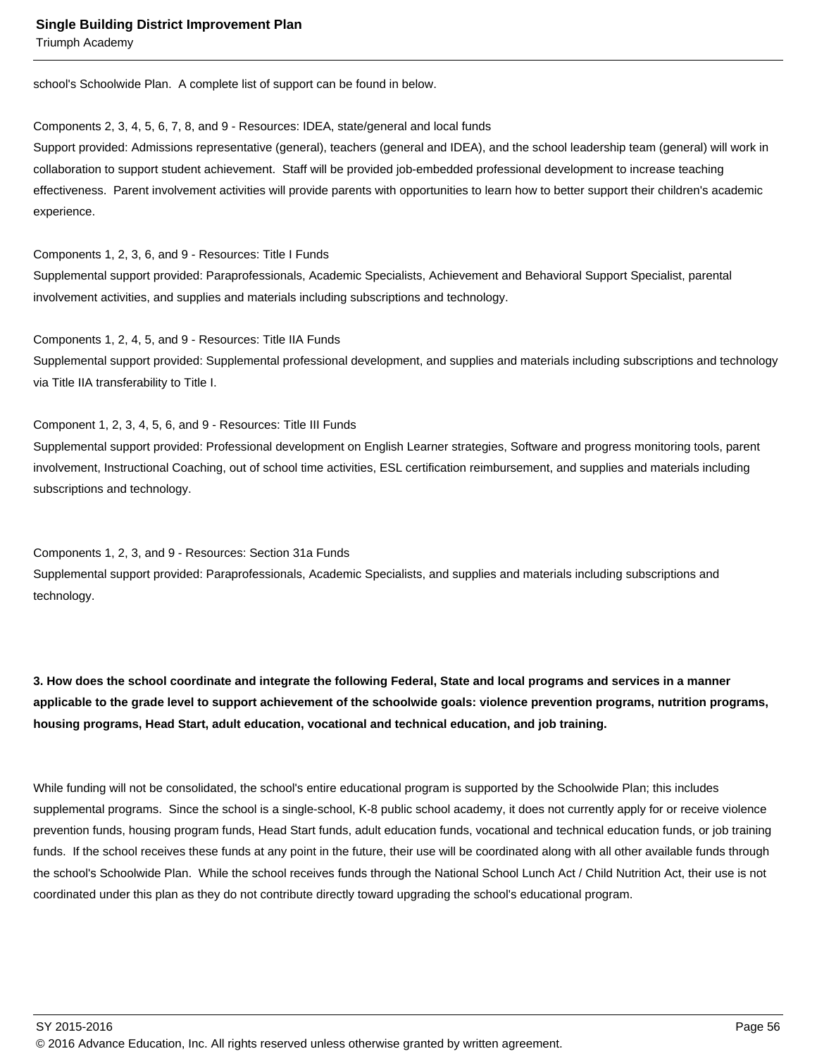school's Schoolwide Plan.  A complete list of support can be found in below.

Components 2, 3, 4, 5, 6, 7, 8, and 9 - Resources: IDEA, state/general and local funds
Support provided: Admissions representative (general), teachers (general and IDEA), and the school leadership team (general) will work in collaboration to support student achievement.  Staff will be provided job-embedded professional development to increase teaching effectiveness.  Parent involvement activities will provide parents with opportunities to learn how to better support their children's academic experience.

Components 1, 2, 3, 6, and 9 - Resources: Title I Funds
Supplemental support provided: Paraprofessionals, Academic Specialists, Achievement and Behavioral Support Specialist, parental involvement activities, and supplies and materials including subscriptions and technology.

Components 1, 2, 4, 5, and 9 - Resources: Title IIA Funds
Supplemental support provided: Supplemental professional development, and supplies and materials including subscriptions and technology via Title IIA transferability to Title I.

Component 1, 2, 3, 4, 5, 6, and 9 - Resources: Title III Funds
Supplemental support provided: Professional development on English Learner strategies, Software and progress monitoring tools, parent involvement, Instructional Coaching, out of school time activities, ESL certification reimbursement, and supplies and materials including subscriptions and technology.

Components 1, 2, 3, and 9 - Resources: Section 31a Funds
Supplemental support provided: Paraprofessionals, Academic Specialists, and supplies and materials including subscriptions and technology.

**3. How does the school coordinate and integrate the following Federal, State and local programs and services in a manner applicable to the grade level to support achievement of the schoolwide goals: violence prevention programs, nutrition programs, housing programs, Head Start, adult education, vocational and technical education, and job training.**

While funding will not be consolidated, the school's entire educational program is supported by the Schoolwide Plan; this includes supplemental programs.  Since the school is a single-school, K-8 public school academy, it does not currently apply for or receive violence prevention funds, housing program funds, Head Start funds, adult education funds, vocational and technical education funds, or job training funds.  If the school receives these funds at any point in the future, their use will be coordinated along with all other available funds through the school's Schoolwide Plan.  While the school receives funds through the National School Lunch Act / Child Nutrition Act, their use is not coordinated under this plan as they do not contribute directly toward upgrading the school's educational program.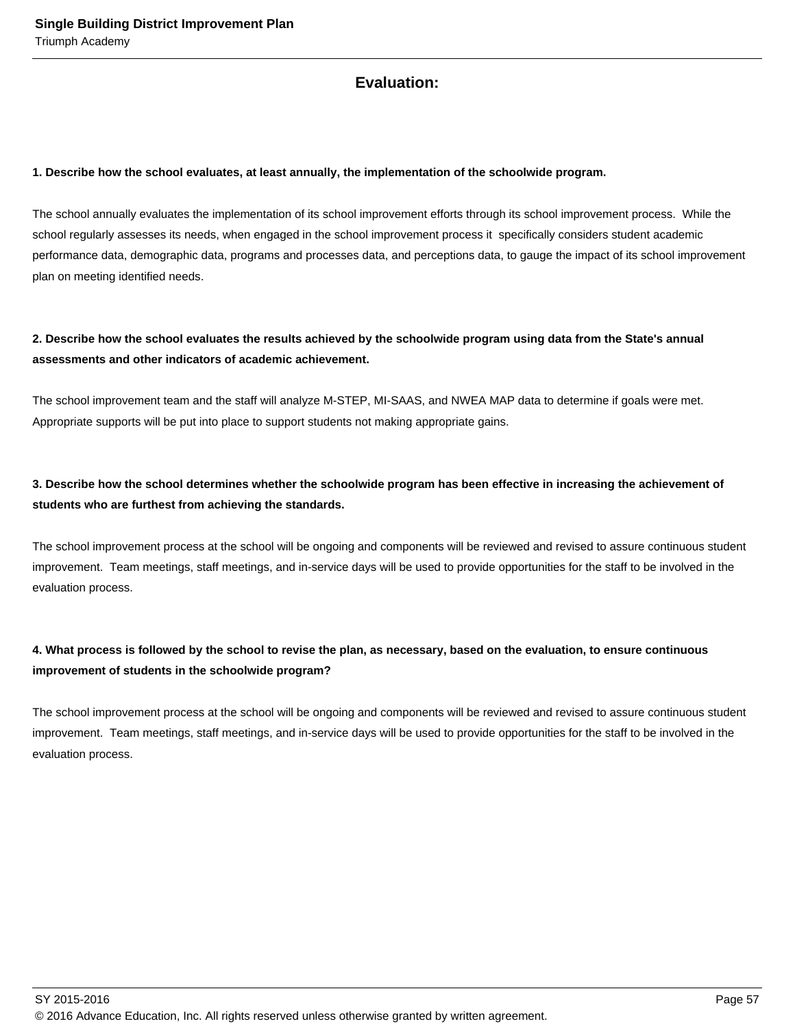## Evaluation:

**1. Describe how the school evaluates, at least annually, the implementation of the schoolwide program.**

The school annually evaluates the implementation of its school improvement efforts through its school improvement process. While the school regularly assesses its needs, when engaged in the school improvement process it specifically considers student academic performance data, demographic data, programs and processes data, and perceptions data, to gauge the impact of its school improvement plan on meeting identified needs.

**2. Describe how the school evaluates the results achieved by the schoolwide program using data from the State's annual assessments and other indicators of academic achievement.**

The school improvement team and the staff will analyze M-STEP, MI-SAAS, and NWEA MAP data to determine if goals were met. Appropriate supports will be put into place to support students not making appropriate gains.

**3. Describe how the school determines whether the schoolwide program has been effective in increasing the achievement of students who are furthest from achieving the standards.**

The school improvement process at the school will be ongoing and components will be reviewed and revised to assure continuous student improvement. Team meetings, staff meetings, and in-service days will be used to provide opportunities for the staff to be involved in the evaluation process.

**4. What process is followed by the school to revise the plan, as necessary, based on the evaluation, to ensure continuous improvement of students in the schoolwide program?**

The school improvement process at the school will be ongoing and components will be reviewed and revised to assure continuous student improvement. Team meetings, staff meetings, and in-service days will be used to provide opportunities for the staff to be involved in the evaluation process.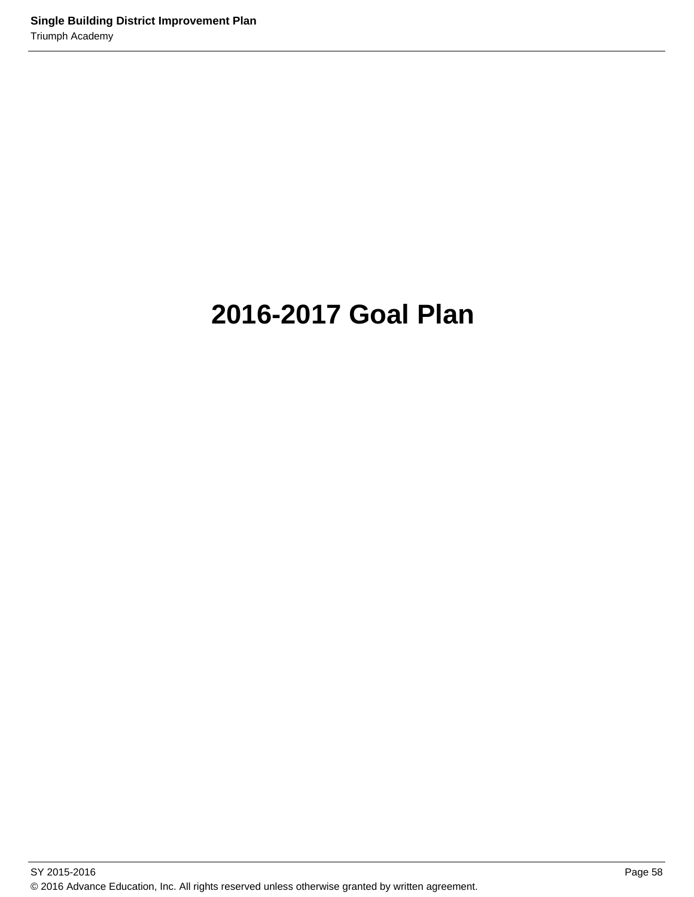# 2016-2017 Goal Plan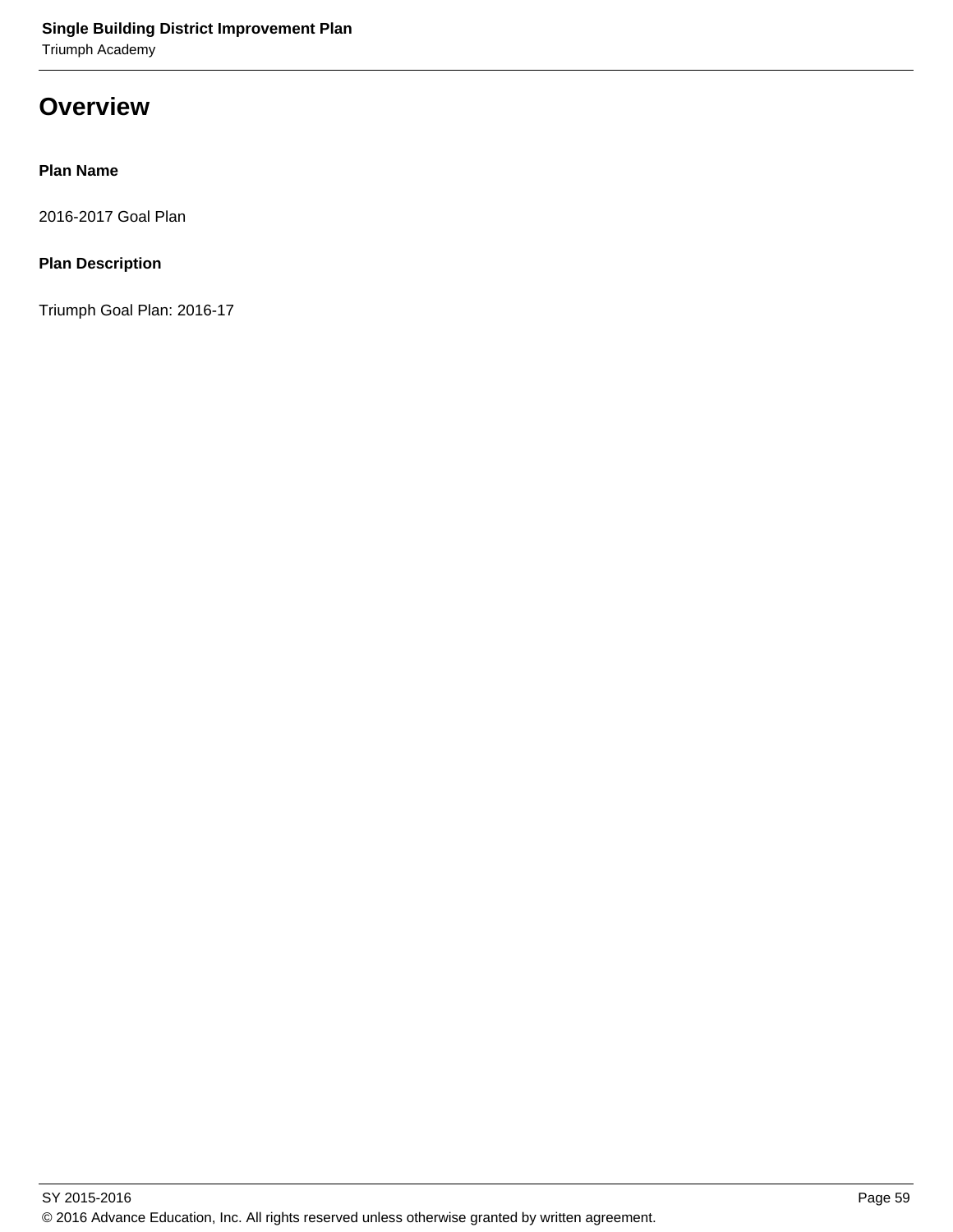# Overview

**Plan Name**

2016-2017 Goal Plan

**Plan Description**

Triumph Goal Plan: 2016-17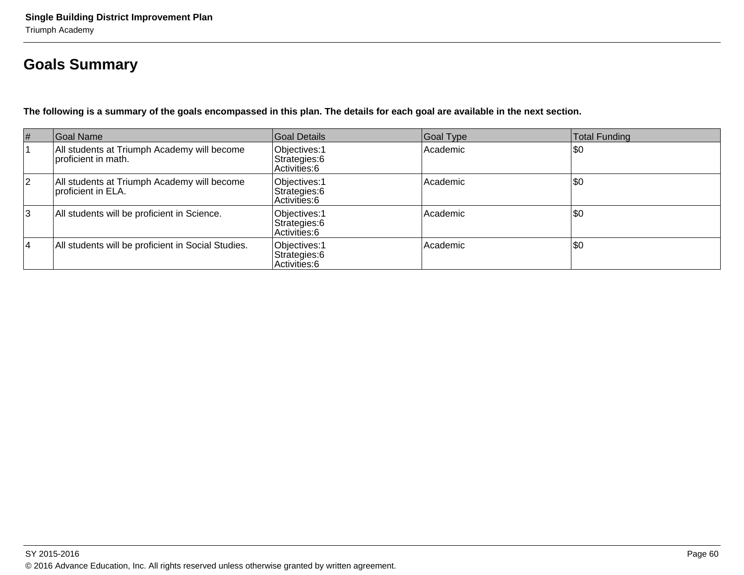## Goals Summary

**The following is a summary of the goals encompassed in this plan. The details for each goal are available in the next section.**

| # | Goal Name | Goal Details | Goal Type | Total Funding |
|---|---|---|---|---|
| 1 | All students at Triumph Academy will become proficient in math. | Objectives:1<br>Strategies:6<br>Activities:6 | Academic | $0 |
| 2 | All students at Triumph Academy will become proficient in ELA. | Objectives:1<br>Strategies:6<br>Activities:6 | Academic | $0 |
| 3 | All students will be proficient in Science. | Objectives:1<br>Strategies:6<br>Activities:6 | Academic | $0 |
| 4 | All students will be proficient in Social Studies. | Objectives:1<br>Strategies:6<br>Activities:6 | Academic | $0 |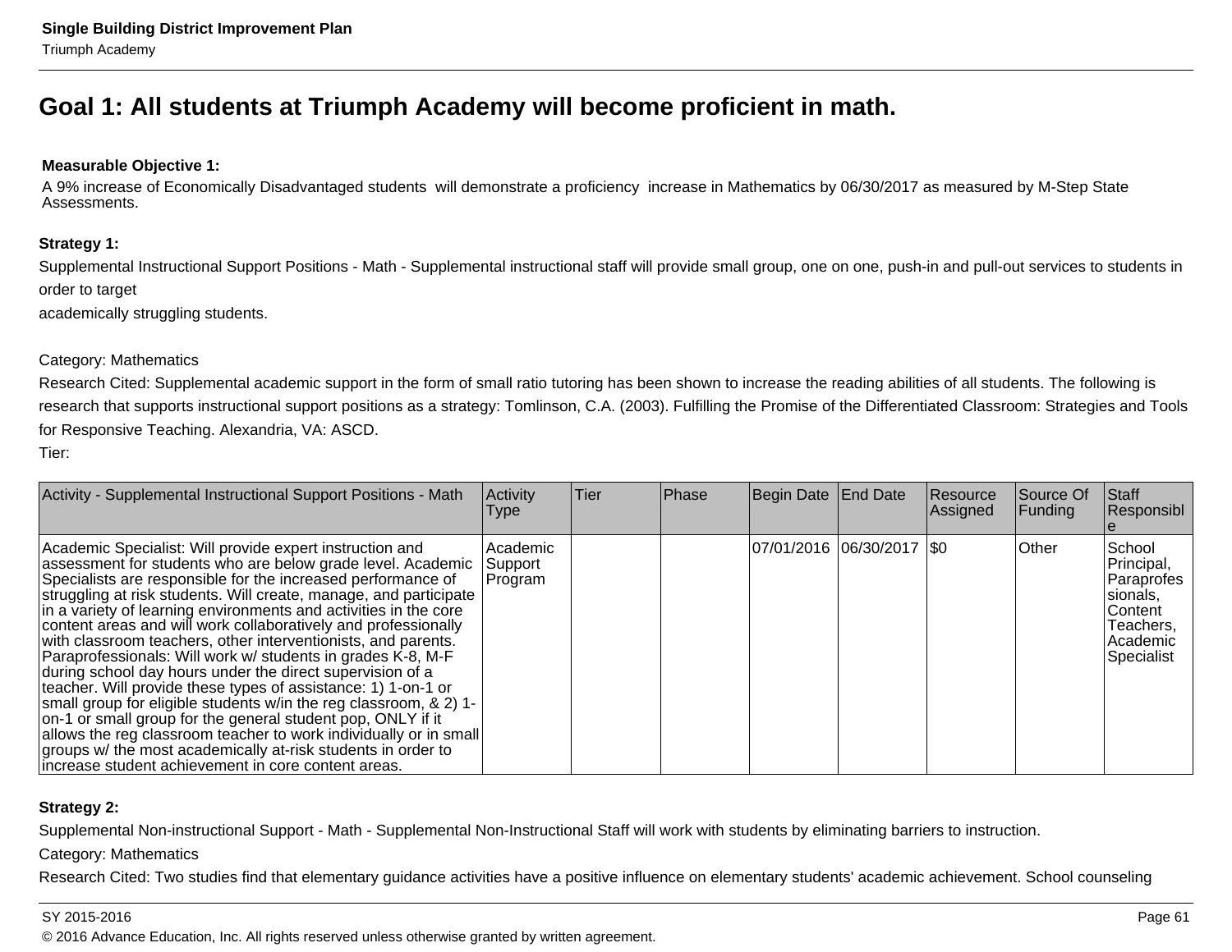## Goal 1: All students at Triumph Academy will become proficient in math.

**Measurable Objective 1:**

A 9% increase of Economically Disadvantaged students will demonstrate a proficiency increase in Mathematics by 06/30/2017 as measured by M-Step State Assessments.

**Strategy 1:**

Supplemental Instructional Support Positions - Math - Supplemental instructional staff will provide small group, one on one, push-in and pull-out services to students in order to target
academically struggling students.

Category: Mathematics

Research Cited: Supplemental academic support in the form of small ratio tutoring has been shown to increase the reading abilities of all students. The following is research that supports instructional support positions as a strategy: Tomlinson, C.A. (2003). Fulfilling the Promise of the Differentiated Classroom: Strategies and Tools for Responsive Teaching. Alexandria, VA: ASCD.

Tier:

| Activity - Supplemental Instructional Support Positions - Math | Activity Type | Tier | Phase | Begin Date | End Date | Resource Assigned | Source Of Funding | Staff Responsible |
|---|---|---|---|---|---|---|---|---|
| Academic Specialist: Will provide expert instruction and assessment for students who are below grade level. Academic Specialists are responsible for the increased performance of struggling at risk students. Will create, manage, and participate in a variety of learning environments and activities in the core content areas and will work collaboratively and professionally with classroom teachers, other interventionists, and parents. Paraprofessionals: Will work w/ students in grades K-8, M-F during school day hours under the direct supervision of a teacher. Will provide these types of assistance: 1) 1-on-1 or small group for eligible students w/in the reg classroom, & 2) 1-on-1 or small group for the general student pop, ONLY if it allows the reg classroom teacher to work individually or in small groups w/ the most academically at-risk students in order to increase student achievement in core content areas. | Academic Support Program | | | 07/01/2016 | 06/30/2017 | $0 | Other | School Principal, Paraprofessionals, Content Teachers, Academic Specialist |

**Strategy 2:**

Supplemental Non-instructional Support - Math - Supplemental Non-Instructional Staff will work with students by eliminating barriers to instruction.

Category: Mathematics

Research Cited: Two studies find that elementary guidance activities have a positive influence on elementary students' academic achievement. School counseling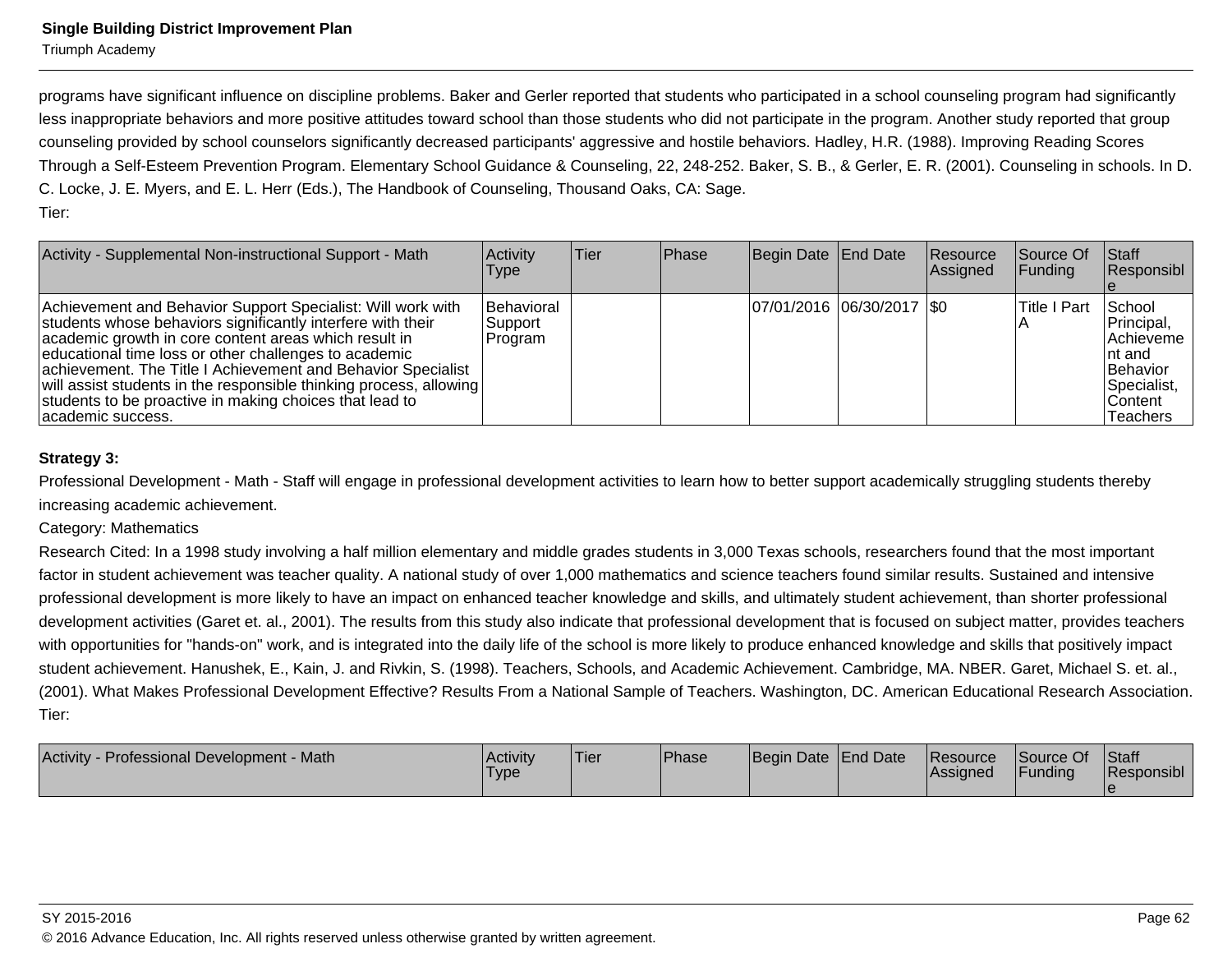programs have significant influence on discipline problems. Baker and Gerler reported that students who participated in a school counseling program had significantly less inappropriate behaviors and more positive attitudes toward school than those students who did not participate in the program. Another study reported that group counseling provided by school counselors significantly decreased participants' aggressive and hostile behaviors. Hadley, H.R. (1988). Improving Reading Scores Through a Self-Esteem Prevention Program. Elementary School Guidance & Counseling, 22, 248-252. Baker, S. B., & Gerler, E. R. (2001). Counseling in schools. In D. C. Locke, J. E. Myers, and E. L. Herr (Eds.), The Handbook of Counseling, Thousand Oaks, CA: Sage.

Tier:

| Activity - Supplemental Non-instructional Support - Math | Activity Type | Tier | Phase | Begin Date | End Date | Resource Assigned | Source Of Funding | Staff Responsible |
|---|---|---|---|---|---|---|---|---|
| Achievement and Behavior Support Specialist: Will work with students whose behaviors significantly interfere with their academic growth in core content areas which result in educational time loss or other challenges to academic achievement. The Title I Achievement and Behavior Specialist will assist students in the responsible thinking process, allowing students to be proactive in making choices that lead to academic success. | Behavioral Support Program | | | 07/01/2016 | 06/30/2017 | $0 | Title I Part A | School Principal, Achievement and Behavior Specialist, Content Teachers |

**Strategy 3:**

Professional Development - Math - Staff will engage in professional development activities to learn how to better support academically struggling students thereby increasing academic achievement.

Category: Mathematics

Research Cited: In a 1998 study involving a half million elementary and middle grades students in 3,000 Texas schools, researchers found that the most important factor in student achievement was teacher quality. A national study of over 1,000 mathematics and science teachers found similar results. Sustained and intensive professional development is more likely to have an impact on enhanced teacher knowledge and skills, and ultimately student achievement, than shorter professional development activities (Garet et. al., 2001). The results from this study also indicate that professional development that is focused on subject matter, provides teachers with opportunities for "hands-on" work, and is integrated into the daily life of the school is more likely to produce enhanced knowledge and skills that positively impact student achievement. Hanushek, E., Kain, J. and Rivkin, S. (1998). Teachers, Schools, and Academic Achievement. Cambridge, MA. NBER. Garet, Michael S. et. al., (2001). What Makes Professional Development Effective? Results From a National Sample of Teachers. Washington, DC. American Educational Research Association.

Tier:

| Activity - Professional Development - Math | Activity Type | Tier | Phase | Begin Date | End Date | Resource Assigned | Source Of Funding | Staff Responsible |
|---|---|---|---|---|---|---|---|---|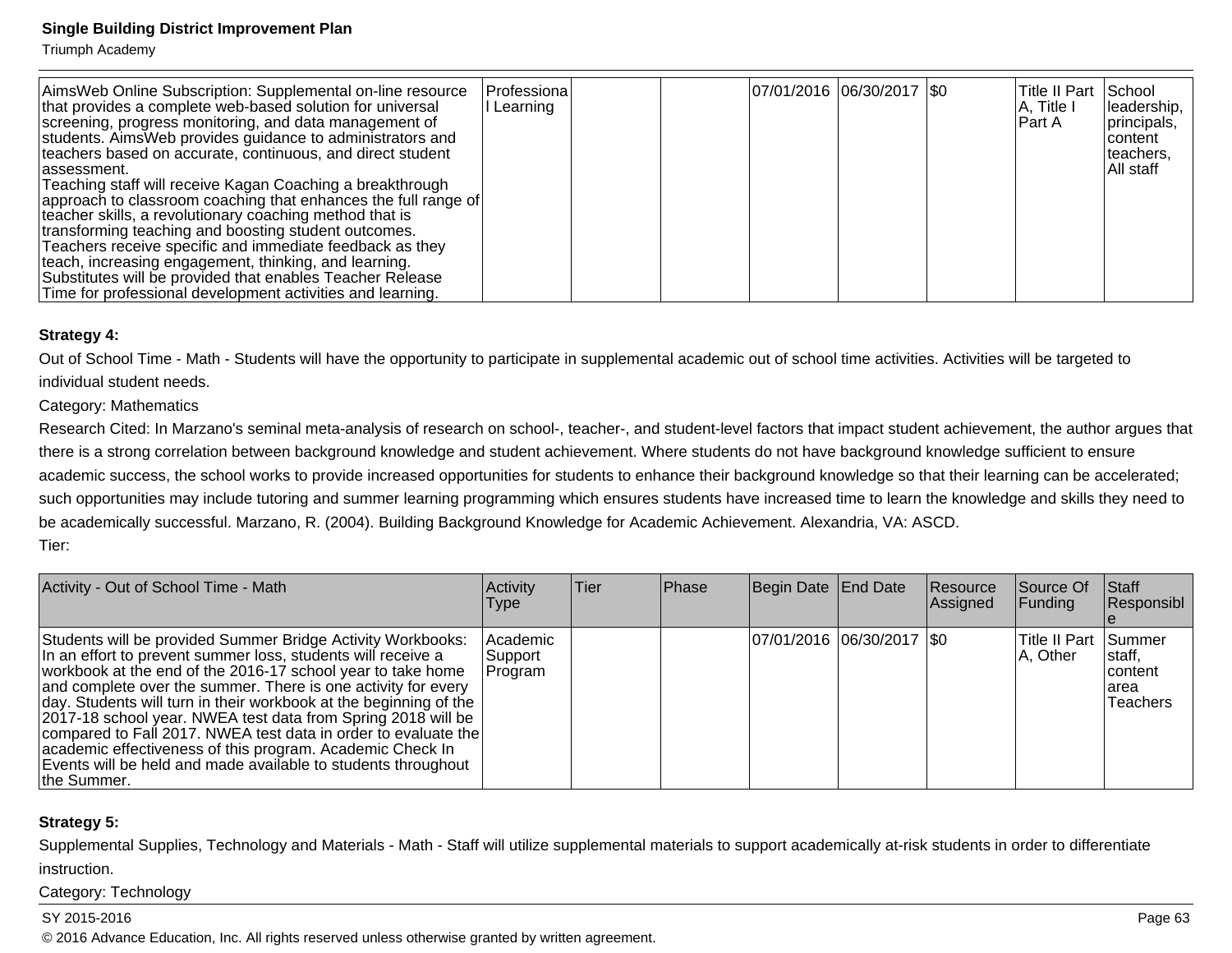| AimsWeb Online Subscription: Supplemental on-line resource that provides a complete web-based solution for universal screening, progress monitoring, and data management of students. AimsWeb provides guidance to administrators and teachers based on accurate, continuous, and direct student assessment.<br>Teaching staff will receive Kagan Coaching a breakthrough approach to classroom coaching that enhances the full range of teacher skills, a revolutionary coaching method that is transforming teaching and boosting student outcomes. Teachers receive specific and immediate feedback as they teach, increasing engagement, thinking, and learning.<br>Substitutes will be provided that enables Teacher Release Time for professional development activities and learning. | Professional Learning | | | 07/01/2016 | 06/30/2017 | $0 | Title II Part A, Title I Part A | School leadership, principals, content teachers, All staff |
|---|---|---|---|---|---|---|---|---|

**Strategy 4:**

Out of School Time - Math - Students will have the opportunity to participate in supplemental academic out of school time activities. Activities will be targeted to individual student needs.

Category: Mathematics

Research Cited: In Marzano's seminal meta-analysis of research on school-, teacher-, and student-level factors that impact student achievement, the author argues that there is a strong correlation between background knowledge and student achievement. Where students do not have background knowledge sufficient to ensure academic success, the school works to provide increased opportunities for students to enhance their background knowledge so that their learning can be accelerated; such opportunities may include tutoring and summer learning programming which ensures students have increased time to learn the knowledge and skills they need to be academically successful. Marzano, R. (2004). Building Background Knowledge for Academic Achievement. Alexandria, VA: ASCD.

Tier:

| Activity - Out of School Time - Math | Activity Type | Tier | Phase | Begin Date | End Date | Resource Assigned | Source Of Funding | Staff Responsible |
|---|---|---|---|---|---|---|---|---|
| Students will be provided Summer Bridge Activity Workbooks: In an effort to prevent summer loss, students will receive a workbook at the end of the 2016-17 school year to take home and complete over the summer. There is one activity for every day. Students will turn in their workbook at the beginning of the 2017-18 school year. NWEA test data from Spring 2018 will be compared to Fall 2017. NWEA test data in order to evaluate the academic effectiveness of this program. Academic Check In Events will be held and made available to students throughout the Summer. | Academic Support Program | | | 07/01/2016 | 06/30/2017 | $0 | Title II Part A, Other | Summer staff, content area Teachers |

**Strategy 5:**

Supplemental Supplies, Technology and Materials - Math - Staff will utilize supplemental materials to support academically at-risk students in order to differentiate instruction.

Category: Technology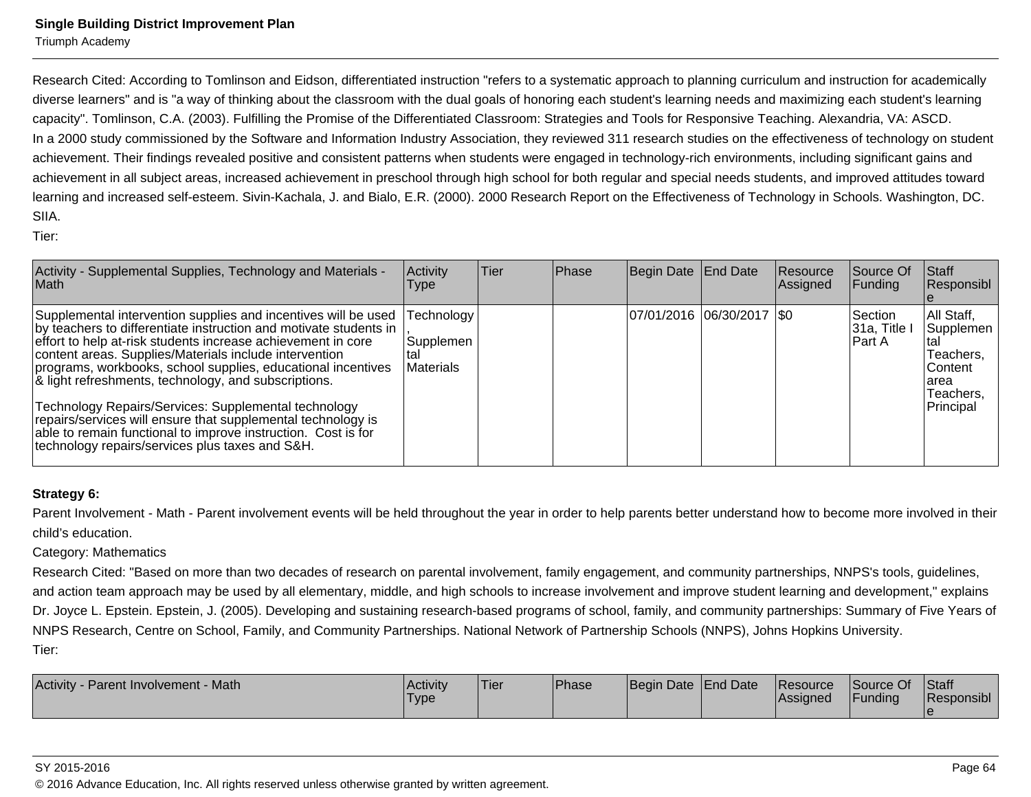Research Cited: According to Tomlinson and Eidson, differentiated instruction "refers to a systematic approach to planning curriculum and instruction for academically diverse learners" and is "a way of thinking about the classroom with the dual goals of honoring each student's learning needs and maximizing each student's learning capacity". Tomlinson, C.A. (2003). Fulfilling the Promise of the Differentiated Classroom: Strategies and Tools for Responsive Teaching. Alexandria, VA: ASCD.
In a 2000 study commissioned by the Software and Information Industry Association, they reviewed 311 research studies on the effectiveness of technology on student achievement. Their findings revealed positive and consistent patterns when students were engaged in technology-rich environments, including significant gains and achievement in all subject areas, increased achievement in preschool through high school for both regular and special needs students, and improved attitudes toward learning and increased self-esteem. Sivin-Kachala, J. and Bialo, E.R. (2000). 2000 Research Report on the Effectiveness of Technology in Schools. Washington, DC. SIIA.
Tier:

| Activity - Supplemental Supplies, Technology and Materials - Math | Activity Type | Tier | Phase | Begin Date | End Date | Resource Assigned | Source Of Funding | Staff Responsible |
|---|---|---|---|---|---|---|---|---|
| Supplemental intervention supplies and incentives will be used by teachers to differentiate instruction and motivate students in effort to help at-risk students increase achievement in core content areas. Supplies/Materials include intervention programs, workbooks, school supplies, educational incentives & light refreshments, technology, and subscriptions.<br><br>Technology Repairs/Services: Supplemental technology repairs/services will ensure that supplemental technology is able to remain functional to improve instruction. Cost is for technology repairs/services plus taxes and S&H. | Technology, Supplemental Materials | | | 07/01/2016 | 06/30/2017 | $0 | Section 31a, Title I Part A | All Staff, Supplemental Teachers, Content area Teachers, Principal |

**Strategy 6:**

Parent Involvement - Math - Parent involvement events will be held throughout the year in order to help parents better understand how to become more involved in their child's education.

Category: Mathematics

Research Cited: "Based on more than two decades of research on parental involvement, family engagement, and community partnerships, NNPS's tools, guidelines, and action team approach may be used by all elementary, middle, and high schools to increase involvement and improve student learning and development," explains Dr. Joyce L. Epstein. Epstein, J. (2005). Developing and sustaining research-based programs of school, family, and community partnerships: Summary of Five Years of NNPS Research, Centre on School, Family, and Community Partnerships. National Network of Partnership Schools (NNPS), Johns Hopkins University.

Tier:

| Activity - Parent Involvement - Math | Activity Type | Tier | Phase | Begin Date | End Date | Resource Assigned | Source Of Funding | Staff Responsible |
|---|---|---|---|---|---|---|---|---|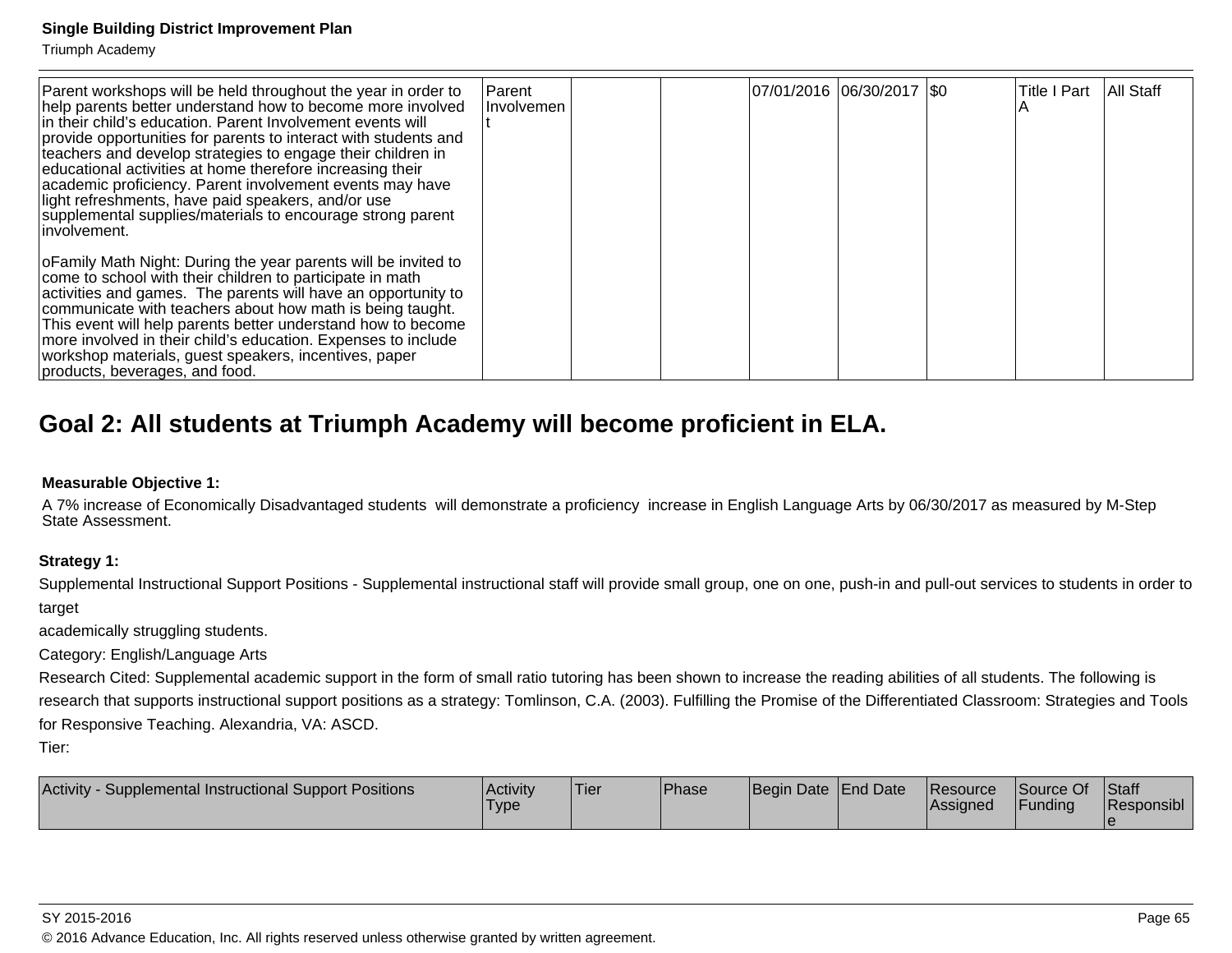| Parent workshops will be held throughout the year in order to help parents better understand how to become more involved in their child's education. Parent Involvement events will provide opportunities for parents to interact with students and teachers and develop strategies to engage their children in educational activities at home therefore increasing their academic proficiency. Parent involvement events may have light refreshments, have paid speakers, and/or use supplemental supplies/materials to encourage strong parent involvement.<br><br>oFamily Math Night: During the year parents will be invited to come to school with their children to participate in math activities and games. The parents will have an opportunity to communicate with teachers about how math is being taught. This event will help parents better understand how to become more involved in their child's education. Expenses to include workshop materials, guest speakers, incentives, paper products, beverages, and food. | Parent Involvement | | | 07/01/2016 | 06/30/2017 | $0 | Title I Part A | All Staff |
|---|---|---|---|---|---|---|---|---|

## Goal 2: All students at Triumph Academy will become proficient in ELA.

**Measurable Objective 1:**

A 7% increase of Economically Disadvantaged students will demonstrate a proficiency increase in English Language Arts by 06/30/2017 as measured by M-Step State Assessment.

**Strategy 1:**

Supplemental Instructional Support Positions - Supplemental instructional staff will provide small group, one on one, push-in and pull-out services to students in order to target

academically struggling students.

Category: English/Language Arts

Research Cited: Supplemental academic support in the form of small ratio tutoring has been shown to increase the reading abilities of all students. The following is research that supports instructional support positions as a strategy: Tomlinson, C.A. (2003). Fulfilling the Promise of the Differentiated Classroom: Strategies and Tools for Responsive Teaching. Alexandria, VA: ASCD.

Tier:

| Activity - Supplemental Instructional Support Positions | Activity Type | Tier | Phase | Begin Date | End Date | Resource Assigned | Source Of Funding | Staff Responsible |
|---|---|---|---|---|---|---|---|---|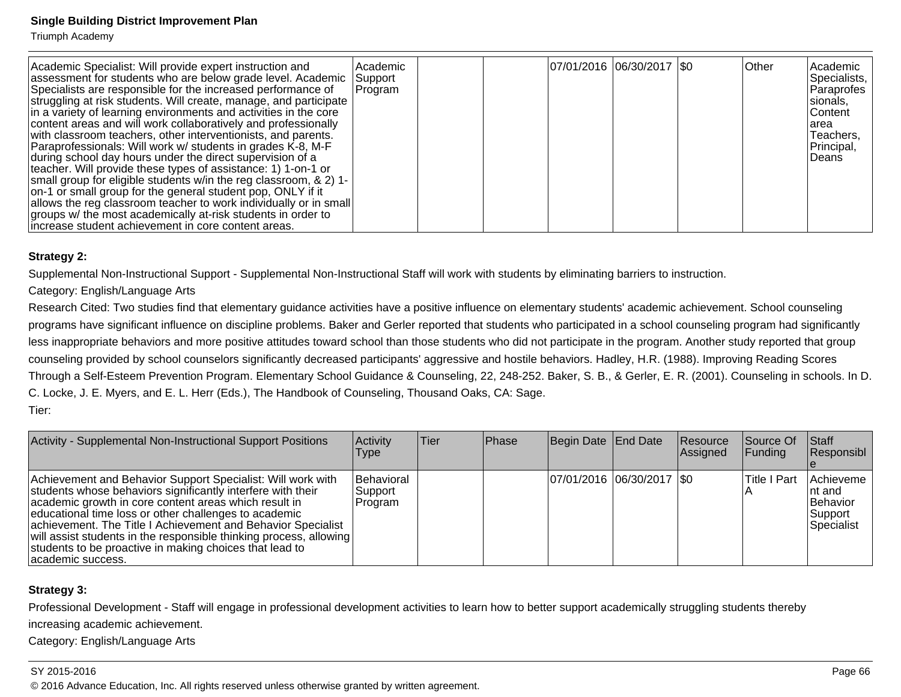| Academic Specialist: Will provide expert instruction and assessment for students who are below grade level. Academic Specialists are responsible for the increased performance of struggling at risk students. Will create, manage, and participate in a variety of learning environments and activities in the core content areas and will work collaboratively and professionally with classroom teachers, other interventionists, and parents. Paraprofessionals: Will work w/ students in grades K-8, M-F during school day hours under the direct supervision of a teacher. Will provide these types of assistance: 1) 1-on-1 or small group for eligible students w/in the reg classroom, & 2) 1-on-1 or small group for the general student pop, ONLY if it allows the reg classroom teacher to work individually or in small groups w/ the most academically at-risk students in order to increase student achievement in core content areas. | Academic Support Program | | | 07/01/2016 | 06/30/2017 | $0 | Other | Academic Specialists, Paraprofessionals, Content area Teachers, Principal, Deans |
|---|---|---|---|---|---|---|---|---|

**Strategy 2:**

Supplemental Non-Instructional Support - Supplemental Non-Instructional Staff will work with students by eliminating barriers to instruction.

Category: English/Language Arts

Research Cited: Two studies find that elementary guidance activities have a positive influence on elementary students' academic achievement. School counseling programs have significant influence on discipline problems. Baker and Gerler reported that students who participated in a school counseling program had significantly less inappropriate behaviors and more positive attitudes toward school than those students who did not participate in the program. Another study reported that group counseling provided by school counselors significantly decreased participants' aggressive and hostile behaviors. Hadley, H.R. (1988). Improving Reading Scores Through a Self-Esteem Prevention Program. Elementary School Guidance & Counseling, 22, 248-252. Baker, S. B., & Gerler, E. R. (2001). Counseling in schools. In D. C. Locke, J. E. Myers, and E. L. Herr (Eds.), The Handbook of Counseling, Thousand Oaks, CA: Sage.

Tier:

| Activity - Supplemental Non-Instructional Support Positions | Activity Type | Tier | Phase | Begin Date | End Date | Resource Assigned | Source Of Funding | Staff Responsible |
|---|---|---|---|---|---|---|---|---|
| Achievement and Behavior Support Specialist: Will work with students whose behaviors significantly interfere with their academic growth in core content areas which result in educational time loss or other challenges to academic achievement. The Title I Achievement and Behavior Specialist will assist students in the responsible thinking process, allowing students to be proactive in making choices that lead to academic success. | Behavioral Support Program | | | 07/01/2016 | 06/30/2017 | $0 | Title I Part A | Achievement and Behavior Support Specialist |

**Strategy 3:**

Professional Development - Staff will engage in professional development activities to learn how to better support academically struggling students thereby increasing academic achievement.

Category: English/Language Arts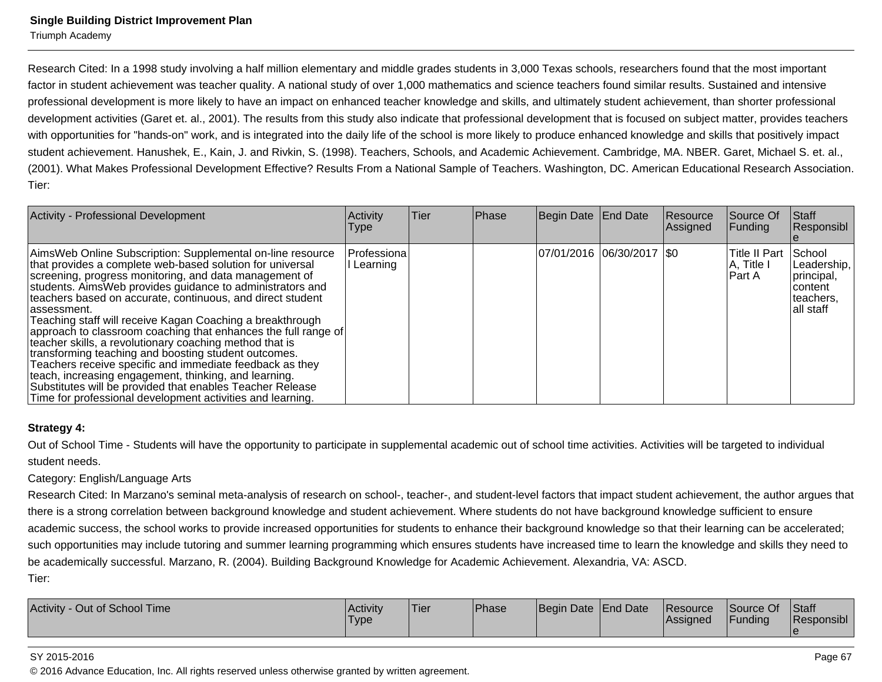Research Cited: In a 1998 study involving a half million elementary and middle grades students in 3,000 Texas schools, researchers found that the most important factor in student achievement was teacher quality. A national study of over 1,000 mathematics and science teachers found similar results. Sustained and intensive professional development is more likely to have an impact on enhanced teacher knowledge and skills, and ultimately student achievement, than shorter professional development activities (Garet et. al., 2001). The results from this study also indicate that professional development that is focused on subject matter, provides teachers with opportunities for "hands-on" work, and is integrated into the daily life of the school is more likely to produce enhanced knowledge and skills that positively impact student achievement. Hanushek, E., Kain, J. and Rivkin, S. (1998). Teachers, Schools, and Academic Achievement. Cambridge, MA. NBER. Garet, Michael S. et. al., (2001). What Makes Professional Development Effective? Results From a National Sample of Teachers. Washington, DC. American Educational Research Association.
Tier:

| Activity - Professional Development | Activity Type | Tier | Phase | Begin Date | End Date | Resource Assigned | Source Of Funding | Staff Responsible |
|---|---|---|---|---|---|---|---|---|
| AimsWeb Online Subscription: Supplemental on-line resource that provides a complete web-based solution for universal screening, progress monitoring, and data management of students. AimsWeb provides guidance to administrators and teachers based on accurate, continuous, and direct student assessment.<br>Teaching staff will receive Kagan Coaching a breakthrough approach to classroom coaching that enhances the full range of teacher skills, a revolutionary coaching method that is transforming teaching and boosting student outcomes. Teachers receive specific and immediate feedback as they teach, increasing engagement, thinking, and learning.<br>Substitutes will be provided that enables Teacher Release Time for professional development activities and learning. | Professional Learning | | | 07/01/2016 | 06/30/2017 | $0 | Title II Part A, Title I Part A | School Leadership, principal, content teachers, all staff |

**Strategy 4:**

Out of School Time - Students will have the opportunity to participate in supplemental academic out of school time activities. Activities will be targeted to individual student needs.

Category: English/Language Arts

Research Cited: In Marzano's seminal meta-analysis of research on school-, teacher-, and student-level factors that impact student achievement, the author argues that there is a strong correlation between background knowledge and student achievement. Where students do not have background knowledge sufficient to ensure academic success, the school works to provide increased opportunities for students to enhance their background knowledge so that their learning can be accelerated; such opportunities may include tutoring and summer learning programming which ensures students have increased time to learn the knowledge and skills they need to be academically successful. Marzano, R. (2004). Building Background Knowledge for Academic Achievement. Alexandria, VA: ASCD.

Tier:

| Activity - Out of School Time | Activity Type | Tier | Phase | Begin Date | End Date | Resource Assigned | Source Of Funding | Staff Responsible |
|---|---|---|---|---|---|---|---|---|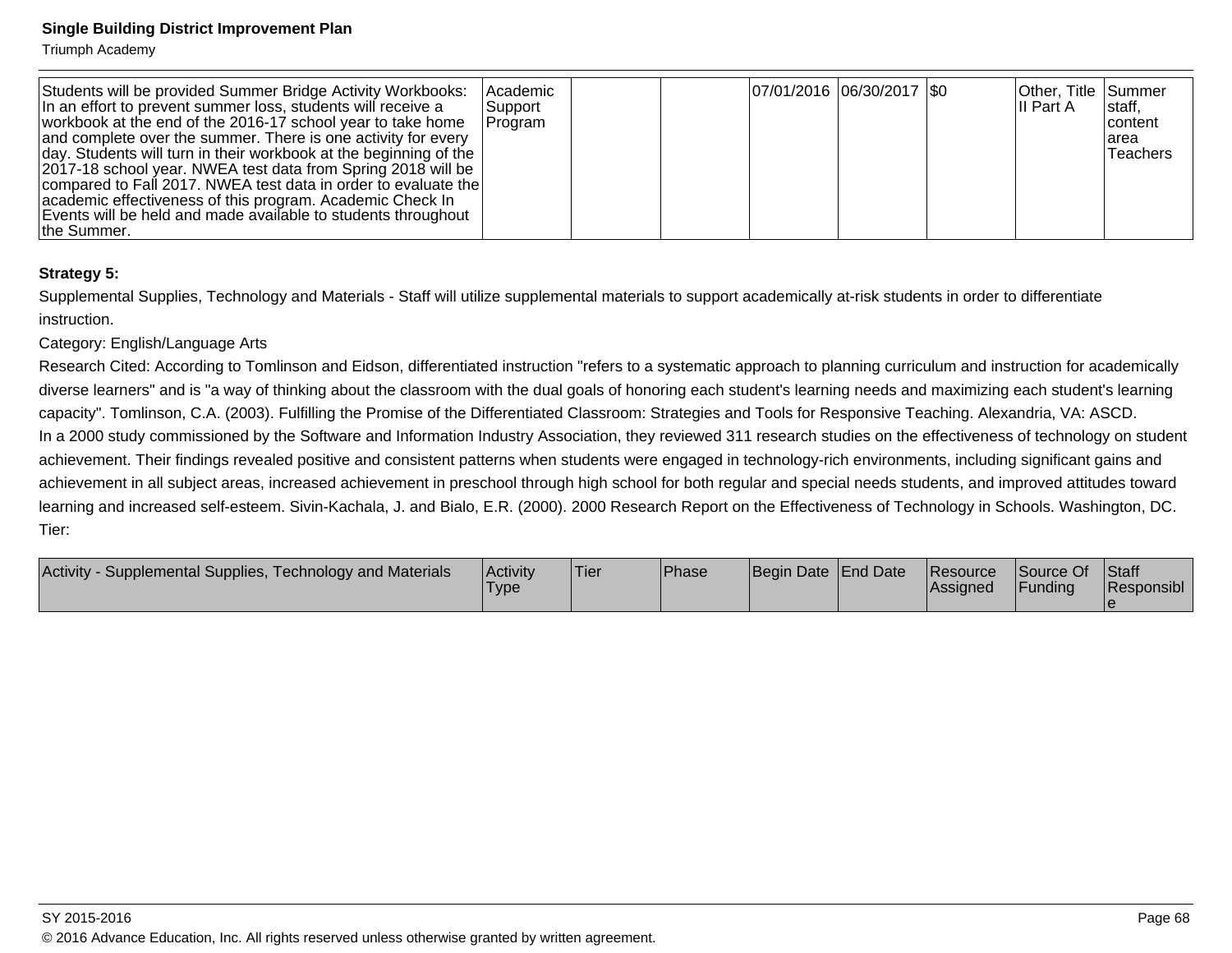| | | | | | | | | |
|---|---|---|---|---|---|---|---|---|
| Students will be provided Summer Bridge Activity Workbooks: In an effort to prevent summer loss, students will receive a workbook at the end of the 2016-17 school year to take home and complete over the summer. There is one activity for every day. Students will turn in their workbook at the beginning of the 2017-18 school year. NWEA test data from Spring 2018 will be compared to Fall 2017. NWEA test data in order to evaluate the academic effectiveness of this program. Academic Check In Events will be held and made available to students throughout the Summer. | Academic Support Program | | | 07/01/2016 | 06/30/2017 | $0 | Other, Title II Part A | Summer staff, content area Teachers |

**Strategy 5:**

Supplemental Supplies, Technology and Materials - Staff will utilize supplemental materials to support academically at-risk students in order to differentiate instruction.

Category: English/Language Arts

Research Cited: According to Tomlinson and Eidson, differentiated instruction "refers to a systematic approach to planning curriculum and instruction for academically diverse learners" and is "a way of thinking about the classroom with the dual goals of honoring each student's learning needs and maximizing each student's learning capacity". Tomlinson, C.A. (2003). Fulfilling the Promise of the Differentiated Classroom: Strategies and Tools for Responsive Teaching. Alexandria, VA: ASCD.

In a 2000 study commissioned by the Software and Information Industry Association, they reviewed 311 research studies on the effectiveness of technology on student achievement. Their findings revealed positive and consistent patterns when students were engaged in technology-rich environments, including significant gains and achievement in all subject areas, increased achievement in preschool through high school for both regular and special needs students, and improved attitudes toward learning and increased self-esteem. Sivin-Kachala, J. and Bialo, E.R. (2000). 2000 Research Report on the Effectiveness of Technology in Schools. Washington, DC.

Tier:

| Activity - Supplemental Supplies, Technology and Materials | Activity Type | Tier | Phase | Begin Date | End Date | Resource Assigned | Source Of Funding | Staff Responsible |
|---|---|---|---|---|---|---|---|---|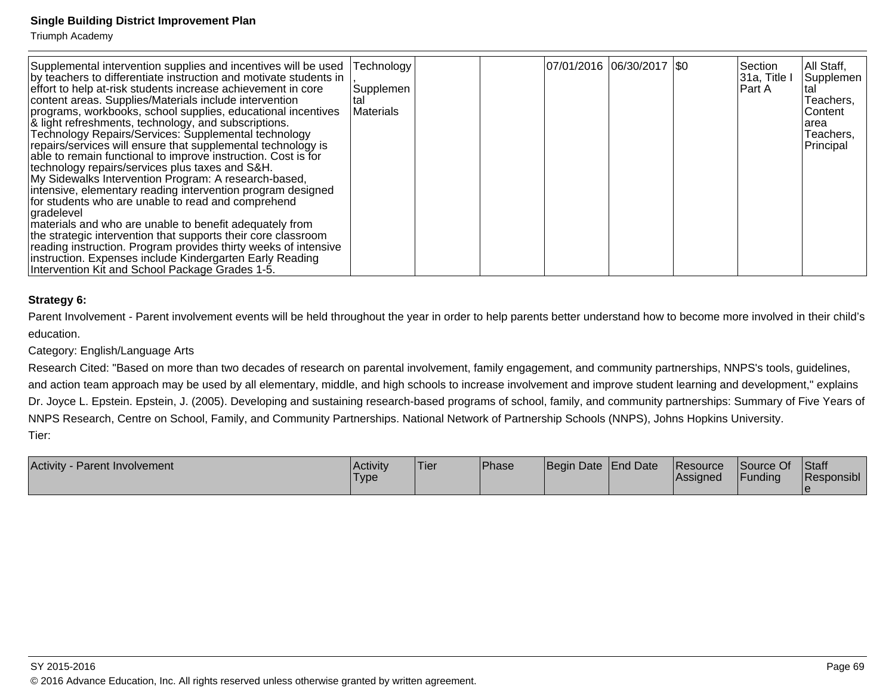| | | | | | | | | |
|---|---|---|---|---|---|---|---|---|
| Supplemental intervention supplies and incentives will be used by teachers to differentiate instruction and motivate students in effort to help at-risk students increase achievement in core content areas. Supplies/Materials include intervention programs, workbooks, school supplies, educational incentives & light refreshments, technology, and subscriptions.<br>Technology Repairs/Services: Supplemental technology repairs/services will ensure that supplemental technology is able to remain functional to improve instruction. Cost is for technology repairs/services plus taxes and S&H.<br>My Sidewalks Intervention Program: A research-based, intensive, elementary reading intervention program designed for students who are unable to read and comprehend gradelevel<br>materials and who are unable to benefit adequately from the strategic intervention that supports their core classroom reading instruction. Program provides thirty weeks of intensive instruction. Expenses include Kindergarten Early Reading Intervention Kit and School Package Grades 1-5. | Technology, Supplemental Materials | | | 07/01/2016 | 06/30/2017 | $0 | Section 31a, Title I Part A | All Staff, Supplemental Teachers, Content area Teachers, Principal |

**Strategy 6:**

Parent Involvement - Parent involvement events will be held throughout the year in order to help parents better understand how to become more involved in their child's education.

Category: English/Language Arts

Research Cited: "Based on more than two decades of research on parental involvement, family engagement, and community partnerships, NNPS's tools, guidelines, and action team approach may be used by all elementary, middle, and high schools to increase involvement and improve student learning and development," explains Dr. Joyce L. Epstein. Epstein, J. (2005). Developing and sustaining research-based programs of school, family, and community partnerships: Summary of Five Years of NNPS Research, Centre on School, Family, and Community Partnerships. National Network of Partnership Schools (NNPS), Johns Hopkins University.

Tier:

| Activity - Parent Involvement | Activity Type | Tier | Phase | Begin Date | End Date | Resource Assigned | Source Of Funding | Staff Responsible |
|---|---|---|---|---|---|---|---|---|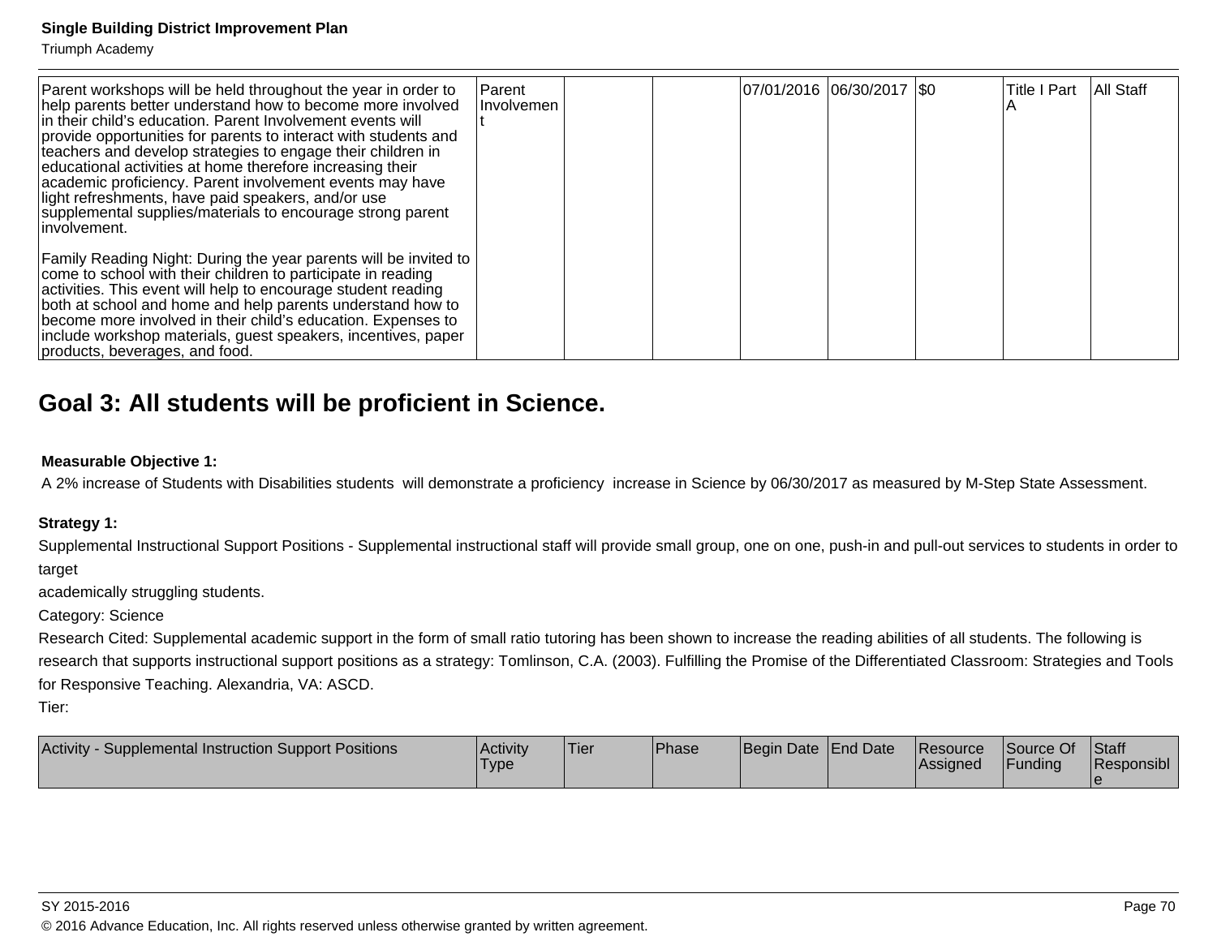| Parent workshops will be held throughout the year in order to help parents better understand how to become more involved in their child's education. Parent Involvement events will provide opportunities for parents to interact with students and teachers and develop strategies to engage their children in educational activities at home therefore increasing their academic proficiency. Parent involvement events may have light refreshments, have paid speakers, and/or use supplemental supplies/materials to encourage strong parent involvement.<br><br>Family Reading Night: During the year parents will be invited to come to school with their children to participate in reading activities. This event will help to encourage student reading both at school and home and help parents understand how to become more involved in their child's education. Expenses to include workshop materials, guest speakers, incentives, paper products, beverages, and food. | Parent Involvement | | | 07/01/2016 | 06/30/2017 | $0 | Title I Part A | All Staff |
|---|---|---|---|---|---|---|---|---|

## Goal 3: All students will be proficient in Science.

**Measurable Objective 1:**

A 2% increase of Students with Disabilities students will demonstrate a proficiency increase in Science by 06/30/2017 as measured by M-Step State Assessment.

**Strategy 1:**

Supplemental Instructional Support Positions - Supplemental instructional staff will provide small group, one on one, push-in and pull-out services to students in order to target academically struggling students.

Category: Science

Research Cited: Supplemental academic support in the form of small ratio tutoring has been shown to increase the reading abilities of all students. The following is research that supports instructional support positions as a strategy: Tomlinson, C.A. (2003). Fulfilling the Promise of the Differentiated Classroom: Strategies and Tools for Responsive Teaching. Alexandria, VA: ASCD.

Tier:

| Activity - Supplemental Instruction Support Positions | Activity Type | Tier | Phase | Begin Date | End Date | Resource Assigned | Source Of Funding | Staff Responsible |
|---|---|---|---|---|---|---|---|---|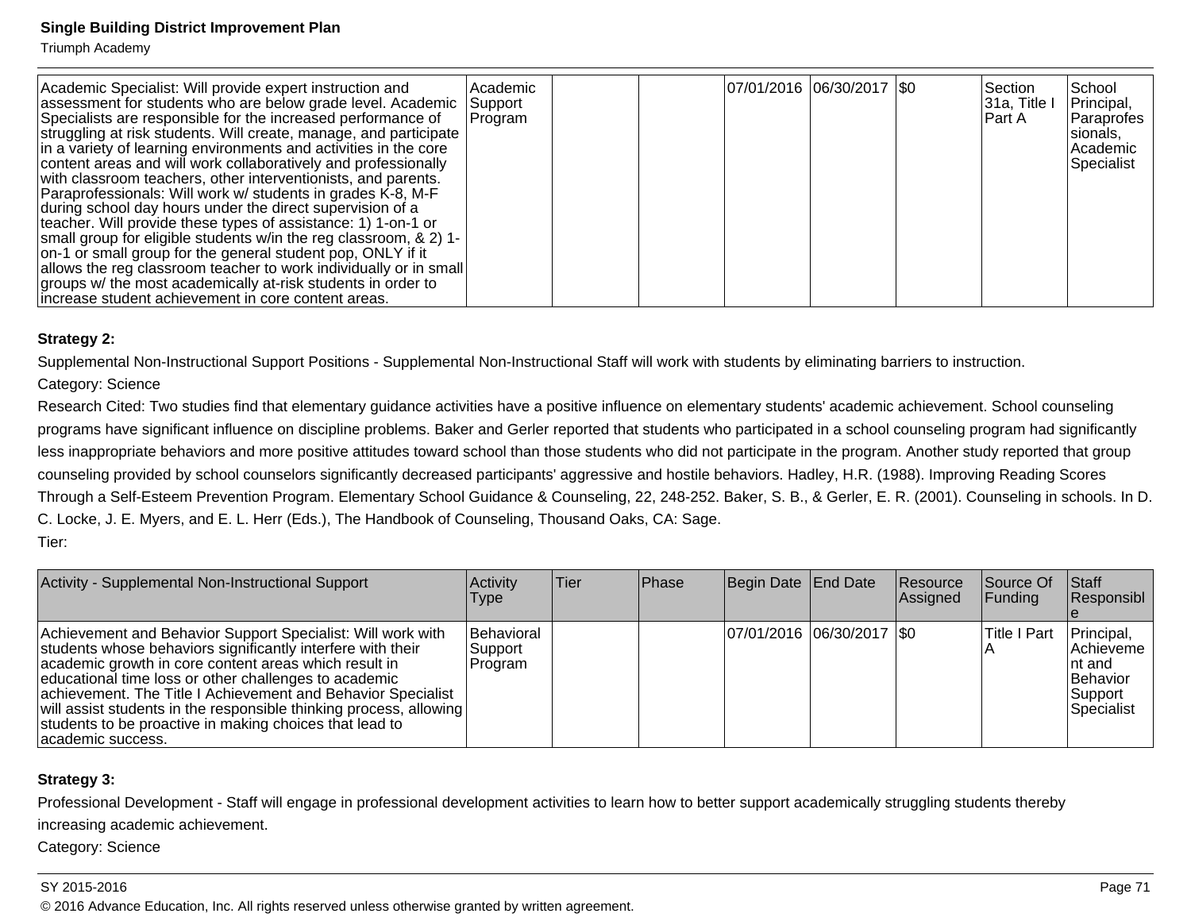| Academic Specialist: Will provide expert instruction and assessment for students who are below grade level. Academic Specialists are responsible for the increased performance of struggling at risk students. Will create, manage, and participate in a variety of learning environments and activities in the core content areas and will work collaboratively and professionally with classroom teachers, other interventionists, and parents. Paraprofessionals: Will work w/ students in grades K-8, M-F during school day hours under the direct supervision of a teacher. Will provide these types of assistance: 1) 1-on-1 or small group for eligible students w/in the reg classroom, & 2) 1-on-1 or small group for the general student pop, ONLY if it allows the reg classroom teacher to work individually or in small groups w/ the most academically at-risk students in order to increase student achievement in core content areas. | Academic Support Program | | | 07/01/2016 | 06/30/2017 | $0 | Section 31a, Title I Part A | School Principal, Paraprofessionals, Academic Specialist |
|---|---|---|---|---|---|---|---|---|

**Strategy 2:**

Supplemental Non-Instructional Support Positions - Supplemental Non-Instructional Staff will work with students by eliminating barriers to instruction.

Category: Science

Research Cited: Two studies find that elementary guidance activities have a positive influence on elementary students' academic achievement. School counseling programs have significant influence on discipline problems. Baker and Gerler reported that students who participated in a school counseling program had significantly less inappropriate behaviors and more positive attitudes toward school than those students who did not participate in the program. Another study reported that group counseling provided by school counselors significantly decreased participants' aggressive and hostile behaviors. Hadley, H.R. (1988). Improving Reading Scores Through a Self-Esteem Prevention Program. Elementary School Guidance & Counseling, 22, 248-252. Baker, S. B., & Gerler, E. R. (2001). Counseling in schools. In D. C. Locke, J. E. Myers, and E. L. Herr (Eds.), The Handbook of Counseling, Thousand Oaks, CA: Sage.

Tier:

| Activity - Supplemental Non-Instructional Support | Activity Type | Tier | Phase | Begin Date | End Date | Resource Assigned | Source Of Funding | Staff Responsible |
|---|---|---|---|---|---|---|---|---|
| Achievement and Behavior Support Specialist: Will work with students whose behaviors significantly interfere with their academic growth in core content areas which result in educational time loss or other challenges to academic achievement. The Title I Achievement and Behavior Specialist will assist students in the responsible thinking process, allowing students to be proactive in making choices that lead to academic success. | Behavioral Support Program | | | 07/01/2016 | 06/30/2017 | $0 | Title I Part A | Principal, Achievement and Behavior Support Specialist |

**Strategy 3:**

Professional Development - Staff will engage in professional development activities to learn how to better support academically struggling students thereby increasing academic achievement.

Category: Science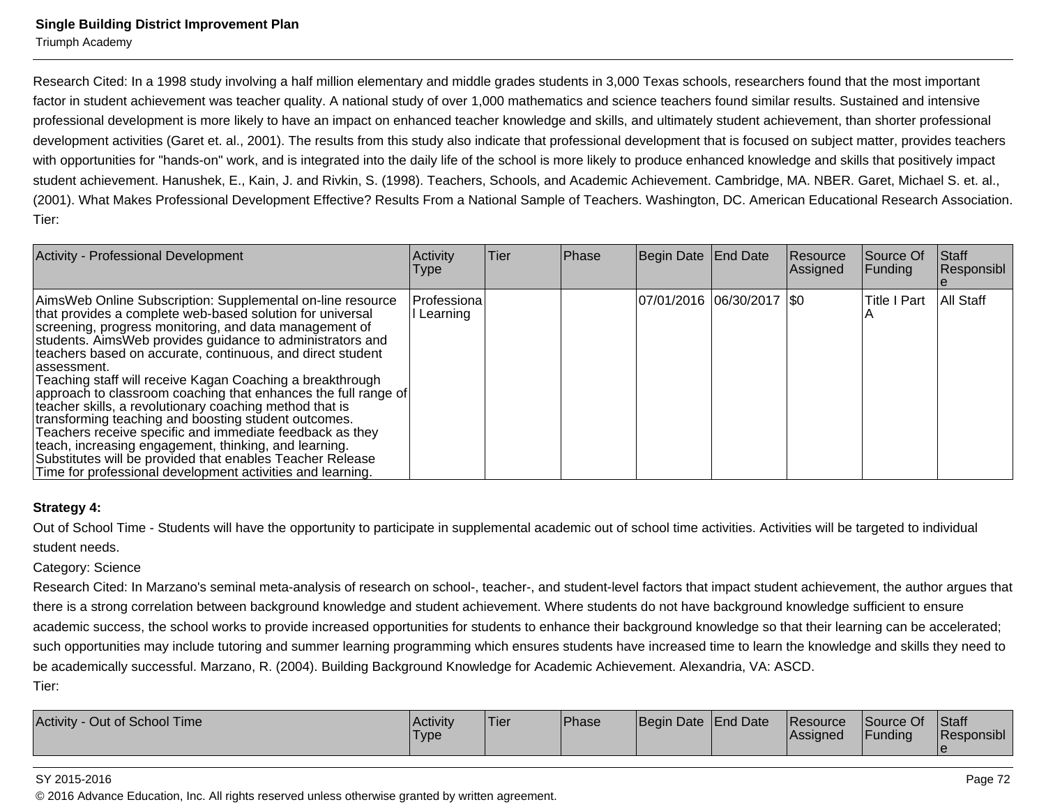Research Cited: In a 1998 study involving a half million elementary and middle grades students in 3,000 Texas schools, researchers found that the most important factor in student achievement was teacher quality. A national study of over 1,000 mathematics and science teachers found similar results. Sustained and intensive professional development is more likely to have an impact on enhanced teacher knowledge and skills, and ultimately student achievement, than shorter professional development activities (Garet et. al., 2001). The results from this study also indicate that professional development that is focused on subject matter, provides teachers with opportunities for "hands-on" work, and is integrated into the daily life of the school is more likely to produce enhanced knowledge and skills that positively impact student achievement. Hanushek, E., Kain, J. and Rivkin, S. (1998). Teachers, Schools, and Academic Achievement. Cambridge, MA. NBER. Garet, Michael S. et. al., (2001). What Makes Professional Development Effective? Results From a National Sample of Teachers. Washington, DC. American Educational Research Association.
Tier:

| Activity - Professional Development | Activity Type | Tier | Phase | Begin Date | End Date | Resource Assigned | Source Of Funding | Staff Responsible |
|---|---|---|---|---|---|---|---|---|
| AimsWeb Online Subscription: Supplemental on-line resource that provides a complete web-based solution for universal screening, progress monitoring, and data management of students. AimsWeb provides guidance to administrators and teachers based on accurate, continuous, and direct student assessment.<br>Teaching staff will receive Kagan Coaching a breakthrough approach to classroom coaching that enhances the full range of teacher skills, a revolutionary coaching method that is transforming teaching and boosting student outcomes. Teachers receive specific and immediate feedback as they teach, increasing engagement, thinking, and learning.<br>Substitutes will be provided that enables Teacher Release Time for professional development activities and learning. | Professional Learning | | | 07/01/2016 | 06/30/2017 | $0 | Title I Part A | All Staff |

**Strategy 4:**

Out of School Time - Students will have the opportunity to participate in supplemental academic out of school time activities. Activities will be targeted to individual student needs.

Category: Science

Research Cited: In Marzano's seminal meta-analysis of research on school-, teacher-, and student-level factors that impact student achievement, the author argues that there is a strong correlation between background knowledge and student achievement. Where students do not have background knowledge sufficient to ensure academic success, the school works to provide increased opportunities for students to enhance their background knowledge so that their learning can be accelerated; such opportunities may include tutoring and summer learning programming which ensures students have increased time to learn the knowledge and skills they need to be academically successful. Marzano, R. (2004). Building Background Knowledge for Academic Achievement. Alexandria, VA: ASCD.
Tier:

| Activity - Out of School Time | Activity Type | Tier | Phase | Begin Date | End Date | Resource Assigned | Source Of Funding | Staff Responsible |
|---|---|---|---|---|---|---|---|---|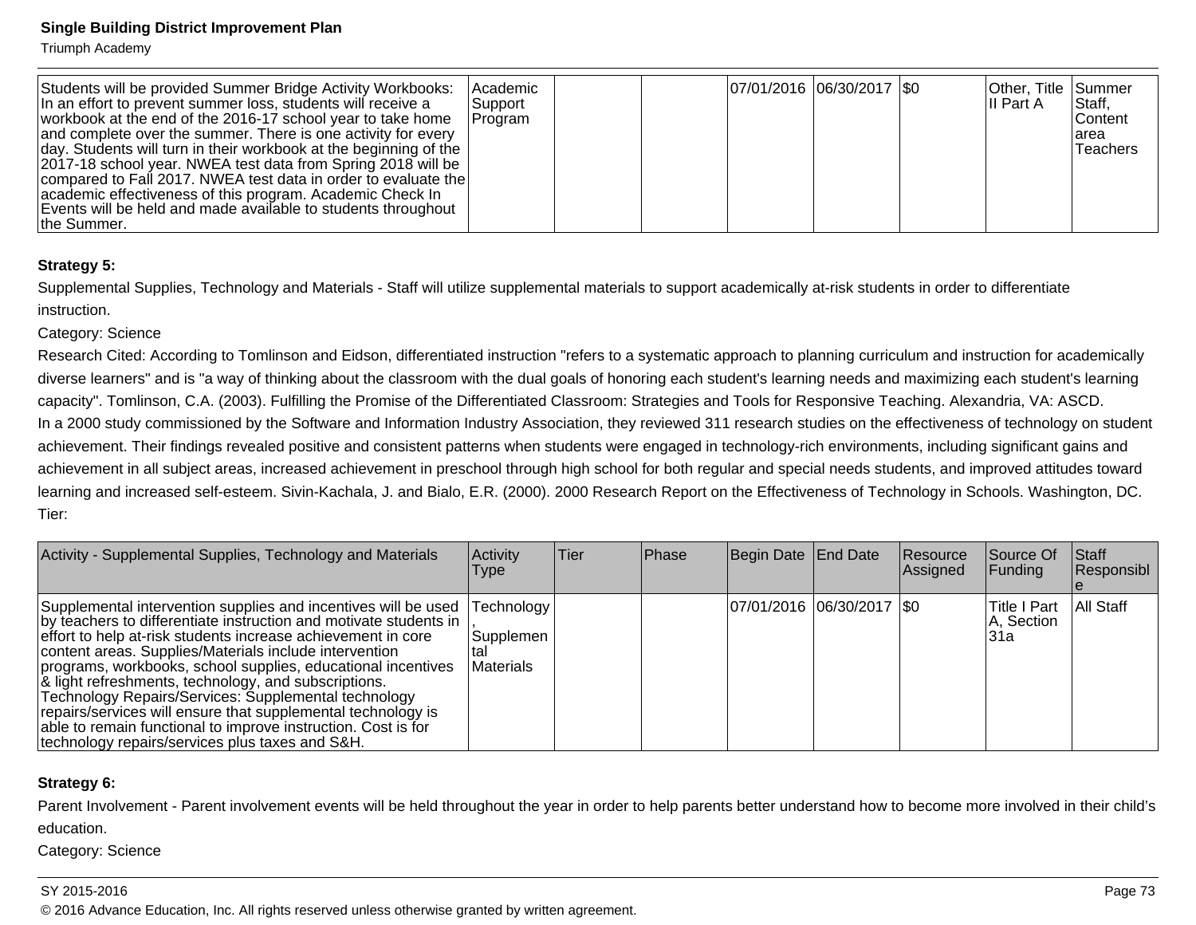| Students will be provided Summer Bridge Activity Workbooks: In an effort to prevent summer loss, students will receive a workbook at the end of the 2016-17 school year to take home and complete over the summer. There is one activity for every day. Students will turn in their workbook at the beginning of the 2017-18 school year. NWEA test data from Spring 2018 will be compared to Fall 2017. NWEA test data in order to evaluate the academic effectiveness of this program. Academic Check In Events will be held and made available to students throughout the Summer. | Academic Support Program | | | 07/01/2016 | 06/30/2017 | $0 | Other, Title II Part A | Summer Staff, Content area Teachers |
|---|---|---|---|---|---|---|---|---|

**Strategy 5:**

Supplemental Supplies, Technology and Materials - Staff will utilize supplemental materials to support academically at-risk students in order to differentiate instruction.

Category: Science

Research Cited: According to Tomlinson and Eidson, differentiated instruction "refers to a systematic approach to planning curriculum and instruction for academically diverse learners" and is "a way of thinking about the classroom with the dual goals of honoring each student's learning needs and maximizing each student's learning capacity". Tomlinson, C.A. (2003). Fulfilling the Promise of the Differentiated Classroom: Strategies and Tools for Responsive Teaching. Alexandria, VA: ASCD.

In a 2000 study commissioned by the Software and Information Industry Association, they reviewed 311 research studies on the effectiveness of technology on student achievement. Their findings revealed positive and consistent patterns when students were engaged in technology-rich environments, including significant gains and achievement in all subject areas, increased achievement in preschool through high school for both regular and special needs students, and improved attitudes toward learning and increased self-esteem. Sivin-Kachala, J. and Bialo, E.R. (2000). 2000 Research Report on the Effectiveness of Technology in Schools. Washington, DC.

Tier:

| Activity - Supplemental Supplies, Technology and Materials | Activity Type | Tier | Phase | Begin Date | End Date | Resource Assigned | Source Of Funding | Staff Responsible |
|---|---|---|---|---|---|---|---|---|
| Supplemental intervention supplies and incentives will be used by teachers to differentiate instruction and motivate students in effort to help at-risk students increase achievement in core content areas. Supplies/Materials include intervention programs, workbooks, school supplies, educational incentives & light refreshments, technology, and subscriptions. Technology Repairs/Services: Supplemental technology repairs/services will ensure that supplemental technology is able to remain functional to improve instruction. Cost is for technology repairs/services plus taxes and S&H. | Technology, Supplemental Materials | | | 07/01/2016 | 06/30/2017 | $0 | Title I Part A, Section 31a | All Staff |

**Strategy 6:**

Parent Involvement - Parent involvement events will be held throughout the year in order to help parents better understand how to become more involved in their child's education.

Category: Science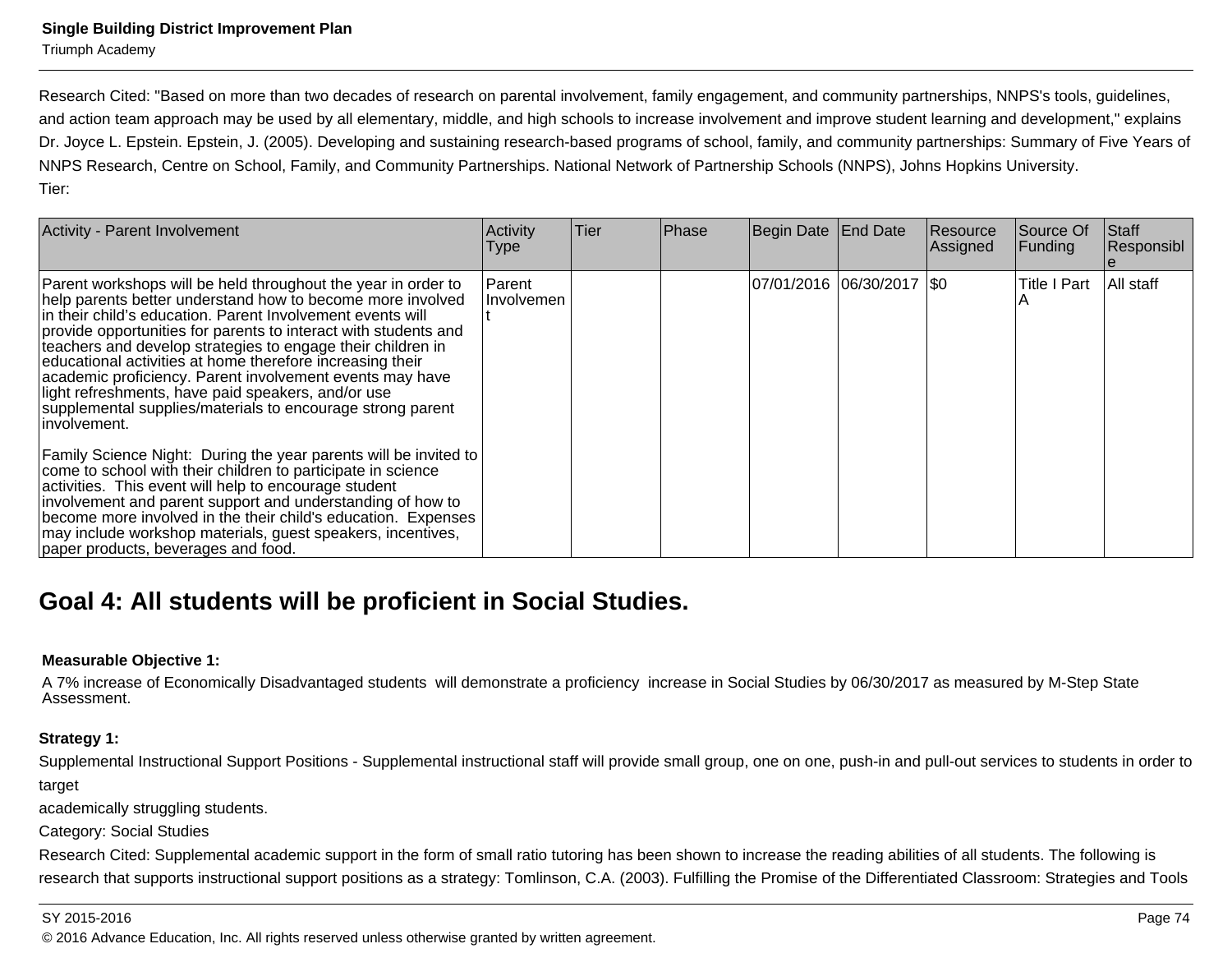Research Cited: "Based on more than two decades of research on parental involvement, family engagement, and community partnerships, NNPS's tools, guidelines, and action team approach may be used by all elementary, middle, and high schools to increase involvement and improve student learning and development," explains Dr. Joyce L. Epstein. Epstein, J. (2005). Developing and sustaining research-based programs of school, family, and community partnerships: Summary of Five Years of NNPS Research, Centre on School, Family, and Community Partnerships. National Network of Partnership Schools (NNPS), Johns Hopkins University.

Tier:

| Activity - Parent Involvement | Activity Type | Tier | Phase | Begin Date | End Date | Resource Assigned | Source Of Funding | Staff Responsible |
|---|---|---|---|---|---|---|---|---|
| Parent workshops will be held throughout the year in order to help parents better understand how to become more involved in their child's education. Parent Involvement events will provide opportunities for parents to interact with students and teachers and develop strategies to engage their children in educational activities at home therefore increasing their academic proficiency. Parent involvement events may have light refreshments, have paid speakers, and/or use supplemental supplies/materials to encourage strong parent involvement.<br><br>Family Science Night: During the year parents will be invited to come to school with their children to participate in science activities. This event will help to encourage student involvement and parent support and understanding of how to become more involved in the their child's education. Expenses may include workshop materials, guest speakers, incentives, paper products, beverages and food. | Parent Involvement | | | 07/01/2016 | 06/30/2017 | $0 | Title I Part A | All staff |

## Goal 4: All students will be proficient in Social Studies.

**Measurable Objective 1:**

A 7% increase of Economically Disadvantaged students will demonstrate a proficiency increase in Social Studies by 06/30/2017 as measured by M-Step State Assessment.

**Strategy 1:**

Supplemental Instructional Support Positions - Supplemental instructional staff will provide small group, one on one, push-in and pull-out services to students in order to target

academically struggling students.

Category: Social Studies

Research Cited: Supplemental academic support in the form of small ratio tutoring has been shown to increase the reading abilities of all students. The following is research that supports instructional support positions as a strategy: Tomlinson, C.A. (2003). Fulfilling the Promise of the Differentiated Classroom: Strategies and Tools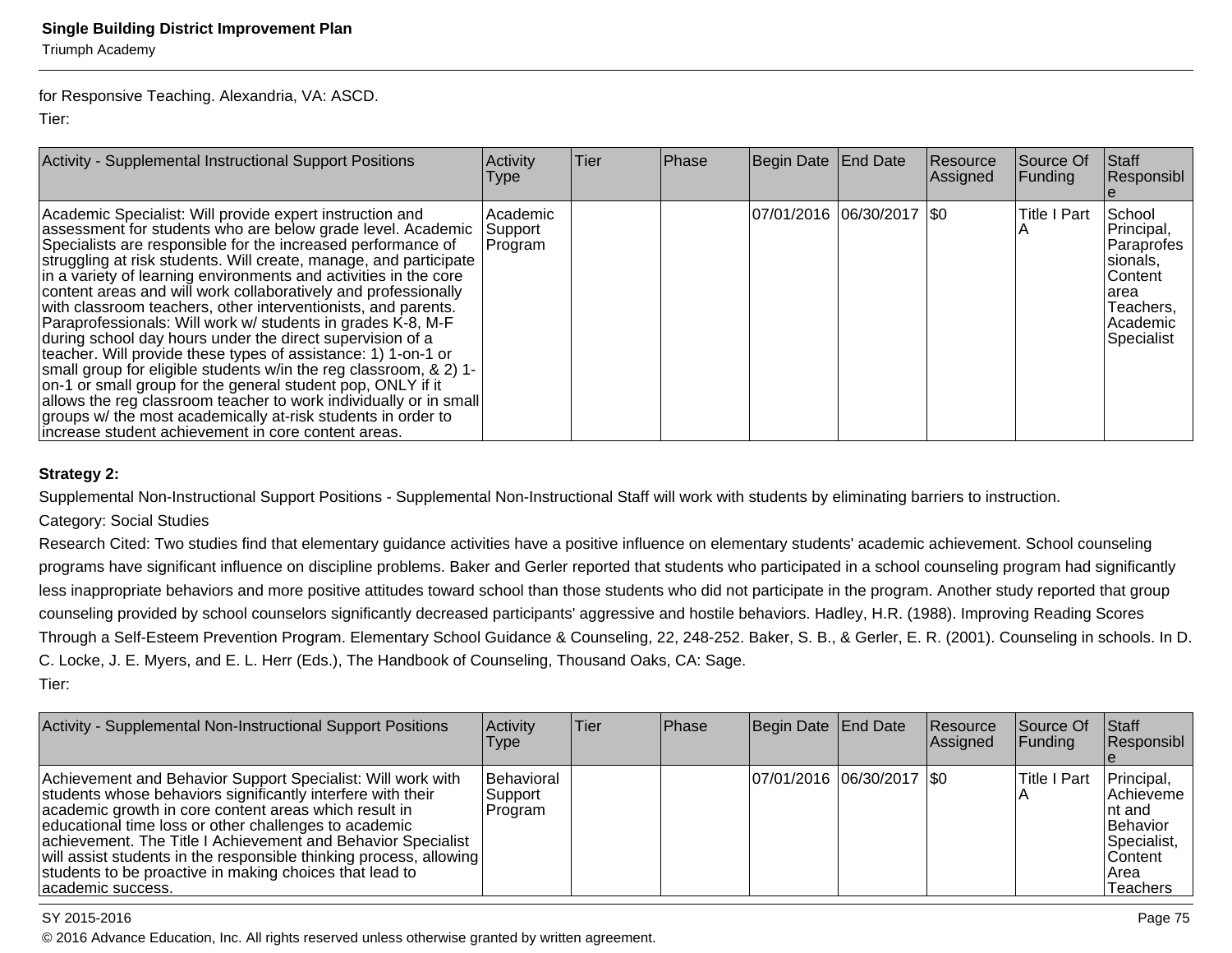for Responsive Teaching. Alexandria, VA: ASCD.

Tier:

| Activity - Supplemental Instructional Support Positions | Activity Type | Tier | Phase | Begin Date | End Date | Resource Assigned | Source Of Funding | Staff Responsible |
|---|---|---|---|---|---|---|---|---|
| Academic Specialist: Will provide expert instruction and assessment for students who are below grade level. Academic Specialists are responsible for the increased performance of struggling at risk students. Will create, manage, and participate in a variety of learning environments and activities in the core content areas and will work collaboratively and professionally with classroom teachers, other interventionists, and parents. Paraprofessionals: Will work w/ students in grades K-8, M-F during school day hours under the direct supervision of a teacher. Will provide these types of assistance: 1) 1-on-1 or small group for eligible students w/in the reg classroom, & 2) 1-on-1 or small group for the general student pop, ONLY if it allows the reg classroom teacher to work individually or in small groups w/ the most academically at-risk students in order to increase student achievement in core content areas. | Academic Support Program | | | 07/01/2016 | 06/30/2017 | $0 | Title I Part A | School Principal, Paraprofessionals, Content area Teachers, Academic Specialist |

**Strategy 2:**

Supplemental Non-Instructional Support Positions - Supplemental Non-Instructional Staff will work with students by eliminating barriers to instruction.

Category: Social Studies

Research Cited: Two studies find that elementary guidance activities have a positive influence on elementary students' academic achievement. School counseling programs have significant influence on discipline problems. Baker and Gerler reported that students who participated in a school counseling program had significantly less inappropriate behaviors and more positive attitudes toward school than those students who did not participate in the program. Another study reported that group counseling provided by school counselors significantly decreased participants' aggressive and hostile behaviors. Hadley, H.R. (1988). Improving Reading Scores Through a Self-Esteem Prevention Program. Elementary School Guidance & Counseling, 22, 248-252. Baker, S. B., & Gerler, E. R. (2001). Counseling in schools. In D. C. Locke, J. E. Myers, and E. L. Herr (Eds.), The Handbook of Counseling, Thousand Oaks, CA: Sage.

Tier:

| Activity - Supplemental Non-Instructional Support Positions | Activity Type | Tier | Phase | Begin Date | End Date | Resource Assigned | Source Of Funding | Staff Responsible |
|---|---|---|---|---|---|---|---|---|
| Achievement and Behavior Support Specialist: Will work with students whose behaviors significantly interfere with their academic growth in core content areas which result in educational time loss or other challenges to academic achievement. The Title I Achievement and Behavior Specialist will assist students in the responsible thinking process, allowing students to be proactive in making choices that lead to academic success. | Behavioral Support Program | | | 07/01/2016 | 06/30/2017 | $0 | Title I Part A | Principal, Achievement and Behavior Specialist, Content Area Teachers |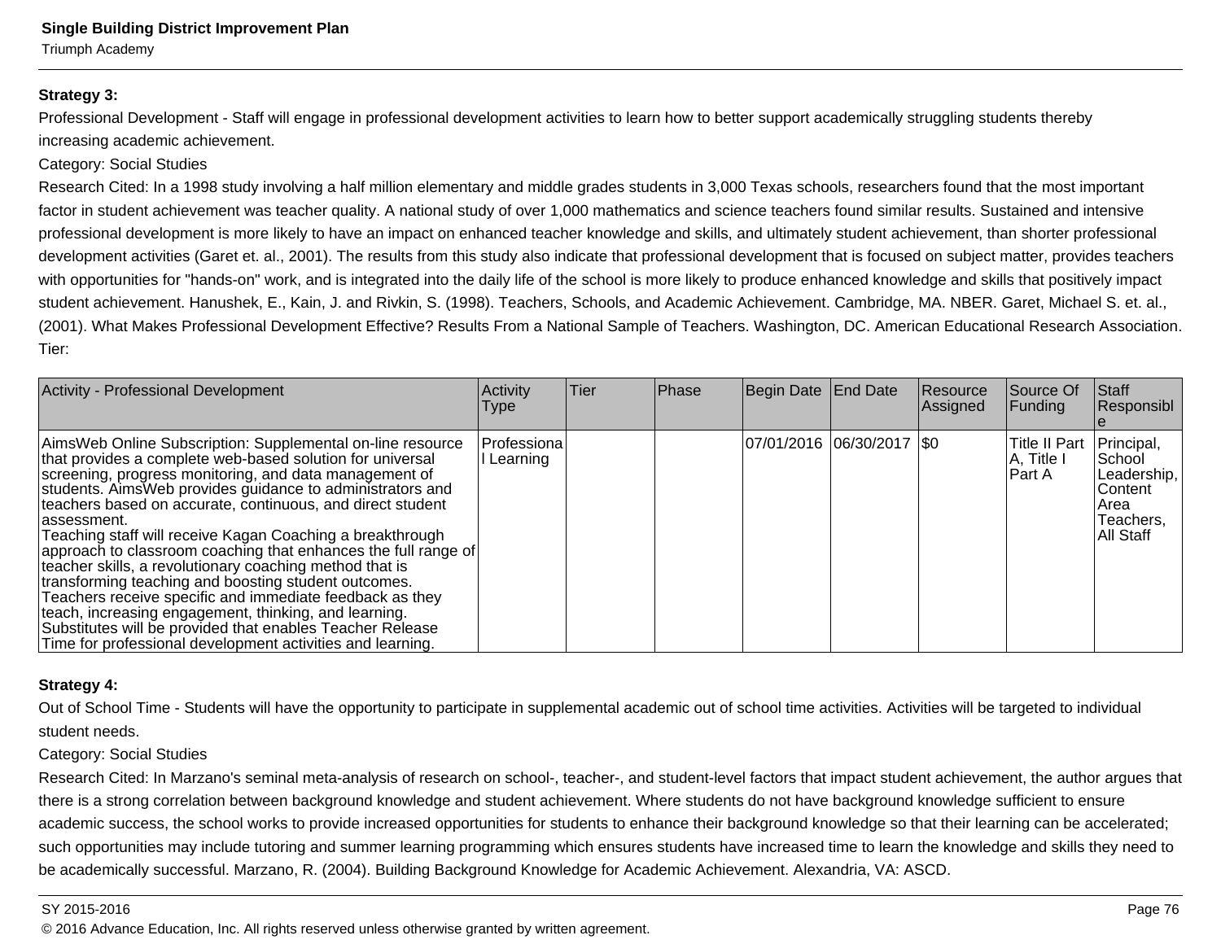**Strategy 3:**

Professional Development - Staff will engage in professional development activities to learn how to better support academically struggling students thereby increasing academic achievement.

Category: Social Studies

Research Cited: In a 1998 study involving a half million elementary and middle grades students in 3,000 Texas schools, researchers found that the most important factor in student achievement was teacher quality. A national study of over 1,000 mathematics and science teachers found similar results. Sustained and intensive professional development is more likely to have an impact on enhanced teacher knowledge and skills, and ultimately student achievement, than shorter professional development activities (Garet et. al., 2001). The results from this study also indicate that professional development that is focused on subject matter, provides teachers with opportunities for "hands-on" work, and is integrated into the daily life of the school is more likely to produce enhanced knowledge and skills that positively impact student achievement. Hanushek, E., Kain, J. and Rivkin, S. (1998). Teachers, Schools, and Academic Achievement. Cambridge, MA. NBER. Garet, Michael S. et. al., (2001). What Makes Professional Development Effective? Results From a National Sample of Teachers. Washington, DC. American Educational Research Association.

Tier:

| Activity - Professional Development | Activity Type | Tier | Phase | Begin Date | End Date | Resource Assigned | Source Of Funding | Staff Responsible |
|---|---|---|---|---|---|---|---|---|
| AimsWeb Online Subscription: Supplemental on-line resource that provides a complete web-based solution for universal screening, progress monitoring, and data management of students. AimsWeb provides guidance to administrators and teachers based on accurate, continuous, and direct student assessment. Teaching staff will receive Kagan Coaching a breakthrough approach to classroom coaching that enhances the full range of teacher skills, a revolutionary coaching method that is transforming teaching and boosting student outcomes. Teachers receive specific and immediate feedback as they teach, increasing engagement, thinking, and learning. Substitutes will be provided that enables Teacher Release Time for professional development activities and learning. | Professional Learning | | | 07/01/2016 | 06/30/2017 | $0 | Title II Part A, Title I Part A | Principal, School Leadership, Content Area Teachers, All Staff |

**Strategy 4:**

Out of School Time - Students will have the opportunity to participate in supplemental academic out of school time activities. Activities will be targeted to individual student needs.

Category: Social Studies

Research Cited: In Marzano's seminal meta-analysis of research on school-, teacher-, and student-level factors that impact student achievement, the author argues that there is a strong correlation between background knowledge and student achievement. Where students do not have background knowledge sufficient to ensure academic success, the school works to provide increased opportunities for students to enhance their background knowledge so that their learning can be accelerated; such opportunities may include tutoring and summer learning programming which ensures students have increased time to learn the knowledge and skills they need to be academically successful. Marzano, R. (2004). Building Background Knowledge for Academic Achievement. Alexandria, VA: ASCD.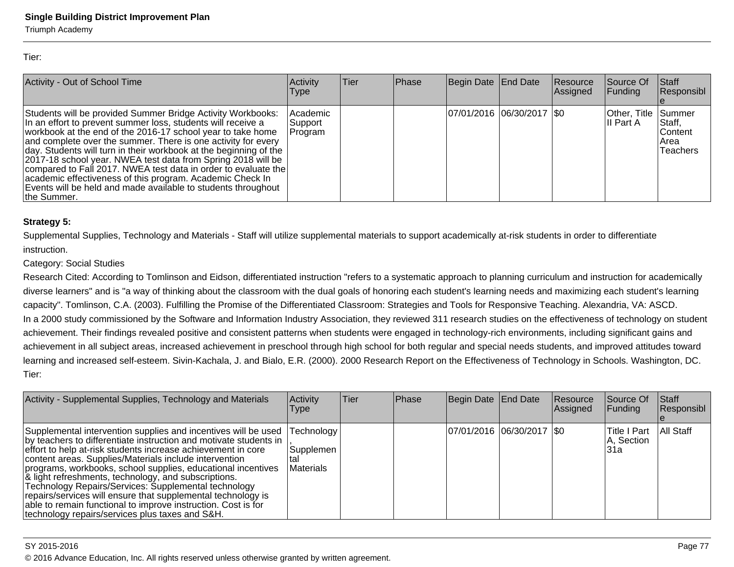Tier:

| Activity - Out of School Time | Activity Type | Tier | Phase | Begin Date | End Date | Resource Assigned | Source Of Funding | Staff Responsible |
|---|---|---|---|---|---|---|---|---|
| Students will be provided Summer Bridge Activity Workbooks: In an effort to prevent summer loss, students will receive a workbook at the end of the 2016-17 school year to take home and complete over the summer. There is one activity for every day. Students will turn in their workbook at the beginning of the 2017-18 school year. NWEA test data from Spring 2018 will be compared to Fall 2017. NWEA test data in order to evaluate the academic effectiveness of this program. Academic Check In Events will be held and made available to students throughout the Summer. | Academic Support Program | | | 07/01/2016 | 06/30/2017 | $0 | Other, Title II Part A | Summer Staff, Content Area Teachers |

**Strategy 5:**

Supplemental Supplies, Technology and Materials - Staff will utilize supplemental materials to support academically at-risk students in order to differentiate instruction.

Category: Social Studies

Research Cited: According to Tomlinson and Eidson, differentiated instruction "refers to a systematic approach to planning curriculum and instruction for academically diverse learners" and is "a way of thinking about the classroom with the dual goals of honoring each student's learning needs and maximizing each student's learning capacity". Tomlinson, C.A. (2003). Fulfilling the Promise of the Differentiated Classroom: Strategies and Tools for Responsive Teaching. Alexandria, VA: ASCD.

In a 2000 study commissioned by the Software and Information Industry Association, they reviewed 311 research studies on the effectiveness of technology on student achievement. Their findings revealed positive and consistent patterns when students were engaged in technology-rich environments, including significant gains and achievement in all subject areas, increased achievement in preschool through high school for both regular and special needs students, and improved attitudes toward learning and increased self-esteem. Sivin-Kachala, J. and Bialo, E.R. (2000). 2000 Research Report on the Effectiveness of Technology in Schools. Washington, DC.

Tier:

| Activity - Supplemental Supplies, Technology and Materials | Activity Type | Tier | Phase | Begin Date | End Date | Resource Assigned | Source Of Funding | Staff Responsible |
|---|---|---|---|---|---|---|---|---|
| Supplemental intervention supplies and incentives will be used by teachers to differentiate instruction and motivate students in effort to help at-risk students increase achievement in core content areas. Supplies/Materials include intervention programs, workbooks, school supplies, educational incentives & light refreshments, technology, and subscriptions. Technology Repairs/Services: Supplemental technology repairs/services will ensure that supplemental technology is able to remain functional to improve instruction. Cost is for technology repairs/services plus taxes and S&H. | Technology, Supplemental Materials | | | 07/01/2016 | 06/30/2017 | $0 | Title I Part A, Section 31a | All Staff |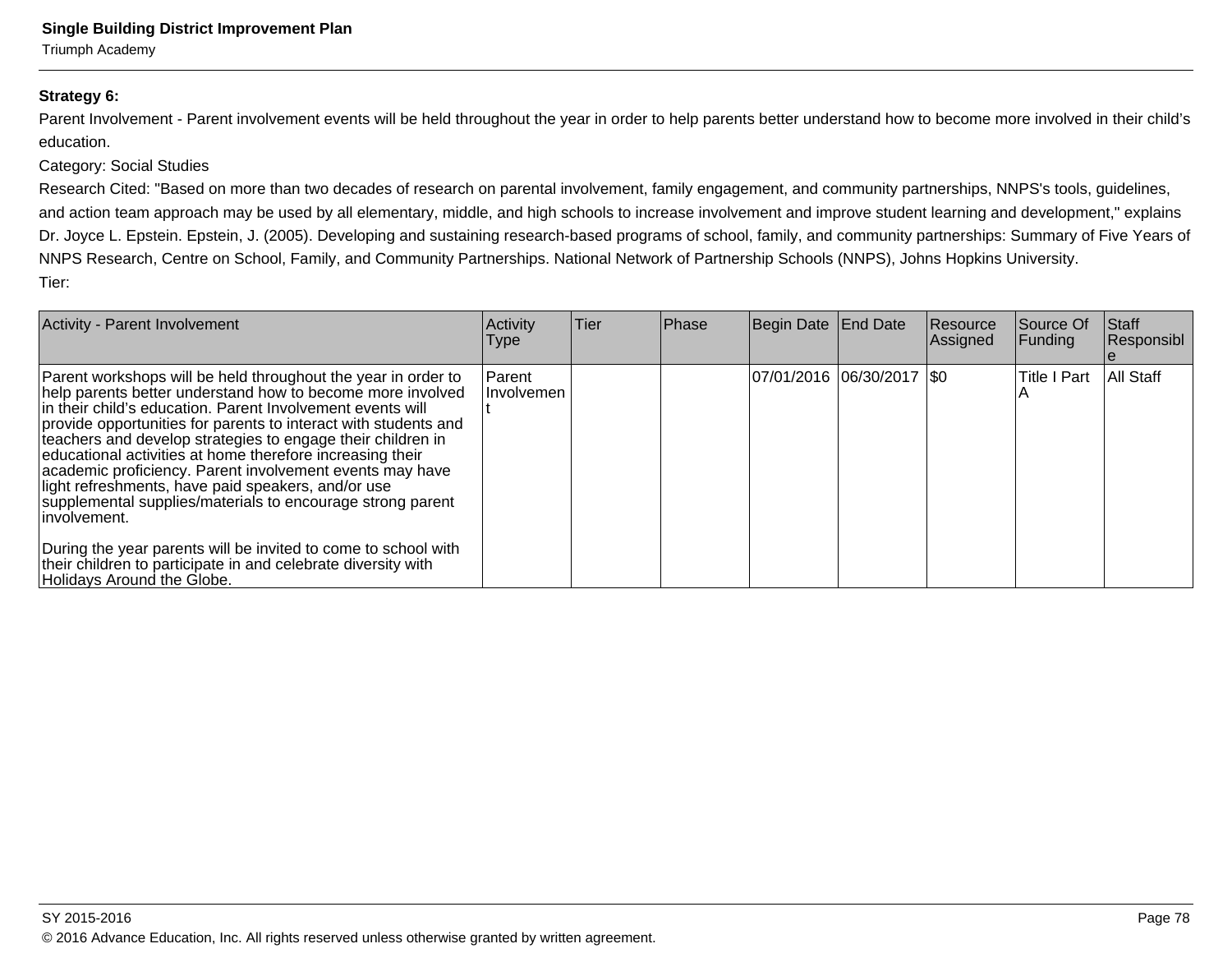**Strategy 6:**

Parent Involvement - Parent involvement events will be held throughout the year in order to help parents better understand how to become more involved in their child's education.

Category: Social Studies

Research Cited: "Based on more than two decades of research on parental involvement, family engagement, and community partnerships, NNPS's tools, guidelines, and action team approach may be used by all elementary, middle, and high schools to increase involvement and improve student learning and development," explains Dr. Joyce L. Epstein. Epstein, J. (2005). Developing and sustaining research-based programs of school, family, and community partnerships: Summary of Five Years of NNPS Research, Centre on School, Family, and Community Partnerships. National Network of Partnership Schools (NNPS), Johns Hopkins University.

Tier:

| Activity - Parent Involvement | Activity Type | Tier | Phase | Begin Date | End Date | Resource Assigned | Source Of Funding | Staff Responsible |
|---|---|---|---|---|---|---|---|---|
| Parent workshops will be held throughout the year in order to help parents better understand how to become more involved in their child's education. Parent Involvement events will provide opportunities for parents to interact with students and teachers and develop strategies to engage their children in educational activities at home therefore increasing their academic proficiency. Parent involvement events may have light refreshments, have paid speakers, and/or use supplemental supplies/materials to encourage strong parent involvement.<br><br>During the year parents will be invited to come to school with their children to participate in and celebrate diversity with Holidays Around the Globe. | Parent Involvement | | | 07/01/2016 | 06/30/2017 | $0 | Title I Part A | All Staff |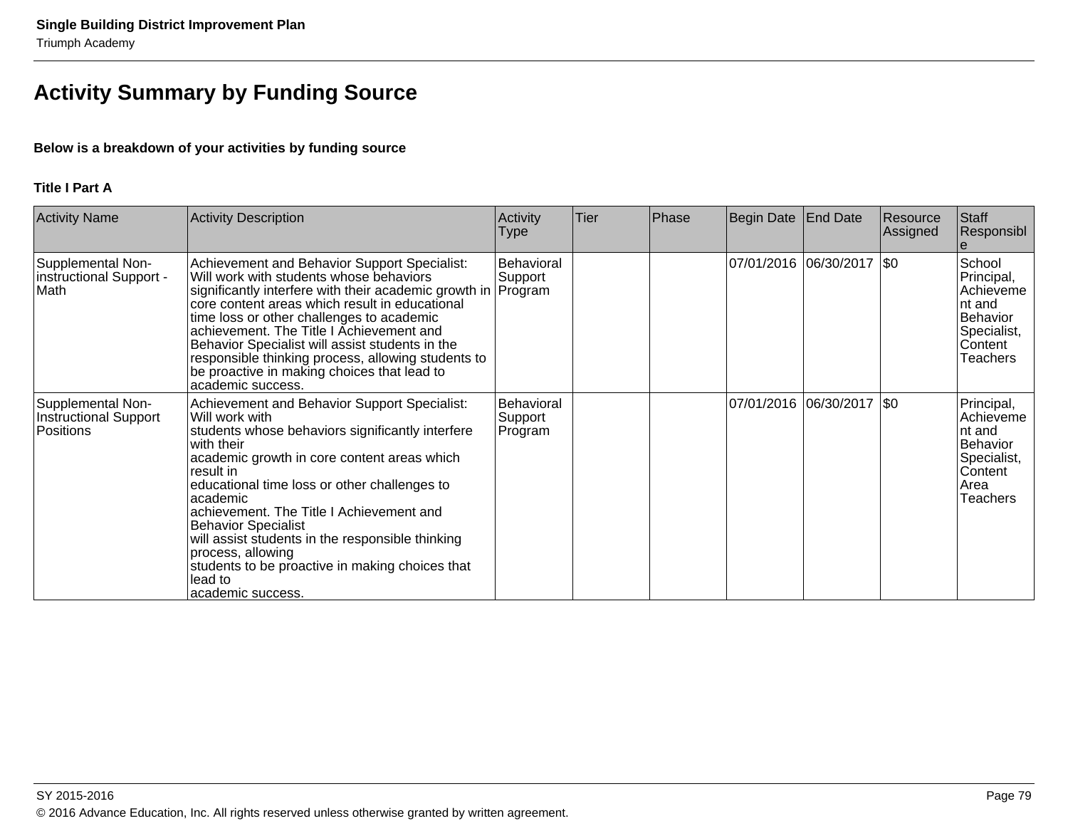## Activity Summary by Funding Source

**Below is a breakdown of your activities by funding source**

**Title I Part A**

| Activity Name | Activity Description | Activity Type | Tier | Phase | Begin Date | End Date | Resource Assigned | Staff Responsible |
|---|---|---|---|---|---|---|---|---|
| Supplemental Non-instructional Support - Math | Achievement and Behavior Support Specialist: Will work with students whose behaviors significantly interfere with their academic growth in core content areas which result in educational time loss or other challenges to academic achievement. The Title I Achievement and Behavior Specialist will assist students in the responsible thinking process, allowing students to be proactive in making choices that lead to academic success. | Behavioral Support Program | | | 07/01/2016 | 06/30/2017 | $0 | School Principal, Achievement and Behavior Specialist, Content Teachers |
| Supplemental Non-Instructional Support Positions | Achievement and Behavior Support Specialist: Will work with students whose behaviors significantly interfere with their academic growth in core content areas which result in educational time loss or other challenges to academic achievement. The Title I Achievement and Behavior Specialist will assist students in the responsible thinking process, allowing students to be proactive in making choices that lead to academic success. | Behavioral Support Program | | | 07/01/2016 | 06/30/2017 | $0 | Principal, Achievement and Behavior Specialist, Content Area Teachers |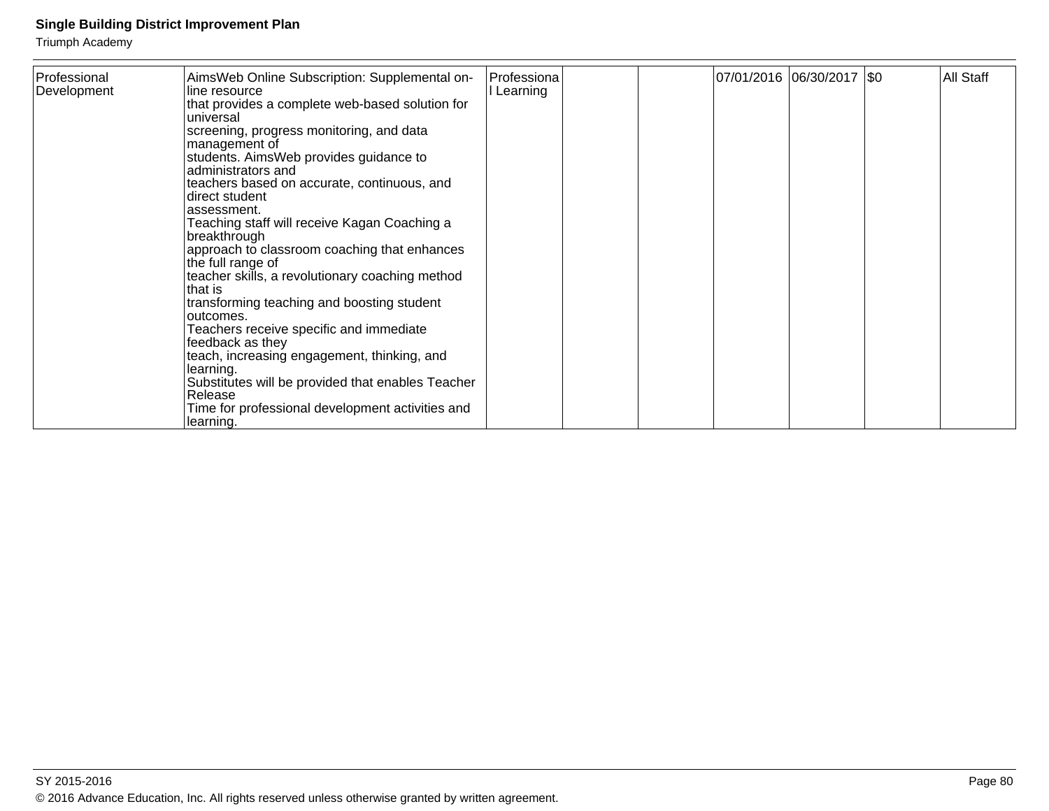| Professional Development | AimsWeb Online Subscription: Supplemental on-line resource that provides a complete web-based solution for universal screening, progress monitoring, and data management of students. AimsWeb provides guidance to administrators and teachers based on accurate, continuous, and direct student assessment. Teaching staff will receive Kagan Coaching a breakthrough approach to classroom coaching that enhances the full range of teacher skills, a revolutionary coaching method that is transforming teaching and boosting student outcomes. Teachers receive specific and immediate feedback as they teach, increasing engagement, thinking, and learning. Substitutes will be provided that enables Teacher Release Time for professional development activities and learning. | Professional Learning | | | 07/01/2016 | 06/30/2017 | $0 | All Staff |
|---|---|---|---|---|---|---|---|---|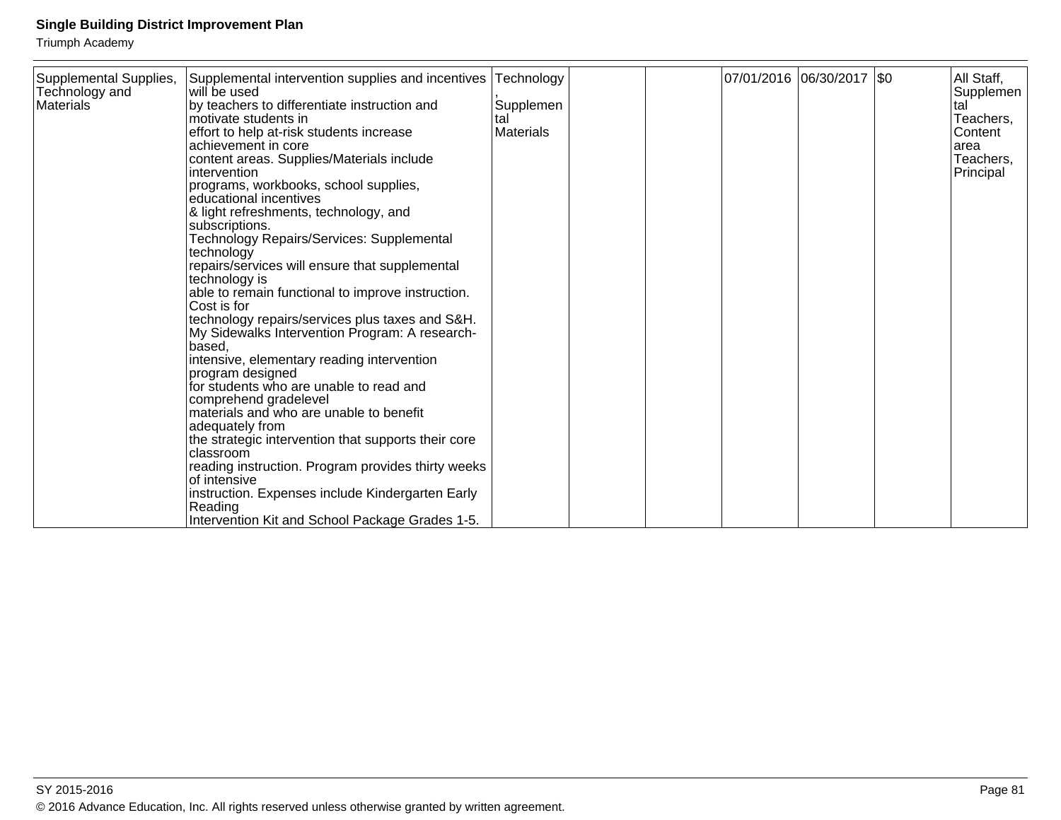| | | | | | | | | |
|---|---|---|---|---|---|---|---|---|
| Supplemental Supplies, Technology and Materials | Supplemental intervention supplies and incentives will be used by teachers to differentiate instruction and motivate students in effort to help at-risk students increase achievement in core content areas. Supplies/Materials include intervention programs, workbooks, school supplies, educational incentives & light refreshments, technology, and subscriptions. Technology Repairs/Services: Supplemental technology repairs/services will ensure that supplemental technology is able to remain functional to improve instruction. Cost is for technology repairs/services plus taxes and S&H. My Sidewalks Intervention Program: A research-based, intensive, elementary reading intervention program designed for students who are unable to read and comprehend gradelevel materials and who are unable to benefit adequately from the strategic intervention that supports their core classroom reading instruction. Program provides thirty weeks of intensive instruction. Expenses include Kindergarten Early Reading Intervention Kit and School Package Grades 1-5. | Technology, Supplemental Materials | | | 07/01/2016 | 06/30/2017 | $0 | All Staff, Supplemental Teachers, Content area Teachers, Principal |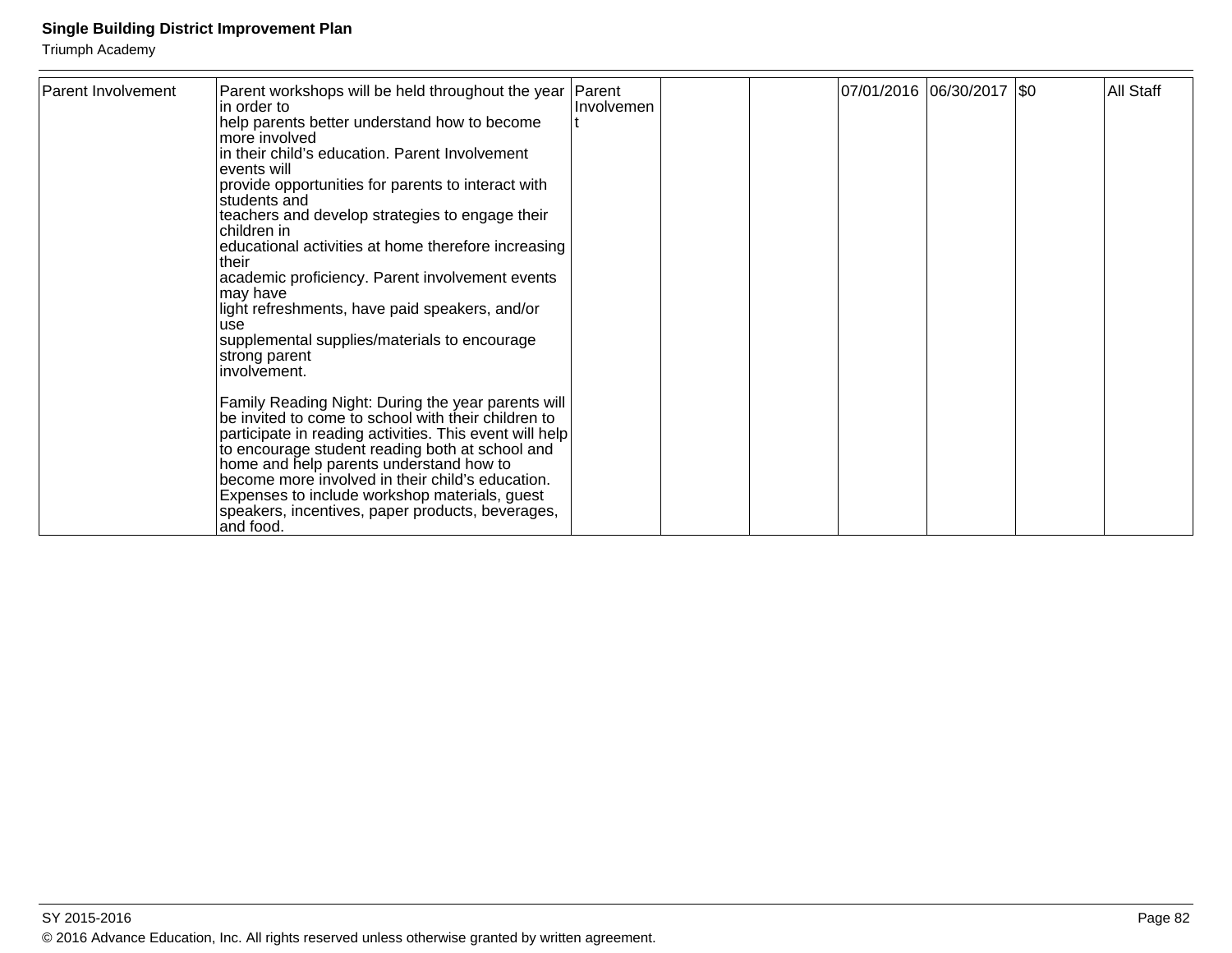| | | | | | | | | |
|---|---|---|---|---|---|---|---|---|
| Parent Involvement | Parent workshops will be held throughout the year in order to help parents better understand how to become more involved in their child's education. Parent Involvement events will provide opportunities for parents to interact with students and teachers and develop strategies to engage their children in educational activities at home therefore increasing their academic proficiency. Parent involvement events may have light refreshments, have paid speakers, and/or use supplemental supplies/materials to encourage strong parent involvement.<br><br>Family Reading Night: During the year parents will be invited to come to school with their children to participate in reading activities. This event will help to encourage student reading both at school and home and help parents understand how to become more involved in their child's education. Expenses to include workshop materials, guest speakers, incentives, paper products, beverages, and food. | Parent Involvement | | | 07/01/2016 | 06/30/2017 | $0 | All Staff |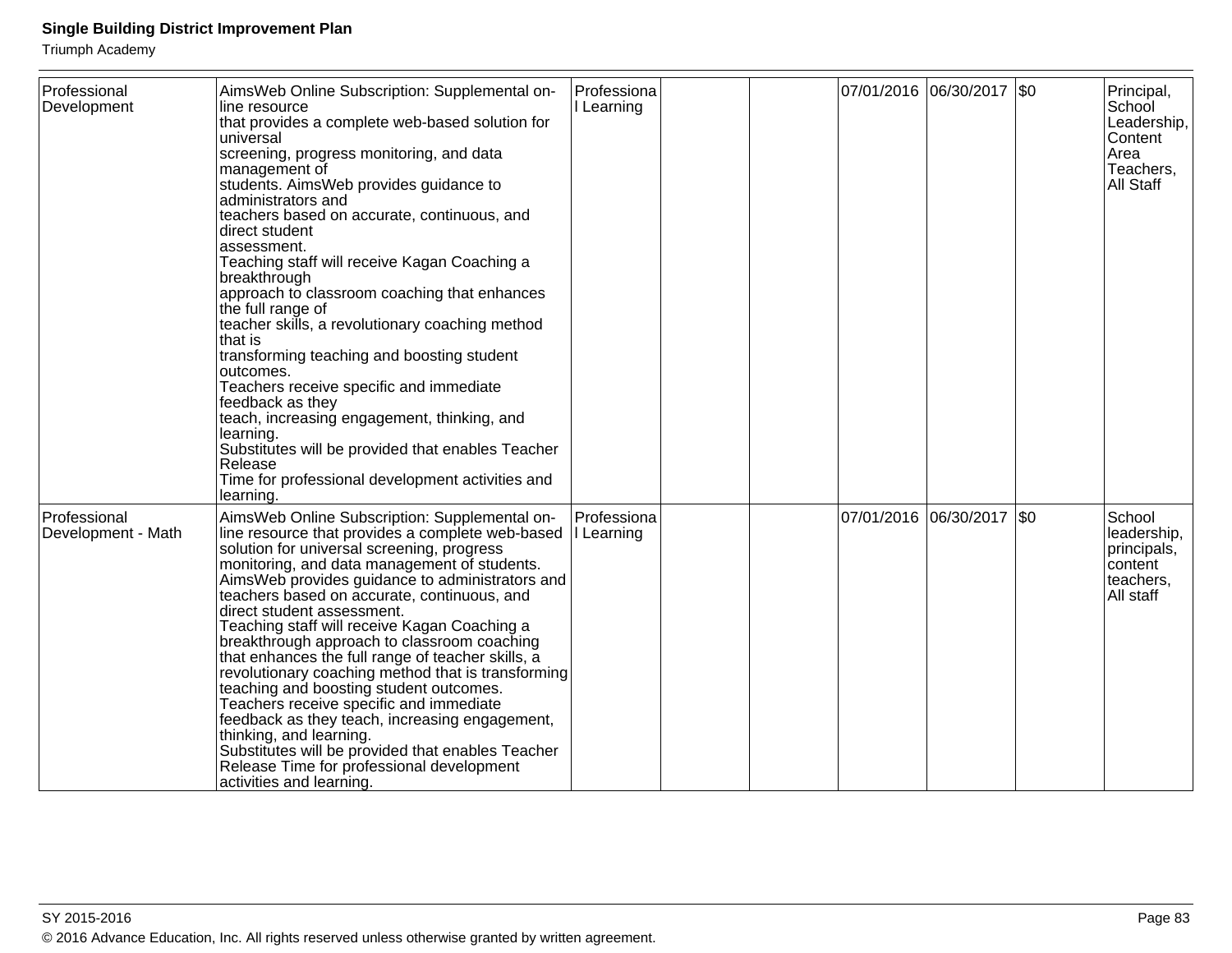| Professional Development | AimsWeb Online Subscription: Supplemental on-line resource that provides a complete web-based solution for universal screening, progress monitoring, and data management of students. AimsWeb provides guidance to administrators and teachers based on accurate, continuous, and direct student assessment. Teaching staff will receive Kagan Coaching a breakthrough approach to classroom coaching that enhances the full range of teacher skills, a revolutionary coaching method that is transforming teaching and boosting student outcomes. Teachers receive specific and immediate feedback as they teach, increasing engagement, thinking, and learning. Substitutes will be provided that enables Teacher Release Time for professional development activities and learning. | Professional Learning | | | 07/01/2016 | 06/30/2017 | $0 | Principal, School Leadership, Content Area Teachers, All Staff |
|---|---|---|---|---|---|---|---|---|
| Professional Development - Math | AimsWeb Online Subscription: Supplemental on-line resource that provides a complete web-based solution for universal screening, progress monitoring, and data management of students. AimsWeb provides guidance to administrators and teachers based on accurate, continuous, and direct student assessment. Teaching staff will receive Kagan Coaching a breakthrough approach to classroom coaching that enhances the full range of teacher skills, a revolutionary coaching method that is transforming teaching and boosting student outcomes. Teachers receive specific and immediate feedback as they teach, increasing engagement, thinking, and learning. Substitutes will be provided that enables Teacher Release Time for professional development activities and learning. | Professional Learning | | | 07/01/2016 | 06/30/2017 | $0 | School leadership, principals, content teachers, All staff |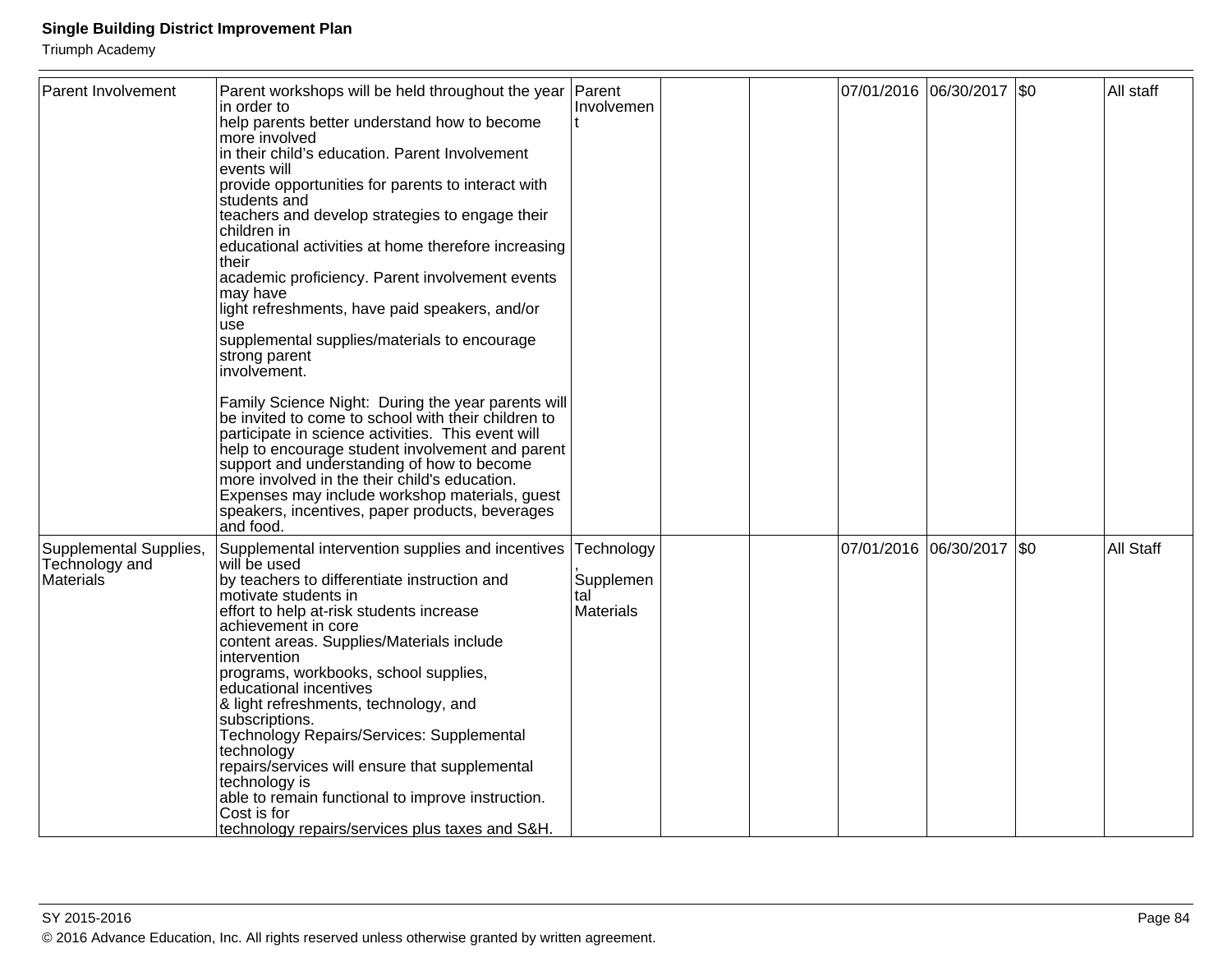| Parent Involvement | Parent workshops will be held throughout the year in order to help parents better understand how to become more involved in their child's education. Parent Involvement events will provide opportunities for parents to interact with students and teachers and develop strategies to engage their children in educational activities at home therefore increasing their academic proficiency. Parent involvement events may have light refreshments, have paid speakers, and/or use supplemental supplies/materials to encourage strong parent involvement.<br><br>Family Science Night: During the year parents will be invited to come to school with their children to participate in science activities. This event will help to encourage student involvement and parent support and understanding of how to become more involved in the their child's education. Expenses may include workshop materials, guest speakers, incentives, paper products, beverages and food. | Parent Involvement | | | 07/01/2016 | 06/30/2017 | $0 | All staff |
|---|---|---|---|---|---|---|---|---|
| Supplemental Supplies, Technology and Materials | Supplemental intervention supplies and incentives will be used by teachers to differentiate instruction and motivate students in effort to help at-risk students increase achievement in core content areas. Supplies/Materials include intervention programs, workbooks, school supplies, educational incentives & light refreshments, technology, and subscriptions.<br>Technology Repairs/Services: Supplemental technology repairs/services will ensure that supplemental technology is able to remain functional to improve instruction. Cost is for technology repairs/services plus taxes and S&H. | Technology, Supplemental Materials | | | 07/01/2016 | 06/30/2017 | $0 | All Staff |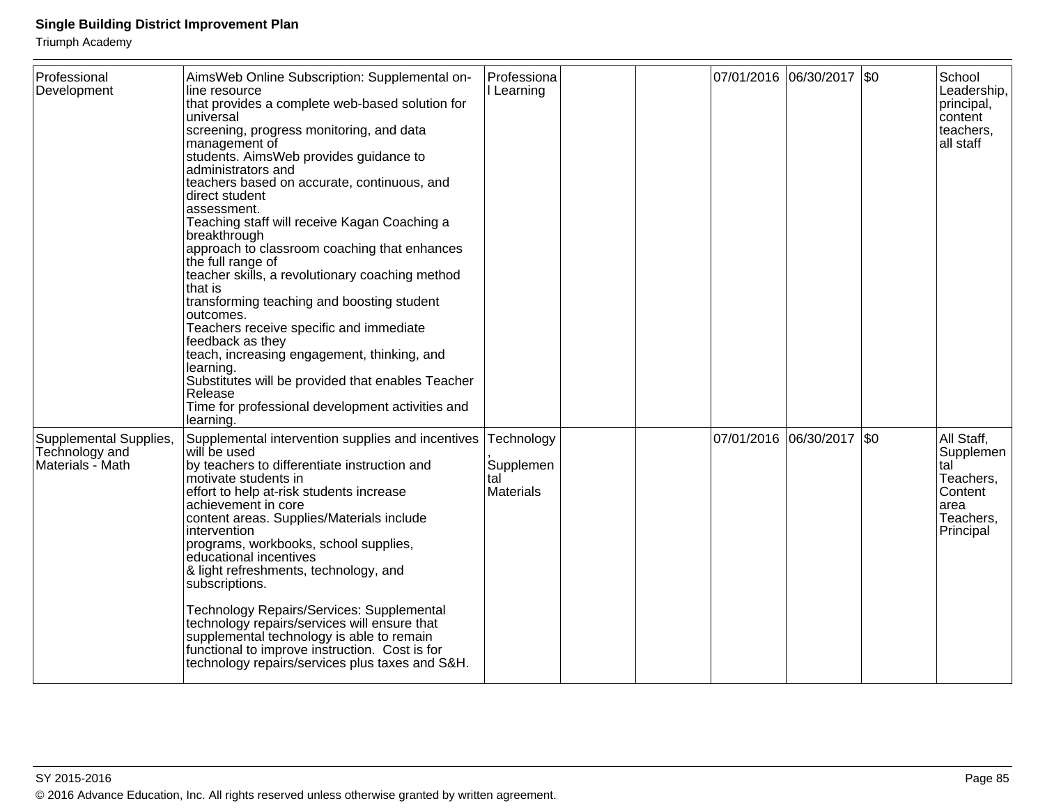| Professional Development | AimsWeb Online Subscription: Supplemental on-line resource that provides a complete web-based solution for universal screening, progress monitoring, and data management of students. AimsWeb provides guidance to administrators and teachers based on accurate, continuous, and direct student assessment. Teaching staff will receive Kagan Coaching a breakthrough approach to classroom coaching that enhances the full range of teacher skills, a revolutionary coaching method that is transforming teaching and boosting student outcomes. Teachers receive specific and immediate feedback as they teach, increasing engagement, thinking, and learning. Substitutes will be provided that enables Teacher Release Time for professional development activities and learning. | Professional Learning | | | 07/01/2016 | 06/30/2017 | $0 | School Leadership, principal, content teachers, all staff |
|---|---|---|---|---|---|---|---|---|
| Supplemental Supplies, Technology and Materials - Math | Supplemental intervention supplies and incentives will be used by teachers to differentiate instruction and motivate students in effort to help at-risk students increase achievement in core content areas. Supplies/Materials include intervention programs, workbooks, school supplies, educational incentives & light refreshments, technology, and subscriptions.<br><br>Technology Repairs/Services: Supplemental technology repairs/services will ensure that supplemental technology is able to remain functional to improve instruction. Cost is for technology repairs/services plus taxes and S&H. | Technology, Supplemental Materials | | | 07/01/2016 | 06/30/2017 | $0 | All Staff, Supplemental Teachers, Content area Teachers, Principal |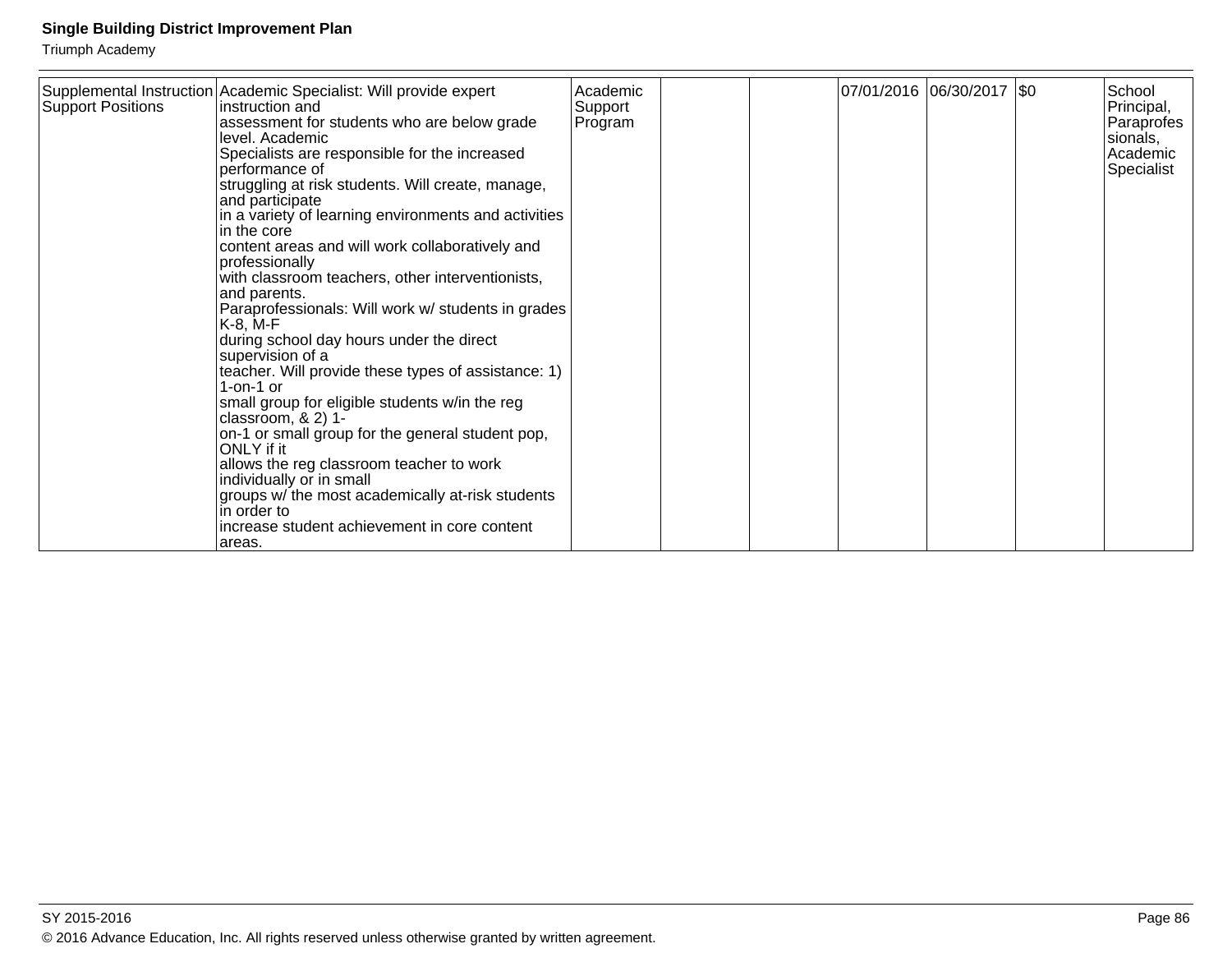| Supplemental Instruction Support Positions | Academic Specialist: Will provide expert instruction and assessment for students who are below grade level. Academic Specialists are responsible for the increased performance of struggling at risk students. Will create, manage, and participate in a variety of learning environments and activities in the core content areas and will work collaboratively and professionally with classroom teachers, other interventionists, and parents. Paraprofessionals: Will work w/ students in grades K-8, M-F during school day hours under the direct supervision of a teacher. Will provide these types of assistance: 1) 1-on-1 or small group for eligible students w/in the reg classroom, & 2) 1-on-1 or small group for the general student pop, ONLY if it allows the reg classroom teacher to work individually or in small groups w/ the most academically at-risk students in order to increase student achievement in core content areas. | Academic Support Program | | | 07/01/2016 | 06/30/2017 | $0 | School Principal, Paraprofessionals, Academic Specialist |
|---|---|---|---|---|---|---|---|---|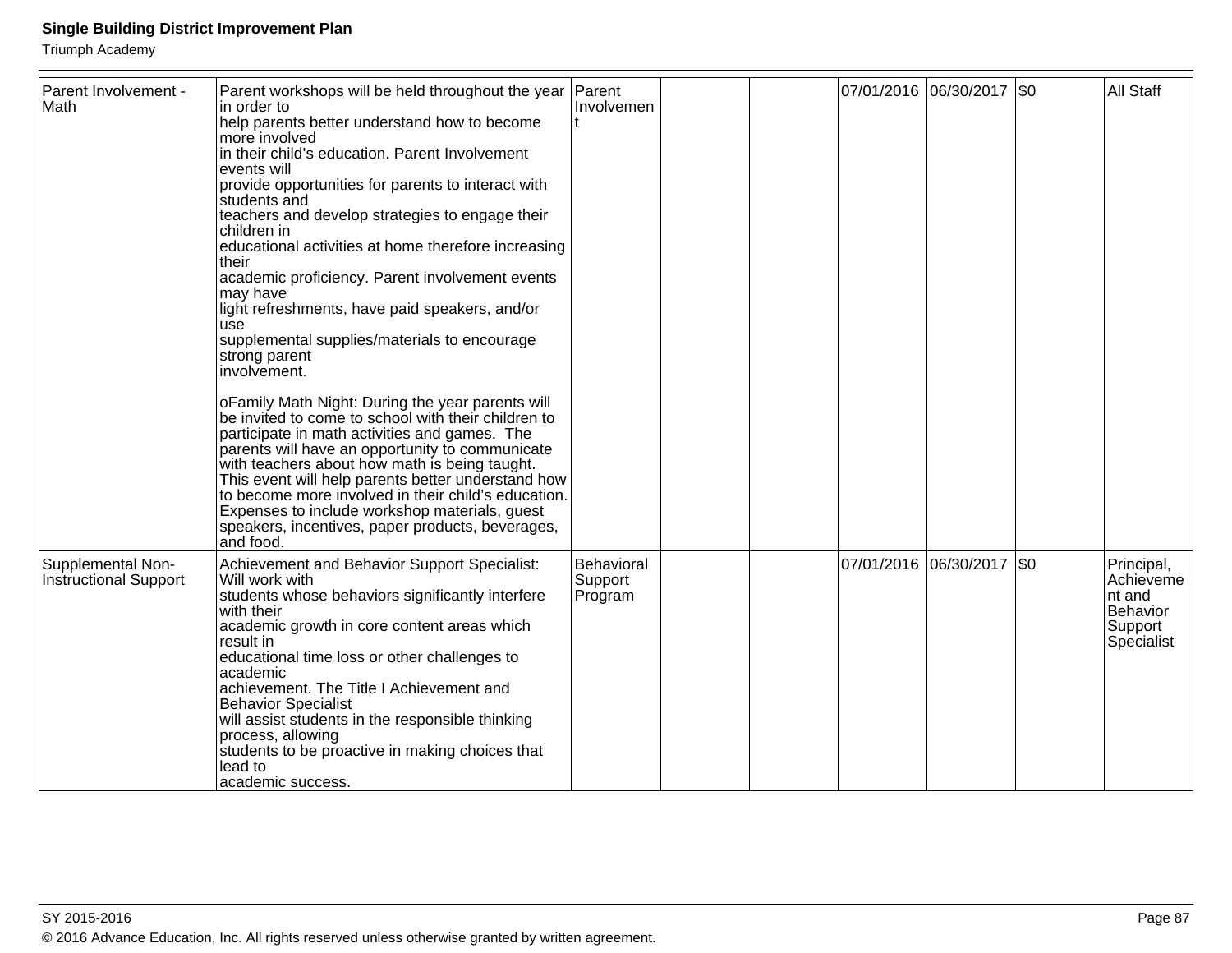| Parent Involvement - Math | Parent workshops will be held throughout the year in order to help parents better understand how to become more involved in their child's education. Parent Involvement events will provide opportunities for parents to interact with students and teachers and develop strategies to engage their children in educational activities at home therefore increasing their academic proficiency. Parent involvement events may have light refreshments, have paid speakers, and/or use supplemental supplies/materials to encourage strong parent involvement.<br><br>oFamily Math Night: During the year parents will be invited to come to school with their children to participate in math activities and games. The parents will have an opportunity to communicate with teachers about how math is being taught. This event will help parents better understand how to become more involved in their child's education. Expenses to include workshop materials, guest speakers, incentives, paper products, beverages, and food. | Parent Involvement | | | 07/01/2016 | 06/30/2017 | $0 | All Staff |
|---|---|---|---|---|---|---|---|---|
| Supplemental Non-Instructional Support | Achievement and Behavior Support Specialist: Will work with students whose behaviors significantly interfere with their academic growth in core content areas which result in educational time loss or other challenges to academic achievement. The Title I Achievement and Behavior Specialist will assist students in the responsible thinking process, allowing students to be proactive in making choices that lead to academic success. | Behavioral Support Program | | | 07/01/2016 | 06/30/2017 | $0 | Principal, Achievement and Behavior Support Specialist |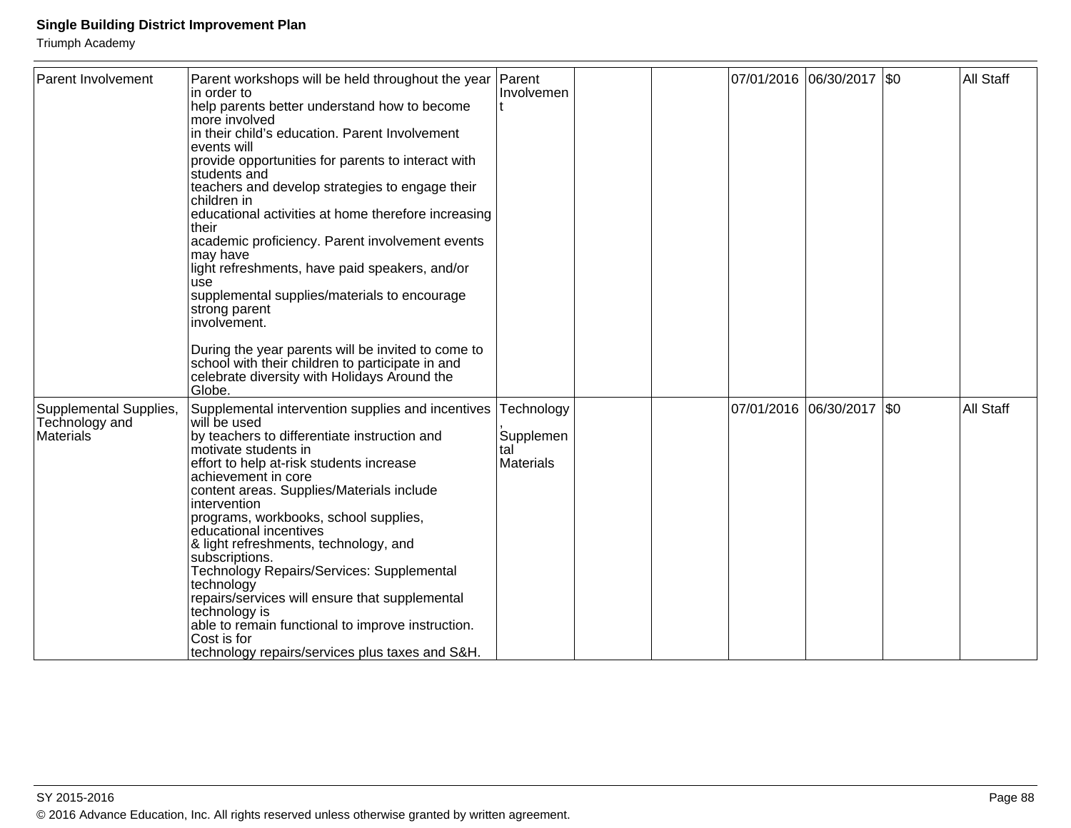| Parent Involvement | Parent workshops will be held throughout the year in order to help parents better understand how to become more involved in their child's education. Parent Involvement events will provide opportunities for parents to interact with students and teachers and develop strategies to engage their children in educational activities at home therefore increasing their academic proficiency. Parent involvement events may have light refreshments, have paid speakers, and/or use supplemental supplies/materials to encourage strong parent involvement.<br><br>During the year parents will be invited to come to school with their children to participate in and celebrate diversity with Holidays Around the Globe. | Parent Involvement | | | 07/01/2016 | 06/30/2017 | $0 | All Staff |
|---|---|---|---|---|---|---|---|---|
| Supplemental Supplies, Technology and Materials | Supplemental intervention supplies and incentives will be used by teachers to differentiate instruction and motivate students in effort to help at-risk students increase achievement in core content areas. Supplies/Materials include intervention programs, workbooks, school supplies, educational incentives & light refreshments, technology, and subscriptions.<br>Technology Repairs/Services: Supplemental technology repairs/services will ensure that supplemental technology is able to remain functional to improve instruction. Cost is for technology repairs/services plus taxes and S&H. | Technology, Supplemental Materials | | | 07/01/2016 | 06/30/2017 | $0 | All Staff |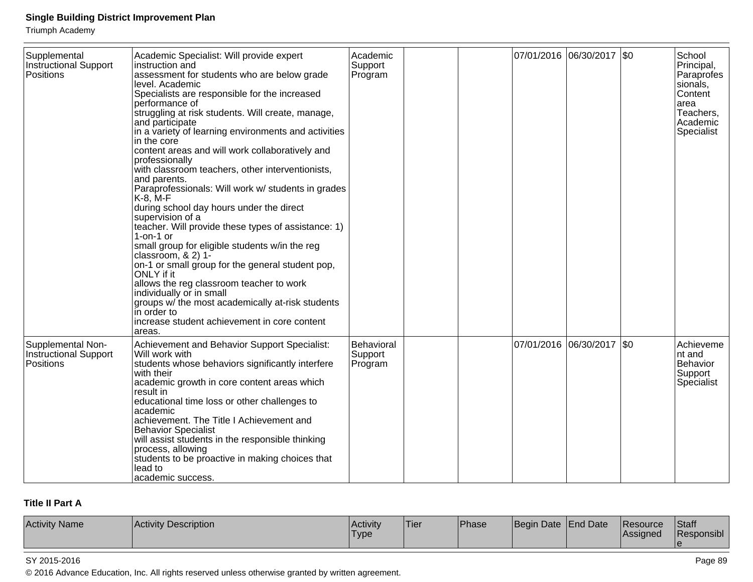| Activity Name | Activity Description | Activity Type | Tier | Phase | Begin Date | End Date | Resource Assigned | Staff Responsible |
|---|---|---|---|---|---|---|---|---|
| Supplemental Instructional Support Positions | Academic Specialist: Will provide expert instruction and assessment for students who are below grade level. Academic Specialists are responsible for the increased performance of struggling at risk students. Will create, manage, and participate in a variety of learning environments and activities in the core content areas and will work collaboratively and professionally with classroom teachers, other interventionists, and parents. Paraprofessionals: Will work w/ students in grades K-8, M-F during school day hours under the direct supervision of a teacher. Will provide these types of assistance: 1) 1-on-1 or small group for eligible students w/in the reg classroom, & 2) 1-on-1 or small group for the general student pop, ONLY if it allows the reg classroom teacher to work individually or in small groups w/ the most academically at-risk students in order to increase student achievement in core content areas. | Academic Support Program | | | 07/01/2016 | 06/30/2017 | $0 | School Principal, Paraprofessionals, Content area Teachers, Academic Specialist |
| Supplemental Non-Instructional Support Positions | Achievement and Behavior Support Specialist: Will work with students whose behaviors significantly interfere with their academic growth in core content areas which result in educational time loss or other challenges to academic achievement. The Title I Achievement and Behavior Specialist will assist students in the responsible thinking process, allowing students to be proactive in making choices that lead to academic success. | Behavioral Support Program | | | 07/01/2016 | 06/30/2017 | $0 | Achievement and Behavior Support Specialist |

**Title II Part A**

| Activity Name | Activity Description | Activity Type | Tier | Phase | Begin Date | End Date | Resource Assigned | Staff Responsible |
|---|---|---|---|---|---|---|---|---|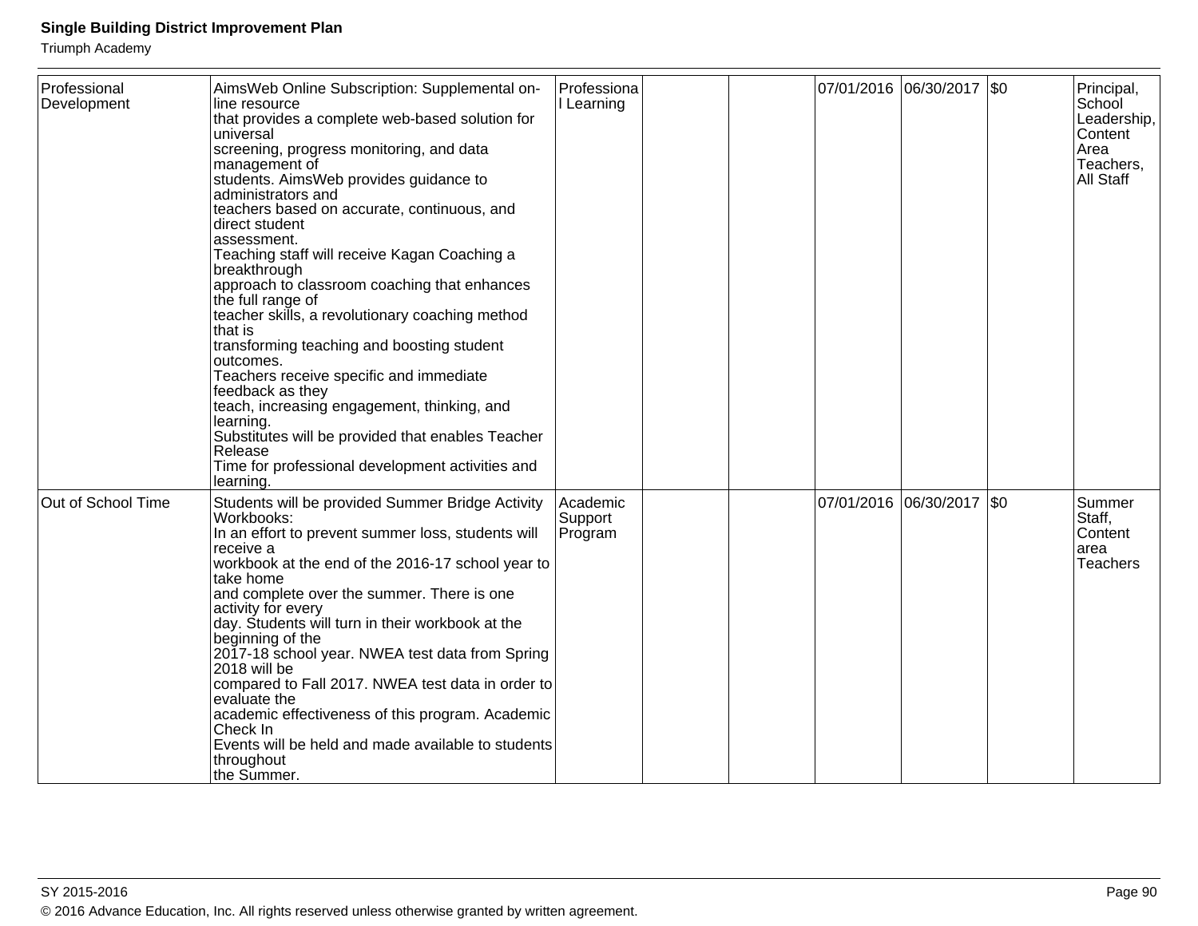| Professional Development | AimsWeb Online Subscription: Supplemental on-line resource that provides a complete web-based solution for universal screening, progress monitoring, and data management of students. AimsWeb provides guidance to administrators and teachers based on accurate, continuous, and direct student assessment. Teaching staff will receive Kagan Coaching a breakthrough approach to classroom coaching that enhances the full range of teacher skills, a revolutionary coaching method that is transforming teaching and boosting student outcomes. Teachers receive specific and immediate feedback as they teach, increasing engagement, thinking, and learning. Substitutes will be provided that enables Teacher Release Time for professional development activities and learning. | Professional Learning | | | 07/01/2016 | 06/30/2017 | $0 | Principal, School Leadership, Content Area Teachers, All Staff |
|---|---|---|---|---|---|---|---|---|
| Out of School Time | Students will be provided Summer Bridge Activity Workbooks: In an effort to prevent summer loss, students will receive a workbook at the end of the 2016-17 school year to take home and complete over the summer. There is one activity for every day. Students will turn in their workbook at the beginning of the 2017-18 school year. NWEA test data from Spring 2018 will be compared to Fall 2017. NWEA test data in order to evaluate the academic effectiveness of this program. Academic Check In Events will be held and made available to students throughout the Summer. | Academic Support Program | | | 07/01/2016 | 06/30/2017 | $0 | Summer Staff, Content area Teachers |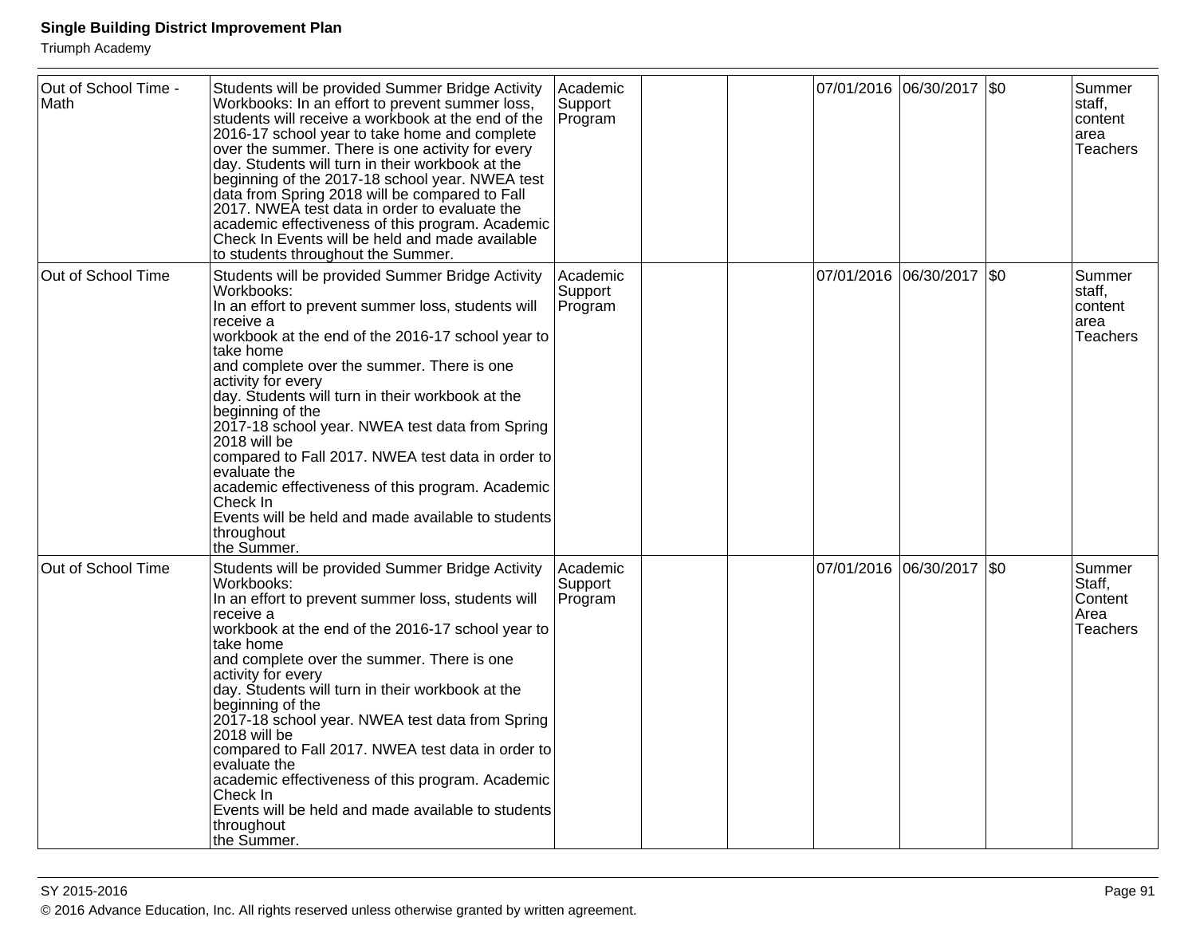| | | | | | | | | |
|---|---|---|---|---|---|---|---|---|
| Out of School Time - Math | Students will be provided Summer Bridge Activity Workbooks: In an effort to prevent summer loss, students will receive a workbook at the end of the 2016-17 school year to take home and complete over the summer. There is one activity for every day. Students will turn in their workbook at the beginning of the 2017-18 school year. NWEA test data from Spring 2018 will be compared to Fall 2017. NWEA test data in order to evaluate the academic effectiveness of this program. Academic Check In Events will be held and made available to students throughout the Summer. | Academic Support Program | | | 07/01/2016 | 06/30/2017 | $0 | Summer staff, content area Teachers |
| Out of School Time | Students will be provided Summer Bridge Activity Workbooks: In an effort to prevent summer loss, students will receive a workbook at the end of the 2016-17 school year to take home and complete over the summer. There is one activity for every day. Students will turn in their workbook at the beginning of the 2017-18 school year. NWEA test data from Spring 2018 will be compared to Fall 2017. NWEA test data in order to evaluate the academic effectiveness of this program. Academic Check In Events will be held and made available to students throughout the Summer. | Academic Support Program | | | 07/01/2016 | 06/30/2017 | $0 | Summer staff, content area Teachers |
| Out of School Time | Students will be provided Summer Bridge Activity Workbooks: In an effort to prevent summer loss, students will receive a workbook at the end of the 2016-17 school year to take home and complete over the summer. There is one activity for every day. Students will turn in their workbook at the beginning of the 2017-18 school year. NWEA test data from Spring 2018 will be compared to Fall 2017. NWEA test data in order to evaluate the academic effectiveness of this program. Academic Check In Events will be held and made available to students throughout the Summer. | Academic Support Program | | | 07/01/2016 | 06/30/2017 | $0 | Summer Staff, Content Area Teachers |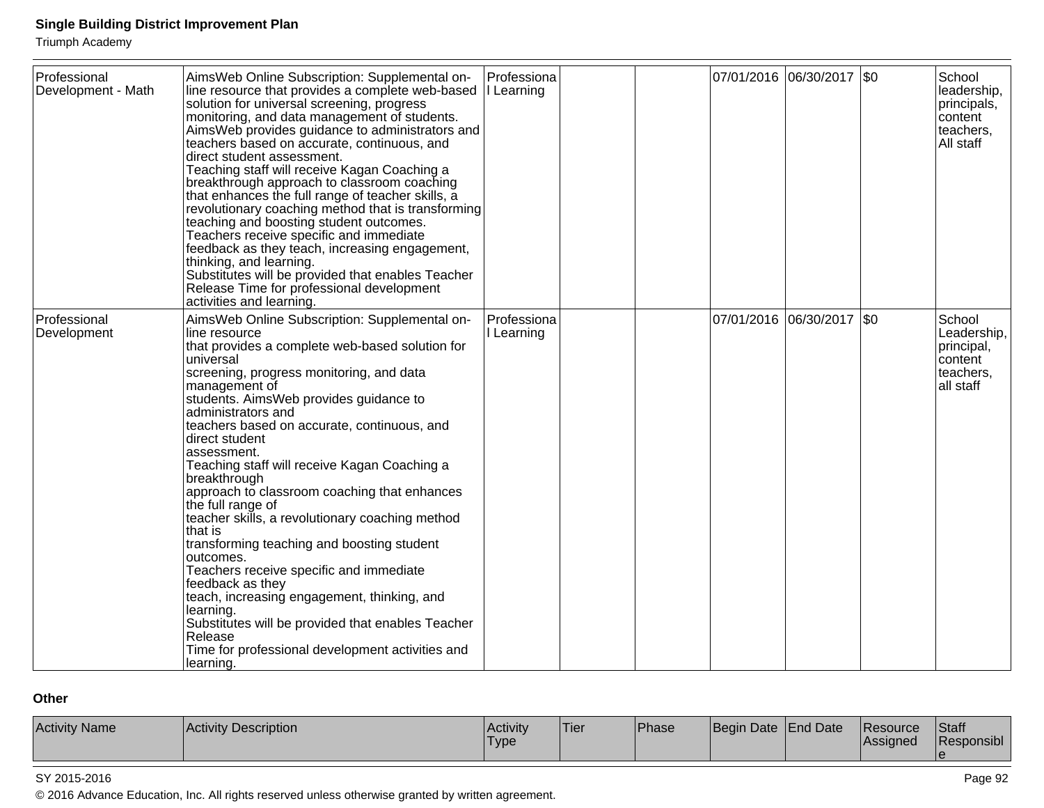| Professional Development - Math | AimsWeb Online Subscription: Supplemental on-line resource that provides a complete web-based solution for universal screening, progress monitoring, and data management of students. AimsWeb provides guidance to administrators and teachers based on accurate, continuous, and direct student assessment.<br>Teaching staff will receive Kagan Coaching a breakthrough approach to classroom coaching that enhances the full range of teacher skills, a revolutionary coaching method that is transforming teaching and boosting student outcomes.<br>Teachers receive specific and immediate feedback as they teach, increasing engagement, thinking, and learning.<br>Substitutes will be provided that enables Teacher Release Time for professional development activities and learning. | Professional Learning | | | 07/01/2016 | 06/30/2017 | $0 | School leadership, principals, content teachers, All staff |
|---|---|---|---|---|---|---|---|---|
| Professional Development | AimsWeb Online Subscription: Supplemental on-line resource<br>that provides a complete web-based solution for universal<br>screening, progress monitoring, and data management of<br>students. AimsWeb provides guidance to administrators and<br>teachers based on accurate, continuous, and direct student<br>assessment.<br>Teaching staff will receive Kagan Coaching a breakthrough<br>approach to classroom coaching that enhances the full range of<br>teacher skills, a revolutionary coaching method that is<br>transforming teaching and boosting student outcomes.<br>Teachers receive specific and immediate feedback as they<br>teach, increasing engagement, thinking, and learning.<br>Substitutes will be provided that enables Teacher Release<br>Time for professional development activities and learning. | Professional Learning | | | 07/01/2016 | 06/30/2017 | $0 | School Leadership, principal, content teachers, all staff |

**Other**

| Activity Name | Activity Description | Activity Type | Tier | Phase | Begin Date | End Date | Resource Assigned | Staff Responsible |
|---|---|---|---|---|---|---|---|---|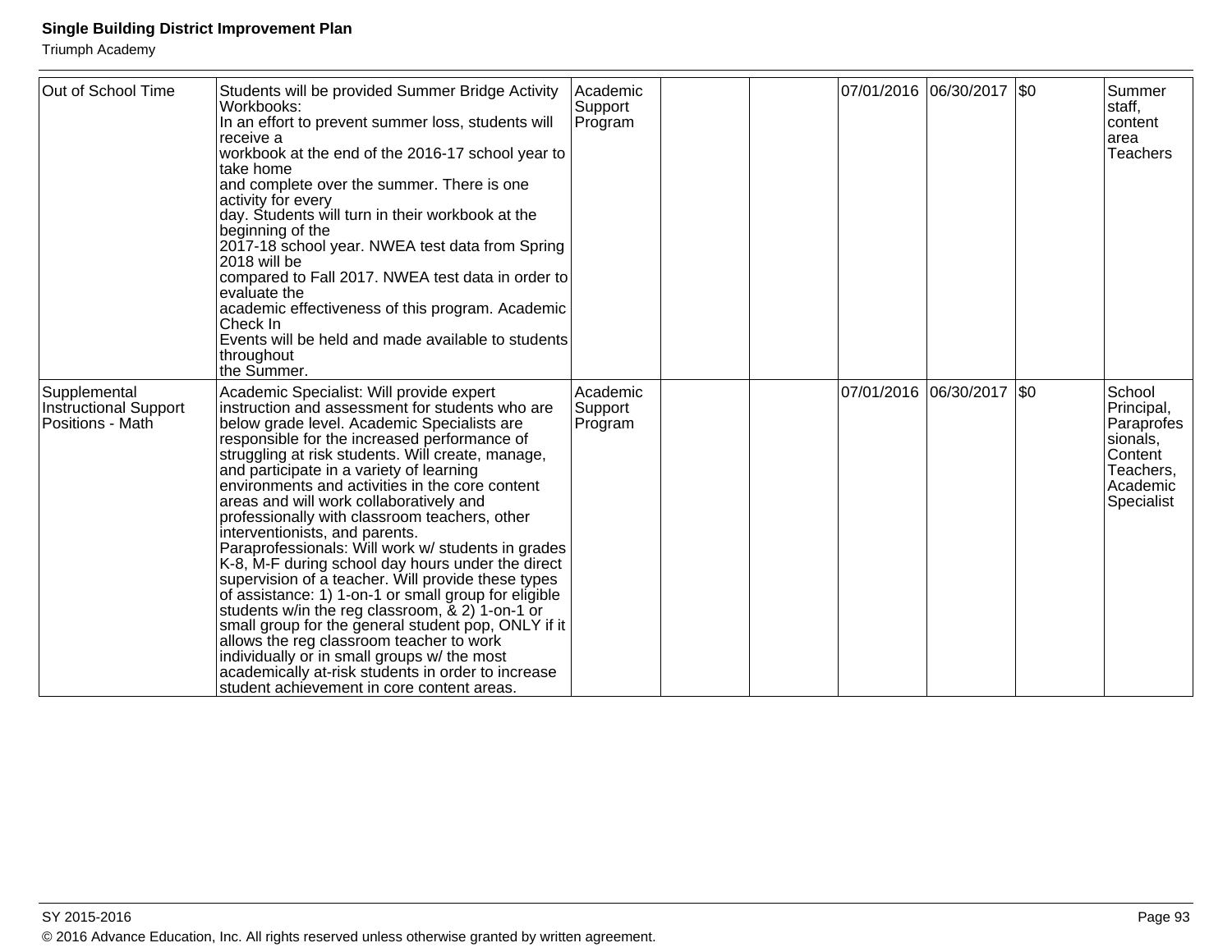| | | | | | | | | |
|---|---|---|---|---|---|---|---|---|
| Out of School Time | Students will be provided Summer Bridge Activity Workbooks:<br>In an effort to prevent summer loss, students will receive a<br>workbook at the end of the 2016-17 school year to take home<br>and complete over the summer. There is one activity for every<br>day. Students will turn in their workbook at the beginning of the<br>2017-18 school year. NWEA test data from Spring 2018 will be<br>compared to Fall 2017. NWEA test data in order to evaluate the<br>academic effectiveness of this program. Academic Check In<br>Events will be held and made available to students throughout<br>the Summer. | Academic Support Program | | | 07/01/2016 | 06/30/2017 | $0 | Summer staff, content area Teachers |
| Supplemental Instructional Support Positions - Math | Academic Specialist: Will provide expert instruction and assessment for students who are below grade level. Academic Specialists are responsible for the increased performance of struggling at risk students. Will create, manage, and participate in a variety of learning environments and activities in the core content areas and will work collaboratively and professionally with classroom teachers, other interventionists, and parents.<br>Paraprofessionals: Will work w/ students in grades K-8, M-F during school day hours under the direct supervision of a teacher. Will provide these types of assistance: 1) 1-on-1 or small group for eligible students w/in the reg classroom, & 2) 1-on-1 or small group for the general student pop, ONLY if it allows the reg classroom teacher to work individually or in small groups w/ the most academically at-risk students in order to increase student achievement in core content areas. | Academic Support Program | | | 07/01/2016 | 06/30/2017 | $0 | School Principal, Paraprofessionals, Content Teachers, Academic Specialist |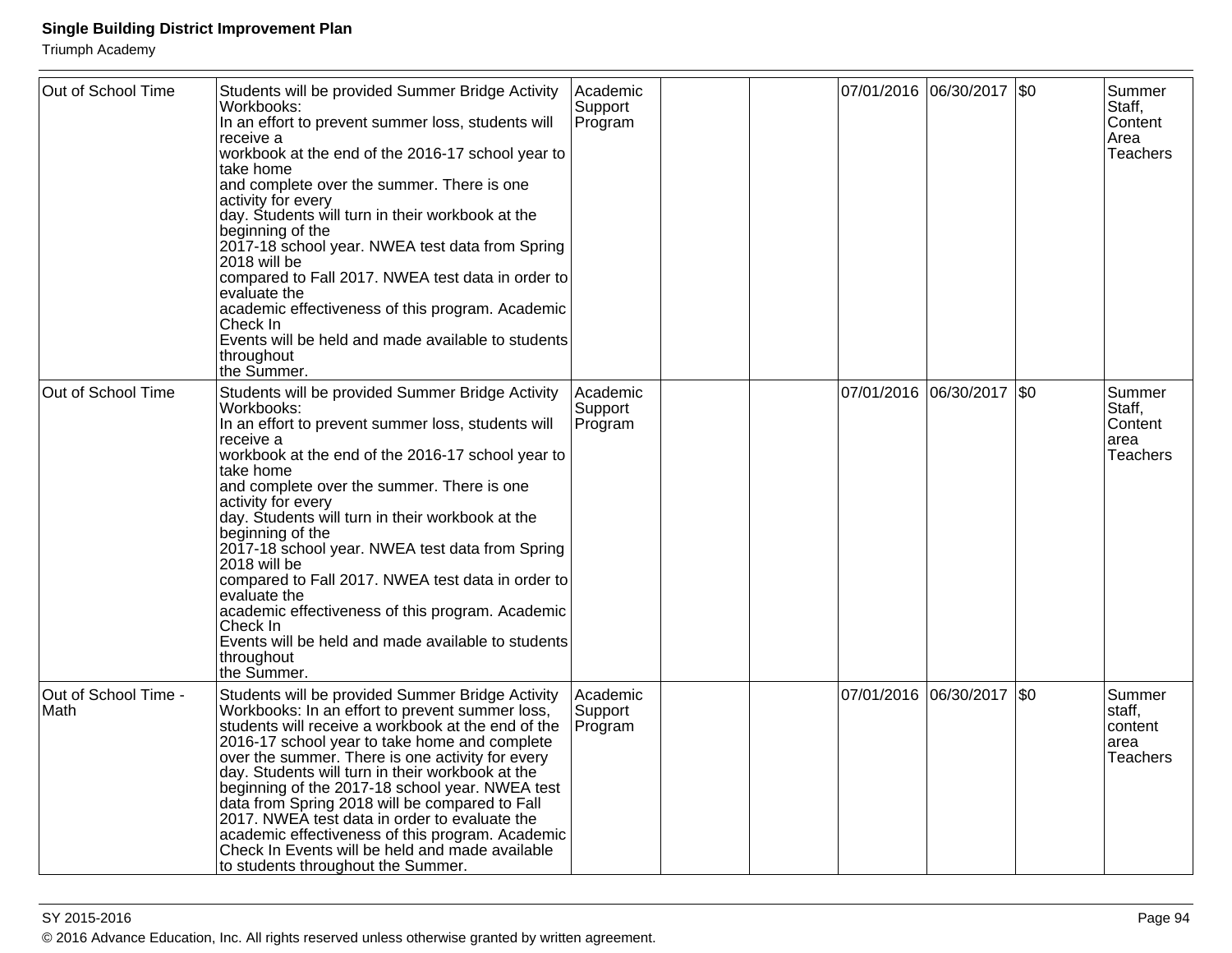| Out of School Time | Students will be provided Summer Bridge Activity Workbooks: In an effort to prevent summer loss, students will receive a workbook at the end of the 2016-17 school year to take home and complete over the summer. There is one activity for every day. Students will turn in their workbook at the beginning of the 2017-18 school year. NWEA test data from Spring 2018 will be compared to Fall 2017. NWEA test data in order to evaluate the academic effectiveness of this program. Academic Check In Events will be held and made available to students throughout the Summer. | Academic Support Program | | | 07/01/2016 | 06/30/2017 | $0 | Summer Staff, Content Area Teachers |
|---|---|---|---|---|---|---|---|---|
| Out of School Time | Students will be provided Summer Bridge Activity Workbooks: In an effort to prevent summer loss, students will receive a workbook at the end of the 2016-17 school year to take home and complete over the summer. There is one activity for every day. Students will turn in their workbook at the beginning of the 2017-18 school year. NWEA test data from Spring 2018 will be compared to Fall 2017. NWEA test data in order to evaluate the academic effectiveness of this program. Academic Check In Events will be held and made available to students throughout the Summer. | Academic Support Program | | | 07/01/2016 | 06/30/2017 | $0 | Summer Staff, Content area Teachers |
| Out of School Time - Math | Students will be provided Summer Bridge Activity Workbooks: In an effort to prevent summer loss, students will receive a workbook at the end of the 2016-17 school year to take home and complete over the summer. There is one activity for every day. Students will turn in their workbook at the beginning of the 2017-18 school year. NWEA test data from Spring 2018 will be compared to Fall 2017. NWEA test data in order to evaluate the academic effectiveness of this program. Academic Check In Events will be held and made available to students throughout the Summer. | Academic Support Program | | | 07/01/2016 | 06/30/2017 | $0 | Summer staff, content area Teachers |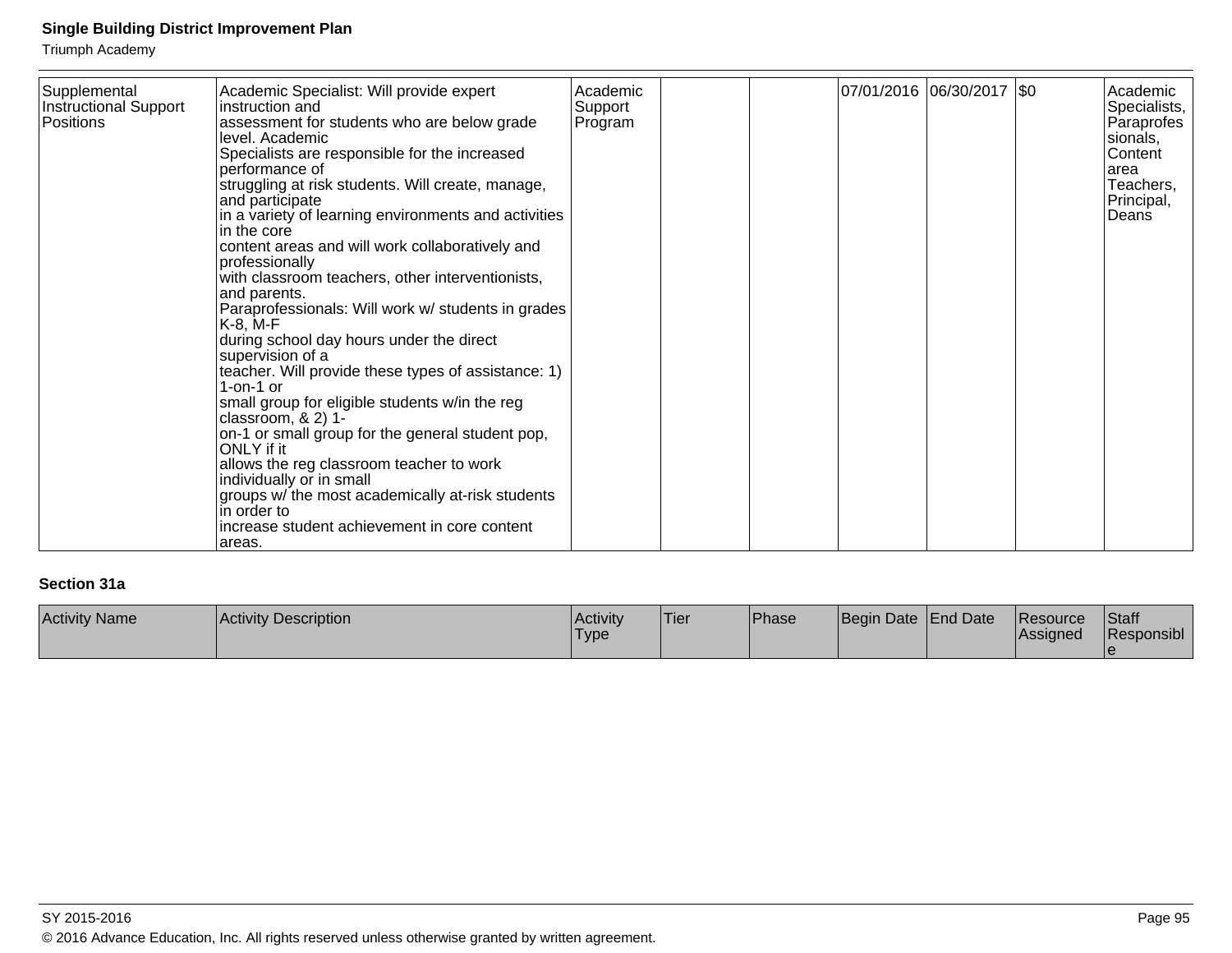| Activity Name | Activity Description | Activity Type | Tier | Phase | Begin Date | End Date | Resource Assigned | Staff Responsible |
|---|---|---|---|---|---|---|---|---|
| Supplemental Instructional Support Positions | Academic Specialist: Will provide expert instruction and assessment for students who are below grade level. Academic Specialists are responsible for the increased performance of struggling at risk students. Will create, manage, and participate in a variety of learning environments and activities in the core content areas and will work collaboratively and professionally with classroom teachers, other interventionists, and parents. Paraprofessionals: Will work w/ students in grades K-8, M-F during school day hours under the direct supervision of a teacher. Will provide these types of assistance: 1) 1-on-1 or small group for eligible students w/in the reg classroom, & 2) 1-on-1 or small group for the general student pop, ONLY if it allows the reg classroom teacher to work individually or in small groups w/ the most academically at-risk students in order to increase student achievement in core content areas. | Academic Support Program | | | 07/01/2016 | 06/30/2017 | $0 | Academic Specialists, Paraprofessionals, Content area Teachers, Principal, Deans |

**Section 31a**

| Activity Name | Activity Description | Activity Type | Tier | Phase | Begin Date | End Date | Resource Assigned | Staff Responsible |
|---|---|---|---|---|---|---|---|---|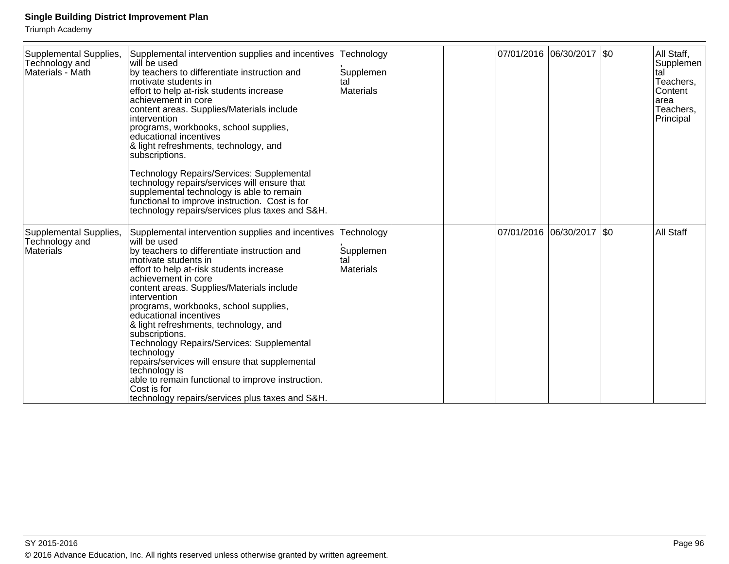| | | | | | | | | |
|---|---|---|---|---|---|---|---|---|
| Supplemental Supplies, Technology and Materials - Math | Supplemental intervention supplies and incentives will be used by teachers to differentiate instruction and motivate students in effort to help at-risk students increase achievement in core content areas. Supplies/Materials include intervention programs, workbooks, school supplies, educational incentives & light refreshments, technology, and subscriptions.<br><br>Technology Repairs/Services: Supplemental technology repairs/services will ensure that supplemental technology is able to remain functional to improve instruction. Cost is for technology repairs/services plus taxes and S&H. | Technology, Supplemental Materials | | | 07/01/2016 | 06/30/2017 | $0 | All Staff, Supplemental Teachers, Content area Teachers, Principal |
| Supplemental Supplies, Technology and Materials | Supplemental intervention supplies and incentives will be used by teachers to differentiate instruction and motivate students in effort to help at-risk students increase achievement in core content areas. Supplies/Materials include intervention programs, workbooks, school supplies, educational incentives & light refreshments, technology, and subscriptions.<br>Technology Repairs/Services: Supplemental technology repairs/services will ensure that supplemental technology is able to remain functional to improve instruction. Cost is for technology repairs/services plus taxes and S&H. | Technology, Supplemental Materials | | | 07/01/2016 | 06/30/2017 | $0 | All Staff |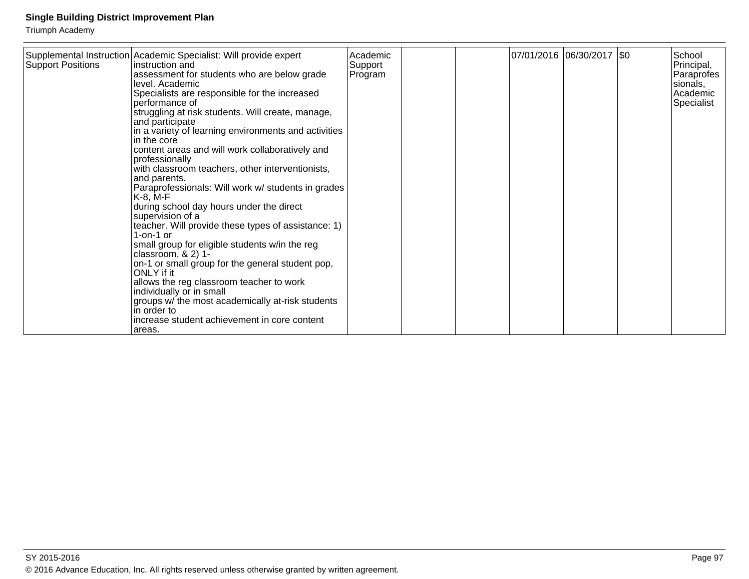| | | | | | | | | |
|---|---|---|---|---|---|---|---|---|
| Supplemental Instruction Support Positions | Academic Specialist: Will provide expert instruction and assessment for students who are below grade level. Academic Specialists are responsible for the increased performance of struggling at risk students. Will create, manage, and participate in a variety of learning environments and activities in the core content areas and will work collaboratively and professionally with classroom teachers, other interventionists, and parents. Paraprofessionals: Will work w/ students in grades K-8, M-F during school day hours under the direct supervision of a teacher. Will provide these types of assistance: 1) 1-on-1 or small group for eligible students w/in the reg classroom, & 2) 1-on-1 or small group for the general student pop, ONLY if it allows the reg classroom teacher to work individually or in small groups w/ the most academically at-risk students in order to increase student achievement in core content areas. | Academic Support Program | | | 07/01/2016 | 06/30/2017 | $0 | School Principal, Paraprofessionals, Academic Specialist |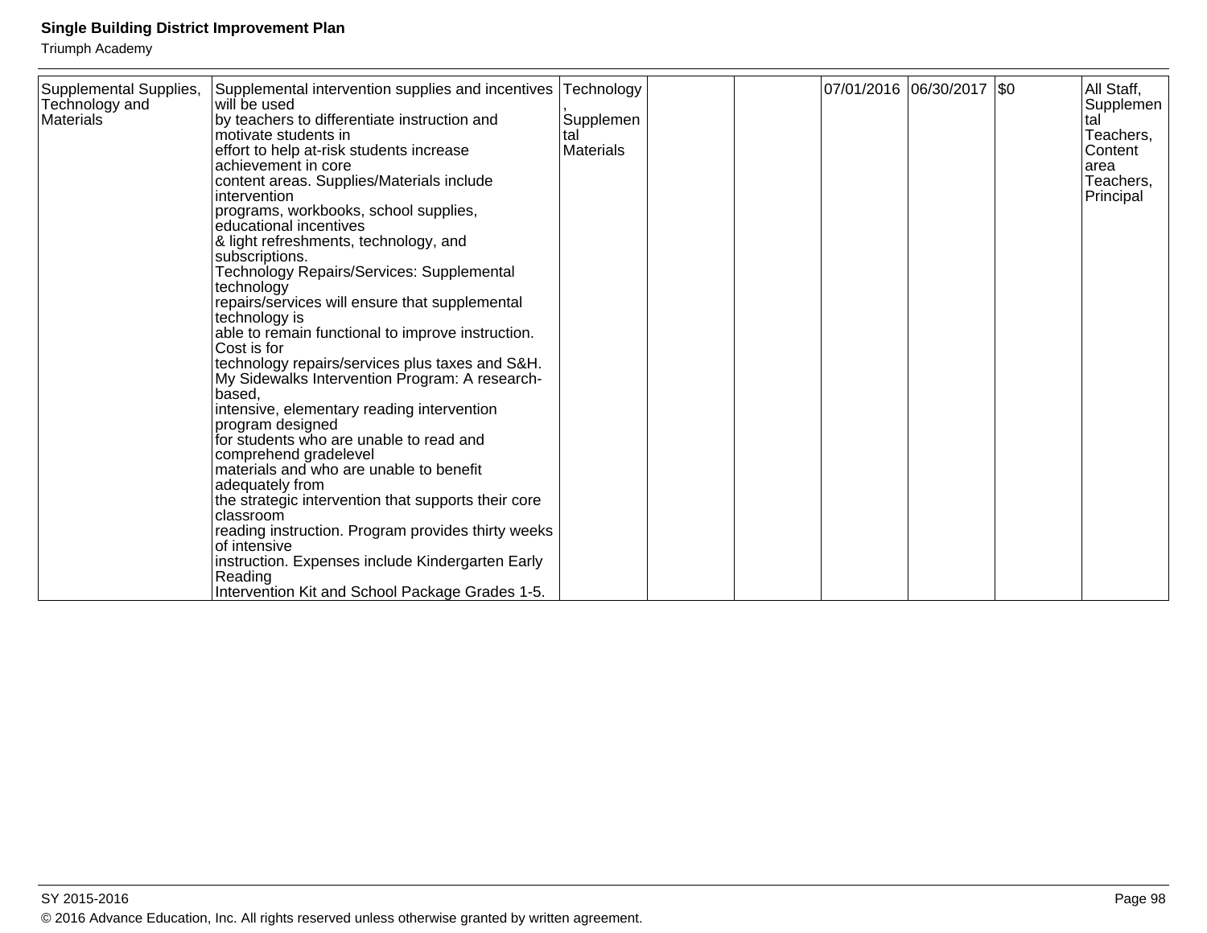| | | | | | | | | |
|---|---|---|---|---|---|---|---|---|
| Supplemental Supplies, Technology and Materials | Supplemental intervention supplies and incentives will be used by teachers to differentiate instruction and motivate students in effort to help at-risk students increase achievement in core content areas. Supplies/Materials include intervention programs, workbooks, school supplies, educational incentives & light refreshments, technology, and subscriptions. Technology Repairs/Services: Supplemental technology repairs/services will ensure that supplemental technology is able to remain functional to improve instruction. Cost is for technology repairs/services plus taxes and S&H. My Sidewalks Intervention Program: A research-based, intensive, elementary reading intervention program designed for students who are unable to read and comprehend gradelevel materials and who are unable to benefit adequately from the strategic intervention that supports their core classroom reading instruction. Program provides thirty weeks of intensive instruction. Expenses include Kindergarten Early Reading Intervention Kit and School Package Grades 1-5. | Technology, Supplemental Materials | | | 07/01/2016 | 06/30/2017 | $0 | All Staff, Supplemental Teachers, Content area Teachers, Principal |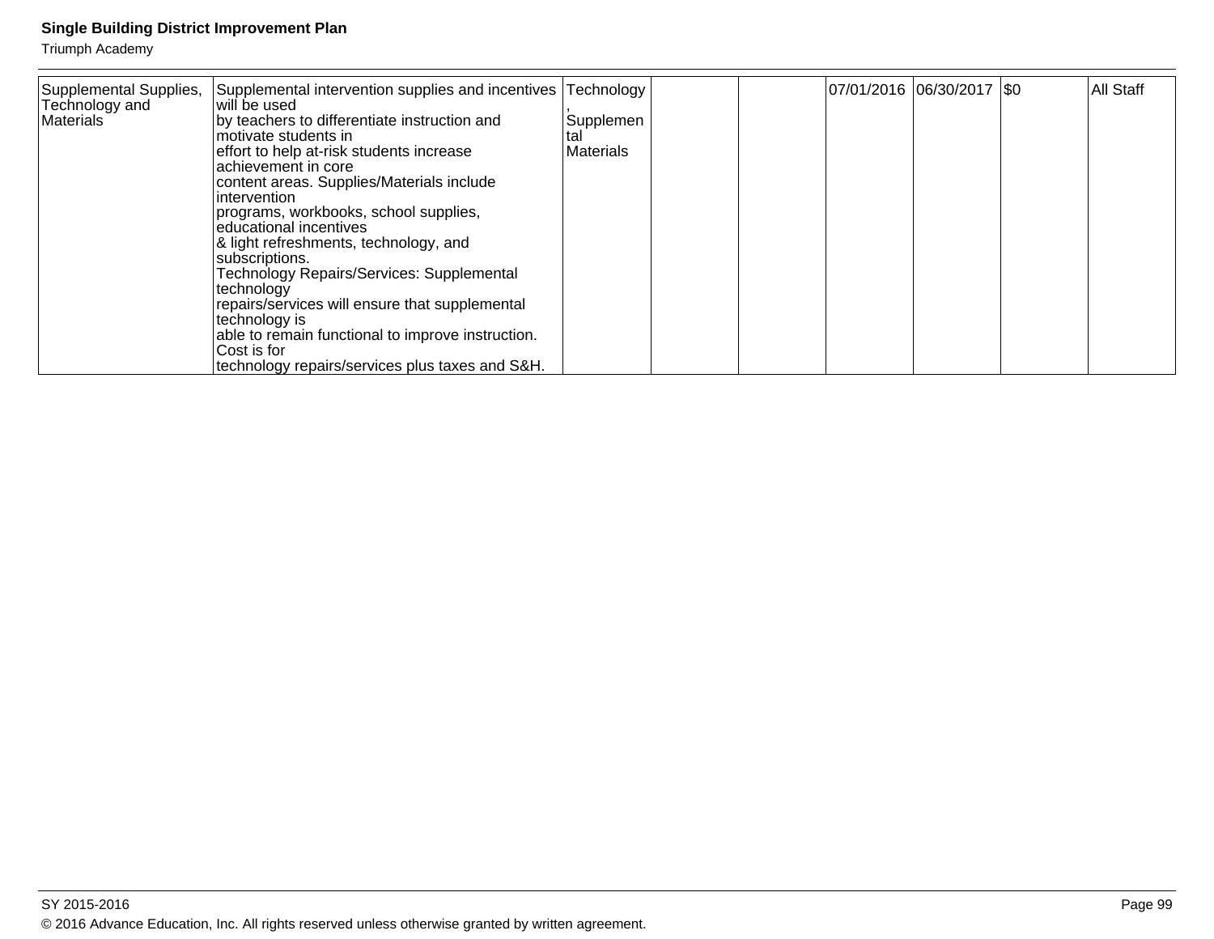| | | | | | | | | |
|---|---|---|---|---|---|---|---|---|
| Supplemental Supplies, Technology and Materials | Supplemental intervention supplies and incentives will be used by teachers to differentiate instruction and motivate students in effort to help at-risk students increase achievement in core content areas. Supplies/Materials include intervention programs, workbooks, school supplies, educational incentives & light refreshments, technology, and subscriptions. Technology Repairs/Services: Supplemental technology repairs/services will ensure that supplemental technology is able to remain functional to improve instruction. Cost is for technology repairs/services plus taxes and S&H. | Technology, Supplemental Materials | | | 07/01/2016 | 06/30/2017 | $0 | All Staff |